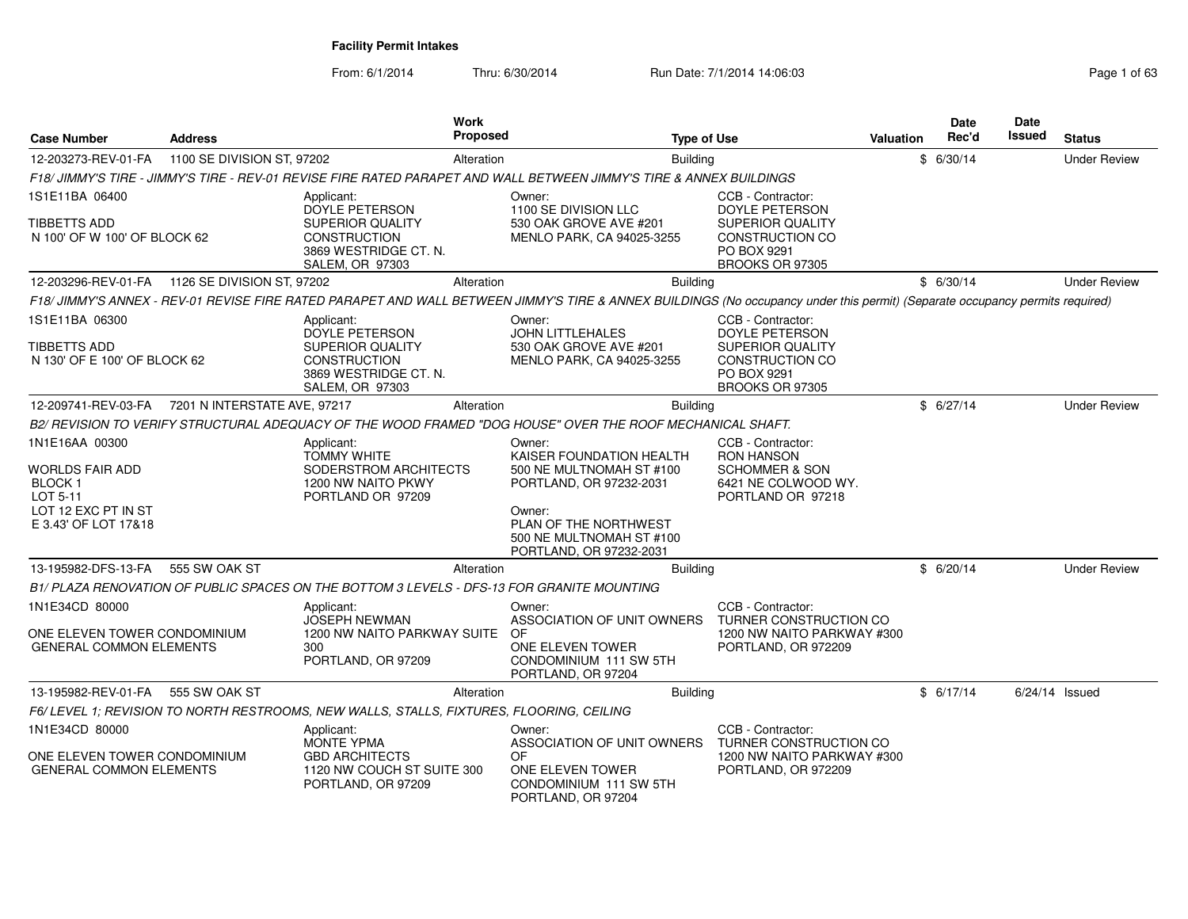# Facility Permit Intakes

From: 6/1/2014 Thru: 6/30/2014 Run Date: 7/1/2014 14:06:03

| Case Number | Address | Work Proposed | Type of Use | Valuation | Date Rec'd | Date Issued | Status |
|---|---|---|---|---|---|---|---|
| 12-203273-REV-01-FA | 1100 SE DIVISION ST, 97202 | Alteration | Building | $ | 6/30/14 | | Under Review |

*F18/ JIMMY'S TIRE - JIMMY'S TIRE - REV-01 REVISE FIRE RATED PARAPET AND WALL BETWEEN JIMMY'S TIRE & ANNEX BUILDINGS*

1S1E11BA 06400
TIBBETTS ADD
N 100' OF W 100' OF BLOCK 62

Applicant:
DOYLE PETERSON
SUPERIOR QUALITY CONSTRUCTION
3869 WESTRIDGE CT. N.
SALEM, OR 97303

Owner:
1100 SE DIVISION LLC
530 OAK GROVE AVE #201
MENLO PARK, CA 94025-3255

CCB - Contractor:
DOYLE PETERSON
SUPERIOR QUALITY CONSTRUCTION CO
PO BOX 9291
BROOKS OR 97305

| Case Number | Address | Work Proposed | Type of Use | Valuation | Date Rec'd | Date Issued | Status |
|---|---|---|---|---|---|---|---|
| 12-203296-REV-01-FA | 1126 SE DIVISION ST, 97202 | Alteration | Building | $ | 6/30/14 | | Under Review |

*F18/ JIMMY'S ANNEX - REV-01 REVISE FIRE RATED PARAPET AND WALL BETWEEN JIMMY'S TIRE & ANNEX BUILDINGS (No occupancy under this permit) (Separate occupancy permits required)*

1S1E11BA 06300
TIBBETTS ADD
N 130' OF E 100' OF BLOCK 62

Applicant:
DOYLE PETERSON
SUPERIOR QUALITY CONSTRUCTION
3869 WESTRIDGE CT. N.
SALEM, OR 97303

Owner:
JOHN LITTLEHALES
530 OAK GROVE AVE #201
MENLO PARK, CA 94025-3255

CCB - Contractor:
DOYLE PETERSON
SUPERIOR QUALITY CONSTRUCTION CO
PO BOX 9291
BROOKS OR 97305

| Case Number | Address | Work Proposed | Type of Use | Valuation | Date Rec'd | Date Issued | Status |
|---|---|---|---|---|---|---|---|
| 12-209741-REV-03-FA | 7201 N INTERSTATE AVE, 97217 | Alteration | Building | $ | 6/27/14 | | Under Review |

*B2/ REVISION TO VERIFY STRUCTURAL ADEQUACY OF THE WOOD FRAMED "DOG HOUSE" OVER THE ROOF MECHANICAL SHAFT.*

1N1E16AA 00300
WORLDS FAIR ADD
BLOCK 1
LOT 5-11
LOT 12 EXC PT IN ST
E 3.43' OF LOT 17&18

Applicant:
TOMMY WHITE
SODERSTROM ARCHITECTS
1200 NW NAITO PKWY
PORTLAND OR 97209

Owner:
KAISER FOUNDATION HEALTH
500 NE MULTNOMAH ST #100
PORTLAND, OR 97232-2031

Owner:
PLAN OF THE NORTHWEST
500 NE MULTNOMAH ST #100
PORTLAND, OR 97232-2031

CCB - Contractor:
RON HANSON
SCHOMMER & SON
6421 NE COLWOOD WY.
PORTLAND OR 97218

| Case Number | Address | Work Proposed | Type of Use | Valuation | Date Rec'd | Date Issued | Status |
|---|---|---|---|---|---|---|---|
| 13-195982-DFS-13-FA | 555 SW OAK ST | Alteration | Building | $ | 6/20/14 | | Under Review |

*B1/ PLAZA RENOVATION OF PUBLIC SPACES ON THE BOTTOM 3 LEVELS - DFS-13 FOR GRANITE MOUNTING*

1N1E34CD 80000
ONE ELEVEN TOWER CONDOMINIUM
GENERAL COMMON ELEMENTS

Applicant:
JOSEPH NEWMAN
1200 NW NAITO PARKWAY SUITE 300
PORTLAND, OR 97209

Owner:
ASSOCIATION OF UNIT OWNERS OF
ONE ELEVEN TOWER
CONDOMINIUM 111 SW 5TH
PORTLAND, OR 97204

CCB - Contractor:
TURNER CONSTRUCTION CO
1200 NW NAITO PARKWAY #300
PORTLAND, OR 972209

| Case Number | Address | Work Proposed | Type of Use | Valuation | Date Rec'd | Date Issued | Status |
|---|---|---|---|---|---|---|---|
| 13-195982-REV-01-FA | 555 SW OAK ST | Alteration | Building | $ | 6/17/14 | 6/24/14 | Issued |

*F6/ LEVEL 1; REVISION TO NORTH RESTROOMS, NEW WALLS, STALLS, FIXTURES, FLOORING, CEILING*

1N1E34CD 80000
ONE ELEVEN TOWER CONDOMINIUM
GENERAL COMMON ELEMENTS

Applicant:
MONTE YPMA
GBD ARCHITECTS
1120 NW COUCH ST SUITE 300
PORTLAND, OR 97209

Owner:
ASSOCIATION OF UNIT OWNERS OF
ONE ELEVEN TOWER
CONDOMINIUM 111 SW 5TH
PORTLAND, OR 97204

CCB - Contractor:
TURNER CONSTRUCTION CO
1200 NW NAITO PARKWAY #300
PORTLAND, OR 972209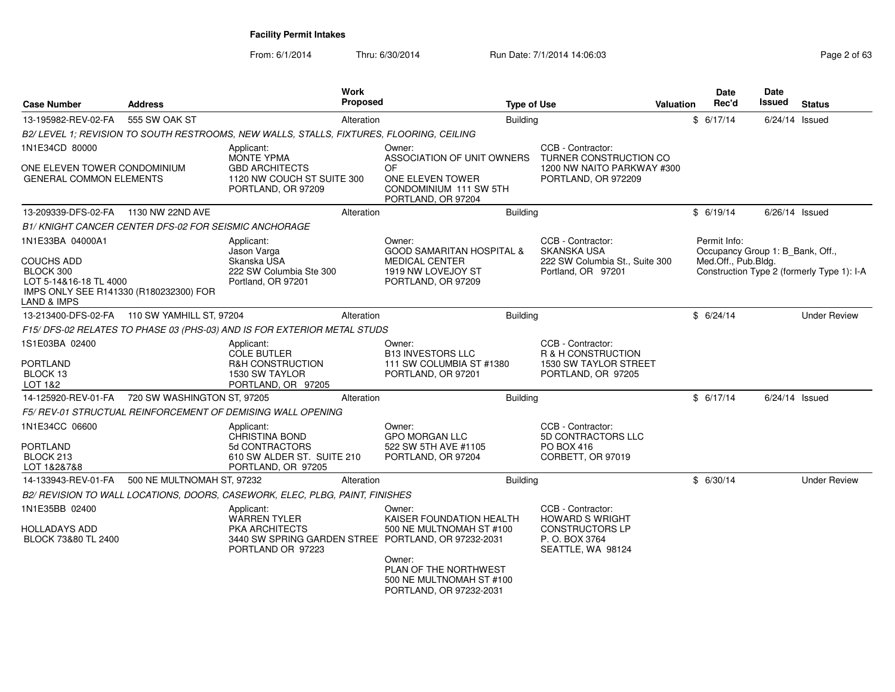**Facility Permit Intakes**

From: 6/1/2014 Thru: 6/30/2014 Run Date: 7/1/2014 14:06:03

| Case Number | Address | Work Proposed | Type of Use | Valuation | Date Rec'd | Date Issued | Status |
|---|---|---|---|---|---|---|---|
| 13-195982-REV-02-FA | 555 SW OAK ST | Alteration | Building | $ | 6/17/14 | 6/24/14 | Issued |

*B2/ LEVEL 1; REVISION TO SOUTH RESTROOMS, NEW WALLS, STALLS, FIXTURES, FLOORING, CEILING*

1N1E34CD 80000

ONE ELEVEN TOWER CONDOMINIUM
GENERAL COMMON ELEMENTS

Applicant:
MONTE YPMA
GBD ARCHITECTS
1120 NW COUCH ST SUITE 300
PORTLAND, OR 97209

Owner:
ASSOCIATION OF UNIT OWNERS OF
ONE ELEVEN TOWER
CONDOMINIUM 111 SW 5TH
PORTLAND, OR 97204

CCB - Contractor:
TURNER CONSTRUCTION CO
1200 NW NAITO PARKWAY #300
PORTLAND, OR 972209

| Case Number | Address | Work Proposed | Type of Use | Valuation | Date Rec'd | Date Issued | Status |
|---|---|---|---|---|---|---|---|
| 13-209339-DFS-02-FA | 1130 NW 22ND AVE | Alteration | Building | $ | 6/19/14 | 6/26/14 | Issued |

*B1/ KNIGHT CANCER CENTER DFS-02 FOR SEISMIC ANCHORAGE*

1N1E33BA 04000A1

COUCHS ADD
BLOCK 300
LOT 5-14&16-18 TL 4000
IMPS ONLY SEE R141330 (R180232300) FOR LAND & IMPS

Applicant:
Jason Varga
Skanska USA
222 SW Columbia Ste 300
Portland, OR 97201

Owner:
GOOD SAMARITAN HOSPITAL & MEDICAL CENTER
1919 NW LOVEJOY ST
PORTLAND, OR 97209

CCB - Contractor:
SKANSKA USA
222 SW Columbia St., Suite 300
Portland, OR 97201

Permit Info:
Occupancy Group 1: B_Bank, Off., Med.Off., Pub.Bldg.
Construction Type 2 (formerly Type 1): I-A

| Case Number | Address | Work Proposed | Type of Use | Valuation | Date Rec'd | Date Issued | Status |
|---|---|---|---|---|---|---|---|
| 13-213400-DFS-02-FA | 110 SW YAMHILL ST, 97204 | Alteration | Building | $ | 6/24/14 | | Under Review |

*F15/ DFS-02 RELATES TO PHASE 03 (PHS-03) AND IS FOR EXTERIOR METAL STUDS*

1S1E03BA 02400

PORTLAND
BLOCK 13
LOT 1&2

Applicant:
COLE BUTLER
R&H CONSTRUCTION
1530 SW TAYLOR
PORTLAND, OR 97205

Owner:
B13 INVESTORS LLC
111 SW COLUMBIA ST #1380
PORTLAND, OR 97201

CCB - Contractor:
R & H CONSTRUCTION
1530 SW TAYLOR STREET
PORTLAND, OR 97205

| Case Number | Address | Work Proposed | Type of Use | Valuation | Date Rec'd | Date Issued | Status |
|---|---|---|---|---|---|---|---|
| 14-125920-REV-01-FA | 720 SW WASHINGTON ST, 97205 | Alteration | Building | $ | 6/17/14 | 6/24/14 | Issued |

*F5/ REV-01 STRUCTURAL REINFORCEMENT OF DEMISING WALL OPENING*

1N1E34CC 06600

PORTLAND
BLOCK 213
LOT 1&2&7&8

Applicant:
CHRISTINA BOND
5d CONTRACTORS
610 SW ALDER ST. SUITE 210
PORTLAND, OR 97205

Owner:
GPO MORGAN LLC
522 SW 5TH AVE #1105
PORTLAND, OR 97204

CCB - Contractor:
5D CONTRACTORS LLC
PO BOX 416
CORBETT, OR 97019

| Case Number | Address | Work Proposed | Type of Use | Valuation | Date Rec'd | Date Issued | Status |
|---|---|---|---|---|---|---|---|
| 14-133943-REV-01-FA | 500 NE MULTNOMAH ST, 97232 | Alteration | Building | $ | 6/30/14 | | Under Review |

*B2/ REVISION TO WALL LOCATIONS, DOORS, CASEWORK, ELEC, PLBG, PAINT, FINISHES*

1N1E35BB 02400

HOLLADAYS ADD
BLOCK 73&80 TL 2400

Applicant:
WARREN TYLER
PKA ARCHITECTS
3440 SW SPRING GARDEN STREET
PORTLAND OR 97223

Owner:
KAISER FOUNDATION HEALTH
500 NE MULTNOMAH ST #100
PORTLAND, OR 97232-2031

Owner:
PLAN OF THE NORTHWEST
500 NE MULTNOMAH ST #100
PORTLAND, OR 97232-2031

CCB - Contractor:
HOWARD S WRIGHT
CONSTRUCTORS LP
P. O. BOX 3764
SEATTLE, WA 98124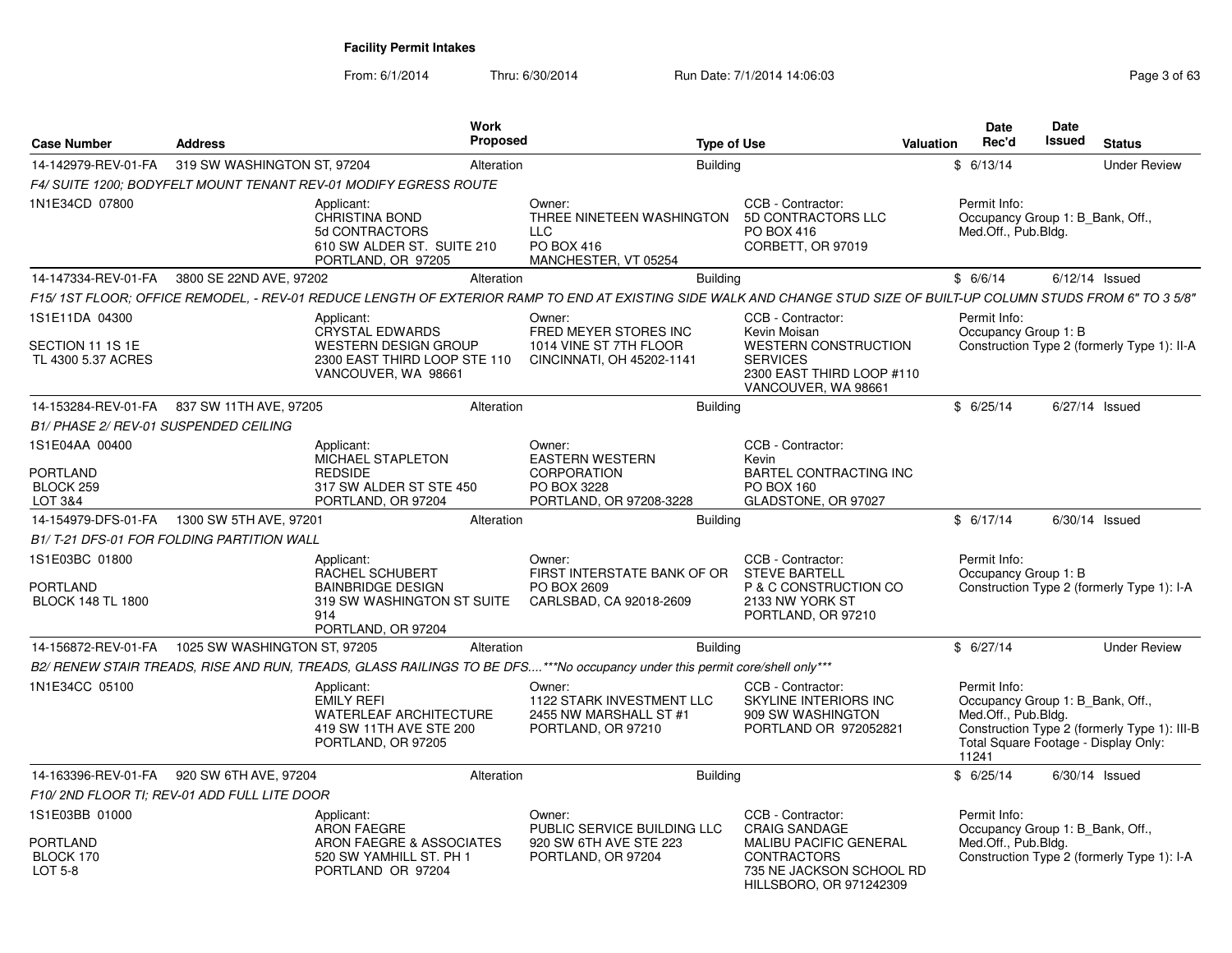**Facility Permit Intakes**

From: 6/1/2014 Thru: 6/30/2014 Run Date: 7/1/2014 14:06:03

| Case Number | Address | Work Proposed | Type of Use | Valuation | Date Rec'd | Date Issued | Status |
|---|---|---|---|---|---|---|---|
| 14-142979-REV-01-FA | 319 SW WASHINGTON ST, 97204 | Alteration | Building | $ | 6/13/14 | | Under Review |

*F4/ SUITE 1200; BODYFELT MOUNT TENANT REV-01 MODIFY EGRESS ROUTE*

1N1E34CD 07800

Applicant: CHRISTINA BOND, 5d CONTRACTORS, 610 SW ALDER ST. SUITE 210, PORTLAND, OR 97205

Owner: THREE NINETEEN WASHINGTON LLC, PO BOX 416, MANCHESTER, VT 05254

CCB - Contractor: 5D CONTRACTORS LLC, PO BOX 416, CORBETT, OR 97019

Permit Info: Occupancy Group 1: B_Bank, Off., Med.Off., Pub.Bldg.

---

| Case Number | Address | Work Proposed | Type of Use | Valuation | Date Rec'd | Date Issued | Status |
|---|---|---|---|---|---|---|---|
| 14-147334-REV-01-FA | 3800 SE 22ND AVE, 97202 | Alteration | Building | $ | 6/6/14 | 6/12/14 | Issued |

*F15/ 1ST FLOOR; OFFICE REMODEL, - REV-01 REDUCE LENGTH OF EXTERIOR RAMP TO END AT EXISTING SIDE WALK AND CHANGE STUD SIZE OF BUILT-UP COLUMN STUDS FROM 6" TO 3 5/8"*

1S1E11DA 04300

SECTION 11 1S 1E
TL 4300 5.37 ACRES

Applicant: CRYSTAL EDWARDS, WESTERN DESIGN GROUP, 2300 EAST THIRD LOOP STE 110, VANCOUVER, WA 98661

Owner: FRED MEYER STORES INC, 1014 VINE ST 7TH FLOOR, CINCINNATI, OH 45202-1141

CCB - Contractor: Kevin Moisan, WESTERN CONSTRUCTION SERVICES, 2300 EAST THIRD LOOP #110, VANCOUVER, WA 98661

Permit Info: Occupancy Group 1: B; Construction Type 2 (formerly Type 1): II-A

---

| Case Number | Address | Work Proposed | Type of Use | Valuation | Date Rec'd | Date Issued | Status |
|---|---|---|---|---|---|---|---|
| 14-153284-REV-01-FA | 837 SW 11TH AVE, 97205 | Alteration | Building | $ | 6/25/14 | 6/27/14 | Issued |

*B1/ PHASE 2/ REV-01 SUSPENDED CEILING*

1S1E04AA 00400

PORTLAND
BLOCK 259
LOT 3&4

Applicant: MICHAEL STAPLETON, REDSIDE, 317 SW ALDER ST STE 450, PORTLAND, OR 97204

Owner: EASTERN WESTERN CORPORATION, PO BOX 3228, PORTLAND, OR 97208-3228

CCB - Contractor: Kevin, BARTEL CONTRACTING INC, PO BOX 160, GLADSTONE, OR 97027

---

| Case Number | Address | Work Proposed | Type of Use | Valuation | Date Rec'd | Date Issued | Status |
|---|---|---|---|---|---|---|---|
| 14-154979-DFS-01-FA | 1300 SW 5TH AVE, 97201 | Alteration | Building | $ | 6/17/14 | 6/30/14 | Issued |

*B1/ T-21 DFS-01 FOR FOLDING PARTITION WALL*

1S1E03BC 01800

PORTLAND
BLOCK 148 TL 1800

Applicant: RACHEL SCHUBERT, BAINBRIDGE DESIGN, 319 SW WASHINGTON ST SUITE 914, PORTLAND, OR 97204

Owner: FIRST INTERSTATE BANK OF OR, PO BOX 2609, CARLSBAD, CA 92018-2609

CCB - Contractor: STEVE BARTELL, P & C CONSTRUCTION CO, 2133 NW YORK ST, PORTLAND, OR 97210

Permit Info: Occupancy Group 1: B; Construction Type 2 (formerly Type 1): I-A

---

| Case Number | Address | Work Proposed | Type of Use | Valuation | Date Rec'd | Date Issued | Status |
|---|---|---|---|---|---|---|---|
| 14-156872-REV-01-FA | 1025 SW WASHINGTON ST, 97205 | Alteration | Building | $ | 6/27/14 | | Under Review |

*B2/ RENEW STAIR TREADS, RISE AND RUN, TREADS, GLASS RAILINGS TO BE DFS....\*\*\*No occupancy under this permit core/shell only\*\*\**

1N1E34CC 05100

Applicant: EMILY REFI, WATERLEAF ARCHITECTURE, 419 SW 11TH AVE STE 200, PORTLAND, OR 97205

Owner: 1122 STARK INVESTMENT LLC, 2455 NW MARSHALL ST #1, PORTLAND, OR 97210

CCB - Contractor: SKYLINE INTERIORS INC, 909 SW WASHINGTON, PORTLAND OR 972052821

Permit Info: Occupancy Group 1: B_Bank, Off., Med.Off., Pub.Bldg.; Construction Type 2 (formerly Type 1): III-B; Total Square Footage - Display Only: 11241

---

| Case Number | Address | Work Proposed | Type of Use | Valuation | Date Rec'd | Date Issued | Status |
|---|---|---|---|---|---|---|---|
| 14-163396-REV-01-FA | 920 SW 6TH AVE, 97204 | Alteration | Building | $ | 6/25/14 | 6/30/14 | Issued |

*F10/ 2ND FLOOR TI; REV-01 ADD FULL LITE DOOR*

1S1E03BB 01000

PORTLAND
BLOCK 170
LOT 5-8

Applicant: ARON FAEGRE, ARON FAEGRE & ASSOCIATES, 520 SW YAMHILL ST. PH 1, PORTLAND OR 97204

Owner: PUBLIC SERVICE BUILDING LLC, 920 SW 6TH AVE STE 223, PORTLAND, OR 97204

CCB - Contractor: CRAIG SANDAGE, MALIBU PACIFIC GENERAL CONTRACTORS, 735 NE JACKSON SCHOOL RD, HILLSBORO, OR 971242309

Permit Info: Occupancy Group 1: B_Bank, Off., Med.Off., Pub.Bldg.; Construction Type 2 (formerly Type 1): I-A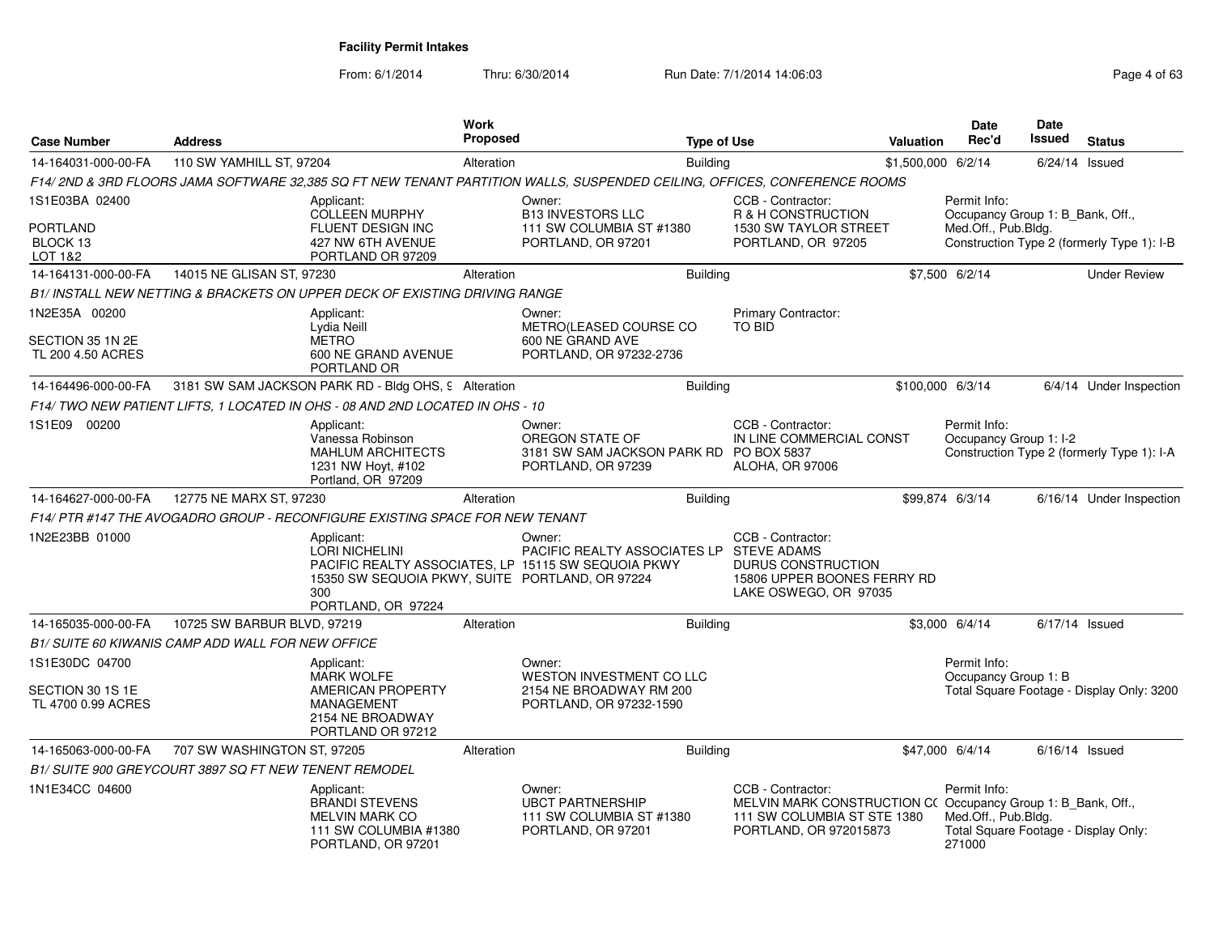**Facility Permit Intakes**

From: 6/1/2014 Thru: 6/30/2014 Run Date: 7/1/2014 14:06:03

| Case Number | Address | Work Proposed | Type of Use | Valuation | Date Rec'd | Date Issued | Status |
|---|---|---|---|---|---|---|---|
| 14-164031-000-00-FA | 110 SW YAMHILL ST, 97204 | Alteration | Building | $1,500,000 | 6/2/14 | 6/24/14 | Issued |
| F14/ 2ND & 3RD FLOORS JAMA SOFTWARE 32,385 SQ FT NEW TENANT PARTITION WALLS, SUSPENDED CEILING, OFFICES, CONFERENCE ROOMS | | | | | | | |
| 1S1E03BA 02400<br>PORTLAND<br>BLOCK 13<br>LOT 1&2 | Applicant:<br>COLLEEN MURPHY<br>FLUENT DESIGN INC<br>427 NW 6TH AVENUE<br>PORTLAND OR 97209 | Owner:<br>B13 INVESTORS LLC<br>111 SW COLUMBIA ST #1380<br>PORTLAND, OR 97201 | CCB - Contractor:<br>R & H CONSTRUCTION<br>1530 SW TAYLOR STREET<br>PORTLAND, OR 97205 | Permit Info:<br>Occupancy Group 1: B_Bank, Off., Med.Off., Pub.Bldg.<br>Construction Type 2 (formerly Type 1): I-B | | | |
| 14-164131-000-00-FA | 14015 NE GLISAN ST, 97230 | Alteration | Building | $7,500 | 6/2/14 | | Under Review |
| B1/ INSTALL NEW NETTING & BRACKETS ON UPPER DECK OF EXISTING DRIVING RANGE | | | | | | | |
| 1N2E35A 00200<br>SECTION 35 1N 2E<br>TL 200 4.50 ACRES | Applicant:<br>Lydia Neill<br>METRO<br>600 NE GRAND AVENUE<br>PORTLAND OR | Owner:<br>METRO(LEASED COURSE CO<br>600 NE GRAND AVE<br>PORTLAND, OR 97232-2736 | Primary Contractor:<br>TO BID | | | | |
| 14-164496-000-00-FA | 3181 SW SAM JACKSON PARK RD - Bldg OHS, 9 | Alteration | Building | $100,000 | 6/3/14 | 6/4/14 | Under Inspection |
| F14/ TWO NEW PATIENT LIFTS, 1 LOCATED IN OHS - 08 AND 2ND LOCATED IN OHS - 10 | | | | | | | |
| 1S1E09 00200 | Applicant:<br>Vanessa Robinson<br>MAHLUM ARCHITECTS<br>1231 NW Hoyt, #102<br>Portland, OR 97209 | Owner:<br>OREGON STATE OF<br>3181 SW SAM JACKSON PARK RD<br>PORTLAND, OR 97239 | CCB - Contractor:<br>IN LINE COMMERCIAL CONST<br>PO BOX 5837<br>ALOHA, OR 97006 | Permit Info:<br>Occupancy Group 1: I-2<br>Construction Type 2 (formerly Type 1): I-A | | | |
| 14-164627-000-00-FA | 12775 NE MARX ST, 97230 | Alteration | Building | $99,874 | 6/3/14 | 6/16/14 | Under Inspection |
| F14/ PTR #147 THE AVOGADRO GROUP - RECONFIGURE EXISTING SPACE FOR NEW TENANT | | | | | | | |
| 1N2E23BB 01000 | Applicant:<br>LORI NICHELINI<br>PACIFIC REALTY ASSOCIATES, LP<br>15350 SW SEQUOIA PKWY, SUITE 300<br>PORTLAND, OR 97224 | Owner:<br>PACIFIC REALTY ASSOCIATES LP<br>15115 SW SEQUOIA PKWY<br>PORTLAND, OR 97224 | CCB - Contractor:<br>STEVE ADAMS<br>DURUS CONSTRUCTION<br>15806 UPPER BOONES FERRY RD<br>LAKE OSWEGO, OR 97035 | | | | |
| 14-165035-000-00-FA | 10725 SW BARBUR BLVD, 97219 | Alteration | Building | $3,000 | 6/4/14 | 6/17/14 | Issued |
| B1/ SUITE 60 KIWANIS CAMP ADD WALL FOR NEW OFFICE | | | | | | | |
| 1S1E30DC 04700<br>SECTION 30 1S 1E<br>TL 4700 0.99 ACRES | Applicant:<br>MARK WOLFE<br>AMERICAN PROPERTY MANAGEMENT<br>2154 NE BROADWAY<br>PORTLAND OR 97212 | Owner:<br>WESTON INVESTMENT CO LLC<br>2154 NE BROADWAY RM 200<br>PORTLAND, OR 97232-1590 | | Permit Info:<br>Occupancy Group 1: B<br>Total Square Footage - Display Only: 3200 | | | |
| 14-165063-000-00-FA | 707 SW WASHINGTON ST, 97205 | Alteration | Building | $47,000 | 6/4/14 | 6/16/14 | Issued |
| B1/ SUITE 900 GREYCOURT 3897 SQ FT NEW TENENT REMODEL | | | | | | | |
| 1N1E34CC 04600 | Applicant:<br>BRANDI STEVENS<br>MELVIN MARK CO<br>111 SW COLUMBIA #1380<br>PORTLAND, OR 97201 | Owner:<br>UBCT PARTNERSHIP<br>111 SW COLUMBIA ST #1380<br>PORTLAND, OR 97201 | CCB - Contractor:<br>MELVIN MARK CONSTRUCTION CO<br>111 SW COLUMBIA ST STE 1380<br>PORTLAND, OR 972015873 | Permit Info:<br>Occupancy Group 1: B_Bank, Off., Med.Off., Pub.Bldg.<br>Total Square Footage - Display Only: 271000 | | | |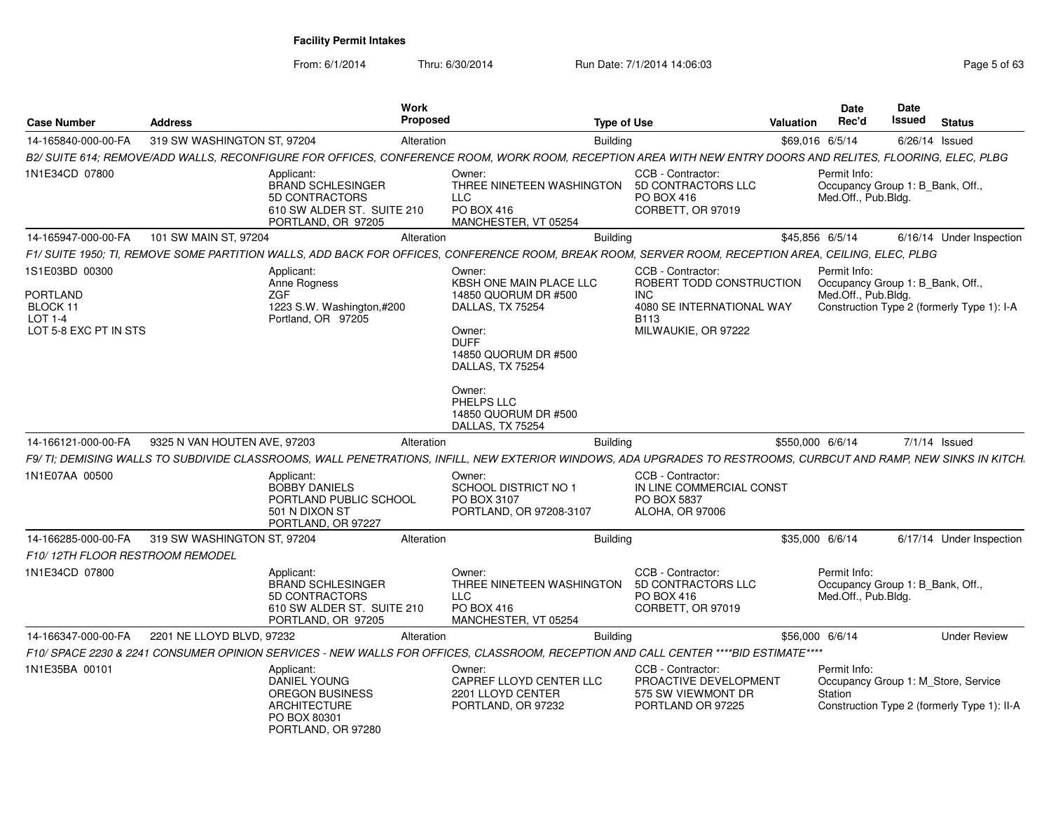**Facility Permit Intakes**

From: 6/1/2014 Thru: 6/30/2014 Run Date: 7/1/2014 14:06:03

| Case Number | Address | Work Proposed | Type of Use | Valuation | Date Rec'd | Date Issued | Status |
|---|---|---|---|---|---|---|---|
| 14-165840-000-00-FA | 319 SW WASHINGTON ST, 97204 | Alteration | Building | $69,016 | 6/5/14 | 6/26/14 | Issued |

B2/ SUITE 614; REMOVE/ADD WALLS, RECONFIGURE FOR OFFICES, CONFERENCE ROOM, WORK ROOM, RECEPTION AREA WITH NEW ENTRY DOORS AND RELITES, FLOORING, ELEC, PLBG

1N1E34CD 07800

Applicant: BRAND SCHLESINGER, 5D CONTRACTORS, 610 SW ALDER ST. SUITE 210, PORTLAND, OR 97205

Owner: THREE NINETEEN WASHINGTON LLC, PO BOX 416, MANCHESTER, VT 05254

CCB - Contractor: 5D CONTRACTORS LLC, PO BOX 416, CORBETT, OR 97019

Permit Info: Occupancy Group 1: B_Bank, Off., Med.Off., Pub.Bldg.

| Case Number | Address | Work Proposed | Type of Use | Valuation | Date Rec'd | Date Issued | Status |
|---|---|---|---|---|---|---|---|
| 14-165947-000-00-FA | 101 SW MAIN ST, 97204 | Alteration | Building | $45,856 | 6/5/14 | 6/16/14 | Under Inspection |

F1/ SUITE 1950; TI, REMOVE SOME PARTITION WALLS, ADD BACK FOR OFFICES, CONFERENCE ROOM, BREAK ROOM, SERVER ROOM, RECEPTION AREA, CEILING, ELEC, PLBG

1S1E03BD 00300
PORTLAND
BLOCK 11
LOT 1-4
LOT 5-8 EXC PT IN STS

Applicant: Anne Rogness, ZGF, 1223 S.W. Washington,#200, Portland, OR 97205

Owner: KBSH ONE MAIN PLACE LLC, 14850 QUORUM DR #500, DALLAS, TX 75254

Owner: DUFF, 14850 QUORUM DR #500, DALLAS, TX 75254

Owner: PHELPS LLC, 14850 QUORUM DR #500, DALLAS, TX 75254

CCB - Contractor: ROBERT TODD CONSTRUCTION INC, 4080 SE INTERNATIONAL WAY B113, MILWAUKIE, OR 97222

Permit Info: Occupancy Group 1: B_Bank, Off., Med.Off., Pub.Bldg. Construction Type 2 (formerly Type 1): I-A

| Case Number | Address | Work Proposed | Type of Use | Valuation | Date Rec'd | Date Issued | Status |
|---|---|---|---|---|---|---|---|
| 14-166121-000-00-FA | 9325 N VAN HOUTEN AVE, 97203 | Alteration | Building | $550,000 | 6/6/14 | 7/1/14 | Issued |

F9/ TI; DEMISING WALLS TO SUBDIVIDE CLASSROOMS, WALL PENETRATIONS, INFILL, NEW EXTERIOR WINDOWS, ADA UPGRADES TO RESTROOMS, CURBCUT AND RAMP, NEW SINKS IN KITCH.

1N1E07AA 00500

Applicant: BOBBY DANIELS, PORTLAND PUBLIC SCHOOL, 501 N DIXON ST, PORTLAND, OR 97227

Owner: SCHOOL DISTRICT NO 1, PO BOX 3107, PORTLAND, OR 97208-3107

CCB - Contractor: IN LINE COMMERCIAL CONST, PO BOX 5837, ALOHA, OR 97006

| Case Number | Address | Work Proposed | Type of Use | Valuation | Date Rec'd | Date Issued | Status |
|---|---|---|---|---|---|---|---|
| 14-166285-000-00-FA | 319 SW WASHINGTON ST, 97204 | Alteration | Building | $35,000 | 6/6/14 | 6/17/14 | Under Inspection |

F10/ 12TH FLOOR RESTROOM REMODEL

1N1E34CD 07800

Applicant: BRAND SCHLESINGER, 5D CONTRACTORS, 610 SW ALDER ST. SUITE 210, PORTLAND, OR 97205

Owner: THREE NINETEEN WASHINGTON LLC, PO BOX 416, MANCHESTER, VT 05254

CCB - Contractor: 5D CONTRACTORS LLC, PO BOX 416, CORBETT, OR 97019

Permit Info: Occupancy Group 1: B_Bank, Off., Med.Off., Pub.Bldg.

| Case Number | Address | Work Proposed | Type of Use | Valuation | Date Rec'd | Date Issued | Status |
|---|---|---|---|---|---|---|---|
| 14-166347-000-00-FA | 2201 NE LLOYD BLVD, 97232 | Alteration | Building | $56,000 | 6/6/14 | | Under Review |

F10/ SPACE 2230 & 2241 CONSUMER OPINION SERVICES - NEW WALLS FOR OFFICES, CLASSROOM, RECEPTION AND CALL CENTER ****BID ESTIMATE****

1N1E35BA 00101

Applicant: DANIEL YOUNG, OREGON BUSINESS ARCHITECTURE, PO BOX 80301, PORTLAND, OR 97280

Owner: CAPREF LLOYD CENTER LLC, 2201 LLOYD CENTER, PORTLAND, OR 97232

CCB - Contractor: PROACTIVE DEVELOPMENT, 575 SW VIEWMONT DR, PORTLAND OR 97225

Permit Info: Occupancy Group 1: M_Store, Service Station. Construction Type 2 (formerly Type 1): II-A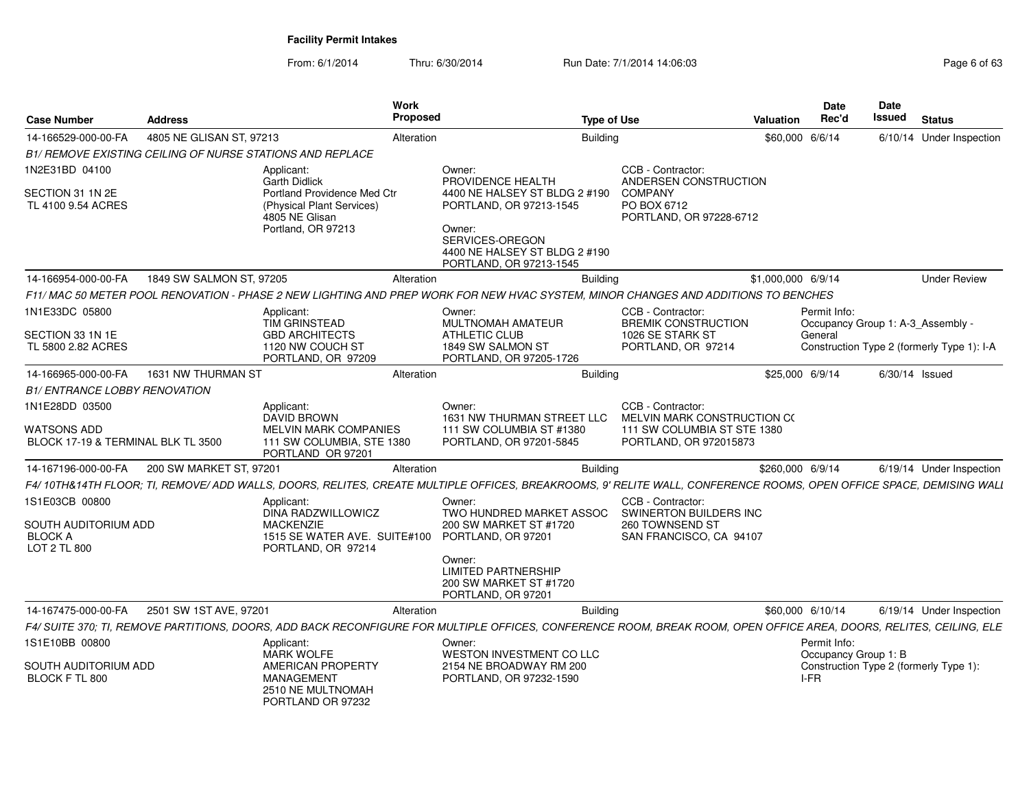**Facility Permit Intakes**

From: 6/1/2014 Thru: 6/30/2014 Run Date: 7/1/2014 14:06:03

| Case Number | Address | Work Proposed | Type of Use | Valuation | Date Rec'd | Date Issued | Status |
|---|---|---|---|---|---|---|---|
| 14-166529-000-00-FA | 4805 NE GLISAN ST, 97213 | Alteration | Building | $60,000 | 6/6/14 | 6/10/14 | Under Inspection |

*B1/ REMOVE EXISTING CEILING OF NURSE STATIONS AND REPLACE*

1N2E31BD 04100
SECTION 31 1N 2E
TL 4100 9.54 ACRES

Applicant:
Garth Didlick
Portland Providence Med Ctr
(Physical Plant Services)
4805 NE Glisan
Portland, OR 97213

Owner:
PROVIDENCE HEALTH
4400 NE HALSEY ST BLDG 2 #190
PORTLAND, OR 97213-1545

Owner:
SERVICES-OREGON
4400 NE HALSEY ST BLDG 2 #190
PORTLAND, OR 97213-1545

CCB - Contractor:
ANDERSEN CONSTRUCTION COMPANY
PO BOX 6712
PORTLAND, OR 97228-6712

| Case Number | Address | Work Proposed | Type of Use | Valuation | Date Rec'd | Date Issued | Status |
|---|---|---|---|---|---|---|---|
| 14-166954-000-00-FA | 1849 SW SALMON ST, 97205 | Alteration | Building | $1,000,000 | 6/9/14 | | Under Review |

*F11/ MAC 50 METER POOL RENOVATION - PHASE 2 NEW LIGHTING AND PREP WORK FOR NEW HVAC SYSTEM, MINOR CHANGES AND ADDITIONS TO BENCHES*

1N1E33DC 05800
SECTION 33 1N 1E
TL 5800 2.82 ACRES

Applicant:
TIM GRINSTEAD
GBD ARCHITECTS
1120 NW COUCH ST
PORTLAND, OR 97209

Owner:
MULTNOMAH AMATEUR ATHLETIC CLUB
1849 SW SALMON ST
PORTLAND, OR 97205-1726

CCB - Contractor:
BREMIK CONSTRUCTION
1026 SE STARK ST
PORTLAND, OR 97214

Permit Info:
Occupancy Group 1: A-3_Assembly - General
Construction Type 2 (formerly Type 1): I-A

| Case Number | Address | Work Proposed | Type of Use | Valuation | Date Rec'd | Date Issued | Status |
|---|---|---|---|---|---|---|---|
| 14-166965-000-00-FA | 1631 NW THURMAN ST | Alteration | Building | $25,000 | 6/9/14 | 6/30/14 | Issued |

*B1/ ENTRANCE LOBBY RENOVATION*

1N1E28DD 03500
WATSONS ADD
BLOCK 17-19 & TERMINAL BLK TL 3500

Applicant:
DAVID BROWN
MELVIN MARK COMPANIES
111 SW COLUMBIA, STE 1380
PORTLAND OR 97201

Owner:
1631 NW THURMAN STREET LLC
111 SW COLUMBIA ST #1380
PORTLAND, OR 97201-5845

CCB - Contractor:
MELVIN MARK CONSTRUCTION C(
111 SW COLUMBIA ST STE 1380
PORTLAND, OR 972015873

| Case Number | Address | Work Proposed | Type of Use | Valuation | Date Rec'd | Date Issued | Status |
|---|---|---|---|---|---|---|---|
| 14-167196-000-00-FA | 200 SW MARKET ST, 97201 | Alteration | Building | $260,000 | 6/9/14 | 6/19/14 | Under Inspection |

*F4/ 10TH&14TH FLOOR; TI, REMOVE/ ADD WALLS, DOORS, RELITES, CREATE MULTIPLE OFFICES, BREAKROOMS, 9' RELITE WALL, CONFERENCE ROOMS, OPEN OFFICE SPACE, DEMISING WALL*

1S1E03CB 00800
SOUTH AUDITORIUM ADD
BLOCK A
LOT 2 TL 800

Applicant:
DINA RADZWILLOWICZ
MACKENZIE
1515 SE WATER AVE. SUITE#100
PORTLAND, OR 97214

Owner:
TWO HUNDRED MARKET ASSOC
200 SW MARKET ST #1720
PORTLAND, OR 97201

Owner:
LIMITED PARTNERSHIP
200 SW MARKET ST #1720
PORTLAND, OR 97201

CCB - Contractor:
SWINERTON BUILDERS INC
260 TOWNSEND ST
SAN FRANCISCO, CA 94107

| Case Number | Address | Work Proposed | Type of Use | Valuation | Date Rec'd | Date Issued | Status |
|---|---|---|---|---|---|---|---|
| 14-167475-000-00-FA | 2501 SW 1ST AVE, 97201 | Alteration | Building | $60,000 | 6/10/14 | 6/19/14 | Under Inspection |

*F4/ SUITE 370; TI, REMOVE PARTITIONS, DOORS, ADD BACK RECONFIGURE FOR MULTIPLE OFFICES, CONFERENCE ROOM, BREAK ROOM, OPEN OFFICE AREA, DOORS, RELITES, CEILING, ELE*

1S1E10BB 00800
SOUTH AUDITORIUM ADD
BLOCK F TL 800

Applicant:
MARK WOLFE
AMERICAN PROPERTY MANAGEMENT
2510 NE MULTNOMAH
PORTLAND OR 97232

Owner:
WESTON INVESTMENT CO LLC
2154 NE BROADWAY RM 200
PORTLAND, OR 97232-1590

Permit Info:
Occupancy Group 1: B
Construction Type 2 (formerly Type 1): I-FR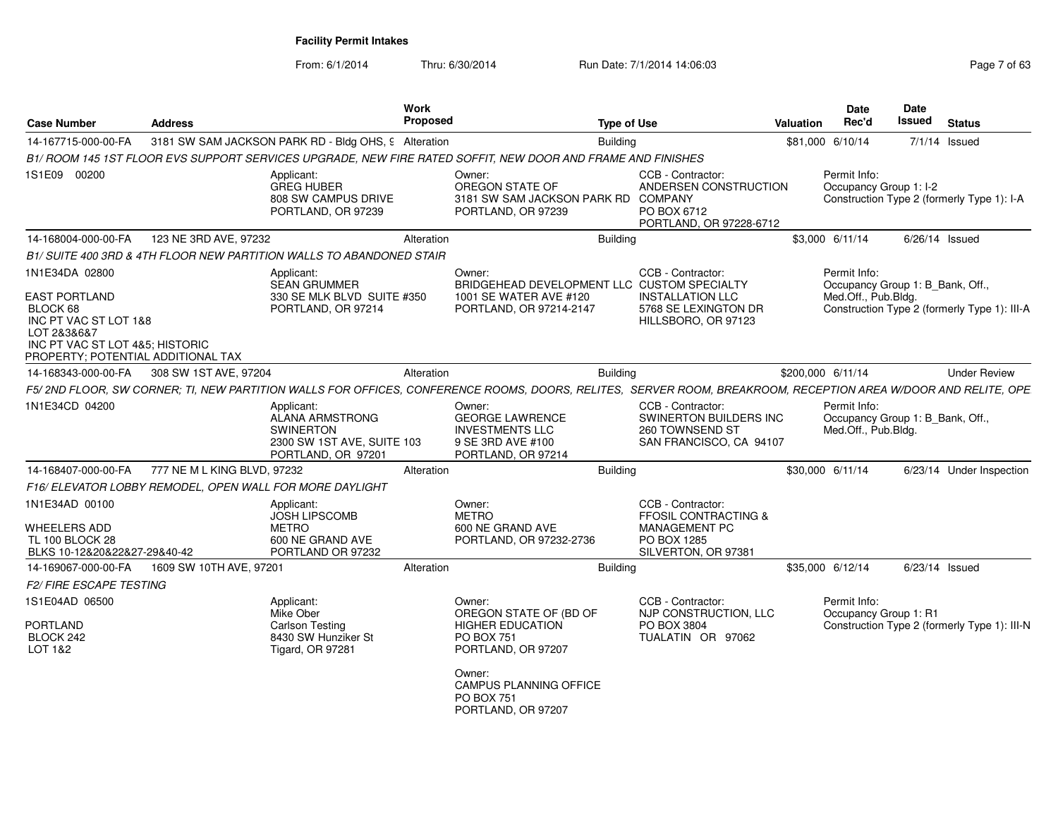**Facility Permit Intakes**

From: 6/1/2014 Thru: 6/30/2014 Run Date: 7/1/2014 14:06:03

| Case Number | Address | Work Proposed | Type of Use | Valuation | Date Rec'd | Date Issued | Status |
|---|---|---|---|---|---|---|---|
| 14-167715-000-00-FA | 3181 SW SAM JACKSON PARK RD - Bldg OHS, 9 | Alteration | Building | $81,000 | 6/10/14 | 7/1/14 | Issued |

*B1/ ROOM 145 1ST FLOOR EVS SUPPORT SERVICES UPGRADE, NEW FIRE RATED SOFFIT, NEW DOOR AND FRAME AND FINISHES*

1S1E09 00200

Applicant: GREG HUBER, 808 SW CAMPUS DRIVE, PORTLAND, OR 97239

Owner: OREGON STATE OF, 3181 SW SAM JACKSON PARK RD, PORTLAND, OR 97239

CCB - Contractor: ANDERSEN CONSTRUCTION COMPANY, PO BOX 6712, PORTLAND, OR 97228-6712

Permit Info: Occupancy Group 1: I-2; Construction Type 2 (formerly Type 1): I-A

| Case Number | Address | Work Proposed | Type of Use | Valuation | Date Rec'd | Date Issued | Status |
|---|---|---|---|---|---|---|---|
| 14-168004-000-00-FA | 123 NE 3RD AVE, 97232 | Alteration | Building | $3,000 | 6/11/14 | 6/26/14 | Issued |

*B1/ SUITE 400 3RD & 4TH FLOOR NEW PARTITION WALLS TO ABANDONED STAIR*

1N1E34DA 02800

EAST PORTLAND
BLOCK 68
INC PT VAC ST LOT 1&8
LOT 2&3&6&7
INC PT VAC ST LOT 4&5; HISTORIC PROPERTY; POTENTIAL ADDITIONAL TAX

Applicant: SEAN GRUMMER, 330 SE MLK BLVD SUITE #350, PORTLAND, OR 97214

Owner: BRIDGEHEAD DEVELOPMENT LLC, 1001 SE WATER AVE #120, PORTLAND, OR 97214-2147

CCB - Contractor: CUSTOM SPECIALTY INSTALLATION LLC, 5768 SE LEXINGTON DR, HILLSBORO, OR 97123

Permit Info: Occupancy Group 1: B_Bank, Off., Med.Off., Pub.Bldg.; Construction Type 2 (formerly Type 1): III-A

| Case Number | Address | Work Proposed | Type of Use | Valuation | Date Rec'd | Date Issued | Status |
|---|---|---|---|---|---|---|---|
| 14-168343-000-00-FA | 308 SW 1ST AVE, 97204 | Alteration | Building | $200,000 | 6/11/14 | | Under Review |

*F5/ 2ND FLOOR, SW CORNER; TI, NEW PARTITION WALLS FOR OFFICES, CONFERENCE ROOMS, DOORS, RELITES, SERVER ROOM, BREAKROOM, RECEPTION AREA W/DOOR AND RELITE, OPE*

1N1E34CD 04200

Applicant: ALANA ARMSTRONG, SWINERTON, 2300 SW 1ST AVE, SUITE 103, PORTLAND, OR 97201

Owner: GEORGE LAWRENCE INVESTMENTS LLC, 9 SE 3RD AVE #100, PORTLAND, OR 97214

CCB - Contractor: SWINERTON BUILDERS INC, 260 TOWNSEND ST, SAN FRANCISCO, CA 94107

Permit Info: Occupancy Group 1: B_Bank, Off., Med.Off., Pub.Bldg.

| Case Number | Address | Work Proposed | Type of Use | Valuation | Date Rec'd | Date Issued | Status |
|---|---|---|---|---|---|---|---|
| 14-168407-000-00-FA | 777 NE M L KING BLVD, 97232 | Alteration | Building | $30,000 | 6/11/14 | 6/23/14 | Under Inspection |

*F16/ ELEVATOR LOBBY REMODEL, OPEN WALL FOR MORE DAYLIGHT*

1N1E34AD 00100

WHEELERS ADD
TL 100 BLOCK 28
BLKS 10-12&20&22&27-29&40-42

Applicant: JOSH LIPSCOMB, METRO, 600 NE GRAND AVE, PORTLAND OR 97232

Owner: METRO, 600 NE GRAND AVE, PORTLAND, OR 97232-2736

CCB - Contractor: FFOSIL CONTRACTING & MANAGEMENT PC, PO BOX 1285, SILVERTON, OR 97381

| Case Number | Address | Work Proposed | Type of Use | Valuation | Date Rec'd | Date Issued | Status |
|---|---|---|---|---|---|---|---|
| 14-169067-000-00-FA | 1609 SW 10TH AVE, 97201 | Alteration | Building | $35,000 | 6/12/14 | 6/23/14 | Issued |

*F2/ FIRE ESCAPE TESTING*

1S1E04AD 06500

PORTLAND
BLOCK 242
LOT 1&2

Applicant: Mike Ober, Carlson Testing, 8430 SW Hunziker St, Tigard, OR 97281

Owner: OREGON STATE OF (BD OF HIGHER EDUCATION, PO BOX 751, PORTLAND, OR 97207

Owner: CAMPUS PLANNING OFFICE, PO BOX 751, PORTLAND, OR 97207

CCB - Contractor: NJP CONSTRUCTION, LLC, PO BOX 3804, TUALATIN OR 97062

Permit Info: Occupancy Group 1: R1; Construction Type 2 (formerly Type 1): III-N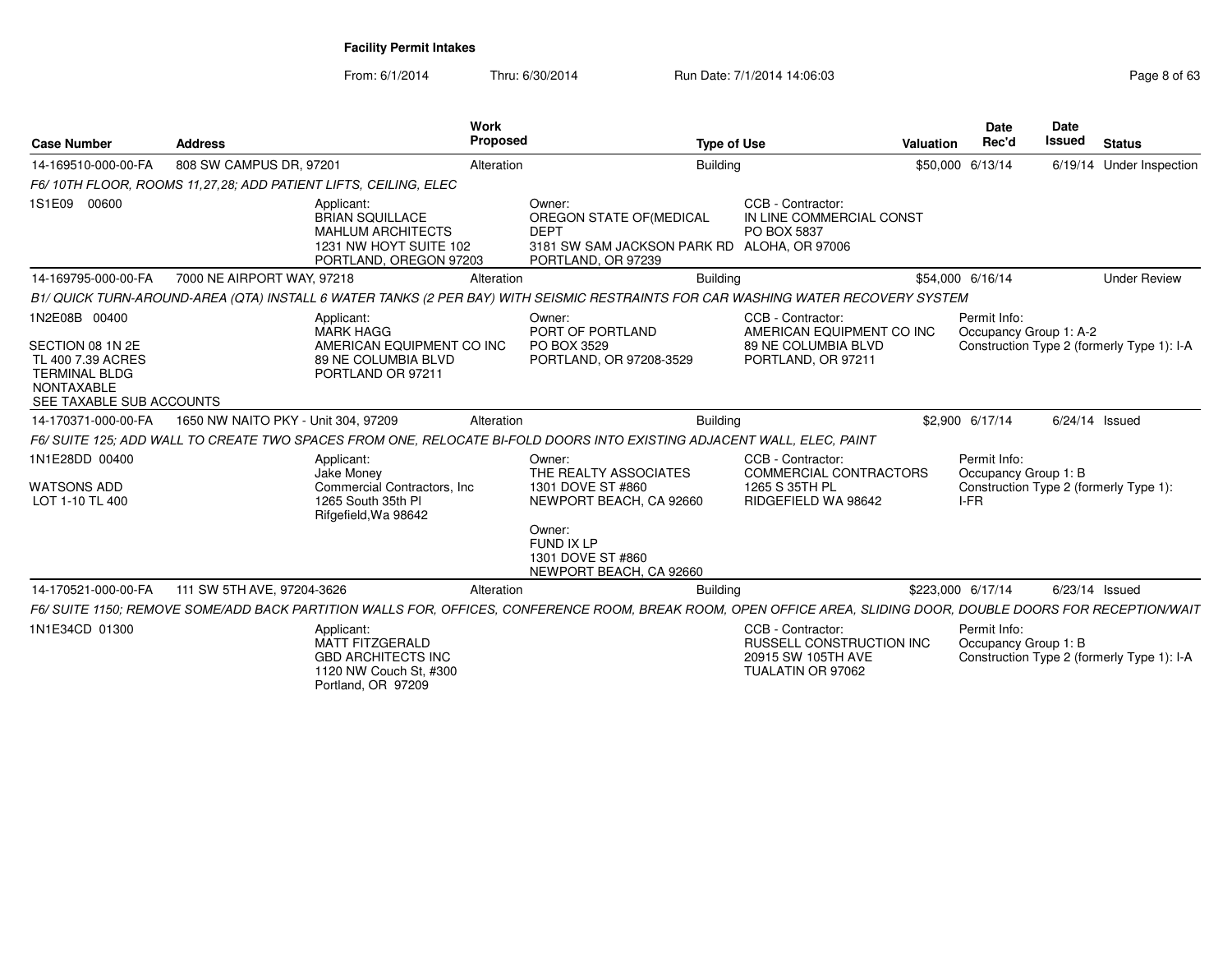**Facility Permit Intakes**

From: 6/1/2014 Thru: 6/30/2014 Run Date: 7/1/2014 14:06:03

| Case Number | Address | Work Proposed | Type of Use | Valuation | Date Rec'd | Date Issued | Status |
|---|---|---|---|---|---|---|---|
| 14-169510-000-00-FA | 808 SW CAMPUS DR, 97201 | Alteration | Building | $50,000 | 6/13/14 | 6/19/14 | Under Inspection |

*F6/ 10TH FLOOR, ROOMS 11,27,28; ADD PATIENT LIFTS, CEILING, ELEC*

1S1E09 00600

Applicant: BRIAN SQUILLACE, MAHLUM ARCHITECTS, 1231 NW HOYT SUITE 102, PORTLAND, OREGON 97203

Owner: OREGON STATE OF(MEDICAL DEPT, 3181 SW SAM JACKSON PARK RD, PORTLAND, OR 97239

CCB - Contractor: IN LINE COMMERCIAL CONST, PO BOX 5837, ALOHA, OR 97006

| Case Number | Address | Work Proposed | Type of Use | Valuation | Date Rec'd | Date Issued | Status |
|---|---|---|---|---|---|---|---|
| 14-169795-000-00-FA | 7000 NE AIRPORT WAY, 97218 | Alteration | Building | $54,000 | 6/16/14 | | Under Review |

*B1/ QUICK TURN-AROUND-AREA (QTA) INSTALL 6 WATER TANKS (2 PER BAY) WITH SEISMIC RESTRAINTS FOR CAR WASHING WATER RECOVERY SYSTEM*

1N2E08B 00400

SECTION 08 1N 2E
TL 400 7.39 ACRES
TERMINAL BLDG
NONTAXABLE
SEE TAXABLE SUB ACCOUNTS

Applicant: MARK HAGG, AMERICAN EQUIPMENT CO INC, 89 NE COLUMBIA BLVD, PORTLAND OR 97211

Owner: PORT OF PORTLAND, PO BOX 3529, PORTLAND, OR 97208-3529

CCB - Contractor: AMERICAN EQUIPMENT CO INC, 89 NE COLUMBIA BLVD, PORTLAND, OR 97211

Permit Info: Occupancy Group 1: A-2; Construction Type 2 (formerly Type 1): I-A

| Case Number | Address | Work Proposed | Type of Use | Valuation | Date Rec'd | Date Issued | Status |
|---|---|---|---|---|---|---|---|
| 14-170371-000-00-FA | 1650 NW NAITO PKY - Unit 304, 97209 | Alteration | Building | $2,900 | 6/17/14 | 6/24/14 | Issued |

*F6/ SUITE 125; ADD WALL TO CREATE TWO SPACES FROM ONE, RELOCATE BI-FOLD DOORS INTO EXISTING ADJACENT WALL, ELEC, PAINT*

1N1E28DD 00400

WATSONS ADD
LOT 1-10 TL 400

Applicant: Jake Money, Commercial Contractors, Inc, 1265 South 35th Pl, Rifgefield,Wa 98642

Owner: THE REALTY ASSOCIATES, 1301 DOVE ST #860, NEWPORT BEACH, CA 92660

Owner: FUND IX LP, 1301 DOVE ST #860, NEWPORT BEACH, CA 92660

CCB - Contractor: COMMERCIAL CONTRACTORS, 1265 S 35TH PL, RIDGEFIELD WA 98642

Permit Info: Occupancy Group 1: B; Construction Type 2 (formerly Type 1): I-FR

| Case Number | Address | Work Proposed | Type of Use | Valuation | Date Rec'd | Date Issued | Status |
|---|---|---|---|---|---|---|---|
| 14-170521-000-00-FA | 111 SW 5TH AVE, 97204-3626 | Alteration | Building | $223,000 | 6/17/14 | 6/23/14 | Issued |

*F6/ SUITE 1150; REMOVE SOME/ADD BACK PARTITION WALLS FOR, OFFICES, CONFERENCE ROOM, BREAK ROOM, OPEN OFFICE AREA, SLIDING DOOR, DOUBLE DOORS FOR RECEPTION/WAIT*

1N1E34CD 01300

Applicant: MATT FITZGERALD, GBD ARCHITECTS INC, 1120 NW Couch St, #300, Portland, OR 97209

CCB - Contractor: RUSSELL CONSTRUCTION INC, 20915 SW 105TH AVE, TUALATIN OR 97062

Permit Info: Occupancy Group 1: B; Construction Type 2 (formerly Type 1): I-A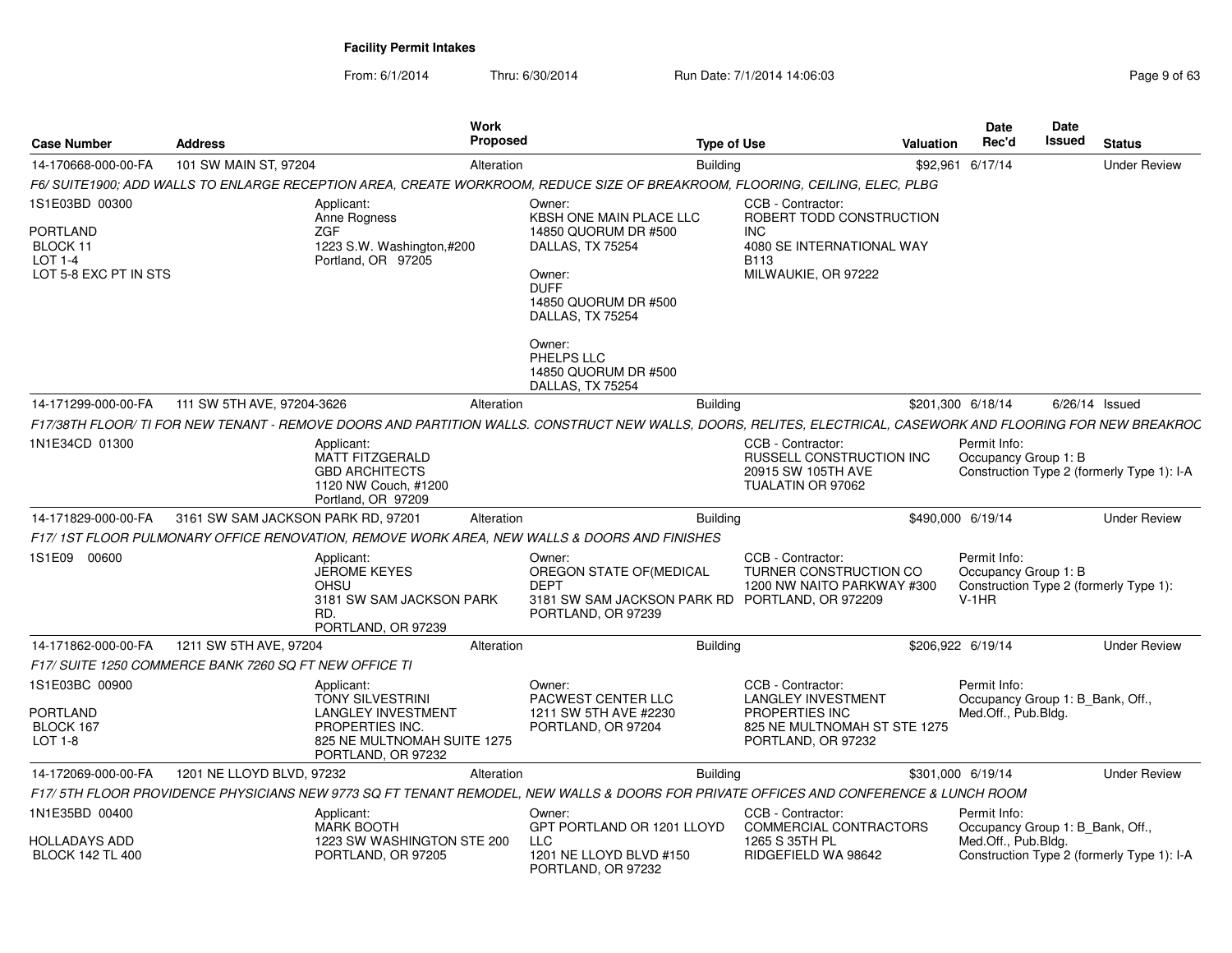**Facility Permit Intakes**

From: 6/1/2014 Thru: 6/30/2014 Run Date: 7/1/2014 14:06:03

| Case Number | Address | Work Proposed | Type of Use | Valuation | Date Rec'd | Date Issued | Status |
|---|---|---|---|---|---|---|---|
| 14-170668-000-00-FA | 101 SW MAIN ST, 97204 | Alteration | Building | $92,961 | 6/17/14 | | Under Review |

*F6/ SUITE1900; ADD WALLS TO ENLARGE RECEPTION AREA, CREATE WORKROOM, REDUCE SIZE OF BREAKROOM, FLOORING, CEILING, ELEC, PLBG*

1S1E03BD 00300
PORTLAND
BLOCK 11
LOT 1-4
LOT 5-8 EXC PT IN STS

Applicant: Anne Rogness, ZGF, 1223 S.W. Washington,#200, Portland, OR 97205

Owner: KBSH ONE MAIN PLACE LLC, 14850 QUORUM DR #500, DALLAS, TX 75254
Owner: DUFF, 14850 QUORUM DR #500, DALLAS, TX 75254
Owner: PHELPS LLC, 14850 QUORUM DR #500, DALLAS, TX 75254

CCB - Contractor: ROBERT TODD CONSTRUCTION INC, 4080 SE INTERNATIONAL WAY B113, MILWAUKIE, OR 97222

| Case Number | Address | Work Proposed | Type of Use | Valuation | Date Rec'd | Date Issued | Status |
|---|---|---|---|---|---|---|---|
| 14-171299-000-00-FA | 111 SW 5TH AVE, 97204-3626 | Alteration | Building | $201,300 | 6/18/14 | 6/26/14 | Issued |

*F17/38TH FLOOR/ TI FOR NEW TENANT - REMOVE DOORS AND PARTITION WALLS. CONSTRUCT NEW WALLS, DOORS, RELITES, ELECTRICAL, CASEWORK AND FLOORING FOR NEW BREAKROC*

1N1E34CD 01300

Applicant: MATT FITZGERALD, GBD ARCHITECTS, 1120 NW Couch, #1200, Portland, OR 97209

CCB - Contractor: RUSSELL CONSTRUCTION INC, 20915 SW 105TH AVE, TUALATIN OR 97062

Permit Info: Occupancy Group 1: B, Construction Type 2 (formerly Type 1): I-A

| Case Number | Address | Work Proposed | Type of Use | Valuation | Date Rec'd | Date Issued | Status |
|---|---|---|---|---|---|---|---|
| 14-171829-000-00-FA | 3161 SW SAM JACKSON PARK RD, 97201 | Alteration | Building | $490,000 | 6/19/14 | | Under Review |

*F17/ 1ST FLOOR PULMONARY OFFICE RENOVATION, REMOVE WORK AREA, NEW WALLS & DOORS AND FINISHES*

1S1E09 00600

Applicant: JEROME KEYES, OHSU, 3181 SW SAM JACKSON PARK RD., PORTLAND, OR 97239

Owner: OREGON STATE OF(MEDICAL DEPT, 3181 SW SAM JACKSON PARK RD, PORTLAND, OR 97239

CCB - Contractor: TURNER CONSTRUCTION CO, 1200 NW NAITO PARKWAY #300, PORTLAND, OR 972209

Permit Info: Occupancy Group 1: B, Construction Type 2 (formerly Type 1): V-1HR

| Case Number | Address | Work Proposed | Type of Use | Valuation | Date Rec'd | Date Issued | Status |
|---|---|---|---|---|---|---|---|
| 14-171862-000-00-FA | 1211 SW 5TH AVE, 97204 | Alteration | Building | $206,922 | 6/19/14 | | Under Review |

*F17/ SUITE 1250 COMMERCE BANK 7260 SQ FT NEW OFFICE TI*

1S1E03BC 00900
PORTLAND
BLOCK 167
LOT 1-8

Applicant: TONY SILVESTRINI, LANGLEY INVESTMENT PROPERTIES INC., 825 NE MULTNOMAH SUITE 1275, PORTLAND, OR 97232

Owner: PACWEST CENTER LLC, 1211 SW 5TH AVE #2230, PORTLAND, OR 97204

CCB - Contractor: LANGLEY INVESTMENT PROPERTIES INC, 825 NE MULTNOMAH ST STE 1275, PORTLAND, OR 97232

Permit Info: Occupancy Group 1: B_Bank, Off., Med.Off., Pub.Bldg.

| Case Number | Address | Work Proposed | Type of Use | Valuation | Date Rec'd | Date Issued | Status |
|---|---|---|---|---|---|---|---|
| 14-172069-000-00-FA | 1201 NE LLOYD BLVD, 97232 | Alteration | Building | $301,000 | 6/19/14 | | Under Review |

*F17/ 5TH FLOOR PROVIDENCE PHYSICIANS NEW 9773 SQ FT TENANT REMODEL, NEW WALLS & DOORS FOR PRIVATE OFFICES AND CONFERENCE & LUNCH ROOM*

1N1E35BD 00400
HOLLADAYS ADD
BLOCK 142 TL 400

Applicant: MARK BOOTH, 1223 SW WASHINGTON STE 200, PORTLAND, OR 97205

Owner: GPT PORTLAND OR 1201 LLOYD LLC, 1201 NE LLOYD BLVD #150, PORTLAND, OR 97232

CCB - Contractor: COMMERCIAL CONTRACTORS, 1265 S 35TH PL, RIDGEFIELD WA 98642

Permit Info: Occupancy Group 1: B_Bank, Off., Med.Off., Pub.Bldg., Construction Type 2 (formerly Type 1): I-A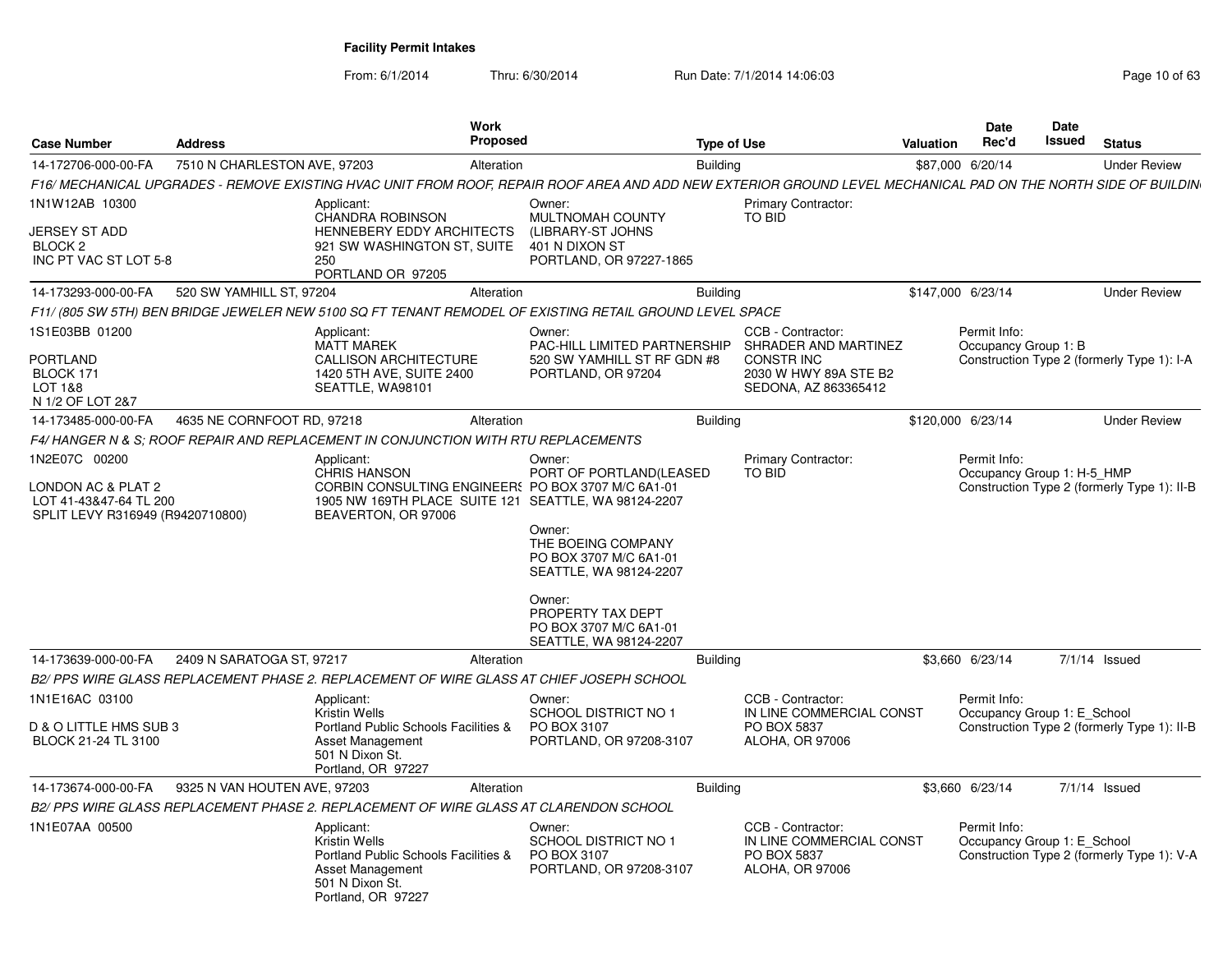# Facility Permit Intakes

From: 6/1/2014 Thru: 6/30/2014 Run Date: 7/1/2014 14:06:03

| Case Number | Address | Work Proposed | Type of Use | Valuation | Date Rec'd | Date Issued | Status |
|---|---|---|---|---|---|---|---|
| 14-172706-000-00-FA | 7510 N CHARLESTON AVE, 97203 | Alteration | Building | $87,000 | 6/20/14 | | Under Review |

F16/ MECHANICAL UPGRADES - REMOVE EXISTING HVAC UNIT FROM ROOF, REPAIR ROOF AREA AND ADD NEW EXTERIOR GROUND LEVEL MECHANICAL PAD ON THE NORTH SIDE OF BUILDIN

1N1W12AB 10300
JERSEY ST ADD
BLOCK 2
INC PT VAC ST LOT 5-8

Applicant:
CHANDRA ROBINSON
HENNEBERY EDDY ARCHITECTS
921 SW WASHINGTON ST, SUITE 250
PORTLAND OR 97205

Owner:
MULTNOMAH COUNTY
(LIBRARY-ST JOHNS
401 N DIXON ST
PORTLAND, OR 97227-1865

Primary Contractor:
TO BID

| Case Number | Address | Work Proposed | Type of Use | Valuation | Date Rec'd | Date Issued | Status |
|---|---|---|---|---|---|---|---|
| 14-173293-000-00-FA | 520 SW YAMHILL ST, 97204 | Alteration | Building | $147,000 | 6/23/14 | | Under Review |

F11/ (805 SW 5TH) BEN BRIDGE JEWELER NEW 5100 SQ FT TENANT REMODEL OF EXISTING RETAIL GROUND LEVEL SPACE

1S1E03BB 01200
PORTLAND
BLOCK 171
LOT 1&8
N 1/2 OF LOT 2&7

Applicant:
MATT MAREK
CALLISON ARCHITECTURE
1420 5TH AVE, SUITE 2400
SEATTLE, WA98101

Owner:
PAC-HILL LIMITED PARTNERSHIP
520 SW YAMHILL ST RF GDN #8
PORTLAND, OR 97204

CCB - Contractor:
SHRADER AND MARTINEZ
CONSTR INC
2030 W HWY 89A STE B2
SEDONA, AZ 863365412

Permit Info:
Occupancy Group 1: B
Construction Type 2 (formerly Type 1): I-A

| Case Number | Address | Work Proposed | Type of Use | Valuation | Date Rec'd | Date Issued | Status |
|---|---|---|---|---|---|---|---|
| 14-173485-000-00-FA | 4635 NE CORNFOOT RD, 97218 | Alteration | Building | $120,000 | 6/23/14 | | Under Review |

F4/ HANGER N & S; ROOF REPAIR AND REPLACEMENT IN CONJUNCTION WITH RTU REPLACEMENTS

1N2E07C 00200
LONDON AC & PLAT 2
LOT 41-43&47-64 TL 200
SPLIT LEVY R316949 (R9420710800)

Applicant:
CHRIS HANSON
CORBIN CONSULTING ENGINEERS
1905 NW 169TH PLACE SUITE 121
BEAVERTON, OR 97006

Owner:
PORT OF PORTLAND(LEASED
PO BOX 3707 M/C 6A1-01
SEATTLE, WA 98124-2207

Owner:
THE BOEING COMPANY
PO BOX 3707 M/C 6A1-01
SEATTLE, WA 98124-2207

Owner:
PROPERTY TAX DEPT
PO BOX 3707 M/C 6A1-01
SEATTLE, WA 98124-2207

Primary Contractor:
TO BID

Permit Info:
Occupancy Group 1: H-5_HMP
Construction Type 2 (formerly Type 1): II-B

| Case Number | Address | Work Proposed | Type of Use | Valuation | Date Rec'd | Date Issued | Status |
|---|---|---|---|---|---|---|---|
| 14-173639-000-00-FA | 2409 N SARATOGA ST, 97217 | Alteration | Building | $3,660 | 6/23/14 | 7/1/14 | Issued |

B2/ PPS WIRE GLASS REPLACEMENT PHASE 2. REPLACEMENT OF WIRE GLASS AT CHIEF JOSEPH SCHOOL

1N1E16AC 03100
D & O LITTLE HMS SUB 3
BLOCK 21-24 TL 3100

Applicant:
Kristin Wells
Portland Public Schools Facilities & Asset Management
501 N Dixon St.
Portland, OR 97227

Owner:
SCHOOL DISTRICT NO 1
PO BOX 3107
PORTLAND, OR 97208-3107

CCB - Contractor:
IN LINE COMMERCIAL CONST
PO BOX 5837
ALOHA, OR 97006

Permit Info:
Occupancy Group 1: E_School
Construction Type 2 (formerly Type 1): II-B

| Case Number | Address | Work Proposed | Type of Use | Valuation | Date Rec'd | Date Issued | Status |
|---|---|---|---|---|---|---|---|
| 14-173674-000-00-FA | 9325 N VAN HOUTEN AVE, 97203 | Alteration | Building | $3,660 | 6/23/14 | 7/1/14 | Issued |

B2/ PPS WIRE GLASS REPLACEMENT PHASE 2. REPLACEMENT OF WIRE GLASS AT CLARENDON SCHOOL

1N1E07AA 00500

Applicant:
Kristin Wells
Portland Public Schools Facilities & Asset Management
501 N Dixon St.
Portland, OR 97227

Owner:
SCHOOL DISTRICT NO 1
PO BOX 3107
PORTLAND, OR 97208-3107

CCB - Contractor:
IN LINE COMMERCIAL CONST
PO BOX 5837
ALOHA, OR 97006

Permit Info:
Occupancy Group 1: E_School
Construction Type 2 (formerly Type 1): V-A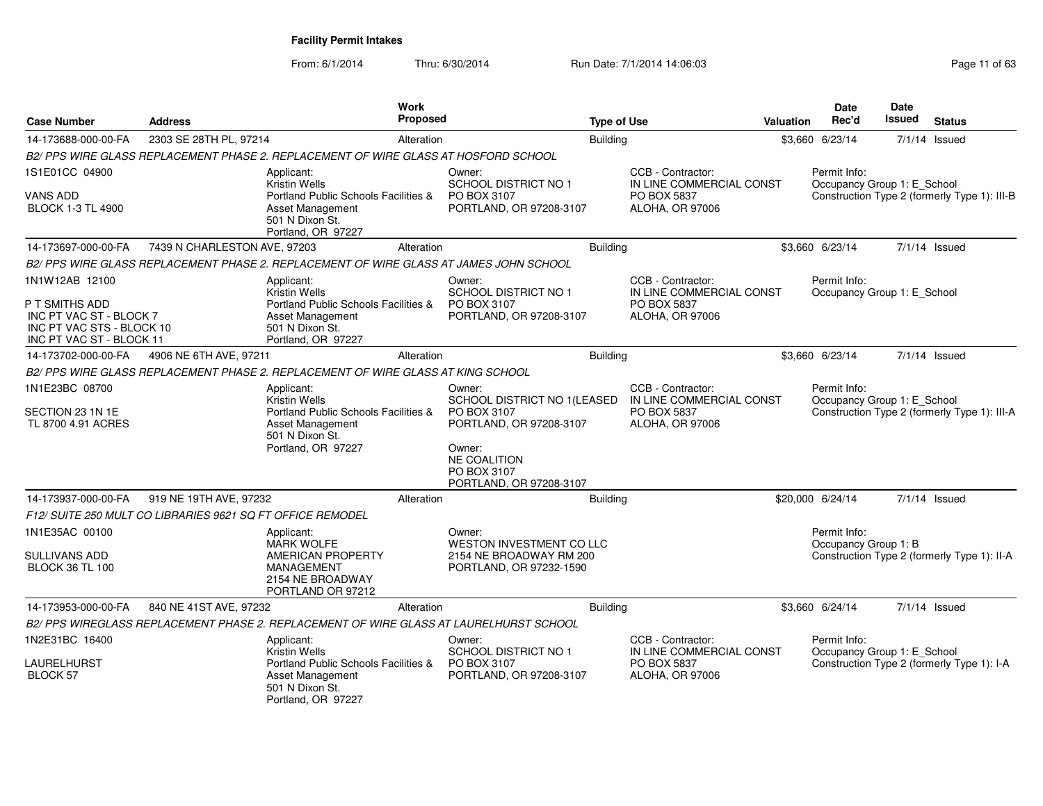**Facility Permit Intakes**

From: 6/1/2014 Thru: 6/30/2014 Run Date: 7/1/2014 14:06:03

| Case Number | Address | Work Proposed | Type of Use | Valuation | Date Rec'd | Date Issued | Status |
|---|---|---|---|---|---|---|---|
| 14-173688-000-00-FA | 2303 SE 28TH PL, 97214 | Alteration | Building | $3,660 | 6/23/14 | 7/1/14 | Issued |

*B2/ PPS WIRE GLASS REPLACEMENT PHASE 2. REPLACEMENT OF WIRE GLASS AT HOSFORD SCHOOL*

1S1E01CC 04900
VANS ADD
BLOCK 1-3 TL 4900

Applicant: Kristin Wells, Portland Public Schools Facilities & Asset Management, 501 N Dixon St., Portland, OR 97227

Owner: SCHOOL DISTRICT NO 1, PO BOX 3107, PORTLAND, OR 97208-3107

CCB - Contractor: IN LINE COMMERCIAL CONST, PO BOX 5837, ALOHA, OR 97006

Permit Info: Occupancy Group 1: E_School; Construction Type 2 (formerly Type 1): III-B

| Case Number | Address | Work Proposed | Type of Use | Valuation | Date Rec'd | Date Issued | Status |
|---|---|---|---|---|---|---|---|
| 14-173697-000-00-FA | 7439 N CHARLESTON AVE, 97203 | Alteration | Building | $3,660 | 6/23/14 | 7/1/14 | Issued |

*B2/ PPS WIRE GLASS REPLACEMENT PHASE 2. REPLACEMENT OF WIRE GLASS AT JAMES JOHN SCHOOL*

1N1W12AB 12100
P T SMITHS ADD
INC PT VAC ST - BLOCK 7
INC PT VAC STS - BLOCK 10
INC PT VAC ST - BLOCK 11

Applicant: Kristin Wells, Portland Public Schools Facilities & Asset Management, 501 N Dixon St., Portland, OR 97227

Owner: SCHOOL DISTRICT NO 1, PO BOX 3107, PORTLAND, OR 97208-3107

CCB - Contractor: IN LINE COMMERCIAL CONST, PO BOX 5837, ALOHA, OR 97006

Permit Info: Occupancy Group 1: E_School

| Case Number | Address | Work Proposed | Type of Use | Valuation | Date Rec'd | Date Issued | Status |
|---|---|---|---|---|---|---|---|
| 14-173702-000-00-FA | 4906 NE 6TH AVE, 97211 | Alteration | Building | $3,660 | 6/23/14 | 7/1/14 | Issued |

*B2/ PPS WIRE GLASS REPLACEMENT PHASE 2. REPLACEMENT OF WIRE GLASS AT KING SCHOOL*

1N1E23BC 08700
SECTION 23 1N 1E
TL 8700 4.91 ACRES

Applicant: Kristin Wells, Portland Public Schools Facilities & Asset Management, 501 N Dixon St., Portland, OR 97227

Owner: SCHOOL DISTRICT NO 1(LEASED, PO BOX 3107, PORTLAND, OR 97208-3107

Owner: NE COALITION, PO BOX 3107, PORTLAND, OR 97208-3107

CCB - Contractor: IN LINE COMMERCIAL CONST, PO BOX 5837, ALOHA, OR 97006

Permit Info: Occupancy Group 1: E_School; Construction Type 2 (formerly Type 1): III-A

| Case Number | Address | Work Proposed | Type of Use | Valuation | Date Rec'd | Date Issued | Status |
|---|---|---|---|---|---|---|---|
| 14-173937-000-00-FA | 919 NE 19TH AVE, 97232 | Alteration | Building | $20,000 | 6/24/14 | 7/1/14 | Issued |

*F12/ SUITE 250 MULT CO LIBRARIES 9621 SQ FT OFFICE REMODEL*

1N1E35AC 00100
SULLIVANS ADD
BLOCK 36 TL 100

Applicant: MARK WOLFE, AMERICAN PROPERTY MANAGEMENT, 2154 NE BROADWAY, PORTLAND OR 97212

Owner: WESTON INVESTMENT CO LLC, 2154 NE BROADWAY RM 200, PORTLAND, OR 97232-1590

Permit Info: Occupancy Group 1: B; Construction Type 2 (formerly Type 1): II-A

| Case Number | Address | Work Proposed | Type of Use | Valuation | Date Rec'd | Date Issued | Status |
|---|---|---|---|---|---|---|---|
| 14-173953-000-00-FA | 840 NE 41ST AVE, 97232 | Alteration | Building | $3,660 | 6/24/14 | 7/1/14 | Issued |

*B2/ PPS WIREGLASS REPLACEMENT PHASE 2. REPLACEMENT OF WIRE GLASS AT LAURELHURST SCHOOL*

1N2E31BC 16400
LAURELHURST
BLOCK 57

Applicant: Kristin Wells, Portland Public Schools Facilities & Asset Management, 501 N Dixon St., Portland, OR 97227

Owner: SCHOOL DISTRICT NO 1, PO BOX 3107, PORTLAND, OR 97208-3107

CCB - Contractor: IN LINE COMMERCIAL CONST, PO BOX 5837, ALOHA, OR 97006

Permit Info: Occupancy Group 1: E_School; Construction Type 2 (formerly Type 1): I-A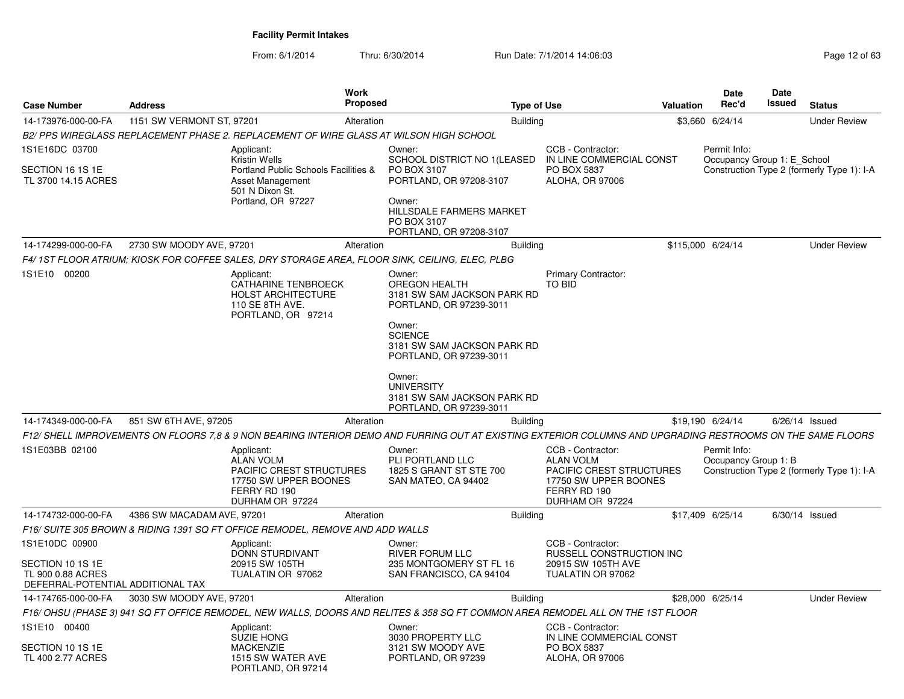**Facility Permit Intakes**

From: 6/1/2014 Thru: 6/30/2014 Run Date: 7/1/2014 14:06:03

| Case Number | Address | Work Proposed | Type of Use | Valuation | Date Rec'd | Date Issued | Status |
|---|---|---|---|---|---|---|---|
| 14-173976-000-00-FA | 1151 SW VERMONT ST, 97201 | Alteration | Building | $3,660 | 6/24/14 | | Under Review |

*B2/ PPS WIREGLASS REPLACEMENT PHASE 2. REPLACEMENT OF WIRE GLASS AT WILSON HIGH SCHOOL*

1S1E16DC 03700

SECTION 16 1S 1E
TL 3700 14.15 ACRES

Applicant:
Kristin Wells
Portland Public Schools Facilities & Asset Management
501 N Dixon St.
Portland, OR 97227

Owner:
SCHOOL DISTRICT NO 1(LEASED
PO BOX 3107
PORTLAND, OR 97208-3107

Owner:
HILLSDALE FARMERS MARKET
PO BOX 3107
PORTLAND, OR 97208-3107

CCB - Contractor:
IN LINE COMMERCIAL CONST
PO BOX 5837
ALOHA, OR 97006

Permit Info:
Occupancy Group 1: E_School
Construction Type 2 (formerly Type 1): I-A

| Case Number | Address | Work Proposed | Type of Use | Valuation | Date Rec'd | Date Issued | Status |
|---|---|---|---|---|---|---|---|
| 14-174299-000-00-FA | 2730 SW MOODY AVE, 97201 | Alteration | Building | $115,000 | 6/24/14 | | Under Review |

*F4/ 1ST FLOOR ATRIUM; KIOSK FOR COFFEE SALES, DRY STORAGE AREA, FLOOR SINK, CEILING, ELEC, PLBG*

1S1E10 00200

Applicant:
CATHARINE TENBROECK
HOLST ARCHITECTURE
110 SE 8TH AVE.
PORTLAND, OR 97214

Owner:
OREGON HEALTH
3181 SW SAM JACKSON PARK RD
PORTLAND, OR 97239-3011

Owner:
SCIENCE
3181 SW SAM JACKSON PARK RD
PORTLAND, OR 97239-3011

Owner:
UNIVERSITY
3181 SW SAM JACKSON PARK RD
PORTLAND, OR 97239-3011

Primary Contractor:
TO BID

| Case Number | Address | Work Proposed | Type of Use | Valuation | Date Rec'd | Date Issued | Status |
|---|---|---|---|---|---|---|---|
| 14-174349-000-00-FA | 851 SW 6TH AVE, 97205 | Alteration | Building | $19,190 | 6/24/14 | 6/26/14 | Issued |

*F12/ SHELL IMPROVEMENTS ON FLOORS 7,8 & 9 NON BEARING INTERIOR DEMO AND FURRING OUT AT EXISTING EXTERIOR COLUMNS AND UPGRADING RESTROOMS ON THE SAME FLOORS*

1S1E03BB 02100

Applicant:
ALAN VOLM
PACIFIC CREST STRUCTURES
17750 SW UPPER BOONES FERRY RD 190
DURHAM OR 97224

Owner:
PLI PORTLAND LLC
1825 S GRANT ST STE 700
SAN MATEO, CA 94402

CCB - Contractor:
ALAN VOLM
PACIFIC CREST STRUCTURES
17750 SW UPPER BOONES FERRY RD 190
DURHAM OR 97224

Permit Info:
Occupancy Group 1: B
Construction Type 2 (formerly Type 1): I-A

| Case Number | Address | Work Proposed | Type of Use | Valuation | Date Rec'd | Date Issued | Status |
|---|---|---|---|---|---|---|---|
| 14-174732-000-00-FA | 4386 SW MACADAM AVE, 97201 | Alteration | Building | $17,409 | 6/25/14 | 6/30/14 | Issued |

*F16/ SUITE 305 BROWN & RIDING 1391 SQ FT OFFICE REMODEL, REMOVE AND ADD WALLS*

1S1E10DC 00900

SECTION 10 1S 1E
TL 900 0.88 ACRES
DEFERRAL-POTENTIAL ADDITIONAL TAX

Applicant:
DONN STURDIVANT
20915 SW 105TH
TUALATIN OR 97062

Owner:
RIVER FORUM LLC
235 MONTGOMERY ST FL 16
SAN FRANCISCO, CA 94104

CCB - Contractor:
RUSSELL CONSTRUCTION INC
20915 SW 105TH AVE
TUALATIN OR 97062

| Case Number | Address | Work Proposed | Type of Use | Valuation | Date Rec'd | Date Issued | Status |
|---|---|---|---|---|---|---|---|
| 14-174765-000-00-FA | 3030 SW MOODY AVE, 97201 | Alteration | Building | $28,000 | 6/25/14 | | Under Review |

*F16/ OHSU (PHASE 3) 941 SQ FT OFFICE REMODEL, NEW WALLS, DOORS AND RELITES & 358 SQ FT COMMON AREA REMODEL ALL ON THE 1ST FLOOR*

1S1E10 00400

SECTION 10 1S 1E
TL 400 2.77 ACRES

Applicant:
SUZIE HONG
MACKENZIE
1515 SW WATER AVE
PORTLAND, OR 97214

Owner:
3030 PROPERTY LLC
3121 SW MOODY AVE
PORTLAND, OR 97239

CCB - Contractor:
IN LINE COMMERCIAL CONST
PO BOX 5837
ALOHA, OR 97006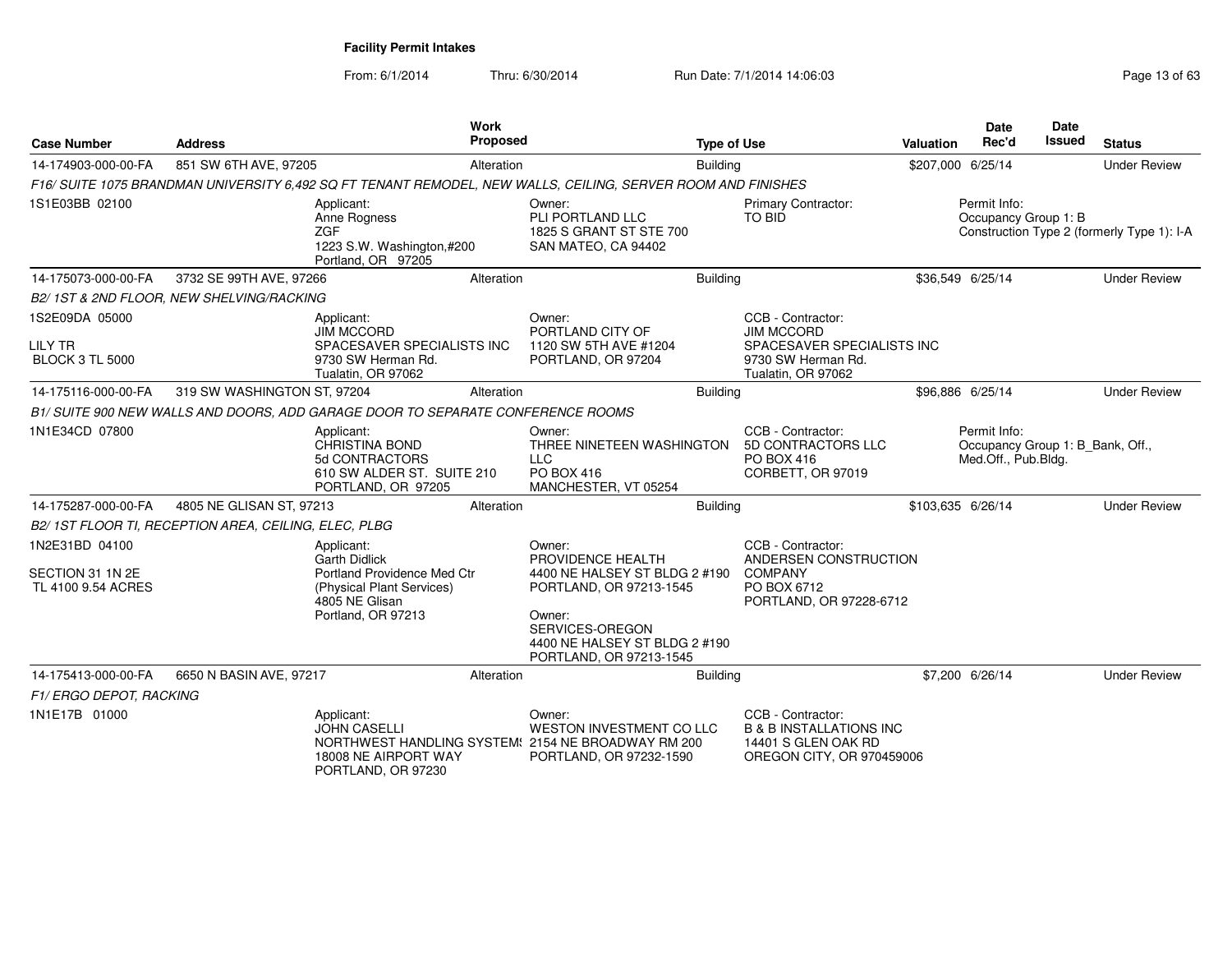**Facility Permit Intakes**

From: 6/1/2014 Thru: 6/30/2014 Run Date: 7/1/2014 14:06:03

| Case Number | Address | Work Proposed | Type of Use | Valuation | Date Rec'd | Date Issued | Status |
|---|---|---|---|---|---|---|---|
| 14-174903-000-00-FA | 851 SW 6TH AVE, 97205 | Alteration | Building | $207,000 | 6/25/14 | | Under Review |
| *F16/ SUITE 1075 BRANDMAN UNIVERSITY 6,492 SQ FT TENANT REMODEL, NEW WALLS, CEILING, SERVER ROOM AND FINISHES* | | | | | | | |
| 1S1E03BB 02100 | Applicant: Anne Rogness ZGF 1223 S.W. Washington,#200 Portland, OR 97205 | Owner: PLI PORTLAND LLC 1825 S GRANT ST STE 700 SAN MATEO, CA 94402 | Primary Contractor: TO BID | Permit Info: Occupancy Group 1: B Construction Type 2 (formerly Type 1): I-A | | | |
| 14-175073-000-00-FA | 3732 SE 99TH AVE, 97266 | Alteration | Building | $36,549 | 6/25/14 | | Under Review |
| *B2/ 1ST & 2ND FLOOR, NEW SHELVING/RACKING* | | | | | | | |
| 1S2E09DA 05000 LILY TR BLOCK 3 TL 5000 | Applicant: JIM MCCORD SPACESAVER SPECIALISTS INC 9730 SW Herman Rd. Tualatin, OR 97062 | Owner: PORTLAND CITY OF 1120 SW 5TH AVE #1204 PORTLAND, OR 97204 | CCB - Contractor: JIM MCCORD SPACESAVER SPECIALISTS INC 9730 SW Herman Rd. Tualatin, OR 97062 | | | | |
| 14-175116-000-00-FA | 319 SW WASHINGTON ST, 97204 | Alteration | Building | $96,886 | 6/25/14 | | Under Review |
| *B1/ SUITE 900 NEW WALLS AND DOORS, ADD GARAGE DOOR TO SEPARATE CONFERENCE ROOMS* | | | | | | | |
| 1N1E34CD 07800 | Applicant: CHRISTINA BOND 5d CONTRACTORS 610 SW ALDER ST. SUITE 210 PORTLAND, OR 97205 | Owner: THREE NINETEEN WASHINGTON LLC PO BOX 416 MANCHESTER, VT 05254 | CCB - Contractor: 5D CONTRACTORS LLC PO BOX 416 CORBETT, OR 97019 | Permit Info: Occupancy Group 1: B_Bank, Off., Med.Off., Pub.Bldg. | | | |
| 14-175287-000-00-FA | 4805 NE GLISAN ST, 97213 | Alteration | Building | $103,635 | 6/26/14 | | Under Review |
| *B2/ 1ST FLOOR TI, RECEPTION AREA, CEILING, ELEC, PLBG* | | | | | | | |
| 1N2E31BD 04100 SECTION 31 1N 2E TL 4100 9.54 ACRES | Applicant: Garth Didlick Portland Providence Med Ctr (Physical Plant Services) 4805 NE Glisan Portland, OR 97213 | Owner: PROVIDENCE HEALTH 4400 NE HALSEY ST BLDG 2 #190 PORTLAND, OR 97213-1545 Owner: SERVICES-OREGON 4400 NE HALSEY ST BLDG 2 #190 PORTLAND, OR 97213-1545 | CCB - Contractor: ANDERSEN CONSTRUCTION COMPANY PO BOX 6712 PORTLAND, OR 97228-6712 | | | | |
| 14-175413-000-00-FA | 6650 N BASIN AVE, 97217 | Alteration | Building | $7,200 | 6/26/14 | | Under Review |
| *F1/ ERGO DEPOT, RACKING* | | | | | | | |
| 1N1E17B 01000 | Applicant: JOHN CASELLI NORTHWEST HANDLING SYSTEMS 18008 NE AIRPORT WAY PORTLAND, OR 97230 | Owner: WESTON INVESTMENT CO LLC 2154 NE BROADWAY RM 200 PORTLAND, OR 97232-1590 | CCB - Contractor: B & B INSTALLATIONS INC 14401 S GLEN OAK RD OREGON CITY, OR 970459006 | | | | |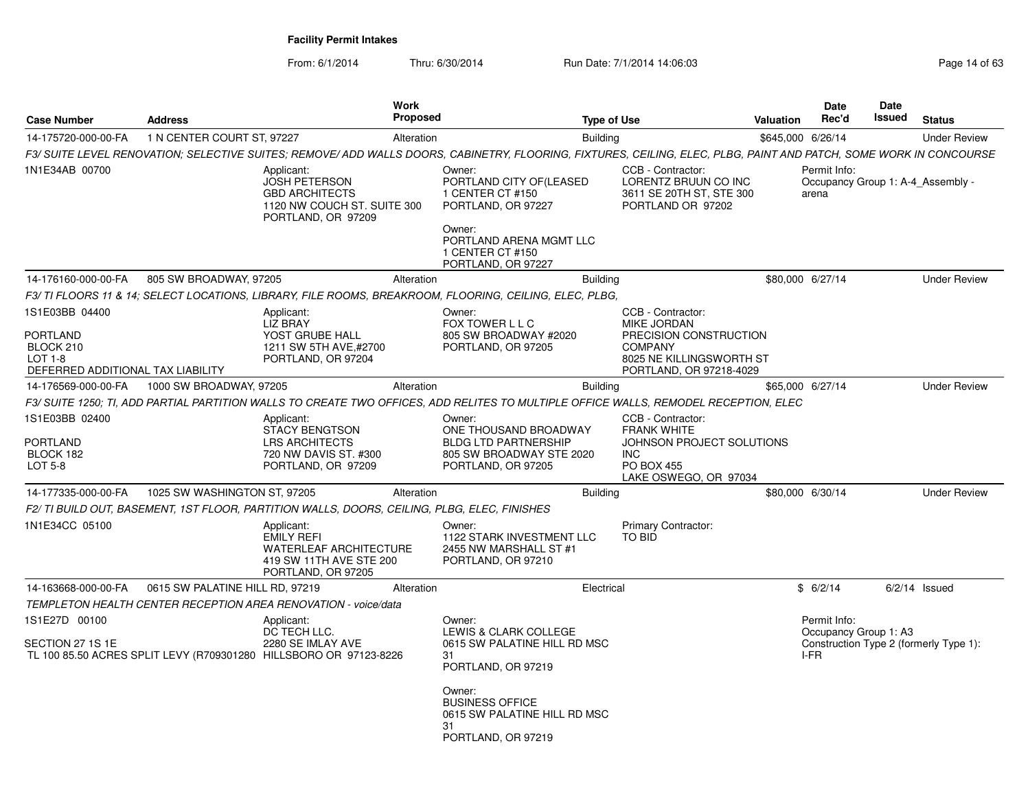**Facility Permit Intakes**

From: 6/1/2014 Thru: 6/30/2014 Run Date: 7/1/2014 14:06:03

| Case Number | Address | Work Proposed | Type of Use | Valuation | Date Rec'd | Date Issued | Status |
|---|---|---|---|---|---|---|---|
| 14-175720-000-00-FA | 1 N CENTER COURT ST, 97227 | Alteration | Building | $645,000 | 6/26/14 | | Under Review |

*F3/ SUITE LEVEL RENOVATION; SELECTIVE SUITES; REMOVE/ ADD WALLS DOORS, CABINETRY, FLOORING, FIXTURES, CEILING, ELEC, PLBG, PAINT AND PATCH, SOME WORK IN CONCOURSE*

1N1E34AB 00700

Applicant: JOSH PETERSON, GBD ARCHITECTS, 1120 NW COUCH ST. SUITE 300, PORTLAND, OR 97209

Owner: PORTLAND CITY OF(LEASED, 1 CENTER CT #150, PORTLAND, OR 97227

Owner: PORTLAND ARENA MGMT LLC, 1 CENTER CT #150, PORTLAND, OR 97227

CCB - Contractor: LORENTZ BRUUN CO INC, 3611 SE 20TH ST, STE 300, PORTLAND OR 97202

Permit Info: Occupancy Group 1: A-4_Assembly - arena

| Case Number | Address | Work Proposed | Type of Use | Valuation | Date Rec'd | Date Issued | Status |
|---|---|---|---|---|---|---|---|
| 14-176160-000-00-FA | 805 SW BROADWAY, 97205 | Alteration | Building | $80,000 | 6/27/14 | | Under Review |

*F3/ TI FLOORS 11 & 14; SELECT LOCATIONS, LIBRARY, FILE ROOMS, BREAKROOM, FLOORING, CEILING, ELEC, PLBG,*

1S1E03BB 04400
PORTLAND
BLOCK 210
LOT 1-8
DEFERRED ADDITIONAL TAX LIABILITY

Applicant: LIZ BRAY, YOST GRUBE HALL, 1211 SW 5TH AVE,#2700, PORTLAND, OR 97204

Owner: FOX TOWER L L C, 805 SW BROADWAY #2020, PORTLAND, OR 97205

CCB - Contractor: MIKE JORDAN, PRECISION CONSTRUCTION COMPANY, 8025 NE KILLINGSWORTH ST, PORTLAND, OR 97218-4029

| Case Number | Address | Work Proposed | Type of Use | Valuation | Date Rec'd | Date Issued | Status |
|---|---|---|---|---|---|---|---|
| 14-176569-000-00-FA | 1000 SW BROADWAY, 97205 | Alteration | Building | $65,000 | 6/27/14 | | Under Review |

*F3/ SUITE 1250; TI, ADD PARTIAL PARTITION WALLS TO CREATE TWO OFFICES, ADD RELITES TO MULTIPLE OFFICE WALLS, REMODEL RECEPTION, ELEC*

1S1E03BB 02400
PORTLAND
BLOCK 182
LOT 5-8

Applicant: STACY BENGTSON, LRS ARCHITECTS, 720 NW DAVIS ST. #300, PORTLAND, OR 97209

Owner: ONE THOUSAND BROADWAY BLDG LTD PARTNERSHIP, 805 SW BROADWAY STE 2020, PORTLAND, OR 97205

CCB - Contractor: FRANK WHITE, JOHNSON PROJECT SOLUTIONS INC, PO BOX 455, LAKE OSWEGO, OR 97034

| Case Number | Address | Work Proposed | Type of Use | Valuation | Date Rec'd | Date Issued | Status |
|---|---|---|---|---|---|---|---|
| 14-177335-000-00-FA | 1025 SW WASHINGTON ST, 97205 | Alteration | Building | $80,000 | 6/30/14 | | Under Review |

*F2/ TI BUILD OUT, BASEMENT, 1ST FLOOR, PARTITION WALLS, DOORS, CEILING, PLBG, ELEC, FINISHES*

1N1E34CC 05100

Applicant: EMILY REFI, WATERLEAF ARCHITECTURE, 419 SW 11TH AVE STE 200, PORTLAND, OR 97205

Owner: 1122 STARK INVESTMENT LLC, 2455 NW MARSHALL ST #1, PORTLAND, OR 97210

Primary Contractor: TO BID

| Case Number | Address | Work Proposed | Type of Use | Valuation | Date Rec'd | Date Issued | Status |
|---|---|---|---|---|---|---|---|
| 14-163668-000-00-FA | 0615 SW PALATINE HILL RD, 97219 | Alteration | Electrical | $ | 6/2/14 | 6/2/14 | Issued |

*TEMPLETON HEALTH CENTER RECEPTION AREA RENOVATION - voice/data*

1S1E27D 00100
SECTION 27 1S 1E
TL 100 85.50 ACRES SPLIT LEVY (R709301280

Applicant: DC TECH LLC., 2280 SE IMLAY AVE, HILLSBORO OR 97123-8226

Owner: LEWIS & CLARK COLLEGE, 0615 SW PALATINE HILL RD MSC 31, PORTLAND, OR 97219

Owner: BUSINESS OFFICE, 0615 SW PALATINE HILL RD MSC 31, PORTLAND, OR 97219

Permit Info: Occupancy Group 1: A3; Construction Type 2 (formerly Type 1): I-FR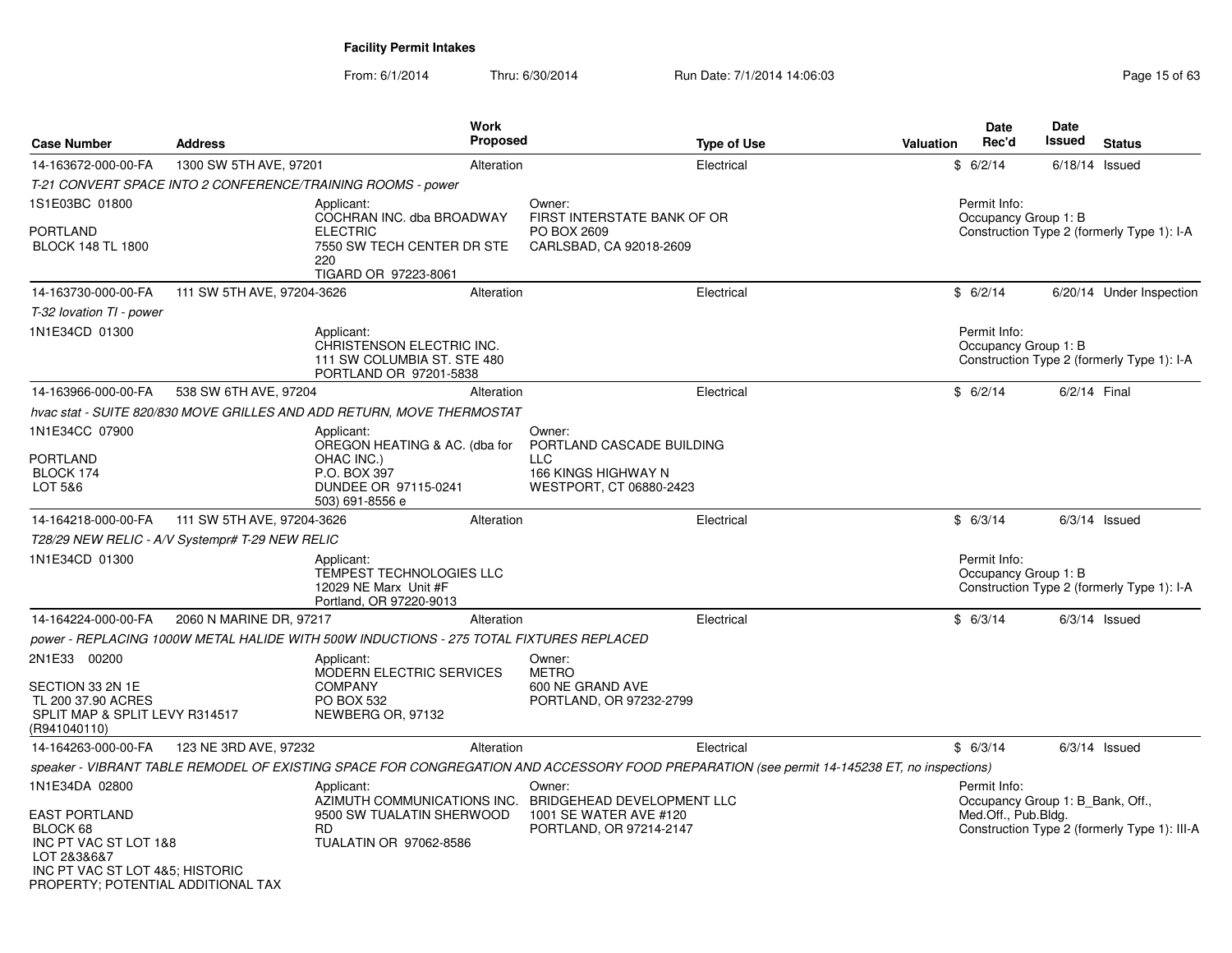**Facility Permit Intakes**

From: 6/1/2014 Thru: 6/30/2014 Run Date: 7/1/2014 14:06:03

| Case Number | Address | Work Proposed | Type of Use | Valuation | Date Rec'd | Date Issued | Status |
|---|---|---|---|---|---|---|---|
| 14-163672-000-00-FA | 1300 SW 5TH AVE, 97201 | Alteration | Electrical | $ | 6/2/14 | 6/18/14 | Issued |

*T-21 CONVERT SPACE INTO 2 CONFERENCE/TRAINING ROOMS - power*

1S1E03BC 01800
PORTLAND
BLOCK 148 TL 1800

Applicant:
COCHRAN INC. dba BROADWAY ELECTRIC
7550 SW TECH CENTER DR STE 220
TIGARD OR 97223-8061

Owner:
FIRST INTERSTATE BANK OF OR
PO BOX 2609
CARLSBAD, CA 92018-2609

Permit Info:
Occupancy Group 1: B
Construction Type 2 (formerly Type 1): I-A

| Case Number | Address | Work Proposed | Type of Use | Valuation | Date Rec'd | Date Issued | Status |
|---|---|---|---|---|---|---|---|
| 14-163730-000-00-FA | 111 SW 5TH AVE, 97204-3626 | Alteration | Electrical | $ | 6/2/14 | 6/20/14 | Under Inspection |

*T-32 Iovation TI - power*

1N1E34CD 01300

Applicant:
CHRISTENSON ELECTRIC INC.
111 SW COLUMBIA ST. STE 480
PORTLAND OR 97201-5838

Permit Info:
Occupancy Group 1: B
Construction Type 2 (formerly Type 1): I-A

| Case Number | Address | Work Proposed | Type of Use | Valuation | Date Rec'd | Date Issued | Status |
|---|---|---|---|---|---|---|---|
| 14-163966-000-00-FA | 538 SW 6TH AVE, 97204 | Alteration | Electrical | $ | 6/2/14 | 6/2/14 | Final |

*hvac stat - SUITE 820/830 MOVE GRILLES AND ADD RETURN, MOVE THERMOSTAT*

1N1E34CC 07900
PORTLAND
BLOCK 174
LOT 5&6

Applicant:
OREGON HEATING & AC. (dba for OHAC INC.)
P.O. BOX 397
DUNDEE OR 97115-0241
503) 691-8556 e

Owner:
PORTLAND CASCADE BUILDING LLC
166 KINGS HIGHWAY N
WESTPORT, CT 06880-2423

| Case Number | Address | Work Proposed | Type of Use | Valuation | Date Rec'd | Date Issued | Status |
|---|---|---|---|---|---|---|---|
| 14-164218-000-00-FA | 111 SW 5TH AVE, 97204-3626 | Alteration | Electrical | $ | 6/3/14 | 6/3/14 | Issued |

*T28/29 NEW RELIC - A/V Systempr# T-29 NEW RELIC*

1N1E34CD 01300

Applicant:
TEMPEST TECHNOLOGIES LLC
12029 NE Marx Unit #F
Portland, OR 97220-9013

Permit Info:
Occupancy Group 1: B
Construction Type 2 (formerly Type 1): I-A

| Case Number | Address | Work Proposed | Type of Use | Valuation | Date Rec'd | Date Issued | Status |
|---|---|---|---|---|---|---|---|
| 14-164224-000-00-FA | 2060 N MARINE DR, 97217 | Alteration | Electrical | $ | 6/3/14 | 6/3/14 | Issued |

*power - REPLACING 1000W METAL HALIDE WITH 500W INDUCTIONS - 275 TOTAL FIXTURES REPLACED*

2N1E33 00200
SECTION 33 2N 1E
TL 200 37.90 ACRES
SPLIT MAP & SPLIT LEVY R314517 (R941040110)

Applicant:
MODERN ELECTRIC SERVICES COMPANY
PO BOX 532
NEWBERG OR, 97132

Owner:
METRO
600 NE GRAND AVE
PORTLAND, OR 97232-2799

| Case Number | Address | Work Proposed | Type of Use | Valuation | Date Rec'd | Date Issued | Status |
|---|---|---|---|---|---|---|---|
| 14-164263-000-00-FA | 123 NE 3RD AVE, 97232 | Alteration | Electrical | $ | 6/3/14 | 6/3/14 | Issued |

*speaker - VIBRANT TABLE REMODEL OF EXISTING SPACE FOR CONGREGATION AND ACCESSORY FOOD PREPARATION (see permit 14-145238 ET, no inspections)*

1N1E34DA 02800
EAST PORTLAND
BLOCK 68
INC PT VAC ST LOT 1&8
LOT 2&3&6&7
INC PT VAC ST LOT 4&5; HISTORIC PROPERTY; POTENTIAL ADDITIONAL TAX

Applicant:
AZIMUTH COMMUNICATIONS INC.
9500 SW TUALATIN SHERWOOD RD
TUALATIN OR 97062-8586

Owner:
BRIDGEHEAD DEVELOPMENT LLC
1001 SE WATER AVE #120
PORTLAND, OR 97214-2147

Permit Info:
Occupancy Group 1: B_Bank, Off., Med.Off., Pub.Bldg.
Construction Type 2 (formerly Type 1): III-A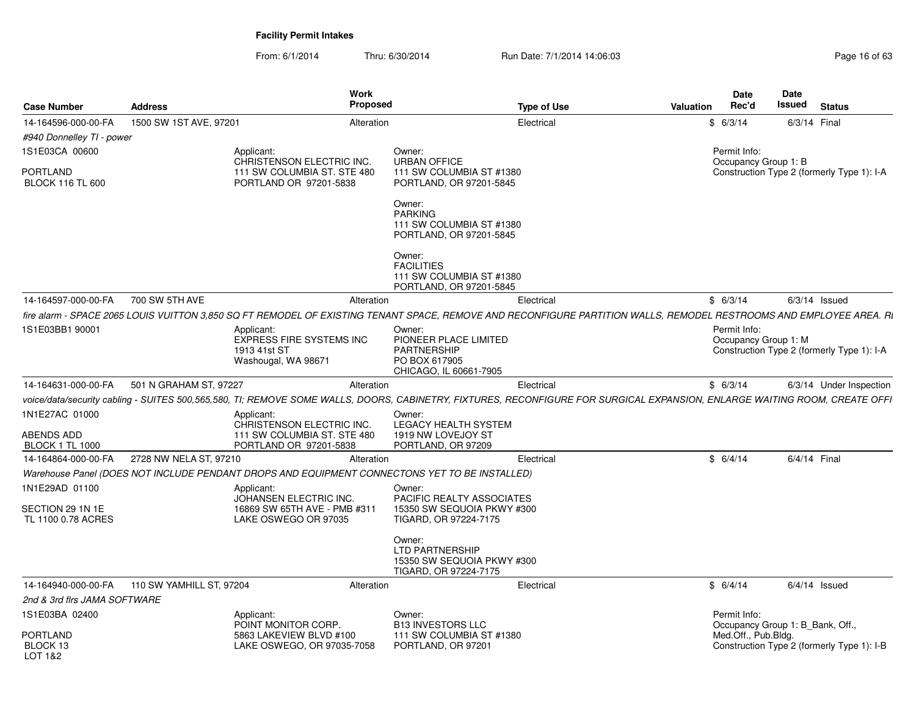**Facility Permit Intakes**

From: 6/1/2014 Thru: 6/30/2014 Run Date: 7/1/2014 14:06:03

| Case Number | Address | Work Proposed | Type of Use | Valuation | Date Rec'd | Date Issued | Status |
|---|---|---|---|---|---|---|---|
| 14-164596-000-00-FA | 1500 SW 1ST AVE, 97201 | Alteration | Electrical | $ | 6/3/14 | 6/3/14 | Final |

*#940 Donnelley TI - power*

1S1E03CA 00600

PORTLAND
BLOCK 116 TL 600

Applicant:
CHRISTENSON ELECTRIC INC.
111 SW COLUMBIA ST. STE 480
PORTLAND OR 97201-5838

Owner:
URBAN OFFICE
111 SW COLUMBIA ST #1380
PORTLAND, OR 97201-5845

Owner:
PARKING
111 SW COLUMBIA ST #1380
PORTLAND, OR 97201-5845

Owner:
FACILITIES
111 SW COLUMBIA ST #1380
PORTLAND, OR 97201-5845

Permit Info:
Occupancy Group 1: B
Construction Type 2 (formerly Type 1): I-A

| Case Number | Address | Work Proposed | Type of Use | Valuation | Date Rec'd | Date Issued | Status |
|---|---|---|---|---|---|---|---|
| 14-164597-000-00-FA | 700 SW 5TH AVE | Alteration | Electrical | $ | 6/3/14 | 6/3/14 | Issued |

*fire alarm - SPACE 2065 LOUIS VUITTON 3,850 SQ FT REMODEL OF EXISTING TENANT SPACE, REMOVE AND RECONFIGURE PARTITION WALLS, REMODEL RESTROOMS AND EMPLOYEE AREA. RI*

1S1E03BB1 90001

Applicant:
EXPRESS FIRE SYSTEMS INC
1913 41st ST
Washougal, WA 98671

Owner:
PIONEER PLACE LIMITED PARTNERSHIP
PO BOX 617905
CHICAGO, IL 60661-7905

Permit Info:
Occupancy Group 1: M
Construction Type 2 (formerly Type 1): I-A

| Case Number | Address | Work Proposed | Type of Use | Valuation | Date Rec'd | Date Issued | Status |
|---|---|---|---|---|---|---|---|
| 14-164631-000-00-FA | 501 N GRAHAM ST, 97227 | Alteration | Electrical | $ | 6/3/14 | 6/3/14 | Under Inspection |

*voice/data/security cabling - SUITES 500,565,580, TI; REMOVE SOME WALLS, DOORS, CABINETRY, FIXTURES, RECONFIGURE FOR SURGICAL EXPANSION, ENLARGE WAITING ROOM, CREATE OFFI*

1N1E27AC 01000

ABENDS ADD
BLOCK 1 TL 1000

Applicant:
CHRISTENSON ELECTRIC INC.
111 SW COLUMBIA ST. STE 480
PORTLAND OR 97201-5838

Owner:
LEGACY HEALTH SYSTEM
1919 NW LOVEJOY ST
PORTLAND, OR 97209

| Case Number | Address | Work Proposed | Type of Use | Valuation | Date Rec'd | Date Issued | Status |
|---|---|---|---|---|---|---|---|
| 14-164864-000-00-FA | 2728 NW NELA ST, 97210 | Alteration | Electrical | $ | 6/4/14 | 6/4/14 | Final |

*Warehouse Panel (DOES NOT INCLUDE PENDANT DROPS AND EQUIPMENT CONNECTONS YET TO BE INSTALLED)*

1N1E29AD 01100

SECTION 29 1N 1E
TL 1100 0.78 ACRES

Applicant:
JOHANSEN ELECTRIC INC.
16869 SW 65TH AVE - PMB #311
LAKE OSWEGO OR 97035

Owner:
PACIFIC REALTY ASSOCIATES
15350 SW SEQUOIA PKWY #300
TIGARD, OR 97224-7175

Owner:
LTD PARTNERSHIP
15350 SW SEQUOIA PKWY #300
TIGARD, OR 97224-7175

| Case Number | Address | Work Proposed | Type of Use | Valuation | Date Rec'd | Date Issued | Status |
|---|---|---|---|---|---|---|---|
| 14-164940-000-00-FA | 110 SW YAMHILL ST, 97204 | Alteration | Electrical | $ | 6/4/14 | 6/4/14 | Issued |

*2nd & 3rd flrs JAMA SOFTWARE*

1S1E03BA 02400

PORTLAND
BLOCK 13
LOT 1&2

Applicant:
POINT MONITOR CORP.
5863 LAKEVIEW BLVD #100
LAKE OSWEGO, OR 97035-7058

Owner:
B13 INVESTORS LLC
111 SW COLUMBIA ST #1380
PORTLAND, OR 97201

Permit Info:
Occupancy Group 1: B_Bank, Off., Med.Off., Pub.Bldg.
Construction Type 2 (formerly Type 1): I-B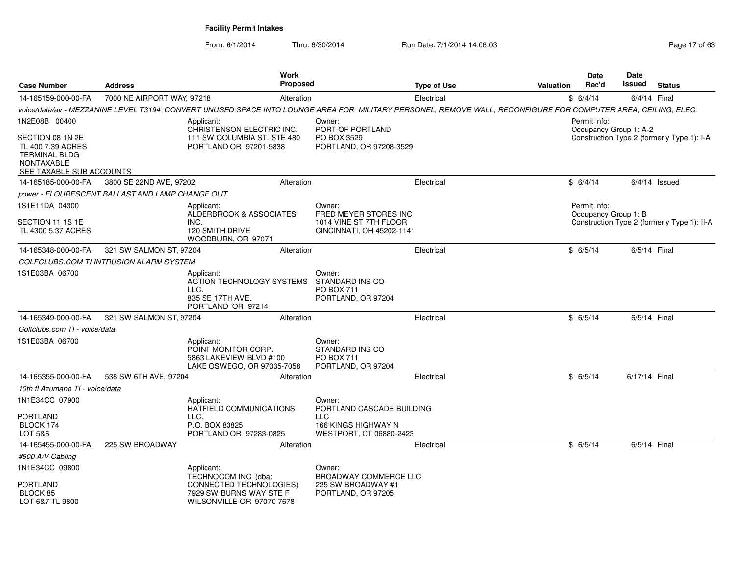# Facility Permit Intakes

From: 6/1/2014 Thru: 6/30/2014 Run Date: 7/1/2014 14:06:03

| Case Number | Address | Work Proposed | Type of Use | Valuation | Date Rec'd | Date Issued | Status |
|---|---|---|---|---|---|---|---|
| 14-165159-000-00-FA | 7000 NE AIRPORT WAY, 97218 | Alteration | Electrical | $ | 6/4/14 | 6/4/14 | Final |

*voice/data/av - MEZZANINE LEVEL T3194; CONVERT UNUSED SPACE INTO LOUNGE AREA FOR MILITARY PERSONEL, REMOVE WALL, RECONFIGURE FOR COMPUTER AREA, CEILING, ELEC,*

1N2E08B 00400

SECTION 08 1N 2E
TL 400 7.39 ACRES
TERMINAL BLDG
NONTAXABLE
SEE TAXABLE SUB ACCOUNTS

Applicant:
CHRISTENSON ELECTRIC INC.
111 SW COLUMBIA ST. STE 480
PORTLAND OR 97201-5838

Owner:
PORT OF PORTLAND
PO BOX 3529
PORTLAND, OR 97208-3529

Permit Info:
Occupancy Group 1: A-2
Construction Type 2 (formerly Type 1): I-A

---

| Case Number | Address | Work Proposed | Type of Use | Valuation | Date Rec'd | Date Issued | Status |
|---|---|---|---|---|---|---|---|
| 14-165185-000-00-FA | 3800 SE 22ND AVE, 97202 | Alteration | Electrical | $ | 6/4/14 | 6/4/14 | Issued |

*power - FLOURESCENT BALLAST AND LAMP CHANGE OUT*

1S1E11DA 04300

SECTION 11 1S 1E
TL 4300 5.37 ACRES

Applicant:
ALDERBROOK & ASSOCIATES INC.
120 SMITH DRIVE
WOODBURN, OR 97071

Owner:
FRED MEYER STORES INC
1014 VINE ST 7TH FLOOR
CINCINNATI, OH 45202-1141

Permit Info:
Occupancy Group 1: B
Construction Type 2 (formerly Type 1): II-A

---

| Case Number | Address | Work Proposed | Type of Use | Valuation | Date Rec'd | Date Issued | Status |
|---|---|---|---|---|---|---|---|
| 14-165348-000-00-FA | 321 SW SALMON ST, 97204 | Alteration | Electrical | $ | 6/5/14 | 6/5/14 | Final |

*GOLFCLUBS.COM TI INTRUSION ALARM SYSTEM*

1S1E03BA 06700

Applicant:
ACTION TECHNOLOGY SYSTEMS LLC.
835 SE 17TH AVE.
PORTLAND OR 97214

Owner:
STANDARD INS CO
PO BOX 711
PORTLAND, OR 97204

---

| Case Number | Address | Work Proposed | Type of Use | Valuation | Date Rec'd | Date Issued | Status |
|---|---|---|---|---|---|---|---|
| 14-165349-000-00-FA | 321 SW SALMON ST, 97204 | Alteration | Electrical | $ | 6/5/14 | 6/5/14 | Final |

*Golfclubs.com TI - voice/data*

1S1E03BA 06700

Applicant:
POINT MONITOR CORP.
5863 LAKEVIEW BLVD #100
LAKE OSWEGO, OR 97035-7058

Owner:
STANDARD INS CO
PO BOX 711
PORTLAND, OR 97204

---

| Case Number | Address | Work Proposed | Type of Use | Valuation | Date Rec'd | Date Issued | Status |
|---|---|---|---|---|---|---|---|
| 14-165355-000-00-FA | 538 SW 6TH AVE, 97204 | Alteration | Electrical | $ | 6/5/14 | 6/17/14 | Final |

*10th fl Azumano TI - voice/data*

1N1E34CC 07900

PORTLAND
BLOCK 174
LOT 5&6

Applicant:
HATFIELD COMMUNICATIONS LLC.
P.O. BOX 83825
PORTLAND OR 97283-0825

Owner:
PORTLAND CASCADE BUILDING LLC
166 KINGS HIGHWAY N
WESTPORT, CT 06880-2423

---

| Case Number | Address | Work Proposed | Type of Use | Valuation | Date Rec'd | Date Issued | Status |
|---|---|---|---|---|---|---|---|
| 14-165455-000-00-FA | 225 SW BROADWAY | Alteration | Electrical | $ | 6/5/14 | 6/5/14 | Final |

*#600 A/V Cabling*

1N1E34CC 09800

PORTLAND
BLOCK 85
LOT 6&7 TL 9800

Applicant:
TECHNOCOM INC. (dba: CONNECTED TECHNOLOGIES)
7929 SW BURNS WAY STE F
WILSONVILLE OR 97070-7678

Owner:
BROADWAY COMMERCE LLC
225 SW BROADWAY #1
PORTLAND, OR 97205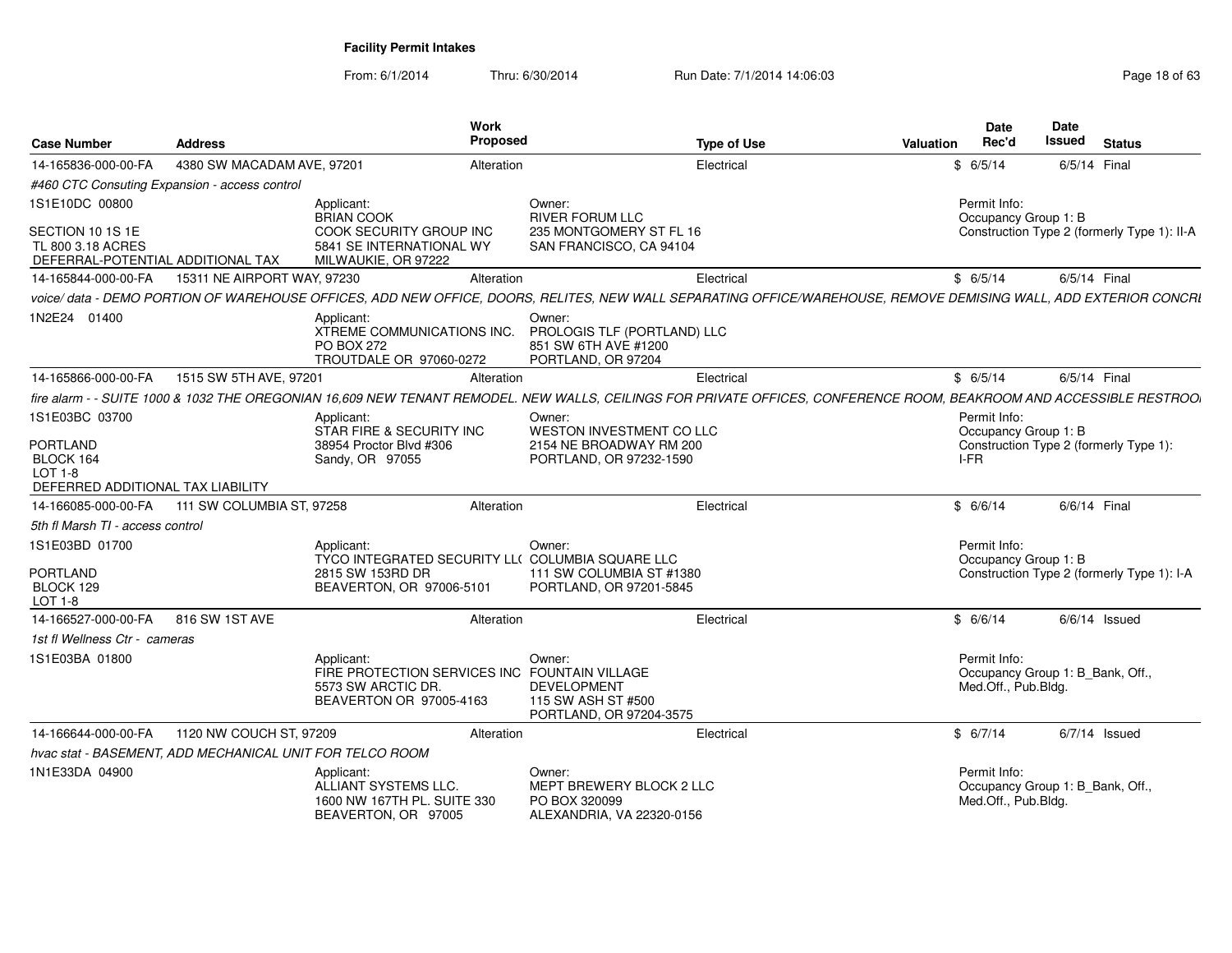**Facility Permit Intakes**

From: 6/1/2014 Thru: 6/30/2014 Run Date: 7/1/2014 14:06:03

| Case Number | Address | Work Proposed | Type of Use | Valuation | Date Rec'd | Date Issued | Status |
|---|---|---|---|---|---|---|---|
| 14-165836-000-00-FA | 4380 SW MACADAM AVE, 97201 | Alteration | Electrical | $ | 6/5/14 | 6/5/14 | Final |

*#460 CTC Consuting Expansion - access control*

1S1E10DC 00800

SECTION 10 1S 1E
TL 800 3.18 ACRES
DEFERRAL-POTENTIAL ADDITIONAL TAX

Applicant:
BRIAN COOK
COOK SECURITY GROUP INC
5841 SE INTERNATIONAL WY
MILWAUKIE, OR 97222

Owner:
RIVER FORUM LLC
235 MONTGOMERY ST FL 16
SAN FRANCISCO, CA 94104

Permit Info:
Occupancy Group 1: B
Construction Type 2 (formerly Type 1): II-A

| Case Number | Address | Work Proposed | Type of Use | Valuation | Date Rec'd | Date Issued | Status |
|---|---|---|---|---|---|---|---|
| 14-165844-000-00-FA | 15311 NE AIRPORT WAY, 97230 | Alteration | Electrical | $ | 6/5/14 | 6/5/14 | Final |

*voice/ data - DEMO PORTION OF WAREHOUSE OFFICES, ADD NEW OFFICE, DOORS, RELITES, NEW WALL SEPARATING OFFICE/WAREHOUSE, REMOVE DEMISING WALL, ADD EXTERIOR CONCRI*

1N2E24 01400

Applicant:
XTREME COMMUNICATIONS INC.
PO BOX 272
TROUTDALE OR 97060-0272

Owner:
PROLOGIS TLF (PORTLAND) LLC
851 SW 6TH AVE #1200
PORTLAND, OR 97204

| Case Number | Address | Work Proposed | Type of Use | Valuation | Date Rec'd | Date Issued | Status |
|---|---|---|---|---|---|---|---|
| 14-165866-000-00-FA | 1515 SW 5TH AVE, 97201 | Alteration | Electrical | $ | 6/5/14 | 6/5/14 | Final |

*fire alarm - - SUITE 1000 & 1032 THE OREGONIAN 16,609 NEW TENANT REMODEL. NEW WALLS, CEILINGS FOR PRIVATE OFFICES, CONFERENCE ROOM, BEAKROOM AND ACCESSIBLE RESTROO*

1S1E03BC 03700

PORTLAND
BLOCK 164
LOT 1-8
DEFERRED ADDITIONAL TAX LIABILITY

Applicant:
STAR FIRE & SECURITY INC
38954 Proctor Blvd #306
Sandy, OR 97055

Owner:
WESTON INVESTMENT CO LLC
2154 NE BROADWAY RM 200
PORTLAND, OR 97232-1590

Permit Info:
Occupancy Group 1: B
Construction Type 2 (formerly Type 1): I-FR

| Case Number | Address | Work Proposed | Type of Use | Valuation | Date Rec'd | Date Issued | Status |
|---|---|---|---|---|---|---|---|
| 14-166085-000-00-FA | 111 SW COLUMBIA ST, 97258 | Alteration | Electrical | $ | 6/6/14 | 6/6/14 | Final |

*5th fl Marsh TI - access control*

1S1E03BD 01700

PORTLAND
BLOCK 129
LOT 1-8

Applicant:
TYCO INTEGRATED SECURITY LL(
2815 SW 153RD DR
BEAVERTON, OR 97006-5101

Owner:
COLUMBIA SQUARE LLC
111 SW COLUMBIA ST #1380
PORTLAND, OR 97201-5845

Permit Info:
Occupancy Group 1: B
Construction Type 2 (formerly Type 1): I-A

| Case Number | Address | Work Proposed | Type of Use | Valuation | Date Rec'd | Date Issued | Status |
|---|---|---|---|---|---|---|---|
| 14-166527-000-00-FA | 816 SW 1ST AVE | Alteration | Electrical | $ | 6/6/14 | 6/6/14 | Issued |

*1st fl Wellness Ctr - cameras*

1S1E03BA 01800

Applicant:
FIRE PROTECTION SERVICES INC
5573 SW ARCTIC DR.
BEAVERTON OR 97005-4163

Owner:
FOUNTAIN VILLAGE DEVELOPMENT
115 SW ASH ST #500
PORTLAND, OR 97204-3575

Permit Info:
Occupancy Group 1: B_Bank, Off., Med.Off., Pub.Bldg.

| Case Number | Address | Work Proposed | Type of Use | Valuation | Date Rec'd | Date Issued | Status |
|---|---|---|---|---|---|---|---|
| 14-166644-000-00-FA | 1120 NW COUCH ST, 97209 | Alteration | Electrical | $ | 6/7/14 | 6/7/14 | Issued |

*hvac stat - BASEMENT, ADD MECHANICAL UNIT FOR TELCO ROOM*

1N1E33DA 04900

Applicant:
ALLIANT SYSTEMS LLC.
1600 NW 167TH PL. SUITE 330
BEAVERTON, OR 97005

Owner:
MEPT BREWERY BLOCK 2 LLC
PO BOX 320099
ALEXANDRIA, VA 22320-0156

Permit Info:
Occupancy Group 1: B_Bank, Off., Med.Off., Pub.Bldg.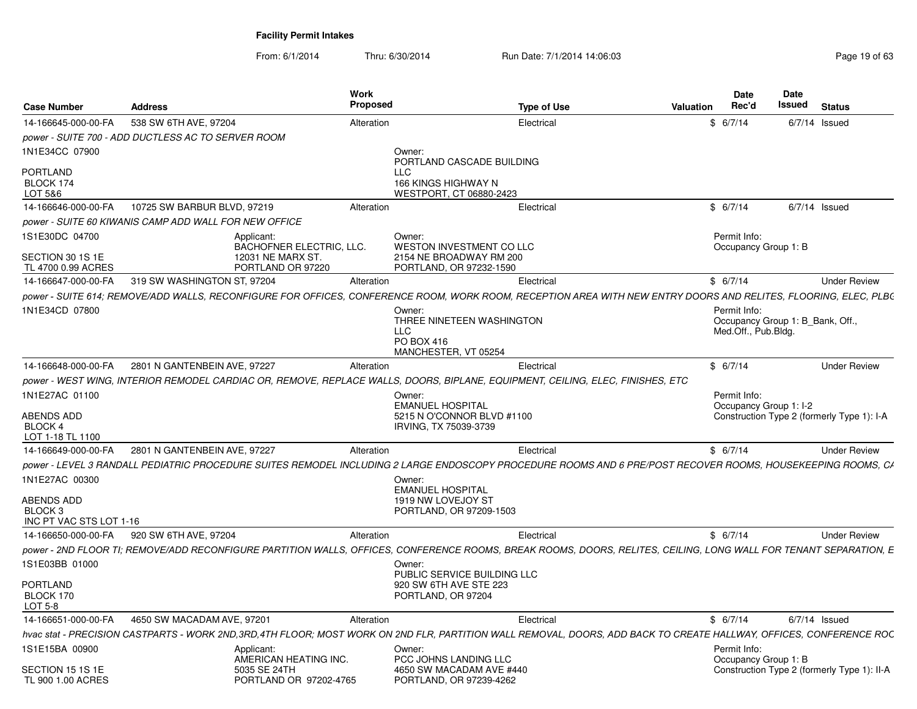# Facility Permit Intakes

From: 6/1/2014 Thru: 6/30/2014 Run Date: 7/1/2014 14:06:03

| Case Number | Address | Work Proposed | Type of Use | Valuation | Date Rec'd | Date Issued | Status |
|---|---|---|---|---|---|---|---|
| 14-166645-000-00-FA | 538 SW 6TH AVE, 97204 | Alteration | Electrical | $ | 6/7/14 | 6/7/14 | Issued |

*power - SUITE 700 - ADD DUCTLESS AC TO SERVER ROOM*

1N1E34CC 07900

PORTLAND
BLOCK 174
LOT 5&6

Owner:
PORTLAND CASCADE BUILDING LLC
166 KINGS HIGHWAY N
WESTPORT, CT 06880-2423

| Case Number | Address | Work Proposed | Type of Use | Valuation | Date Rec'd | Date Issued | Status |
|---|---|---|---|---|---|---|---|
| 14-166646-000-00-FA | 10725 SW BARBUR BLVD, 97219 | Alteration | Electrical | $ | 6/7/14 | 6/7/14 | Issued |

*power - SUITE 60 KIWANIS CAMP ADD WALL FOR NEW OFFICE*

1S1E30DC 04700

SECTION 30 1S 1E
TL 4700 0.99 ACRES

Applicant:
BACHOFNER ELECTRIC, LLC.
12031 NE MARX ST.
PORTLAND OR 97220

Owner:
WESTON INVESTMENT CO LLC
2154 NE BROADWAY RM 200
PORTLAND, OR 97232-1590

Permit Info:
Occupancy Group 1: B

| Case Number | Address | Work Proposed | Type of Use | Valuation | Date Rec'd | Date Issued | Status |
|---|---|---|---|---|---|---|---|
| 14-166647-000-00-FA | 319 SW WASHINGTON ST, 97204 | Alteration | Electrical | $ | 6/7/14 | | Under Review |

*power - SUITE 614; REMOVE/ADD WALLS, RECONFIGURE FOR OFFICES, CONFERENCE ROOM, WORK ROOM, RECEPTION AREA WITH NEW ENTRY DOORS AND RELITES, FLOORING, ELEC, PLBG*

1N1E34CD 07800

Owner:
THREE NINETEEN WASHINGTON LLC
PO BOX 416
MANCHESTER, VT 05254

Permit Info:
Occupancy Group 1: B_Bank, Off., Med.Off., Pub.Bldg.

| Case Number | Address | Work Proposed | Type of Use | Valuation | Date Rec'd | Date Issued | Status |
|---|---|---|---|---|---|---|---|
| 14-166648-000-00-FA | 2801 N GANTENBEIN AVE, 97227 | Alteration | Electrical | $ | 6/7/14 | | Under Review |

*power - WEST WING, INTERIOR REMODEL CARDIAC OR, REMOVE, REPLACE WALLS, DOORS, BIPLANE, EQUIPMENT, CEILING, ELEC, FINISHES, ETC*

1N1E27AC 01100

ABENDS ADD
BLOCK 4
LOT 1-18 TL 1100

Owner:
EMANUEL HOSPITAL
5215 N O'CONNOR BLVD #1100
IRVING, TX 75039-3739

Permit Info:
Occupancy Group 1: I-2
Construction Type 2 (formerly Type 1): I-A

| Case Number | Address | Work Proposed | Type of Use | Valuation | Date Rec'd | Date Issued | Status |
|---|---|---|---|---|---|---|---|
| 14-166649-000-00-FA | 2801 N GANTENBEIN AVE, 97227 | Alteration | Electrical | $ | 6/7/14 | | Under Review |

*power - LEVEL 3 RANDALL PEDIATRIC PROCEDURE SUITES REMODEL INCLUDING 2 LARGE ENDOSCOPY PROCEDURE ROOMS AND 6 PRE/POST RECOVER ROOMS, HOUSEKEEPING ROOMS, CA*

1N1E27AC 00300

ABENDS ADD
BLOCK 3
INC PT VAC STS LOT 1-16

Owner:
EMANUEL HOSPITAL
1919 NW LOVEJOY ST
PORTLAND, OR 97209-1503

| Case Number | Address | Work Proposed | Type of Use | Valuation | Date Rec'd | Date Issued | Status |
|---|---|---|---|---|---|---|---|
| 14-166650-000-00-FA | 920 SW 6TH AVE, 97204 | Alteration | Electrical | $ | 6/7/14 | | Under Review |

*power - 2ND FLOOR TI; REMOVE/ADD RECONFIGURE PARTITION WALLS, OFFICES, CONFERENCE ROOMS, BREAK ROOMS, DOORS, RELITES, CEILING, LONG WALL FOR TENANT SEPARATION, E*

1S1E03BB 01000

PORTLAND
BLOCK 170
LOT 5-8

Owner:
PUBLIC SERVICE BUILDING LLC
920 SW 6TH AVE STE 223
PORTLAND, OR 97204

| Case Number | Address | Work Proposed | Type of Use | Valuation | Date Rec'd | Date Issued | Status |
|---|---|---|---|---|---|---|---|
| 14-166651-000-00-FA | 4650 SW MACADAM AVE, 97201 | Alteration | Electrical | $ | 6/7/14 | 6/7/14 | Issued |

*hvac stat - PRECISION CASTPARTS - WORK 2ND,3RD,4TH FLOOR; MOST WORK ON 2ND FLR, PARTITION WALL REMOVAL, DOORS, ADD BACK TO CREATE HALLWAY, OFFICES, CONFERENCE ROC*

1S1E15BA 00900

SECTION 15 1S 1E
TL 900 1.00 ACRES

Applicant:
AMERICAN HEATING INC.
5035 SE 24TH
PORTLAND OR 97202-4765

Owner:
PCC JOHNS LANDING LLC
4650 SW MACADAM AVE #440
PORTLAND, OR 97239-4262

Permit Info:
Occupancy Group 1: B
Construction Type 2 (formerly Type 1): II-A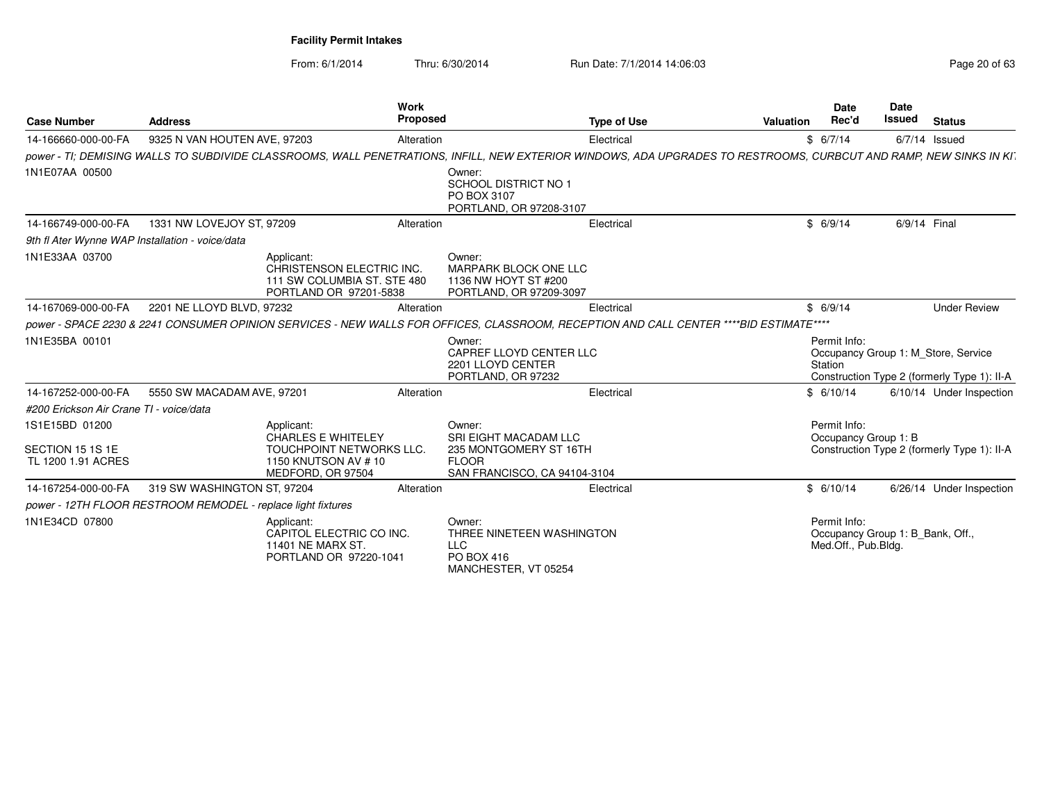**Facility Permit Intakes**

From: 6/1/2014 Thru: 6/30/2014 Run Date: 7/1/2014 14:06:03

| Case Number | Address | Work Proposed | Type of Use | Valuation | Date Rec'd | Date Issued | Status |
|---|---|---|---|---|---|---|---|
| 14-166660-000-00-FA | 9325 N VAN HOUTEN AVE, 97203 | Alteration | Electrical | $ | 6/7/14 | 6/7/14 | Issued |

*power - TI; DEMISING WALLS TO SUBDIVIDE CLASSROOMS, WALL PENETRATIONS, INFILL, NEW EXTERIOR WINDOWS, ADA UPGRADES TO RESTROOMS, CURBCUT AND RAMP, NEW SINKS IN KI*

1N1E07AA 00500

Owner:
SCHOOL DISTRICT NO 1
PO BOX 3107
PORTLAND, OR 97208-3107

| Case Number | Address | Work Proposed | Type of Use | Valuation | Date Rec'd | Date Issued | Status |
|---|---|---|---|---|---|---|---|
| 14-166749-000-00-FA | 1331 NW LOVEJOY ST, 97209 | Alteration | Electrical | $ | 6/9/14 | 6/9/14 | Final |

*9th fl Ater Wynne WAP Installation - voice/data*

1N1E33AA 03700

Applicant:
CHRISTENSON ELECTRIC INC.
111 SW COLUMBIA ST. STE 480
PORTLAND OR 97201-5838

Owner:
MARPARK BLOCK ONE LLC
1136 NW HOYT ST #200
PORTLAND, OR 97209-3097

| Case Number | Address | Work Proposed | Type of Use | Valuation | Date Rec'd | Date Issued | Status |
|---|---|---|---|---|---|---|---|
| 14-167069-000-00-FA | 2201 NE LLOYD BLVD, 97232 | Alteration | Electrical | $ | 6/9/14 | | Under Review |

*power - SPACE 2230 & 2241 CONSUMER OPINION SERVICES - NEW WALLS FOR OFFICES, CLASSROOM, RECEPTION AND CALL CENTER ****BID ESTIMATE*****

1N1E35BA 00101

Owner:
CAPREF LLOYD CENTER LLC
2201 LLOYD CENTER
PORTLAND, OR 97232

Permit Info:
Occupancy Group 1: M_Store, Service Station
Construction Type 2 (formerly Type 1): II-A

| Case Number | Address | Work Proposed | Type of Use | Valuation | Date Rec'd | Date Issued | Status |
|---|---|---|---|---|---|---|---|
| 14-167252-000-00-FA | 5550 SW MACADAM AVE, 97201 | Alteration | Electrical | $ | 6/10/14 | 6/10/14 | Under Inspection |

*#200 Erickson Air Crane TI - voice/data*

1S1E15BD 01200

SECTION 15 1S 1E
TL 1200 1.91 ACRES

Applicant:
CHARLES E WHITELEY
TOUCHPOINT NETWORKS LLC.
1150 KNUTSON AV # 10
MEDFORD, OR 97504

Owner:
SRI EIGHT MACADAM LLC
235 MONTGOMERY ST 16TH FLOOR
SAN FRANCISCO, CA 94104-3104

Permit Info:
Occupancy Group 1: B
Construction Type 2 (formerly Type 1): II-A

| Case Number | Address | Work Proposed | Type of Use | Valuation | Date Rec'd | Date Issued | Status |
|---|---|---|---|---|---|---|---|
| 14-167254-000-00-FA | 319 SW WASHINGTON ST, 97204 | Alteration | Electrical | $ | 6/10/14 | 6/26/14 | Under Inspection |

*power - 12TH FLOOR RESTROOM REMODEL - replace light fixtures*

1N1E34CD 07800

Applicant:
CAPITOL ELECTRIC CO INC.
11401 NE MARX ST.
PORTLAND OR 97220-1041

Owner:
THREE NINETEEN WASHINGTON LLC
PO BOX 416
MANCHESTER, VT 05254

Permit Info:
Occupancy Group 1: B_Bank, Off., Med.Off., Pub.Bldg.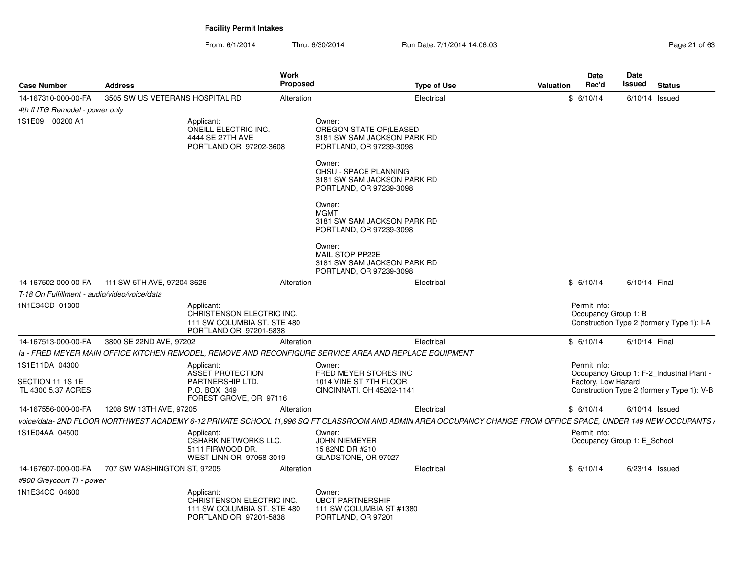**Facility Permit Intakes**

From: 6/1/2014 Thru: 6/30/2014 Run Date: 7/1/2014 14:06:03

| Case Number | Address | Work Proposed | Type of Use | Valuation | Date Rec'd | Date Issued | Status |
|---|---|---|---|---|---|---|---|
| 14-167310-000-00-FA | 3505 SW US VETERANS HOSPITAL RD | Alteration | Electrical | $ | 6/10/14 | 6/10/14 | Issued |

*4th fl ITG Remodel - power only*

1S1E09 00200 A1

Applicant:
ONEILL ELECTRIC INC.
4444 SE 27TH AVE
PORTLAND OR 97202-3608

Owner:
OREGON STATE OF(LEASED
3181 SW SAM JACKSON PARK RD
PORTLAND, OR 97239-3098

Owner:
OHSU - SPACE PLANNING
3181 SW SAM JACKSON PARK RD
PORTLAND, OR 97239-3098

Owner:
MGMT
3181 SW SAM JACKSON PARK RD
PORTLAND, OR 97239-3098

Owner:
MAIL STOP PP22E
3181 SW SAM JACKSON PARK RD
PORTLAND, OR 97239-3098

| Case Number | Address | Work Proposed | Type of Use | Valuation | Date Rec'd | Date Issued | Status |
|---|---|---|---|---|---|---|---|
| 14-167502-000-00-FA | 111 SW 5TH AVE, 97204-3626 | Alteration | Electrical | $ | 6/10/14 | 6/10/14 | Final |

*T-18 On Fulfillment - audio/video/voice/data*

1N1E34CD 01300

Applicant:
CHRISTENSON ELECTRIC INC.
111 SW COLUMBIA ST. STE 480
PORTLAND OR 97201-5838

Permit Info:
Occupancy Group 1: B
Construction Type 2 (formerly Type 1): I-A

| Case Number | Address | Work Proposed | Type of Use | Valuation | Date Rec'd | Date Issued | Status |
|---|---|---|---|---|---|---|---|
| 14-167513-000-00-FA | 3800 SE 22ND AVE, 97202 | Alteration | Electrical | $ | 6/10/14 | 6/10/14 | Final |

*fa - FRED MEYER MAIN OFFICE KITCHEN REMODEL, REMOVE AND RECONFIGURE SERVICE AREA AND REPLACE EQUIPMENT*

1S1E11DA 04300

SECTION 11 1S 1E
TL 4300 5.37 ACRES

Applicant:
ASSET PROTECTION
PARTNERSHIP LTD.
P.O. BOX 349
FOREST GROVE, OR 97116

Owner:
FRED MEYER STORES INC
1014 VINE ST 7TH FLOOR
CINCINNATI, OH 45202-1141

Permit Info:
Occupancy Group 1: F-2_Industrial Plant - Factory, Low Hazard
Construction Type 2 (formerly Type 1): V-B

| Case Number | Address | Work Proposed | Type of Use | Valuation | Date Rec'd | Date Issued | Status |
|---|---|---|---|---|---|---|---|
| 14-167556-000-00-FA | 1208 SW 13TH AVE, 97205 | Alteration | Electrical | $ | 6/10/14 | 6/10/14 | Issued |

*voice/data- 2ND FLOOR NORTHWEST ACADEMY 6-12 PRIVATE SCHOOL 11,996 SQ FT CLASSROOM AND ADMIN AREA OCCUPANCY CHANGE FROM OFFICE SPACE, UNDER 149 NEW OCCUPANTS*

1S1E04AA 04500

Applicant:
CSHARK NETWORKS LLC.
5111 FIRWOOD DR.
WEST LINN OR 97068-3019

Owner:
JOHN NIEMEYER
15 82ND DR #210
GLADSTONE, OR 97027

Permit Info:
Occupancy Group 1: E_School

| Case Number | Address | Work Proposed | Type of Use | Valuation | Date Rec'd | Date Issued | Status |
|---|---|---|---|---|---|---|---|
| 14-167607-000-00-FA | 707 SW WASHINGTON ST, 97205 | Alteration | Electrical | $ | 6/10/14 | 6/23/14 | Issued |

*#900 Greycourt TI - power*

1N1E34CC 04600

Applicant:
CHRISTENSON ELECTRIC INC.
111 SW COLUMBIA ST. STE 480
PORTLAND OR 97201-5838

Owner:
UBCT PARTNERSHIP
111 SW COLUMBIA ST #1380
PORTLAND, OR 97201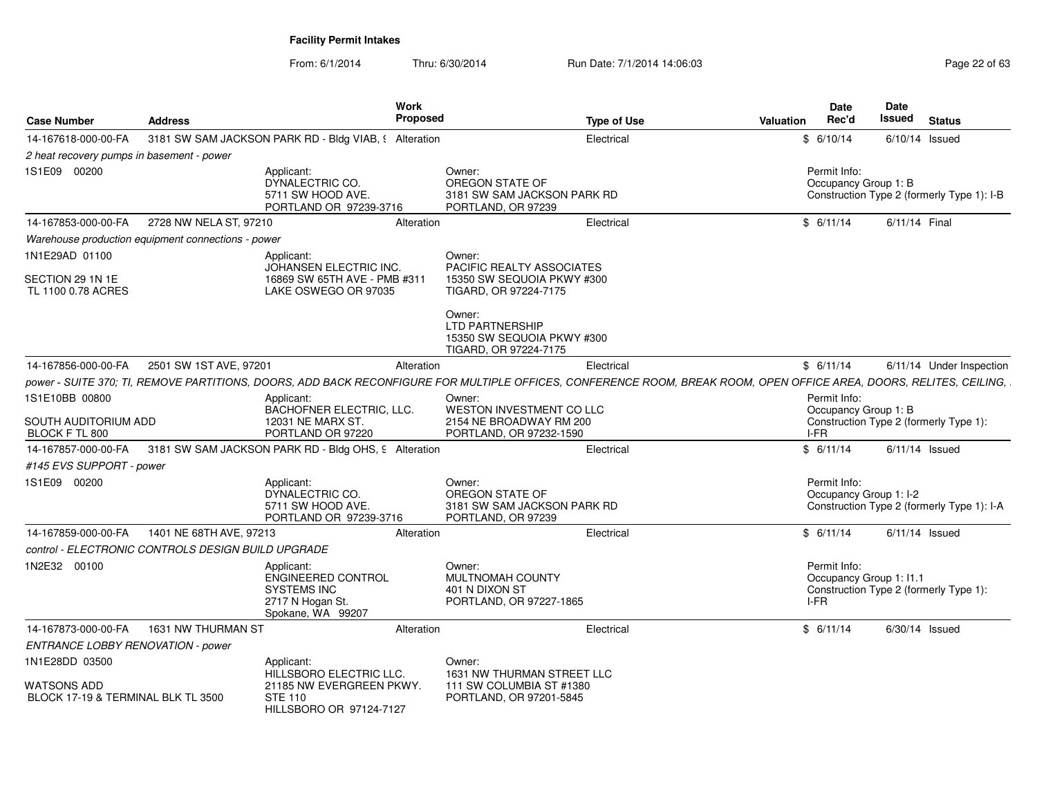# Facility Permit Intakes

From: 6/1/2014 Thru: 6/30/2014 Run Date: 7/1/2014 14:06:03

| Case Number | Address | Work Proposed | Type of Use | Valuation | Date Rec'd | Date Issued | Status |
|---|---|---|---|---|---|---|---|
| 14-167618-000-00-FA | 3181 SW SAM JACKSON PARK RD - Bldg VIAB, ( | Alteration | Electrical | $ | 6/10/14 | 6/10/14 | Issued |
| *2 heat recovery pumps in basement - power* | | | | | | | |
| 1S1E09 00200 | Applicant: DYNALECTRIC CO. 5711 SW HOOD AVE. PORTLAND OR 97239-3716 | | Owner: OREGON STATE OF 3181 SW SAM JACKSON PARK RD PORTLAND, OR 97239 | | Permit Info: Occupancy Group 1: B Construction Type 2 (formerly Type 1): I-B | | |
| 14-167853-000-00-FA | 2728 NW NELA ST, 97210 | Alteration | Electrical | $ | 6/11/14 | 6/11/14 | Final |
| *Warehouse production equipment connections - power* | | | | | | | |
| 1N1E29AD 01100 SECTION 29 1N 1E TL 1100 0.78 ACRES | Applicant: JOHANSEN ELECTRIC INC. 16869 SW 65TH AVE - PMB #311 LAKE OSWEGO OR 97035 | | Owner: PACIFIC REALTY ASSOCIATES 15350 SW SEQUOIA PKWY #300 TIGARD, OR 97224-7175; Owner: LTD PARTNERSHIP 15350 SW SEQUOIA PKWY #300 TIGARD, OR 97224-7175 | | | | |
| 14-167856-000-00-FA | 2501 SW 1ST AVE, 97201 | Alteration | Electrical | $ | 6/11/14 | 6/11/14 | Under Inspection |
| *power - SUITE 370; TI, REMOVE PARTITIONS, DOORS, ADD BACK RECONFIGURE FOR MULTIPLE OFFICES, CONFERENCE ROOM, BREAK ROOM, OPEN OFFICE AREA, DOORS, RELITES, CEILING,* | | | | | | | |
| 1S1E10BB 00800 SOUTH AUDITORIUM ADD BLOCK F TL 800 | Applicant: BACHOFNER ELECTRIC, LLC. 12031 NE MARX ST. PORTLAND OR 97220 | | Owner: WESTON INVESTMENT CO LLC 2154 NE BROADWAY RM 200 PORTLAND, OR 97232-1590 | | Permit Info: Occupancy Group 1: B Construction Type 2 (formerly Type 1): I-FR | | |
| 14-167857-000-00-FA | 3181 SW SAM JACKSON PARK RD - Bldg OHS, ( | Alteration | Electrical | $ | 6/11/14 | 6/11/14 | Issued |
| *#145 EVS SUPPORT - power* | | | | | | | |
| 1S1E09 00200 | Applicant: DYNALECTRIC CO. 5711 SW HOOD AVE. PORTLAND OR 97239-3716 | | Owner: OREGON STATE OF 3181 SW SAM JACKSON PARK RD PORTLAND, OR 97239 | | Permit Info: Occupancy Group 1: I-2 Construction Type 2 (formerly Type 1): I-A | | |
| 14-167859-000-00-FA | 1401 NE 68TH AVE, 97213 | Alteration | Electrical | $ | 6/11/14 | 6/11/14 | Issued |
| *control - ELECTRONIC CONTROLS DESIGN BUILD UPGRADE* | | | | | | | |
| 1N2E32 00100 | Applicant: ENGINEERED CONTROL SYSTEMS INC 2717 N Hogan St. Spokane, WA 99207 | | Owner: MULTNOMAH COUNTY 401 N DIXON ST PORTLAND, OR 97227-1865 | | Permit Info: Occupancy Group 1: I1.1 Construction Type 2 (formerly Type 1): I-FR | | |
| 14-167873-000-00-FA | 1631 NW THURMAN ST | Alteration | Electrical | $ | 6/11/14 | 6/30/14 | Issued |
| *ENTRANCE LOBBY RENOVATION - power* | | | | | | | |
| 1N1E28DD 03500 WATSONS ADD BLOCK 17-19 & TERMINAL BLK TL 3500 | Applicant: HILLSBORO ELECTRIC LLC. 21185 NW EVERGREEN PKWY. STE 110 HILLSBORO OR 97124-7127 | | Owner: 1631 NW THURMAN STREET LLC 111 SW COLUMBIA ST #1380 PORTLAND, OR 97201-5845 | | | | |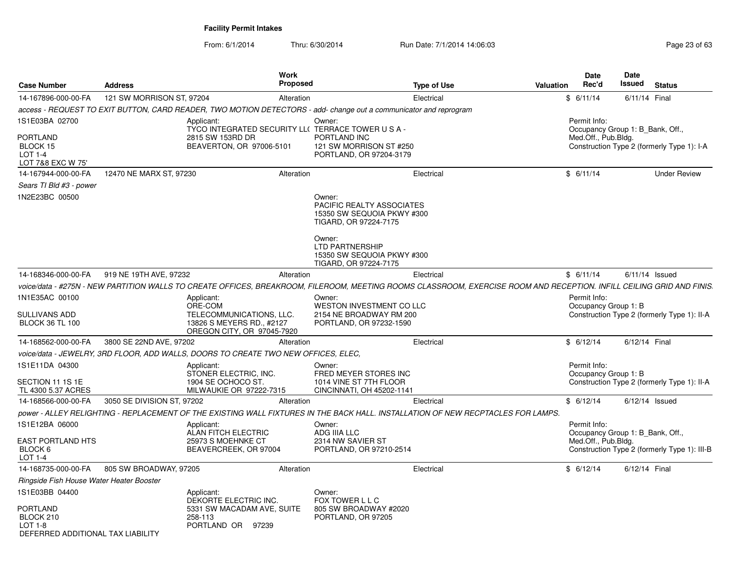# Facility Permit Intakes

From: 6/1/2014 Thru: 6/30/2014 Run Date: 7/1/2014 14:06:03

| Case Number | Address | Work Proposed | Type of Use | Valuation | Date Rec'd | Date Issued | Status |
|---|---|---|---|---|---|---|---|
| 14-167896-000-00-FA | 121 SW MORRISON ST, 97204 | Alteration | Electrical | $ | 6/11/14 | 6/11/14 | Final |

*access - REQUEST TO EXIT BUTTON, CARD READER, TWO MOTION DETECTORS - add- change out a communicator and reprogram*

1S1E03BA 02700

PORTLAND
BLOCK 15
LOT 1-4
LOT 7&8 EXC W 75'

Applicant:
TYCO INTEGRATED SECURITY LL(
2815 SW 153RD DR
BEAVERTON, OR 97006-5101

Owner:
TERRACE TOWER U S A -
PORTLAND INC
121 SW MORRISON ST #250
PORTLAND, OR 97204-3179

Permit Info:
Occupancy Group 1: B_Bank, Off., Med.Off., Pub.Bldg.
Construction Type 2 (formerly Type 1): I-A

| Case Number | Address | Work Proposed | Type of Use | Valuation | Date Rec'd | Date Issued | Status |
|---|---|---|---|---|---|---|---|
| 14-167944-000-00-FA | 12470 NE MARX ST, 97230 | Alteration | Electrical | $ | 6/11/14 | | Under Review |

*Sears TI Bld #3 - power*

1N2E23BC 00500

Owner:
PACIFIC REALTY ASSOCIATES
15350 SW SEQUOIA PKWY #300
TIGARD, OR 97224-7175

Owner:
LTD PARTNERSHIP
15350 SW SEQUOIA PKWY #300
TIGARD, OR 97224-7175

| Case Number | Address | Work Proposed | Type of Use | Valuation | Date Rec'd | Date Issued | Status |
|---|---|---|---|---|---|---|---|
| 14-168346-000-00-FA | 919 NE 19TH AVE, 97232 | Alteration | Electrical | $ | 6/11/14 | 6/11/14 | Issued |

*voice/data - #275N - NEW PARTITION WALLS TO CREATE OFFICES, BREAKROOM, FILEROOM, MEETING ROOMS CLASSROOM, EXERCISE ROOM AND RECEPTION. INFILL CEILING GRID AND FINIS.*

1N1E35AC 00100

SULLIVANS ADD
BLOCK 36 TL 100

Applicant:
ORE-COM
TELECOMMUNICATIONS, LLC.
13826 S MEYERS RD., #2127
OREGON CITY, OR 97045-7920

Owner:
WESTON INVESTMENT CO LLC
2154 NE BROADWAY RM 200
PORTLAND, OR 97232-1590

Permit Info:
Occupancy Group 1: B
Construction Type 2 (formerly Type 1): II-A

| Case Number | Address | Work Proposed | Type of Use | Valuation | Date Rec'd | Date Issued | Status |
|---|---|---|---|---|---|---|---|
| 14-168562-000-00-FA | 3800 SE 22ND AVE, 97202 | Alteration | Electrical | $ | 6/12/14 | 6/12/14 | Final |

*voice/data - JEWELRY, 3RD FLOOR, ADD WALLS, DOORS TO CREATE TWO NEW OFFICES, ELEC,*

1S1E11DA 04300

SECTION 11 1S 1E
TL 4300 5.37 ACRES

Applicant:
STONER ELECTRIC, INC.
1904 SE OCHOCO ST.
MILWAUKIE OR 97222-7315

Owner:
FRED MEYER STORES INC
1014 VINE ST 7TH FLOOR
CINCINNATI, OH 45202-1141

Permit Info:
Occupancy Group 1: B
Construction Type 2 (formerly Type 1): II-A

| Case Number | Address | Work Proposed | Type of Use | Valuation | Date Rec'd | Date Issued | Status |
|---|---|---|---|---|---|---|---|
| 14-168566-000-00-FA | 3050 SE DIVISION ST, 97202 | Alteration | Electrical | $ | 6/12/14 | 6/12/14 | Issued |

*power - ALLEY RELIGHTING - REPLACEMENT OF THE EXISTING WALL FIXTURES IN THE BACK HALL. INSTALLATION OF NEW RECPTACLES FOR LAMPS.*

1S1E12BA 06000

EAST PORTLAND HTS
BLOCK 6
LOT 1-4

Applicant:
ALAN FITCH ELECTRIC
25973 S MOEHNKE CT
BEAVERCREEK, OR 97004

Owner:
ADG IIIA LLC
2314 NW SAVIER ST
PORTLAND, OR 97210-2514

Permit Info:
Occupancy Group 1: B_Bank, Off., Med.Off., Pub.Bldg.
Construction Type 2 (formerly Type 1): III-B

| Case Number | Address | Work Proposed | Type of Use | Valuation | Date Rec'd | Date Issued | Status |
|---|---|---|---|---|---|---|---|
| 14-168735-000-00-FA | 805 SW BROADWAY, 97205 | Alteration | Electrical | $ | 6/12/14 | 6/12/14 | Final |

*Ringside Fish House Water Heater Booster*

1S1E03BB 04400

PORTLAND
BLOCK 210
LOT 1-8
DEFERRED ADDITIONAL TAX LIABILITY

Applicant:
DEKORTE ELECTRIC INC.
5331 SW MACADAM AVE, SUITE
258-113
PORTLAND OR 97239

Owner:
FOX TOWER L L C
805 SW BROADWAY #2020
PORTLAND, OR 97205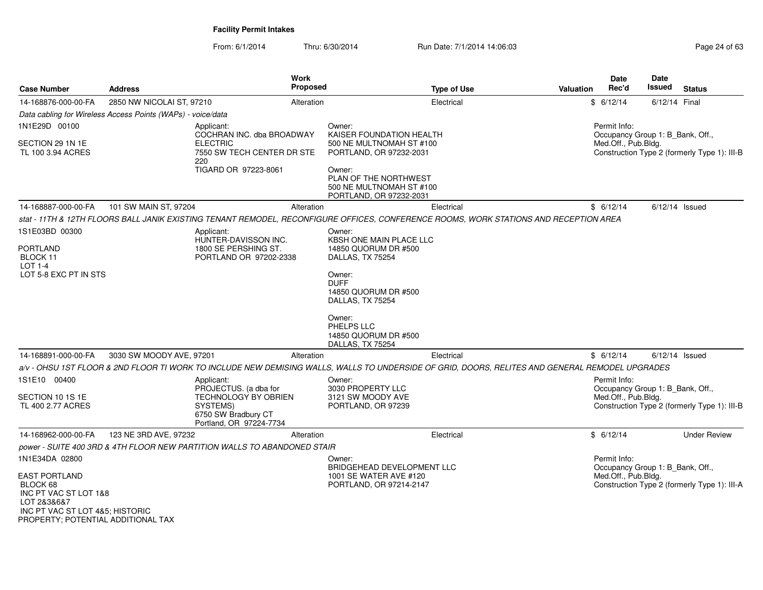**Facility Permit Intakes**

From: 6/1/2014 Thru: 6/30/2014 Run Date: 7/1/2014 14:06:03

| Case Number | Address | Work Proposed | Type of Use | Valuation | Date Rec'd | Date Issued | Status |
|---|---|---|---|---|---|---|---|
| 14-168876-000-00-FA | 2850 NW NICOLAI ST, 97210 | Alteration | Electrical | $ | 6/12/14 | 6/12/14 | Final |

*Data cabling for Wireless Access Points (WAPs) - voice/data*

1N1E29D 00100

SECTION 29 1N 1E
TL 100 3.94 ACRES

Applicant:
COCHRAN INC. dba BROADWAY ELECTRIC
7550 SW TECH CENTER DR STE 220
TIGARD OR 97223-8061

Owner:
KAISER FOUNDATION HEALTH
500 NE MULTNOMAH ST #100
PORTLAND, OR 97232-2031

Owner:
PLAN OF THE NORTHWEST
500 NE MULTNOMAH ST #100
PORTLAND, OR 97232-2031

Permit Info:
Occupancy Group 1: B_Bank, Off., Med.Off., Pub.Bldg.
Construction Type 2 (formerly Type 1): III-B

| Case Number | Address | Work Proposed | Type of Use | Valuation | Date Rec'd | Date Issued | Status |
|---|---|---|---|---|---|---|---|
| 14-168887-000-00-FA | 101 SW MAIN ST, 97204 | Alteration | Electrical | $ | 6/12/14 | 6/12/14 | Issued |

*stat - 11TH & 12TH FLOORS BALL JANIK EXISTING TENANT REMODEL, RECONFIGURE OFFICES, CONFERENCE ROOMS, WORK STATIONS AND RECEPTION AREA*

1S1E03BD 00300

PORTLAND
BLOCK 11
LOT 1-4
LOT 5-8 EXC PT IN STS

Applicant:
HUNTER-DAVISSON INC.
1800 SE PERSHING ST.
PORTLAND OR 97202-2338

Owner:
KBSH ONE MAIN PLACE LLC
14850 QUORUM DR #500
DALLAS, TX 75254

Owner:
DUFF
14850 QUORUM DR #500
DALLAS, TX 75254

Owner:
PHELPS LLC
14850 QUORUM DR #500
DALLAS, TX 75254

| Case Number | Address | Work Proposed | Type of Use | Valuation | Date Rec'd | Date Issued | Status |
|---|---|---|---|---|---|---|---|
| 14-168891-000-00-FA | 3030 SW MOODY AVE, 97201 | Alteration | Electrical | $ | 6/12/14 | 6/12/14 | Issued |

*a/v - OHSU 1ST FLOOR & 2ND FLOOR TI WORK TO INCLUDE NEW DEMISING WALLS, WALLS TO UNDERSIDE OF GRID, DOORS, RELITES AND GENERAL REMODEL UPGRADES*

1S1E10 00400

SECTION 10 1S 1E
TL 400 2.77 ACRES

Applicant:
PROJECTUS. (a dba for TECHNOLOGY BY OBRIEN SYSTEMS)
6750 SW Bradbury CT
Portland, OR 97224-7734

Owner:
3030 PROPERTY LLC
3121 SW MOODY AVE
PORTLAND, OR 97239

Permit Info:
Occupancy Group 1: B_Bank, Off., Med.Off., Pub.Bldg.
Construction Type 2 (formerly Type 1): III-B

| Case Number | Address | Work Proposed | Type of Use | Valuation | Date Rec'd | Date Issued | Status |
|---|---|---|---|---|---|---|---|
| 14-168962-000-00-FA | 123 NE 3RD AVE, 97232 | Alteration | Electrical | $ | 6/12/14 | | Under Review |

*power - SUITE 400 3RD & 4TH FLOOR NEW PARTITION WALLS TO ABANDONED STAIR*

1N1E34DA 02800

EAST PORTLAND
BLOCK 68
INC PT VAC ST LOT 1&8
LOT 2&3&6&7
INC PT VAC ST LOT 4&5; HISTORIC PROPERTY; POTENTIAL ADDITIONAL TAX

Owner:
BRIDGEHEAD DEVELOPMENT LLC
1001 SE WATER AVE #120
PORTLAND, OR 97214-2147

Permit Info:
Occupancy Group 1: B_Bank, Off., Med.Off., Pub.Bldg.
Construction Type 2 (formerly Type 1): III-A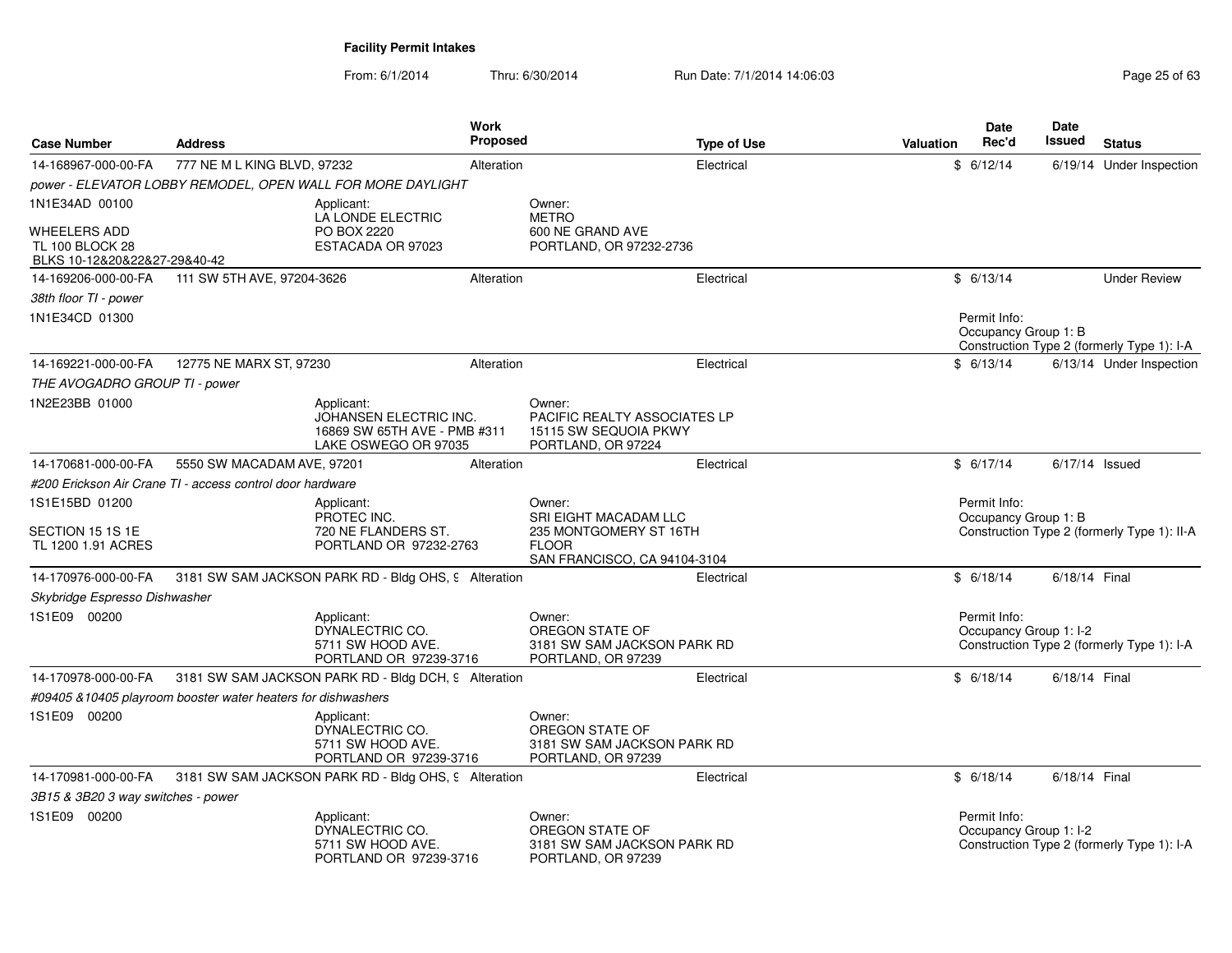**Facility Permit Intakes**

From: 6/1/2014 Thru: 6/30/2014 Run Date: 7/1/2014 14:06:03

| Case Number | Address | Work Proposed | Type of Use | Valuation | Date Rec'd | Date Issued | Status |
|---|---|---|---|---|---|---|---|
| 14-168967-000-00-FA | 777 NE M L KING BLVD, 97232 | Alteration | Electrical | $ | 6/12/14 | 6/19/14 | Under Inspection |
| 14-169206-000-00-FA | 111 SW 5TH AVE, 97204-3626 | Alteration | Electrical | $ | 6/13/14 | | Under Review |
| 14-169221-000-00-FA | 12775 NE MARX ST, 97230 | Alteration | Electrical | $ | 6/13/14 | 6/13/14 | Under Inspection |
| 14-170681-000-00-FA | 5550 SW MACADAM AVE, 97201 | Alteration | Electrical | $ | 6/17/14 | 6/17/14 | Issued |
| 14-170976-000-00-FA | 3181 SW SAM JACKSON PARK RD - Bldg OHS, 9 | Alteration | Electrical | $ | 6/18/14 | 6/18/14 | Final |
| 14-170978-000-00-FA | 3181 SW SAM JACKSON PARK RD - Bldg DCH, 9 | Alteration | Electrical | $ | 6/18/14 | 6/18/14 | Final |
| 14-170981-000-00-FA | 3181 SW SAM JACKSON PARK RD - Bldg OHS, 9 | Alteration | Electrical | $ | 6/18/14 | 6/18/14 | Final |

**14-168967-000-00-FA**

*power - ELEVATOR LOBBY REMODEL, OPEN WALL FOR MORE DAYLIGHT*

1N1E34AD 00100

WHEELERS ADD
TL 100 BLOCK 28
BLKS 10-12&20&22&27-29&40-42

Applicant:
LA LONDE ELECTRIC
PO BOX 2220
ESTACADA OR 97023

Owner:
METRO
600 NE GRAND AVE
PORTLAND, OR 97232-2736

**14-169206-000-00-FA**

*38th floor TI - power*

1N1E34CD 01300

Permit Info:
Occupancy Group 1: B
Construction Type 2 (formerly Type 1): I-A

**14-169221-000-00-FA**

*THE AVOGADRO GROUP TI - power*

1N2E23BB 01000

Applicant:
JOHANSEN ELECTRIC INC.
16869 SW 65TH AVE - PMB #311
LAKE OSWEGO OR 97035

Owner:
PACIFIC REALTY ASSOCIATES LP
15115 SW SEQUOIA PKWY
PORTLAND, OR 97224

**14-170681-000-00-FA**

*#200 Erickson Air Crane TI - access control door hardware*

1S1E15BD 01200

SECTION 15 1S 1E
TL 1200 1.91 ACRES

Applicant:
PROTEC INC.
720 NE FLANDERS ST.
PORTLAND OR 97232-2763

Owner:
SRI EIGHT MACADAM LLC
235 MONTGOMERY ST 16TH
FLOOR
SAN FRANCISCO, CA 94104-3104

Permit Info:
Occupancy Group 1: B
Construction Type 2 (formerly Type 1): II-A

**14-170976-000-00-FA**

*Skybridge Espresso Dishwasher*

1S1E09 00200

Applicant:
DYNALECTRIC CO.
5711 SW HOOD AVE.
PORTLAND OR 97239-3716

Owner:
OREGON STATE OF
3181 SW SAM JACKSON PARK RD
PORTLAND, OR 97239

Permit Info:
Occupancy Group 1: I-2
Construction Type 2 (formerly Type 1): I-A

**14-170978-000-00-FA**

*#09405 &10405 playroom booster water heaters for dishwashers*

1S1E09 00200

Applicant:
DYNALECTRIC CO.
5711 SW HOOD AVE.
PORTLAND OR 97239-3716

Owner:
OREGON STATE OF
3181 SW SAM JACKSON PARK RD
PORTLAND, OR 97239

**14-170981-000-00-FA**

*3B15 & 3B20 3 way switches - power*

1S1E09 00200

Applicant:
DYNALECTRIC CO.
5711 SW HOOD AVE.
PORTLAND OR 97239-3716

Owner:
OREGON STATE OF
3181 SW SAM JACKSON PARK RD
PORTLAND, OR 97239

Permit Info:
Occupancy Group 1: I-2
Construction Type 2 (formerly Type 1): I-A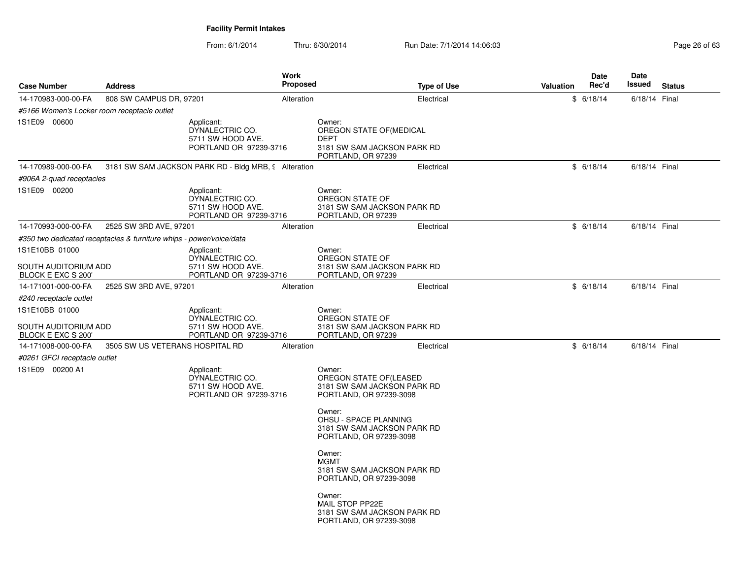**Facility Permit Intakes**

From: 6/1/2014 Thru: 6/30/2014 Run Date: 7/1/2014 14:06:03

| Case Number | Address | Work Proposed | Type of Use | Valuation | Date Rec'd | Date Issued | Status |
|---|---|---|---|---|---|---|---|
| 14-170983-000-00-FA | 808 SW CAMPUS DR, 97201 | Alteration | Electrical | $ | 6/18/14 | 6/18/14 | Final |
| *#5166 Women's Locker room receptacle outlet* | | | | | | | |
| 1S1E09 00600 | Applicant: DYNALECTRIC CO. 5711 SW HOOD AVE. PORTLAND OR 97239-3716 | Owner: OREGON STATE OF(MEDICAL DEPT 3181 SW SAM JACKSON PARK RD PORTLAND, OR 97239 | | | | | |
| 14-170989-000-00-FA | 3181 SW SAM JACKSON PARK RD - Bldg MRB, 9 | Alteration | Electrical | $ | 6/18/14 | 6/18/14 | Final |
| *#906A 2-quad receptacles* | | | | | | | |
| 1S1E09 00200 | Applicant: DYNALECTRIC CO. 5711 SW HOOD AVE. PORTLAND OR 97239-3716 | Owner: OREGON STATE OF 3181 SW SAM JACKSON PARK RD PORTLAND, OR 97239 | | | | | |
| 14-170993-000-00-FA | 2525 SW 3RD AVE, 97201 | Alteration | Electrical | $ | 6/18/14 | 6/18/14 | Final |
| *#350 two dedicated receptacles & furniture whips - power/voice/data* | | | | | | | |
| 1S1E10BB 01000 SOUTH AUDITORIUM ADD BLOCK E EXC S 200' | Applicant: DYNALECTRIC CO. 5711 SW HOOD AVE. PORTLAND OR 97239-3716 | Owner: OREGON STATE OF 3181 SW SAM JACKSON PARK RD PORTLAND, OR 97239 | | | | | |
| 14-171001-000-00-FA | 2525 SW 3RD AVE, 97201 | Alteration | Electrical | $ | 6/18/14 | 6/18/14 | Final |
| *#240 receptacle outlet* | | | | | | | |
| 1S1E10BB 01000 SOUTH AUDITORIUM ADD BLOCK E EXC S 200' | Applicant: DYNALECTRIC CO. 5711 SW HOOD AVE. PORTLAND OR 97239-3716 | Owner: OREGON STATE OF 3181 SW SAM JACKSON PARK RD PORTLAND, OR 97239 | | | | | |
| 14-171008-000-00-FA | 3505 SW US VETERANS HOSPITAL RD | Alteration | Electrical | $ | 6/18/14 | 6/18/14 | Final |
| *#0261 GFCI receptacle outlet* | | | | | | | |
| 1S1E09 00200 A1 | Applicant: DYNALECTRIC CO. 5711 SW HOOD AVE. PORTLAND OR 97239-3716 | Owner: OREGON STATE OF(LEASED 3181 SW SAM JACKSON PARK RD PORTLAND, OR 97239-3098<br>Owner: OHSU - SPACE PLANNING 3181 SW SAM JACKSON PARK RD PORTLAND, OR 97239-3098<br>Owner: MGMT 3181 SW SAM JACKSON PARK RD PORTLAND, OR 97239-3098<br>Owner: MAIL STOP PP22E 3181 SW SAM JACKSON PARK RD PORTLAND, OR 97239-3098 | | | | | |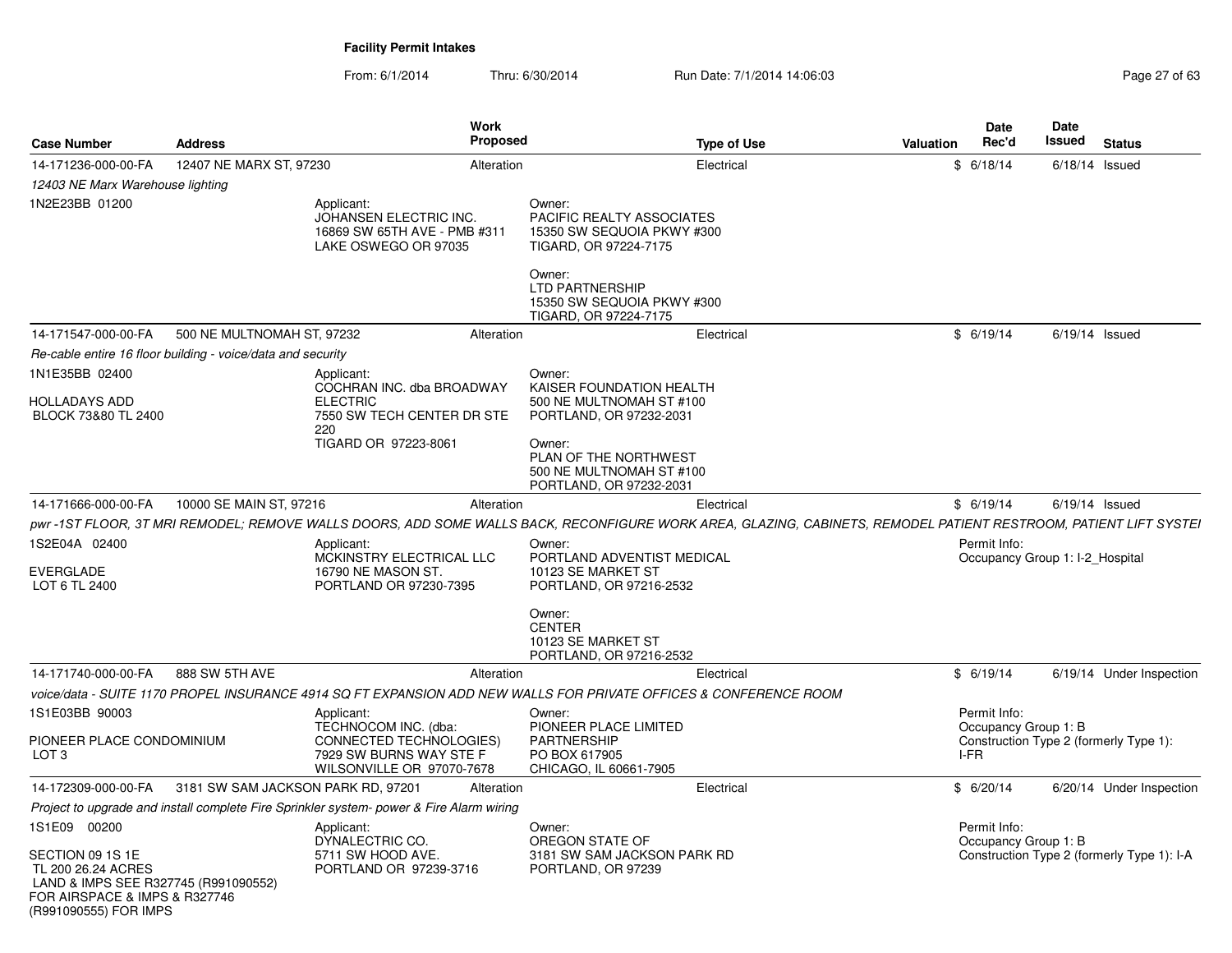# Facility Permit Intakes

From: 6/1/2014 Thru: 6/30/2014 Run Date: 7/1/2014 14:06:03

| Case Number | Address | Work Proposed | Type of Use | Valuation | Date Rec'd | Date Issued | Status |
|---|---|---|---|---|---|---|---|
| 14-171236-000-00-FA | 12407 NE MARX ST, 97230 | Alteration | Electrical | $ | 6/18/14 | 6/18/14 | Issued |

*12403 NE Marx Warehouse lighting*

1N2E23BB 01200

Applicant:
JOHANSEN ELECTRIC INC.
16869 SW 65TH AVE - PMB #311
LAKE OSWEGO OR 97035

Owner:
PACIFIC REALTY ASSOCIATES
15350 SW SEQUOIA PKWY #300
TIGARD, OR 97224-7175

Owner:
LTD PARTNERSHIP
15350 SW SEQUOIA PKWY #300
TIGARD, OR 97224-7175

| Case Number | Address | Work Proposed | Type of Use | Valuation | Date Rec'd | Date Issued | Status |
|---|---|---|---|---|---|---|---|
| 14-171547-000-00-FA | 500 NE MULTNOMAH ST, 97232 | Alteration | Electrical | $ | 6/19/14 | 6/19/14 | Issued |

*Re-cable entire 16 floor building - voice/data and security*

1N1E35BB 02400

HOLLADAYS ADD
BLOCK 73&80 TL 2400

Applicant:
COCHRAN INC. dba BROADWAY ELECTRIC
7550 SW TECH CENTER DR STE 220
TIGARD OR 97223-8061

Owner:
KAISER FOUNDATION HEALTH
500 NE MULTNOMAH ST #100
PORTLAND, OR 97232-2031

Owner:
PLAN OF THE NORTHWEST
500 NE MULTNOMAH ST #100
PORTLAND, OR 97232-2031

| Case Number | Address | Work Proposed | Type of Use | Valuation | Date Rec'd | Date Issued | Status |
|---|---|---|---|---|---|---|---|
| 14-171666-000-00-FA | 10000 SE MAIN ST, 97216 | Alteration | Electrical | $ | 6/19/14 | 6/19/14 | Issued |

*pwr -1ST FLOOR, 3T MRI REMODEL; REMOVE WALLS DOORS, ADD SOME WALLS BACK, RECONFIGURE WORK AREA, GLAZING, CABINETS, REMODEL PATIENT RESTROOM, PATIENT LIFT SYSTEI*

1S2E04A 02400

EVERGLADE
LOT 6 TL 2400

Applicant:
MCKINSTRY ELECTRICAL LLC
16790 NE MASON ST.
PORTLAND OR 97230-7395

Owner:
PORTLAND ADVENTIST MEDICAL
10123 SE MARKET ST
PORTLAND, OR 97216-2532

Owner:
CENTER
10123 SE MARKET ST
PORTLAND, OR 97216-2532

Permit Info:
Occupancy Group 1: I-2_Hospital

| Case Number | Address | Work Proposed | Type of Use | Valuation | Date Rec'd | Date Issued | Status |
|---|---|---|---|---|---|---|---|
| 14-171740-000-00-FA | 888 SW 5TH AVE | Alteration | Electrical | $ | 6/19/14 | 6/19/14 | Under Inspection |

*voice/data - SUITE 1170 PROPEL INSURANCE 4914 SQ FT EXPANSION ADD NEW WALLS FOR PRIVATE OFFICES & CONFERENCE ROOM*

1S1E03BB 90003

PIONEER PLACE CONDOMINIUM
LOT 3

Applicant:
TECHNOCOM INC. (dba: CONNECTED TECHNOLOGIES)
7929 SW BURNS WAY STE F
WILSONVILLE OR 97070-7678

Owner:
PIONEER PLACE LIMITED PARTNERSHIP
PO BOX 617905
CHICAGO, IL 60661-7905

Permit Info:
Occupancy Group 1: B
Construction Type 2 (formerly Type 1): I-FR

| Case Number | Address | Work Proposed | Type of Use | Valuation | Date Rec'd | Date Issued | Status |
|---|---|---|---|---|---|---|---|
| 14-172309-000-00-FA | 3181 SW SAM JACKSON PARK RD, 97201 | Alteration | Electrical | $ | 6/20/14 | 6/20/14 | Under Inspection |

*Project to upgrade and install complete Fire Sprinkler system- power & Fire Alarm wiring*

1S1E09 00200

SECTION 09 1S 1E
TL 200 26.24 ACRES
LAND & IMPS SEE R327745 (R991090552) FOR AIRSPACE & IMPS & R327746 (R991090555) FOR IMPS

Applicant:
DYNALECTRIC CO.
5711 SW HOOD AVE.
PORTLAND OR 97239-3716

Owner:
OREGON STATE OF
3181 SW SAM JACKSON PARK RD
PORTLAND, OR 97239

Permit Info:
Occupancy Group 1: B
Construction Type 2 (formerly Type 1): I-A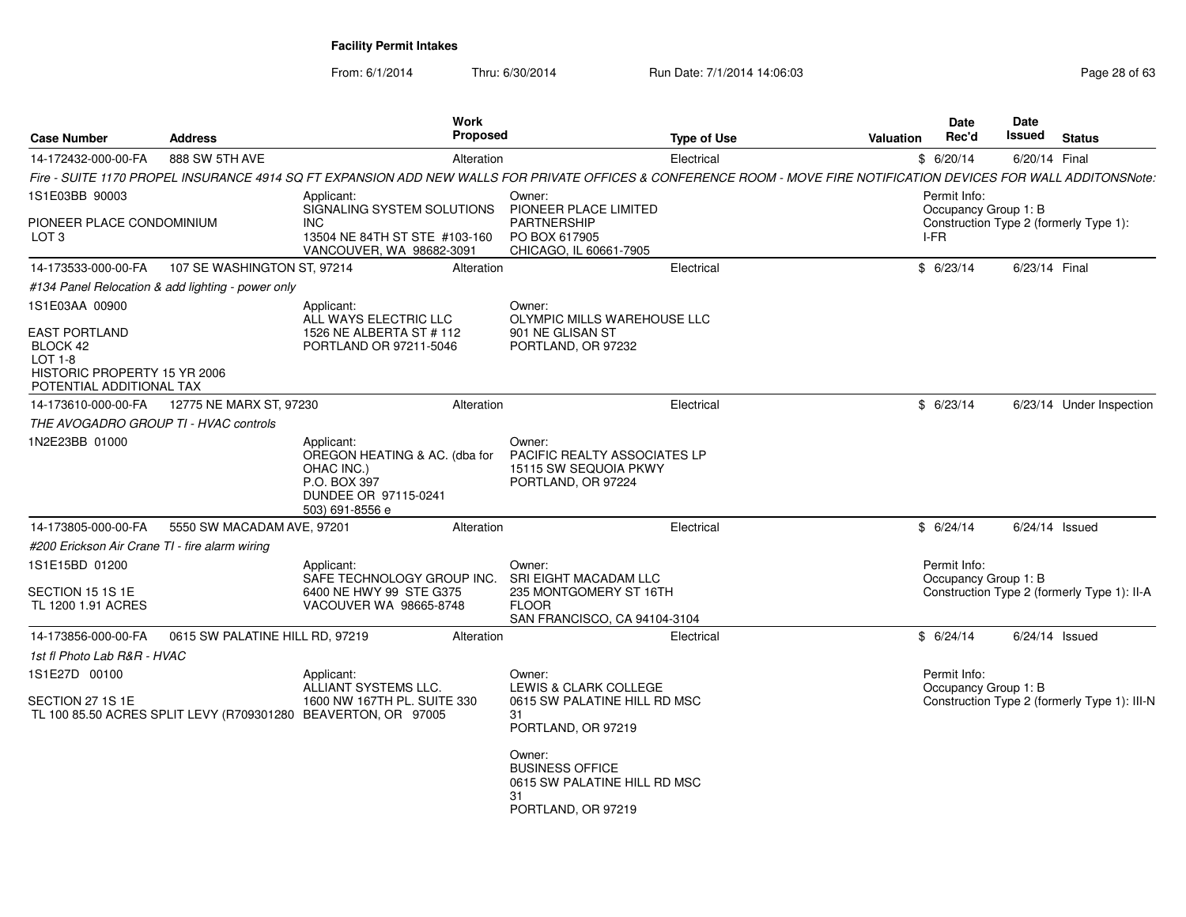**Facility Permit Intakes**

From: 6/1/2014 Thru: 6/30/2014 Run Date: 7/1/2014 14:06:03

| Case Number | Address | Work Proposed | Type of Use | Valuation | Date Rec'd | Date Issued | Status |
|---|---|---|---|---|---|---|---|
| 14-172432-000-00-FA | 888 SW 5TH AVE | Alteration | Electrical | $ | 6/20/14 | 6/20/14 | Final |

*Fire - SUITE 1170 PROPEL INSURANCE 4914 SQ FT EXPANSION ADD NEW WALLS FOR PRIVATE OFFICES & CONFERENCE ROOM - MOVE FIRE NOTIFICATION DEVICES FOR WALL ADDITONSNote:*

1S1E03BB 90003

PIONEER PLACE CONDOMINIUM
LOT 3

Applicant:
SIGNALING SYSTEM SOLUTIONS INC
13504 NE 84TH ST STE #103-160
VANCOUVER, WA 98682-3091

Owner:
PIONEER PLACE LIMITED PARTNERSHIP
PO BOX 617905
CHICAGO, IL 60661-7905

Permit Info:
Occupancy Group 1: B
Construction Type 2 (formerly Type 1): I-FR

| Case Number | Address | Work Proposed | Type of Use | Valuation | Date Rec'd | Date Issued | Status |
|---|---|---|---|---|---|---|---|
| 14-173533-000-00-FA | 107 SE WASHINGTON ST, 97214 | Alteration | Electrical | $ | 6/23/14 | 6/23/14 | Final |

*#134 Panel Relocation & add lighting - power only*

1S1E03AA 00900

EAST PORTLAND
BLOCK 42
LOT 1-8
HISTORIC PROPERTY 15 YR 2006
POTENTIAL ADDITIONAL TAX

Applicant:
ALL WAYS ELECTRIC LLC
1526 NE ALBERTA ST # 112
PORTLAND OR 97211-5046

Owner:
OLYMPIC MILLS WAREHOUSE LLC
901 NE GLISAN ST
PORTLAND, OR 97232

| Case Number | Address | Work Proposed | Type of Use | Valuation | Date Rec'd | Date Issued | Status |
|---|---|---|---|---|---|---|---|
| 14-173610-000-00-FA | 12775 NE MARX ST, 97230 | Alteration | Electrical | $ | 6/23/14 | 6/23/14 | Under Inspection |

*THE AVOGADRO GROUP TI - HVAC controls*

1N2E23BB 01000

Applicant:
OREGON HEATING & AC. (dba for OHAC INC.)
P.O. BOX 397
DUNDEE OR 97115-0241
503) 691-8556 e

Owner:
PACIFIC REALTY ASSOCIATES LP
15115 SW SEQUOIA PKWY
PORTLAND, OR 97224

| Case Number | Address | Work Proposed | Type of Use | Valuation | Date Rec'd | Date Issued | Status |
|---|---|---|---|---|---|---|---|
| 14-173805-000-00-FA | 5550 SW MACADAM AVE, 97201 | Alteration | Electrical | $ | 6/24/14 | 6/24/14 | Issued |

*#200 Erickson Air Crane TI - fire alarm wiring*

1S1E15BD 01200

SECTION 15 1S 1E
TL 1200 1.91 ACRES

Applicant:
SAFE TECHNOLOGY GROUP INC.
6400 NE HWY 99 STE G375
VACOUVER WA 98665-8748

Owner:
SRI EIGHT MACADAM LLC
235 MONTGOMERY ST 16TH FLOOR
SAN FRANCISCO, CA 94104-3104

Permit Info:
Occupancy Group 1: B
Construction Type 2 (formerly Type 1): II-A

| Case Number | Address | Work Proposed | Type of Use | Valuation | Date Rec'd | Date Issued | Status |
|---|---|---|---|---|---|---|---|
| 14-173856-000-00-FA | 0615 SW PALATINE HILL RD, 97219 | Alteration | Electrical | $ | 6/24/14 | 6/24/14 | Issued |

*1st fl Photo Lab R&R - HVAC*

1S1E27D 00100

SECTION 27 1S 1E
TL 100 85.50 ACRES SPLIT LEVY (R709301280

Applicant:
ALLIANT SYSTEMS LLC.
1600 NW 167TH PL. SUITE 330
BEAVERTON, OR 97005

Owner:
LEWIS & CLARK COLLEGE
0615 SW PALATINE HILL RD MSC 31
PORTLAND, OR 97219

Owner:
BUSINESS OFFICE
0615 SW PALATINE HILL RD MSC 31
PORTLAND, OR 97219

Permit Info:
Occupancy Group 1: B
Construction Type 2 (formerly Type 1): III-N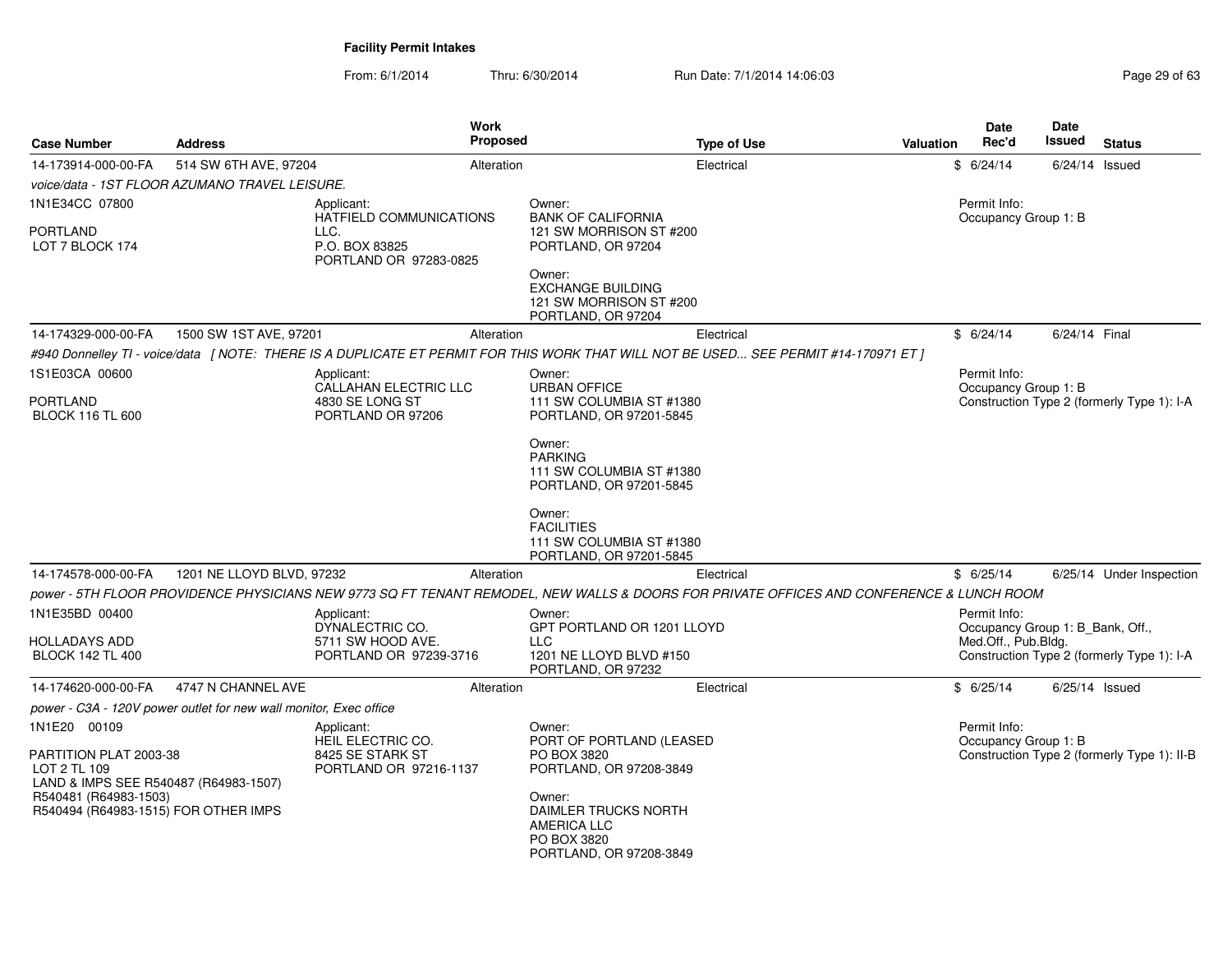**Facility Permit Intakes**

From: 6/1/2014 Thru: 6/30/2014 Run Date: 7/1/2014 14:06:03

| Case Number | Address | Work Proposed | Type of Use | Valuation | Date Rec'd | Date Issued | Status |
|---|---|---|---|---|---|---|---|
| 14-173914-000-00-FA | 514 SW 6TH AVE, 97204 | Alteration | Electrical | $ | 6/24/14 | 6/24/14 | Issued |

*voice/data - 1ST FLOOR AZUMANO TRAVEL LEISURE.*

1N1E34CC 07800

PORTLAND
LOT 7 BLOCK 174

Applicant:
HATFIELD COMMUNICATIONS LLC.
P.O. BOX 83825
PORTLAND OR 97283-0825

Owner:
BANK OF CALIFORNIA
121 SW MORRISON ST #200
PORTLAND, OR 97204

Owner:
EXCHANGE BUILDING
121 SW MORRISON ST #200
PORTLAND, OR 97204

Permit Info:
Occupancy Group 1: B

| Case Number | Address | Work Proposed | Type of Use | Valuation | Date Rec'd | Date Issued | Status |
|---|---|---|---|---|---|---|---|
| 14-174329-000-00-FA | 1500 SW 1ST AVE, 97201 | Alteration | Electrical | $ | 6/24/14 | 6/24/14 | Final |

*#940 Donnelley TI - voice/data [ NOTE: THERE IS A DUPLICATE ET PERMIT FOR THIS WORK THAT WILL NOT BE USED... SEE PERMIT #14-170971 ET ]*

1S1E03CA 00600

PORTLAND
BLOCK 116 TL 600

Applicant:
CALLAHAN ELECTRIC LLC
4830 SE LONG ST
PORTLAND OR 97206

Owner:
URBAN OFFICE
111 SW COLUMBIA ST #1380
PORTLAND, OR 97201-5845

Owner:
PARKING
111 SW COLUMBIA ST #1380
PORTLAND, OR 97201-5845

Owner:
FACILITIES
111 SW COLUMBIA ST #1380
PORTLAND, OR 97201-5845

Permit Info:
Occupancy Group 1: B
Construction Type 2 (formerly Type 1): I-A

| Case Number | Address | Work Proposed | Type of Use | Valuation | Date Rec'd | Date Issued | Status |
|---|---|---|---|---|---|---|---|
| 14-174578-000-00-FA | 1201 NE LLOYD BLVD, 97232 | Alteration | Electrical | $ | 6/25/14 | 6/25/14 | Under Inspection |

*power - 5TH FLOOR PROVIDENCE PHYSICIANS NEW 9773 SQ FT TENANT REMODEL, NEW WALLS & DOORS FOR PRIVATE OFFICES AND CONFERENCE & LUNCH ROOM*

1N1E35BD 00400

HOLLADAYS ADD
BLOCK 142 TL 400

Applicant:
DYNALECTRIC CO.
5711 SW HOOD AVE.
PORTLAND OR 97239-3716

Owner:
GPT PORTLAND OR 1201 LLOYD LLC
1201 NE LLOYD BLVD #150
PORTLAND, OR 97232

Permit Info:
Occupancy Group 1: B_Bank, Off., Med.Off., Pub.Bldg.
Construction Type 2 (formerly Type 1): I-A

| Case Number | Address | Work Proposed | Type of Use | Valuation | Date Rec'd | Date Issued | Status |
|---|---|---|---|---|---|---|---|
| 14-174620-000-00-FA | 4747 N CHANNEL AVE | Alteration | Electrical | $ | 6/25/14 | 6/25/14 | Issued |

*power - C3A - 120V power outlet for new wall monitor, Exec office*

1N1E20 00109

PARTITION PLAT 2003-38
LOT 2 TL 109
LAND & IMPS SEE R540487 (R64983-1507)
R540481 (R64983-1503)
R540494 (R64983-1515) FOR OTHER IMPS

Applicant:
HEIL ELECTRIC CO.
8425 SE STARK ST
PORTLAND OR 97216-1137

Owner:
PORT OF PORTLAND (LEASED
PO BOX 3820
PORTLAND, OR 97208-3849

Owner:
DAIMLER TRUCKS NORTH AMERICA LLC
PO BOX 3820
PORTLAND, OR 97208-3849

Permit Info:
Occupancy Group 1: B
Construction Type 2 (formerly Type 1): II-B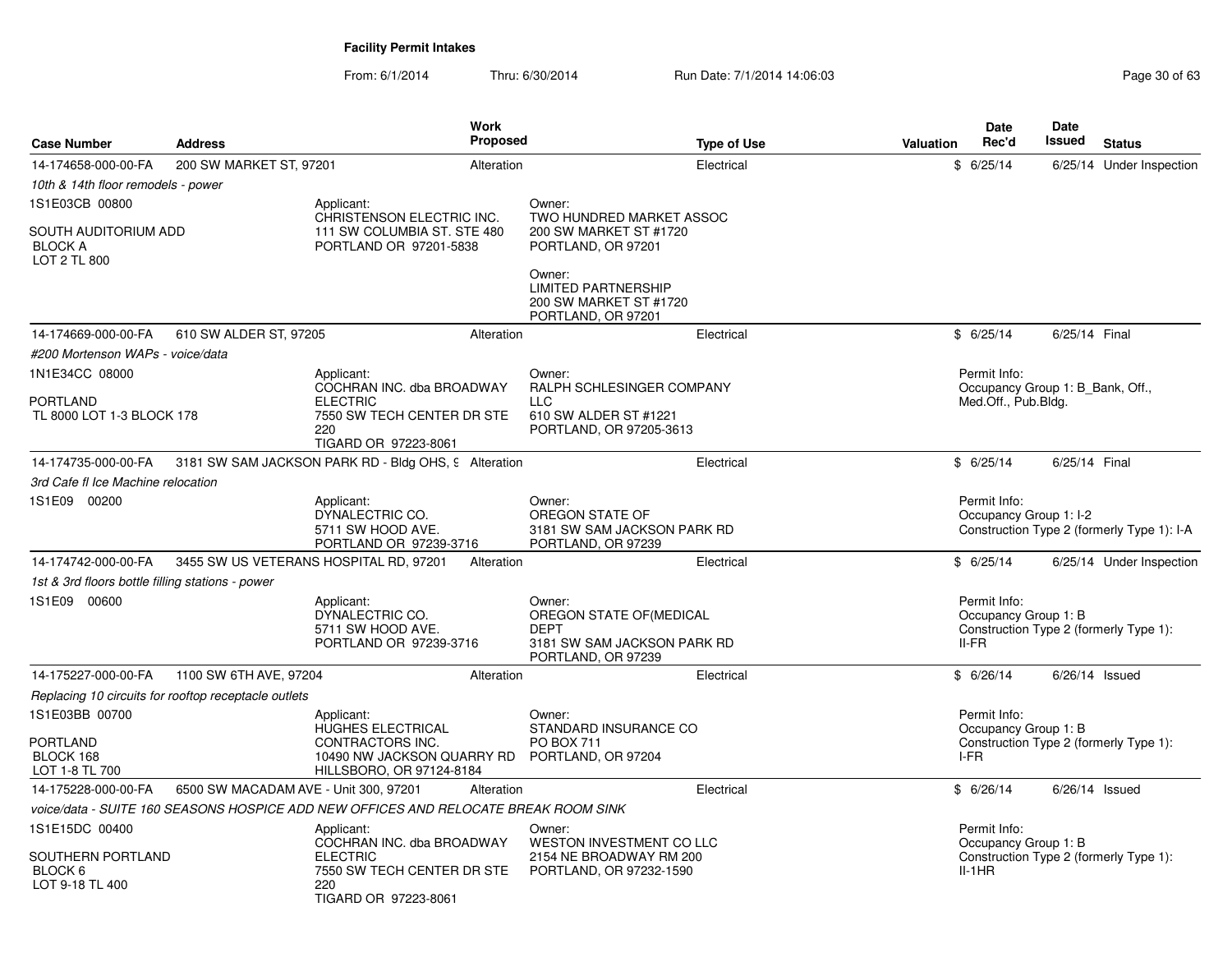**Facility Permit Intakes**

From: 6/1/2014 Thru: 6/30/2014 Run Date: 7/1/2014 14:06:03

| Case Number | Address | Work Proposed | Type of Use | Valuation | Date Rec'd | Date Issued | Status |
|---|---|---|---|---|---|---|---|
| 14-174658-000-00-FA | 200 SW MARKET ST, 97201 | Alteration | Electrical | $ | 6/25/14 | 6/25/14 | Under Inspection |
| 10th & 14th floor remodels - power | | | | | | | |
| 1S1E03CB 00800<br>SOUTH AUDITORIUM ADD<br>BLOCK A<br>LOT 2 TL 800 | Applicant:<br>CHRISTENSON ELECTRIC INC.<br>111 SW COLUMBIA ST. STE 480<br>PORTLAND OR 97201-5838 | | Owner:<br>TWO HUNDRED MARKET ASSOC<br>200 SW MARKET ST #1720<br>PORTLAND, OR 97201<br>Owner:<br>LIMITED PARTNERSHIP<br>200 SW MARKET ST #1720<br>PORTLAND, OR 97201 | | | | |
| 14-174669-000-00-FA | 610 SW ALDER ST, 97205 | Alteration | Electrical | $ | 6/25/14 | 6/25/14 | Final |
| #200 Mortenson WAPs - voice/data | | | | | | | |
| 1N1E34CC 08000<br>PORTLAND<br>TL 8000 LOT 1-3 BLOCK 178 | Applicant:<br>COCHRAN INC. dba BROADWAY ELECTRIC<br>7550 SW TECH CENTER DR STE 220<br>TIGARD OR 97223-8061 | | Owner:<br>RALPH SCHLESINGER COMPANY LLC<br>610 SW ALDER ST #1221<br>PORTLAND, OR 97205-3613 | | Permit Info:<br>Occupancy Group 1: B_Bank, Off., Med.Off., Pub.Bldg. | | |
| 14-174735-000-00-FA | 3181 SW SAM JACKSON PARK RD - Bldg OHS, 9 | Alteration | Electrical | $ | 6/25/14 | 6/25/14 | Final |
| 3rd Cafe fl Ice Machine relocation | | | | | | | |
| 1S1E09 00200 | Applicant:<br>DYNALECTRIC CO.<br>5711 SW HOOD AVE.<br>PORTLAND OR 97239-3716 | | Owner:<br>OREGON STATE OF<br>3181 SW SAM JACKSON PARK RD<br>PORTLAND, OR 97239 | | Permit Info:<br>Occupancy Group 1: I-2<br>Construction Type 2 (formerly Type 1): I-A | | |
| 14-174742-000-00-FA | 3455 SW US VETERANS HOSPITAL RD, 97201 | Alteration | Electrical | $ | 6/25/14 | 6/25/14 | Under Inspection |
| 1st & 3rd floors bottle filling stations - power | | | | | | | |
| 1S1E09 00600 | Applicant:<br>DYNALECTRIC CO.<br>5711 SW HOOD AVE.<br>PORTLAND OR 97239-3716 | | Owner:<br>OREGON STATE OF(MEDICAL DEPT<br>3181 SW SAM JACKSON PARK RD<br>PORTLAND, OR 97239 | | Permit Info:<br>Occupancy Group 1: B<br>Construction Type 2 (formerly Type 1): II-FR | | |
| 14-175227-000-00-FA | 1100 SW 6TH AVE, 97204 | Alteration | Electrical | $ | 6/26/14 | 6/26/14 | Issued |
| Replacing 10 circuits for rooftop receptacle outlets | | | | | | | |
| 1S1E03BB 00700<br>PORTLAND<br>BLOCK 168<br>LOT 1-8 TL 700 | Applicant:<br>HUGHES ELECTRICAL CONTRACTORS INC.<br>10490 NW JACKSON QUARRY RD<br>HILLSBORO, OR 97124-8184 | | Owner:<br>STANDARD INSURANCE CO<br>PO BOX 711<br>PORTLAND, OR 97204 | | Permit Info:<br>Occupancy Group 1: B<br>Construction Type 2 (formerly Type 1): I-FR | | |
| 14-175228-000-00-FA | 6500 SW MACADAM AVE - Unit 300, 97201 | Alteration | Electrical | $ | 6/26/14 | 6/26/14 | Issued |
| voice/data - SUITE 160 SEASONS HOSPICE ADD NEW OFFICES AND RELOCATE BREAK ROOM SINK | | | | | | | |
| 1S1E15DC 00400<br>SOUTHERN PORTLAND<br>BLOCK 6<br>LOT 9-18 TL 400 | Applicant:<br>COCHRAN INC. dba BROADWAY ELECTRIC<br>7550 SW TECH CENTER DR STE 220<br>TIGARD OR 97223-8061 | | Owner:<br>WESTON INVESTMENT CO LLC<br>2154 NE BROADWAY RM 200<br>PORTLAND, OR 97232-1590 | | Permit Info:<br>Occupancy Group 1: B<br>Construction Type 2 (formerly Type 1): II-1HR | | |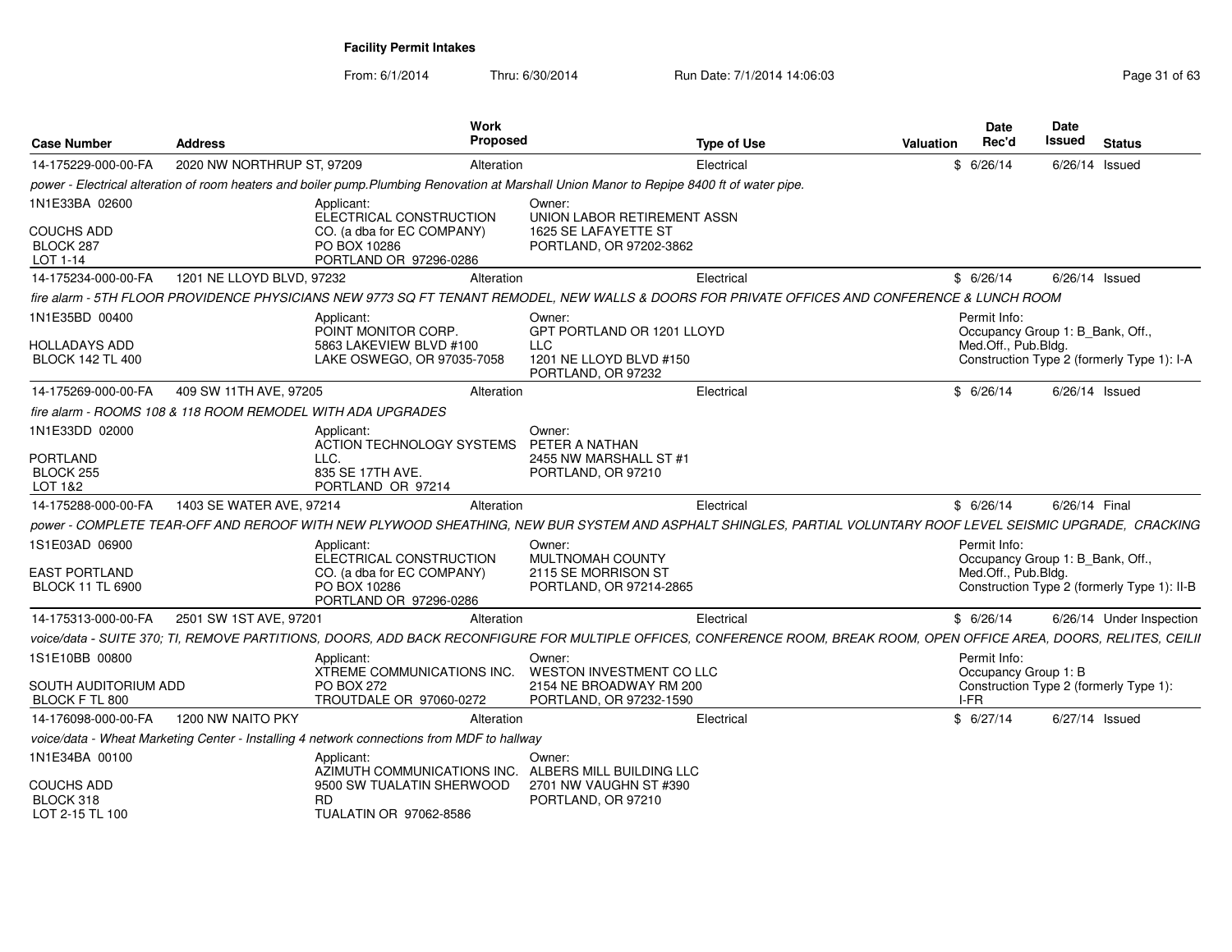**Facility Permit Intakes**

From: 6/1/2014 Thru: 6/30/2014 Run Date: 7/1/2014 14:06:03

| Case Number | Address | Work Proposed | Type of Use | Valuation | Date Rec'd | Date Issued | Status |
|---|---|---|---|---|---|---|---|
| 14-175229-000-00-FA | 2020 NW NORTHRUP ST, 97209 | Alteration | Electrical | $ | 6/26/14 | 6/26/14 | Issued |

*power - Electrical alteration of room heaters and boiler pump.Plumbing Renovation at Marshall Union Manor to Repipe 8400 ft of water pipe.*

1N1E33BA 02600
COUCHS ADD
BLOCK 287
LOT 1-14

Applicant: ELECTRICAL CONSTRUCTION CO. (a dba for EC COMPANY) PO BOX 10286 PORTLAND OR 97296-0286

Owner: UNION LABOR RETIREMENT ASSN 1625 SE LAFAYETTE ST PORTLAND, OR 97202-3862

| Case Number | Address | Work Proposed | Type of Use | Valuation | Date Rec'd | Date Issued | Status |
|---|---|---|---|---|---|---|---|
| 14-175234-000-00-FA | 1201 NE LLOYD BLVD, 97232 | Alteration | Electrical | $ | 6/26/14 | 6/26/14 | Issued |

*fire alarm - 5TH FLOOR PROVIDENCE PHYSICIANS NEW 9773 SQ FT TENANT REMODEL, NEW WALLS & DOORS FOR PRIVATE OFFICES AND CONFERENCE & LUNCH ROOM*

1N1E35BD 00400
HOLLADAYS ADD
BLOCK 142 TL 400

Applicant: POINT MONITOR CORP. 5863 LAKEVIEW BLVD #100 LAKE OSWEGO, OR 97035-7058

Owner: GPT PORTLAND OR 1201 LLOYD LLC 1201 NE LLOYD BLVD #150 PORTLAND, OR 97232

Permit Info: Occupancy Group 1: B_Bank, Off., Med.Off., Pub.Bldg. Construction Type 2 (formerly Type 1): I-A

| Case Number | Address | Work Proposed | Type of Use | Valuation | Date Rec'd | Date Issued | Status |
|---|---|---|---|---|---|---|---|
| 14-175269-000-00-FA | 409 SW 11TH AVE, 97205 | Alteration | Electrical | $ | 6/26/14 | 6/26/14 | Issued |

*fire alarm - ROOMS 108 & 118 ROOM REMODEL WITH ADA UPGRADES*

1N1E33DD 02000
PORTLAND
BLOCK 255
LOT 1&2

Applicant: ACTION TECHNOLOGY SYSTEMS LLC. 835 SE 17TH AVE. PORTLAND OR 97214

Owner: PETER A NATHAN 2455 NW MARSHALL ST #1 PORTLAND, OR 97210

| Case Number | Address | Work Proposed | Type of Use | Valuation | Date Rec'd | Date Issued | Status |
|---|---|---|---|---|---|---|---|
| 14-175288-000-00-FA | 1403 SE WATER AVE, 97214 | Alteration | Electrical | $ | 6/26/14 | 6/26/14 | Final |

*power - COMPLETE TEAR-OFF AND REROOF WITH NEW PLYWOOD SHEATHING, NEW BUR SYSTEM AND ASPHALT SHINGLES, PARTIAL VOLUNTARY ROOF LEVEL SEISMIC UPGRADE, CRACKING*

1S1E03AD 06900
EAST PORTLAND
BLOCK 11 TL 6900

Applicant: ELECTRICAL CONSTRUCTION CO. (a dba for EC COMPANY) PO BOX 10286 PORTLAND OR 97296-0286

Owner: MULTNOMAH COUNTY 2115 SE MORRISON ST PORTLAND, OR 97214-2865

Permit Info: Occupancy Group 1: B_Bank, Off., Med.Off., Pub.Bldg. Construction Type 2 (formerly Type 1): II-B

| Case Number | Address | Work Proposed | Type of Use | Valuation | Date Rec'd | Date Issued | Status |
|---|---|---|---|---|---|---|---|
| 14-175313-000-00-FA | 2501 SW 1ST AVE, 97201 | Alteration | Electrical | $ | 6/26/14 | 6/26/14 | Under Inspection |

*voice/data - SUITE 370; TI, REMOVE PARTITIONS, DOORS, ADD BACK RECONFIGURE FOR MULTIPLE OFFICES, CONFERENCE ROOM, BREAK ROOM, OPEN OFFICE AREA, DOORS, RELITES, CEILII*

1S1E10BB 00800
SOUTH AUDITORIUM ADD
BLOCK F TL 800

Applicant: XTREME COMMUNICATIONS INC. PO BOX 272 TROUTDALE OR 97060-0272

Owner: WESTON INVESTMENT CO LLC 2154 NE BROADWAY RM 200 PORTLAND, OR 97232-1590

Permit Info: Occupancy Group 1: B Construction Type 2 (formerly Type 1): I-FR

| Case Number | Address | Work Proposed | Type of Use | Valuation | Date Rec'd | Date Issued | Status |
|---|---|---|---|---|---|---|---|
| 14-176098-000-00-FA | 1200 NW NAITO PKY | Alteration | Electrical | $ | 6/27/14 | 6/27/14 | Issued |

*voice/data - Wheat Marketing Center - Installing 4 network connections from MDF to hallway*

1N1E34BA 00100
COUCHS ADD
BLOCK 318
LOT 2-15 TL 100

Applicant: AZIMUTH COMMUNICATIONS INC. 9500 SW TUALATIN SHERWOOD RD TUALATIN OR 97062-8586

Owner: ALBERS MILL BUILDING LLC 2701 NW VAUGHN ST #390 PORTLAND, OR 97210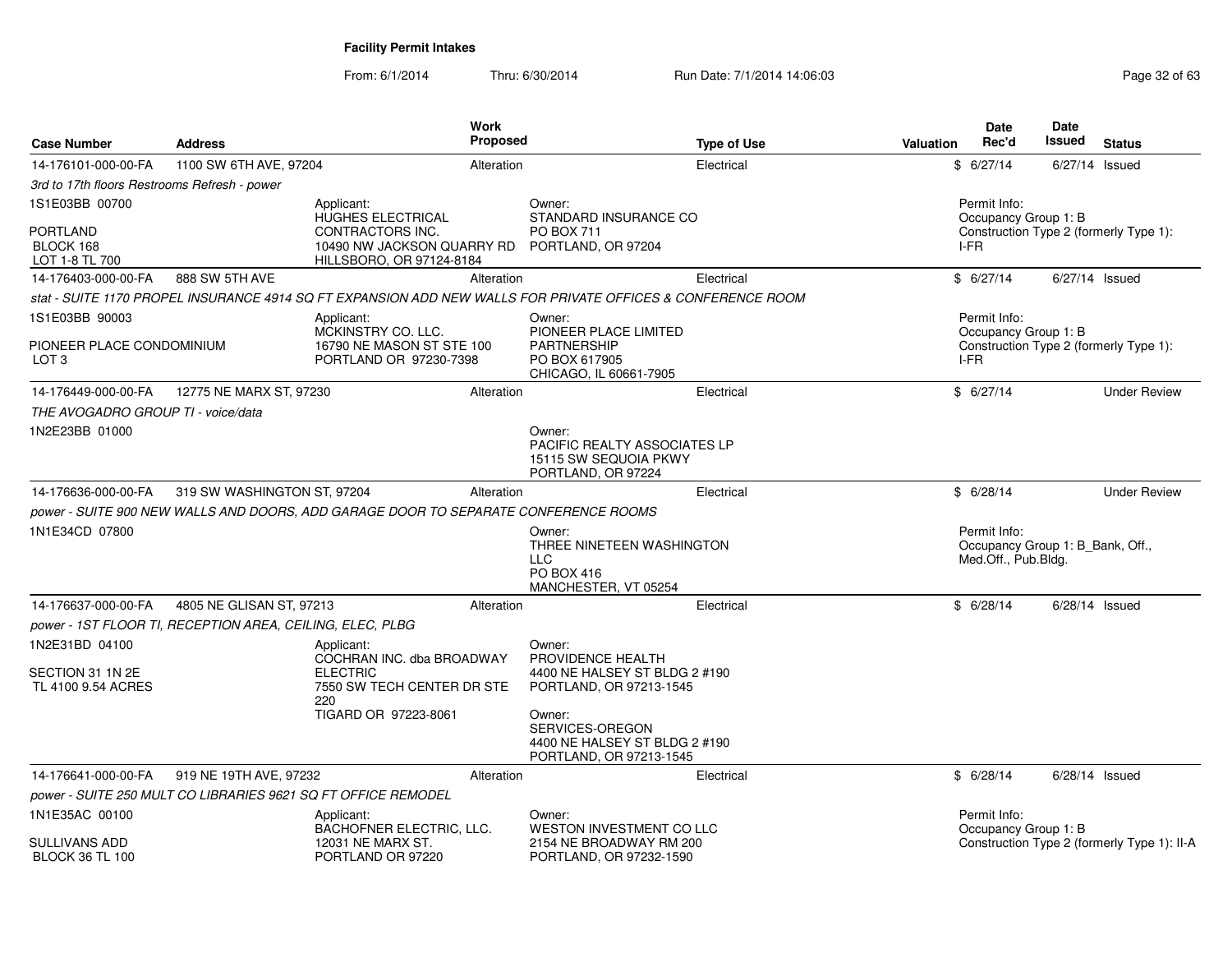**Facility Permit Intakes**

From: 6/1/2014 Thru: 6/30/2014 Run Date: 7/1/2014 14:06:03

| Case Number | Address | Work Proposed | Type of Use | Valuation | Date Rec'd | Date Issued | Status |
|---|---|---|---|---|---|---|---|
| 14-176101-000-00-FA | 1100 SW 6TH AVE, 97204 | Alteration | Electrical | $ | 6/27/14 | 6/27/14 | Issued |

*3rd to 17th floors Restrooms Refresh - power*

1S1E03BB 00700

PORTLAND
BLOCK 168
LOT 1-8 TL 700

Applicant:
HUGHES ELECTRICAL CONTRACTORS INC.
10490 NW JACKSON QUARRY RD
HILLSBORO, OR 97124-8184

Owner:
STANDARD INSURANCE CO
PO BOX 711
PORTLAND, OR 97204

Permit Info:
Occupancy Group 1: B
Construction Type 2 (formerly Type 1): I-FR

| Case Number | Address | Work Proposed | Type of Use | Valuation | Date Rec'd | Date Issued | Status |
|---|---|---|---|---|---|---|---|
| 14-176403-000-00-FA | 888 SW 5TH AVE | Alteration | Electrical | $ | 6/27/14 | 6/27/14 | Issued |

*stat - SUITE 1170 PROPEL INSURANCE 4914 SQ FT EXPANSION ADD NEW WALLS FOR PRIVATE OFFICES & CONFERENCE ROOM*

1S1E03BB 90003

PIONEER PLACE CONDOMINIUM
LOT 3

Applicant:
MCKINSTRY CO. LLC.
16790 NE MASON ST STE 100
PORTLAND OR 97230-7398

Owner:
PIONEER PLACE LIMITED PARTNERSHIP
PO BOX 617905
CHICAGO, IL 60661-7905

Permit Info:
Occupancy Group 1: B
Construction Type 2 (formerly Type 1): I-FR

| Case Number | Address | Work Proposed | Type of Use | Valuation | Date Rec'd | Date Issued | Status |
|---|---|---|---|---|---|---|---|
| 14-176449-000-00-FA | 12775 NE MARX ST, 97230 | Alteration | Electrical | $ | 6/27/14 | | Under Review |

*THE AVOGADRO GROUP TI - voice/data*

1N2E23BB 01000

Owner:
PACIFIC REALTY ASSOCIATES LP
15115 SW SEQUOIA PKWY
PORTLAND, OR 97224

| Case Number | Address | Work Proposed | Type of Use | Valuation | Date Rec'd | Date Issued | Status |
|---|---|---|---|---|---|---|---|
| 14-176636-000-00-FA | 319 SW WASHINGTON ST, 97204 | Alteration | Electrical | $ | 6/28/14 | | Under Review |

*power - SUITE 900 NEW WALLS AND DOORS, ADD GARAGE DOOR TO SEPARATE CONFERENCE ROOMS*

1N1E34CD 07800

Owner:
THREE NINETEEN WASHINGTON LLC
PO BOX 416
MANCHESTER, VT 05254

Permit Info:
Occupancy Group 1: B_Bank, Off., Med.Off., Pub.Bldg.

| Case Number | Address | Work Proposed | Type of Use | Valuation | Date Rec'd | Date Issued | Status |
|---|---|---|---|---|---|---|---|
| 14-176637-000-00-FA | 4805 NE GLISAN ST, 97213 | Alteration | Electrical | $ | 6/28/14 | 6/28/14 | Issued |

*power - 1ST FLOOR TI, RECEPTION AREA, CEILING, ELEC, PLBG*

1N2E31BD 04100

SECTION 31 1N 2E
TL 4100 9.54 ACRES

Applicant:
COCHRAN INC. dba BROADWAY ELECTRIC
7550 SW TECH CENTER DR STE 220
TIGARD OR 97223-8061

Owner:
PROVIDENCE HEALTH
4400 NE HALSEY ST BLDG 2 #190
PORTLAND, OR 97213-1545

Owner:
SERVICES-OREGON
4400 NE HALSEY ST BLDG 2 #190
PORTLAND, OR 97213-1545

| Case Number | Address | Work Proposed | Type of Use | Valuation | Date Rec'd | Date Issued | Status |
|---|---|---|---|---|---|---|---|
| 14-176641-000-00-FA | 919 NE 19TH AVE, 97232 | Alteration | Electrical | $ | 6/28/14 | 6/28/14 | Issued |

*power - SUITE 250 MULT CO LIBRARIES 9621 SQ FT OFFICE REMODEL*

1N1E35AC 00100

SULLIVANS ADD
BLOCK 36 TL 100

Applicant:
BACHOFNER ELECTRIC, LLC.
12031 NE MARX ST.
PORTLAND OR 97220

Owner:
WESTON INVESTMENT CO LLC
2154 NE BROADWAY RM 200
PORTLAND, OR 97232-1590

Permit Info:
Occupancy Group 1: B
Construction Type 2 (formerly Type 1): II-A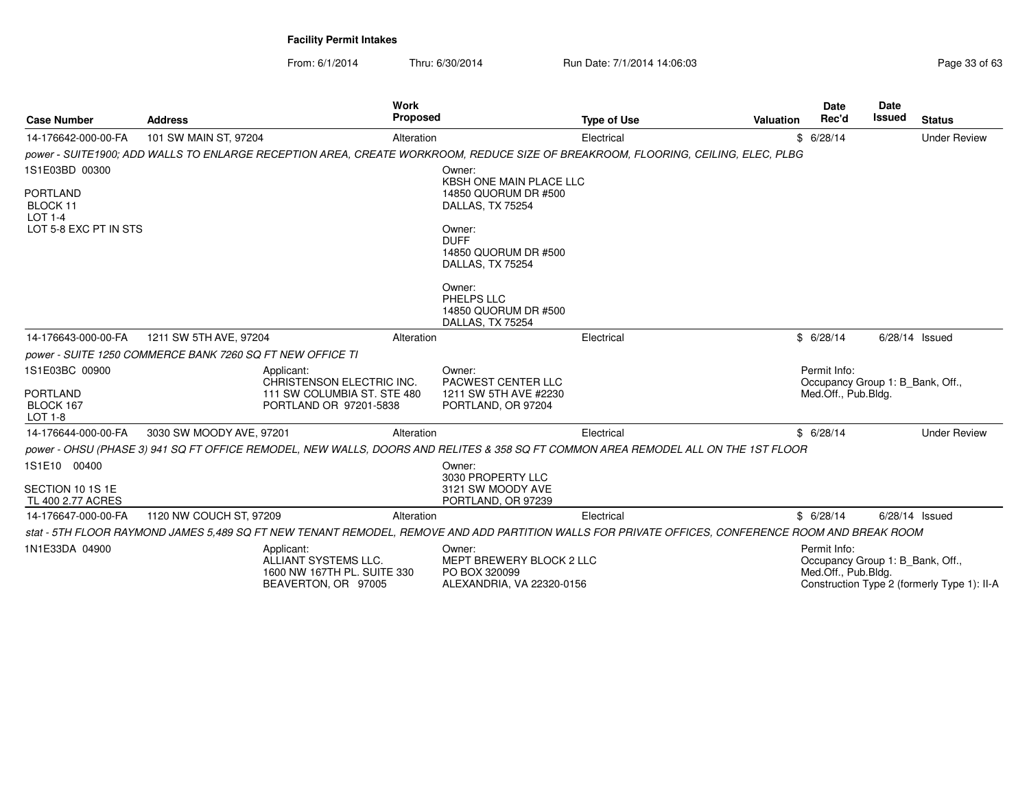**Facility Permit Intakes**

From: 6/1/2014 Thru: 6/30/2014 Run Date: 7/1/2014 14:06:03

| Case Number | Address | Work Proposed | Type of Use | Valuation | Date Rec'd | Date Issued | Status |
|---|---|---|---|---|---|---|---|
| 14-176642-000-00-FA | 101 SW MAIN ST, 97204 | Alteration | Electrical | $ | 6/28/14 | | Under Review |

*power - SUITE1900; ADD WALLS TO ENLARGE RECEPTION AREA, CREATE WORKROOM, REDUCE SIZE OF BREAKROOM, FLOORING, CEILING, ELEC, PLBG*

1S1E03BD 00300

PORTLAND
BLOCK 11
LOT 1-4
LOT 5-8 EXC PT IN STS

Owner:
KBSH ONE MAIN PLACE LLC
14850 QUORUM DR #500
DALLAS, TX 75254

Owner:
DUFF
14850 QUORUM DR #500
DALLAS, TX 75254

Owner:
PHELPS LLC
14850 QUORUM DR #500
DALLAS, TX 75254

| Case Number | Address | Work Proposed | Type of Use | Valuation | Date Rec'd | Date Issued | Status |
|---|---|---|---|---|---|---|---|
| 14-176643-000-00-FA | 1211 SW 5TH AVE, 97204 | Alteration | Electrical | $ | 6/28/14 | 6/28/14 | Issued |

*power - SUITE 1250 COMMERCE BANK 7260 SQ FT NEW OFFICE TI*

1S1E03BC 00900

PORTLAND
BLOCK 167
LOT 1-8

Applicant:
CHRISTENSON ELECTRIC INC.
111 SW COLUMBIA ST. STE 480
PORTLAND OR 97201-5838

Owner:
PACWEST CENTER LLC
1211 SW 5TH AVE #2230
PORTLAND, OR 97204

Permit Info:
Occupancy Group 1: B_Bank, Off., Med.Off., Pub.Bldg.

| Case Number | Address | Work Proposed | Type of Use | Valuation | Date Rec'd | Date Issued | Status |
|---|---|---|---|---|---|---|---|
| 14-176644-000-00-FA | 3030 SW MOODY AVE, 97201 | Alteration | Electrical | $ | 6/28/14 | | Under Review |

*power - OHSU (PHASE 3) 941 SQ FT OFFICE REMODEL, NEW WALLS, DOORS AND RELITES & 358 SQ FT COMMON AREA REMODEL ALL ON THE 1ST FLOOR*

1S1E10 00400

SECTION 10 1S 1E
TL 400 2.77 ACRES

Owner:
3030 PROPERTY LLC
3121 SW MOODY AVE
PORTLAND, OR 97239

| Case Number | Address | Work Proposed | Type of Use | Valuation | Date Rec'd | Date Issued | Status |
|---|---|---|---|---|---|---|---|
| 14-176647-000-00-FA | 1120 NW COUCH ST, 97209 | Alteration | Electrical | $ | 6/28/14 | 6/28/14 | Issued |

*stat - 5TH FLOOR RAYMOND JAMES 5,489 SQ FT NEW TENANT REMODEL, REMOVE AND ADD PARTITION WALLS FOR PRIVATE OFFICES, CONFERENCE ROOM AND BREAK ROOM*

1N1E33DA 04900

Applicant:
ALLIANT SYSTEMS LLC.
1600 NW 167TH PL. SUITE 330
BEAVERTON, OR 97005

Owner:
MEPT BREWERY BLOCK 2 LLC
PO BOX 320099
ALEXANDRIA, VA 22320-0156

Permit Info:
Occupancy Group 1: B_Bank, Off., Med.Off., Pub.Bldg.
Construction Type 2 (formerly Type 1): II-A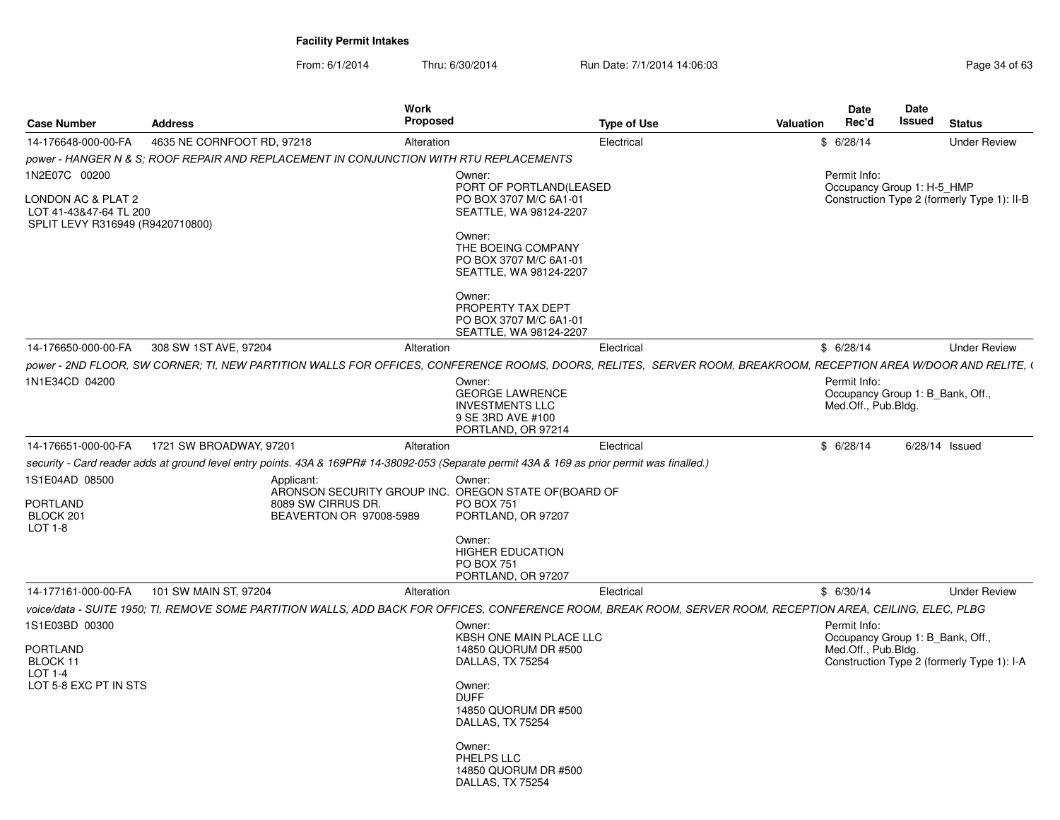## Facility Permit Intakes

From: 6/1/2014 Thru: 6/30/2014 Run Date: 7/1/2014 14:06:03

| Case Number | Address | Work Proposed | Type of Use | Valuation | Date Rec'd | Date Issued | Status |
|---|---|---|---|---|---|---|---|
| 14-176648-000-00-FA | 4635 NE CORNFOOT RD, 97218 | Alteration | Electrical | $ | 6/28/14 | | Under Review |

*power - HANGER N & S; ROOF REPAIR AND REPLACEMENT IN CONJUNCTION WITH RTU REPLACEMENTS*

1N2E07C 00200

LONDON AC & PLAT 2
LOT 41-43&47-64 TL 200
SPLIT LEVY R316949 (R9420710800)

Owner:
PORT OF PORTLAND(LEASED
PO BOX 3707 M/C 6A1-01
SEATTLE, WA 98124-2207

Owner:
THE BOEING COMPANY
PO BOX 3707 M/C 6A1-01
SEATTLE, WA 98124-2207

Owner:
PROPERTY TAX DEPT
PO BOX 3707 M/C 6A1-01
SEATTLE, WA 98124-2207

Permit Info:
Occupancy Group 1: H-5_HMP
Construction Type 2 (formerly Type 1): II-B

| Case Number | Address | Work Proposed | Type of Use | Valuation | Date Rec'd | Date Issued | Status |
|---|---|---|---|---|---|---|---|
| 14-176650-000-00-FA | 308 SW 1ST AVE, 97204 | Alteration | Electrical | $ | 6/28/14 | | Under Review |

*power - 2ND FLOOR, SW CORNER; TI, NEW PARTITION WALLS FOR OFFICES, CONFERENCE ROOMS, DOORS, RELITES, SERVER ROOM, BREAKROOM, RECEPTION AREA W/DOOR AND RELITE, (*

1N1E34CD 04200

Owner:
GEORGE LAWRENCE
INVESTMENTS LLC
9 SE 3RD AVE #100
PORTLAND, OR 97214

Permit Info:
Occupancy Group 1: B_Bank, Off., Med.Off., Pub.Bldg.

| Case Number | Address | Work Proposed | Type of Use | Valuation | Date Rec'd | Date Issued | Status |
|---|---|---|---|---|---|---|---|
| 14-176651-000-00-FA | 1721 SW BROADWAY, 97201 | Alteration | Electrical | $ | 6/28/14 | 6/28/14 | Issued |

*security - Card reader adds at ground level entry points. 43A & 169PR# 14-38092-053 (Separate permit 43A & 169 as prior permit was finalled.)*

1S1E04AD 08500

PORTLAND
BLOCK 201
LOT 1-8

Applicant:
ARONSON SECURITY GROUP INC.
8089 SW CIRRUS DR.
BEAVERTON OR 97008-5989

Owner:
OREGON STATE OF(BOARD OF
PO BOX 751
PORTLAND, OR 97207

Owner:
HIGHER EDUCATION
PO BOX 751
PORTLAND, OR 97207

| Case Number | Address | Work Proposed | Type of Use | Valuation | Date Rec'd | Date Issued | Status |
|---|---|---|---|---|---|---|---|
| 14-177161-000-00-FA | 101 SW MAIN ST, 97204 | Alteration | Electrical | $ | 6/30/14 | | Under Review |

*voice/data - SUITE 1950; TI, REMOVE SOME PARTITION WALLS, ADD BACK FOR OFFICES, CONFERENCE ROOM, BREAK ROOM, SERVER ROOM, RECEPTION AREA, CEILING, ELEC, PLBG*

1S1E03BD 00300

PORTLAND
BLOCK 11
LOT 1-4
LOT 5-8 EXC PT IN STS

Owner:
KBSH ONE MAIN PLACE LLC
14850 QUORUM DR #500
DALLAS, TX 75254

Owner:
DUFF
14850 QUORUM DR #500
DALLAS, TX 75254

Owner:
PHELPS LLC
14850 QUORUM DR #500
DALLAS, TX 75254

Permit Info:
Occupancy Group 1: B_Bank, Off., Med.Off., Pub.Bldg.
Construction Type 2 (formerly Type 1): I-A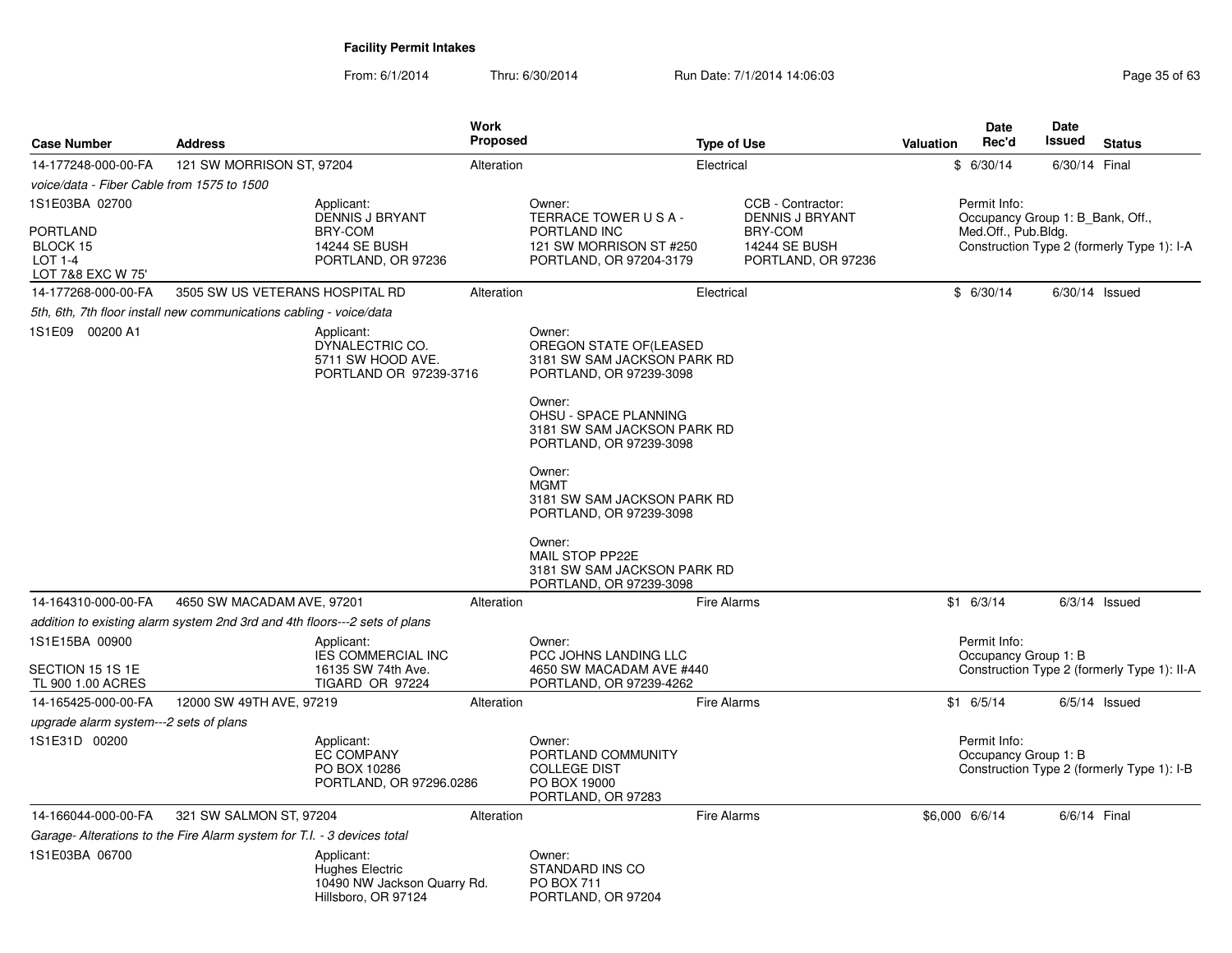**Facility Permit Intakes**

From: 6/1/2014 Thru: 6/30/2014 Run Date: 7/1/2014 14:06:03

| Case Number | Address | Work Proposed | Type of Use | Valuation | Date Rec'd | Date Issued | Status |
|---|---|---|---|---|---|---|---|
| 14-177248-000-00-FA | 121 SW MORRISON ST, 97204 | Alteration | Electrical | $ | 6/30/14 | 6/30/14 | Final |

*voice/data - Fiber Cable from 1575 to 1500*

1S1E03BA 02700

PORTLAND
BLOCK 15
LOT 1-4
LOT 7&8 EXC W 75'

Applicant:
DENNIS J BRYANT
BRY-COM
14244 SE BUSH
PORTLAND, OR 97236

Owner:
TERRACE TOWER U S A - PORTLAND INC
121 SW MORRISON ST #250
PORTLAND, OR 97204-3179

CCB - Contractor:
DENNIS J BRYANT
BRY-COM
14244 SE BUSH
PORTLAND, OR 97236

Permit Info:
Occupancy Group 1: B_Bank, Off., Med.Off., Pub.Bldg.
Construction Type 2 (formerly Type 1): I-A

| Case Number | Address | Work Proposed | Type of Use | Valuation | Date Rec'd | Date Issued | Status |
|---|---|---|---|---|---|---|---|
| 14-177268-000-00-FA | 3505 SW US VETERANS HOSPITAL RD | Alteration | Electrical | $ | 6/30/14 | 6/30/14 | Issued |

*5th, 6th, 7th floor install new communications cabling - voice/data*

1S1E09 00200 A1

Applicant:
DYNALECTRIC CO.
5711 SW HOOD AVE.
PORTLAND OR 97239-3716

Owner:
OREGON STATE OF(LEASED
3181 SW SAM JACKSON PARK RD
PORTLAND, OR 97239-3098

Owner:
OHSU - SPACE PLANNING
3181 SW SAM JACKSON PARK RD
PORTLAND, OR 97239-3098

Owner:
MGMT
3181 SW SAM JACKSON PARK RD
PORTLAND, OR 97239-3098

Owner:
MAIL STOP PP22E
3181 SW SAM JACKSON PARK RD
PORTLAND, OR 97239-3098

| Case Number | Address | Work Proposed | Type of Use | Valuation | Date Rec'd | Date Issued | Status |
|---|---|---|---|---|---|---|---|
| 14-164310-000-00-FA | 4650 SW MACADAM AVE, 97201 | Alteration | Fire Alarms | $1 | 6/3/14 | 6/3/14 | Issued |

*addition to existing alarm system 2nd 3rd and 4th floors---2 sets of plans*

1S1E15BA 00900

SECTION 15 1S 1E
TL 900 1.00 ACRES

Applicant:
IES COMMERCIAL INC
16135 SW 74th Ave.
TIGARD OR 97224

Owner:
PCC JOHNS LANDING LLC
4650 SW MACADAM AVE #440
PORTLAND, OR 97239-4262

Permit Info:
Occupancy Group 1: B
Construction Type 2 (formerly Type 1): II-A

| Case Number | Address | Work Proposed | Type of Use | Valuation | Date Rec'd | Date Issued | Status |
|---|---|---|---|---|---|---|---|
| 14-165425-000-00-FA | 12000 SW 49TH AVE, 97219 | Alteration | Fire Alarms | $1 | 6/5/14 | 6/5/14 | Issued |

*upgrade alarm system---2 sets of plans*

1S1E31D 00200

Applicant:
EC COMPANY
PO BOX 10286
PORTLAND, OR 97296.0286

Owner:
PORTLAND COMMUNITY COLLEGE DIST
PO BOX 19000
PORTLAND, OR 97283

Permit Info:
Occupancy Group 1: B
Construction Type 2 (formerly Type 1): I-B

| Case Number | Address | Work Proposed | Type of Use | Valuation | Date Rec'd | Date Issued | Status |
|---|---|---|---|---|---|---|---|
| 14-166044-000-00-FA | 321 SW SALMON ST, 97204 | Alteration | Fire Alarms | $6,000 | 6/6/14 | 6/6/14 | Final |

*Garage- Alterations to the Fire Alarm system for T.I. - 3 devices total*

1S1E03BA 06700

Applicant:
Hughes Electric
10490 NW Jackson Quarry Rd.
Hillsboro, OR 97124

Owner:
STANDARD INS CO
PO BOX 711
PORTLAND, OR 97204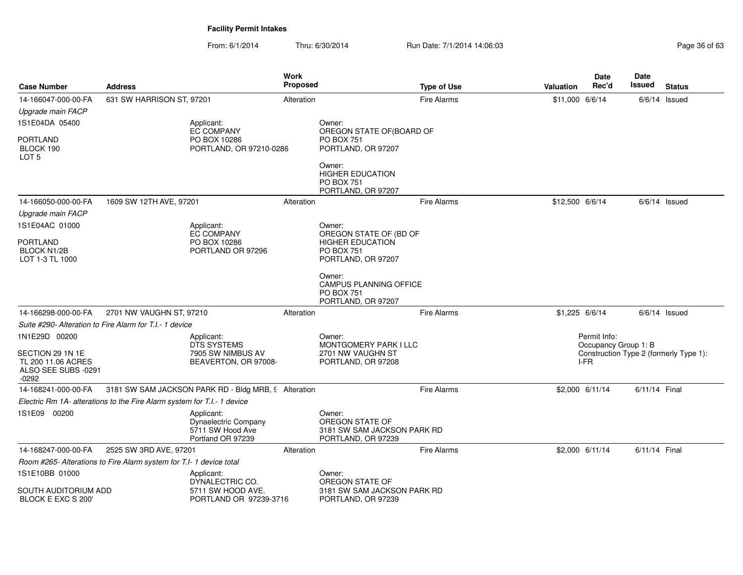**Facility Permit Intakes**

From: 6/1/2014 Thru: 6/30/2014 Run Date: 7/1/2014 14:06:03

| Case Number | Address | Work Proposed | Type of Use | Valuation | Date Rec'd | Date Issued | Status |
|---|---|---|---|---|---|---|---|
| 14-166047-000-00-FA | 631 SW HARRISON ST, 97201 | Alteration | Fire Alarms | $11,000 | 6/6/14 | 6/6/14 | Issued |
| *Upgrade main FACP* | | | | | | | |
| 1S1E04DA 05400<br>PORTLAND<br>BLOCK 190<br>LOT 5 | Applicant:<br>EC COMPANY<br>PO BOX 10286<br>PORTLAND, OR 97210-0286 | | Owner:<br>OREGON STATE OF(BOARD OF<br>PO BOX 751<br>PORTLAND, OR 97207<br>Owner:<br>HIGHER EDUCATION<br>PO BOX 751<br>PORTLAND, OR 97207 | | | | |
| 14-166050-000-00-FA | 1609 SW 12TH AVE, 97201 | Alteration | Fire Alarms | $12,500 | 6/6/14 | 6/6/14 | Issued |
| *Upgrade main FACP* | | | | | | | |
| 1S1E04AC 01000<br>PORTLAND<br>BLOCK N1/2B<br>LOT 1-3 TL 1000 | Applicant:<br>EC COMPANY<br>PO BOX 10286<br>PORTLAND OR 97296 | | Owner:<br>OREGON STATE OF (BD OF<br>HIGHER EDUCATION<br>PO BOX 751<br>PORTLAND, OR 97207<br>Owner:<br>CAMPUS PLANNING OFFICE<br>PO BOX 751<br>PORTLAND, OR 97207 | | | | |
| 14-166298-000-00-FA | 2701 NW VAUGHN ST, 97210 | Alteration | Fire Alarms | $1,225 | 6/6/14 | 6/6/14 | Issued |
| *Suite #290- Alteration to Fire Alarm for T.I.- 1 device* | | | | | | | |
| 1N1E29D 00200<br>SECTION 29 1N 1E<br>TL 200 11.06 ACRES<br>ALSO SEE SUBS -0291<br>-0292 | Applicant:<br>DTS SYSTEMS<br>7905 SW NIMBUS AV<br>BEAVERTON, OR 97008- | | Owner:<br>MONTGOMERY PARK I LLC<br>2701 NW VAUGHN ST<br>PORTLAND, OR 97208 | Permit Info:<br>Occupancy Group 1: B<br>Construction Type 2 (formerly Type 1): I-FR | | | |
| 14-168241-000-00-FA | 3181 SW SAM JACKSON PARK RD - Bldg MRB, 9 | Alteration | Fire Alarms | $2,000 | 6/11/14 | 6/11/14 | Final |
| *Electric Rm 1A- alterations to the Fire Alarm system for T.I.- 1 device* | | | | | | | |
| 1S1E09 00200 | Applicant:<br>Dynaelectric Company<br>5711 SW Hood Ave<br>Portland OR 97239 | | Owner:<br>OREGON STATE OF<br>3181 SW SAM JACKSON PARK RD<br>PORTLAND, OR 97239 | | | | |
| 14-168247-000-00-FA | 2525 SW 3RD AVE, 97201 | Alteration | Fire Alarms | $2,000 | 6/11/14 | 6/11/14 | Final |
| *Room #265- Alterations to Fire Alarm system for T.I- 1 device total* | | | | | | | |
| 1S1E10BB 01000<br>SOUTH AUDITORIUM ADD<br>BLOCK E EXC S 200' | Applicant:<br>DYNALECTRIC CO.<br>5711 SW HOOD AVE.<br>PORTLAND OR 97239-3716 | | Owner:<br>OREGON STATE OF<br>3181 SW SAM JACKSON PARK RD<br>PORTLAND, OR 97239 | | | | |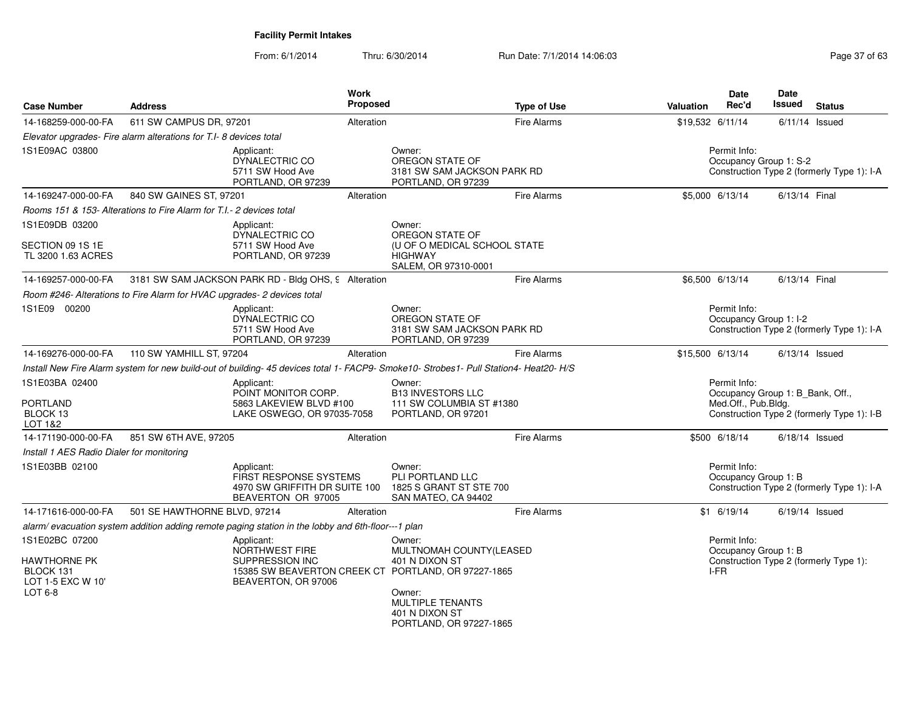**Facility Permit Intakes**

From: 6/1/2014 Thru: 6/30/2014 Run Date: 7/1/2014 14:06:03

| Case Number | Address | Work Proposed | Type of Use | Valuation | Date Rec'd | Date Issued | Status |
|---|---|---|---|---|---|---|---|
| 14-168259-000-00-FA | 611 SW CAMPUS DR, 97201 | Alteration | Fire Alarms | $19,532 | 6/11/14 | 6/11/14 | Issued |
| *Elevator upgrades- Fire alarm alterations for T.I- 8 devices total* | | | | | | | |
| 1S1E09AC 03800 | Applicant: DYNALECTRIC CO 5711 SW Hood Ave PORTLAND, OR 97239 | | Owner: OREGON STATE OF 3181 SW SAM JACKSON PARK RD PORTLAND, OR 97239 | | Permit Info: Occupancy Group 1: S-2 Construction Type 2 (formerly Type 1): I-A | | |
| 14-169247-000-00-FA | 840 SW GAINES ST, 97201 | Alteration | Fire Alarms | $5,000 | 6/13/14 | 6/13/14 | Final |
| *Rooms 151 & 153- Alterations to Fire Alarm for T.I.- 2 devices total* | | | | | | | |
| 1S1E09DB 03200 SECTION 09 1S 1E TL 3200 1.63 ACRES | Applicant: DYNALECTRIC CO 5711 SW Hood Ave PORTLAND, OR 97239 | | Owner: OREGON STATE OF (U OF O MEDICAL SCHOOL STATE HIGHWAY SALEM, OR 97310-0001 | | | | |
| 14-169257-000-00-FA | 3181 SW SAM JACKSON PARK RD - Bldg OHS, 9 | Alteration | Fire Alarms | $6,500 | 6/13/14 | 6/13/14 | Final |
| *Room #246- Alterations to Fire Alarm for HVAC upgrades- 2 devices total* | | | | | | | |
| 1S1E09 00200 | Applicant: DYNALECTRIC CO 5711 SW Hood Ave PORTLAND, OR 97239 | | Owner: OREGON STATE OF 3181 SW SAM JACKSON PARK RD PORTLAND, OR 97239 | | Permit Info: Occupancy Group 1: I-2 Construction Type 2 (formerly Type 1): I-A | | |
| 14-169276-000-00-FA | 110 SW YAMHILL ST, 97204 | Alteration | Fire Alarms | $15,500 | 6/13/14 | 6/13/14 | Issued |
| *Install New Fire Alarm system for new build-out of building- 45 devices total 1- FACP9- Smoke10- Strobes1- Pull Station4- Heat20- H/S* | | | | | | | |
| 1S1E03BA 02400 PORTLAND BLOCK 13 LOT 1&2 | Applicant: POINT MONITOR CORP. 5863 LAKEVIEW BLVD #100 LAKE OSWEGO, OR 97035-7058 | | Owner: B13 INVESTORS LLC 111 SW COLUMBIA ST #1380 PORTLAND, OR 97201 | | Permit Info: Occupancy Group 1: B_Bank, Off., Med.Off., Pub.Bldg. Construction Type 2 (formerly Type 1): I-B | | |
| 14-171190-000-00-FA | 851 SW 6TH AVE, 97205 | Alteration | Fire Alarms | $500 | 6/18/14 | 6/18/14 | Issued |
| *Install 1 AES Radio Dialer for monitoring* | | | | | | | |
| 1S1E03BB 02100 | Applicant: FIRST RESPONSE SYSTEMS 4970 SW GRIFFITH DR SUITE 100 BEAVERTON OR 97005 | | Owner: PLI PORTLAND LLC 1825 S GRANT ST STE 700 SAN MATEO, CA 94402 | | Permit Info: Occupancy Group 1: B Construction Type 2 (formerly Type 1): I-A | | |
| 14-171616-000-00-FA | 501 SE HAWTHORNE BLVD, 97214 | Alteration | Fire Alarms | $1 | 6/19/14 | 6/19/14 | Issued |
| *alarm/ evacuation system addition adding remote paging station in the lobby and 6th-floor---1 plan* | | | | | | | |
| 1S1E02BC 07200 HAWTHORNE PK BLOCK 131 LOT 1-5 EXC W 10' LOT 6-8 | Applicant: NORTHWEST FIRE SUPPRESSION INC 15385 SW BEAVERTON CREEK CT BEAVERTON, OR 97006 | | Owner: MULTNOMAH COUNTY(LEASED 401 N DIXON ST PORTLAND, OR 97227-1865 Owner: MULTIPLE TENANTS 401 N DIXON ST PORTLAND, OR 97227-1865 | | Permit Info: Occupancy Group 1: B Construction Type 2 (formerly Type 1): I-FR | | |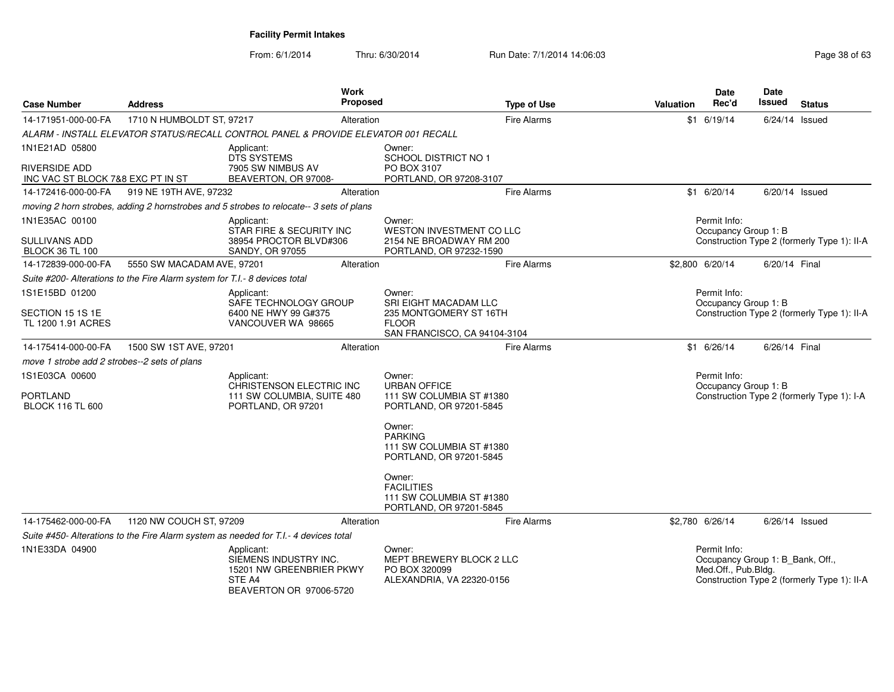## Facility Permit Intakes

From: 6/1/2014 Thru: 6/30/2014 Run Date: 7/1/2014 14:06:03

| Case Number | Address | Work Proposed | Type of Use | Valuation | Date Rec'd | Date Issued | Status |
|---|---|---|---|---|---|---|---|
| 14-171951-000-00-FA | 1710 N HUMBOLDT ST, 97217 | Alteration | Fire Alarms | $1 | 6/19/14 | 6/24/14 | Issued |

*ALARM - INSTALL ELEVATOR STATUS/RECALL CONTROL PANEL & PROVIDE ELEVATOR 001 RECALL*

1N1E21AD 05800
RIVERSIDE ADD
INC VAC ST BLOCK 7&8 EXC PT IN ST

Applicant:
DTS SYSTEMS
7905 SW NIMBUS AV
BEAVERTON, OR 97008-

Owner:
SCHOOL DISTRICT NO 1
PO BOX 3107
PORTLAND, OR 97208-3107

| Case Number | Address | Work Proposed | Type of Use | Valuation | Date Rec'd | Date Issued | Status |
|---|---|---|---|---|---|---|---|
| 14-172416-000-00-FA | 919 NE 19TH AVE, 97232 | Alteration | Fire Alarms | $1 | 6/20/14 | 6/20/14 | Issued |

*moving 2 horn strobes, adding 2 hornstrobes and 5 strobes to relocate-- 3 sets of plans*

1N1E35AC 00100
SULLIVANS ADD
BLOCK 36 TL 100

Applicant:
STAR FIRE & SECURITY INC
38954 PROCTOR BLVD#306
SANDY, OR 97055

Owner:
WESTON INVESTMENT CO LLC
2154 NE BROADWAY RM 200
PORTLAND, OR 97232-1590

Permit Info:
Occupancy Group 1: B
Construction Type 2 (formerly Type 1): II-A

| Case Number | Address | Work Proposed | Type of Use | Valuation | Date Rec'd | Date Issued | Status |
|---|---|---|---|---|---|---|---|
| 14-172839-000-00-FA | 5550 SW MACADAM AVE, 97201 | Alteration | Fire Alarms | $2,800 | 6/20/14 | 6/20/14 | Final |

*Suite #200- Alterations to the Fire Alarm system for T.I.- 8 devices total*

1S1E15BD 01200
SECTION 15 1S 1E
TL 1200 1.91 ACRES

Applicant:
SAFE TECHNOLOGY GROUP
6400 NE HWY 99 G#375
VANCOUVER WA 98665

Owner:
SRI EIGHT MACADAM LLC
235 MONTGOMERY ST 16TH
FLOOR
SAN FRANCISCO, CA 94104-3104

Permit Info:
Occupancy Group 1: B
Construction Type 2 (formerly Type 1): II-A

| Case Number | Address | Work Proposed | Type of Use | Valuation | Date Rec'd | Date Issued | Status |
|---|---|---|---|---|---|---|---|
| 14-175414-000-00-FA | 1500 SW 1ST AVE, 97201 | Alteration | Fire Alarms | $1 | 6/26/14 | 6/26/14 | Final |

*move 1 strobe add 2 strobes--2 sets of plans*

1S1E03CA 00600
PORTLAND
BLOCK 116 TL 600

Applicant:
CHRISTENSON ELECTRIC INC
111 SW COLUMBIA, SUITE 480
PORTLAND, OR 97201

Owner:
URBAN OFFICE
111 SW COLUMBIA ST #1380
PORTLAND, OR 97201-5845

Owner:
PARKING
111 SW COLUMBIA ST #1380
PORTLAND, OR 97201-5845

Owner:
FACILITIES
111 SW COLUMBIA ST #1380
PORTLAND, OR 97201-5845

Permit Info:
Occupancy Group 1: B
Construction Type 2 (formerly Type 1): I-A

| Case Number | Address | Work Proposed | Type of Use | Valuation | Date Rec'd | Date Issued | Status |
|---|---|---|---|---|---|---|---|
| 14-175462-000-00-FA | 1120 NW COUCH ST, 97209 | Alteration | Fire Alarms | $2,780 | 6/26/14 | 6/26/14 | Issued |

*Suite #450- Alterations to the Fire Alarm system as needed for T.I.- 4 devices total*

1N1E33DA 04900

Applicant:
SIEMENS INDUSTRY INC.
15201 NW GREENBRIER PKWY
STE A4
BEAVERTON OR 97006-5720

Owner:
MEPT BREWERY BLOCK 2 LLC
PO BOX 320099
ALEXANDRIA, VA 22320-0156

Permit Info:
Occupancy Group 1: B_Bank, Off., Med.Off., Pub.Bldg.
Construction Type 2 (formerly Type 1): II-A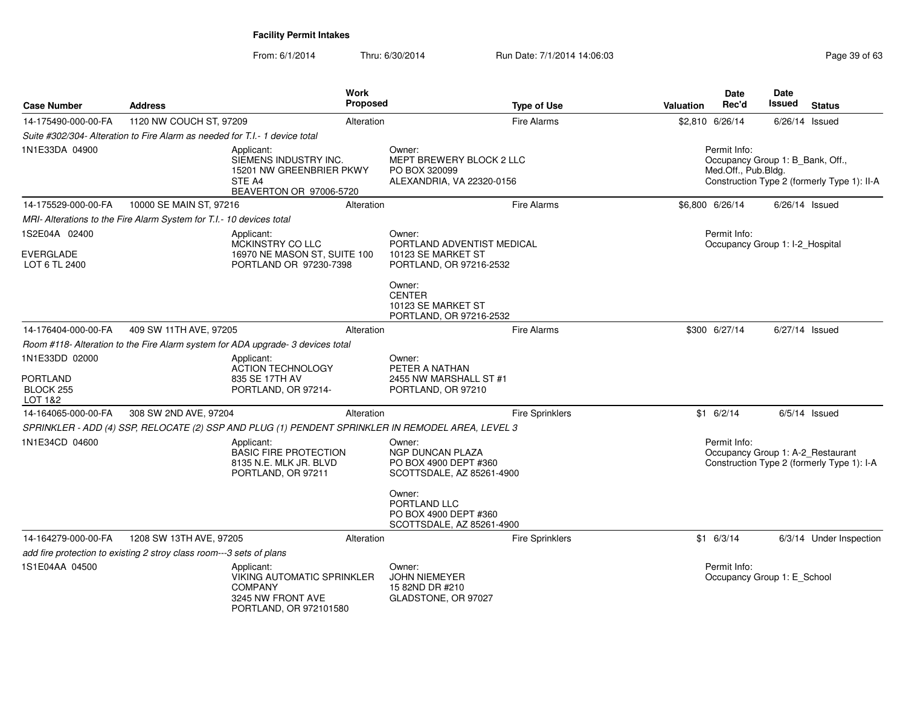**Facility Permit Intakes**

From: 6/1/2014 Thru: 6/30/2014 Run Date: 7/1/2014 14:06:03

| Case Number | Address | Work Proposed | Type of Use | Valuation | Date Rec'd | Date Issued | Status |
|---|---|---|---|---|---|---|---|
| 14-175490-000-00-FA | 1120 NW COUCH ST, 97209 | Alteration | Fire Alarms | $2,810 | 6/26/14 | 6/26/14 | Issued |
| *Suite #302/304- Alteration to Fire Alarm as needed for T.I.- 1 device total* | | | | | | | |
| 1N1E33DA 04900 | Applicant: SIEMENS INDUSTRY INC. 15201 NW GREENBRIER PKWY STE A4 BEAVERTON OR 97006-5720 | Owner: MEPT BREWERY BLOCK 2 LLC PO BOX 320099 ALEXANDRIA, VA 22320-0156 | | Permit Info: Occupancy Group 1: B_Bank, Off., Med.Off., Pub.Bldg. Construction Type 2 (formerly Type 1): II-A | | | |
| 14-175529-000-00-FA | 10000 SE MAIN ST, 97216 | Alteration | Fire Alarms | $6,800 | 6/26/14 | 6/26/14 | Issued |
| *MRI- Alterations to the Fire Alarm System for T.I.- 10 devices total* | | | | | | | |
| 1S2E04A 02400 EVERGLADE LOT 6 TL 2400 | Applicant: MCKINSTRY CO LLC 16970 NE MASON ST, SUITE 100 PORTLAND OR 97230-7398 | Owner: PORTLAND ADVENTIST MEDICAL 10123 SE MARKET ST PORTLAND, OR 97216-2532; Owner: CENTER 10123 SE MARKET ST PORTLAND, OR 97216-2532 | | Permit Info: Occupancy Group 1: I-2_Hospital | | | |
| 14-176404-000-00-FA | 409 SW 11TH AVE, 97205 | Alteration | Fire Alarms | $300 | 6/27/14 | 6/27/14 | Issued |
| *Room #118- Alteration to the Fire Alarm system for ADA upgrade- 3 devices total* | | | | | | | |
| 1N1E33DD 02000 PORTLAND BLOCK 255 LOT 1&2 | Applicant: ACTION TECHNOLOGY 835 SE 17TH AV PORTLAND, OR 97214- | Owner: PETER A NATHAN 2455 NW MARSHALL ST #1 PORTLAND, OR 97210 | | | | | |
| 14-164065-000-00-FA | 308 SW 2ND AVE, 97204 | Alteration | Fire Sprinklers | $1 | 6/2/14 | 6/5/14 | Issued |
| *SPRINKLER - ADD (4) SSP, RELOCATE (2) SSP AND PLUG (1) PENDENT SPRINKLER IN REMODEL AREA, LEVEL 3* | | | | | | | |
| 1N1E34CD 04600 | Applicant: BASIC FIRE PROTECTION 8135 N.E. MLK JR. BLVD PORTLAND, OR 97211 | Owner: NGP DUNCAN PLAZA PO BOX 4900 DEPT #360 SCOTTSDALE, AZ 85261-4900; Owner: PORTLAND LLC PO BOX 4900 DEPT #360 SCOTTSDALE, AZ 85261-4900 | | Permit Info: Occupancy Group 1: A-2_Restaurant Construction Type 2 (formerly Type 1): I-A | | | |
| 14-164279-000-00-FA | 1208 SW 13TH AVE, 97205 | Alteration | Fire Sprinklers | $1 | 6/3/14 | 6/3/14 | Under Inspection |
| *add fire protection to existing 2 stroy class room---3 sets of plans* | | | | | | | |
| 1S1E04AA 04500 | Applicant: VIKING AUTOMATIC SPRINKLER COMPANY 3245 NW FRONT AVE PORTLAND, OR 972101580 | Owner: JOHN NIEMEYER 15 82ND DR #210 GLADSTONE, OR 97027 | | Permit Info: Occupancy Group 1: E_School | | | |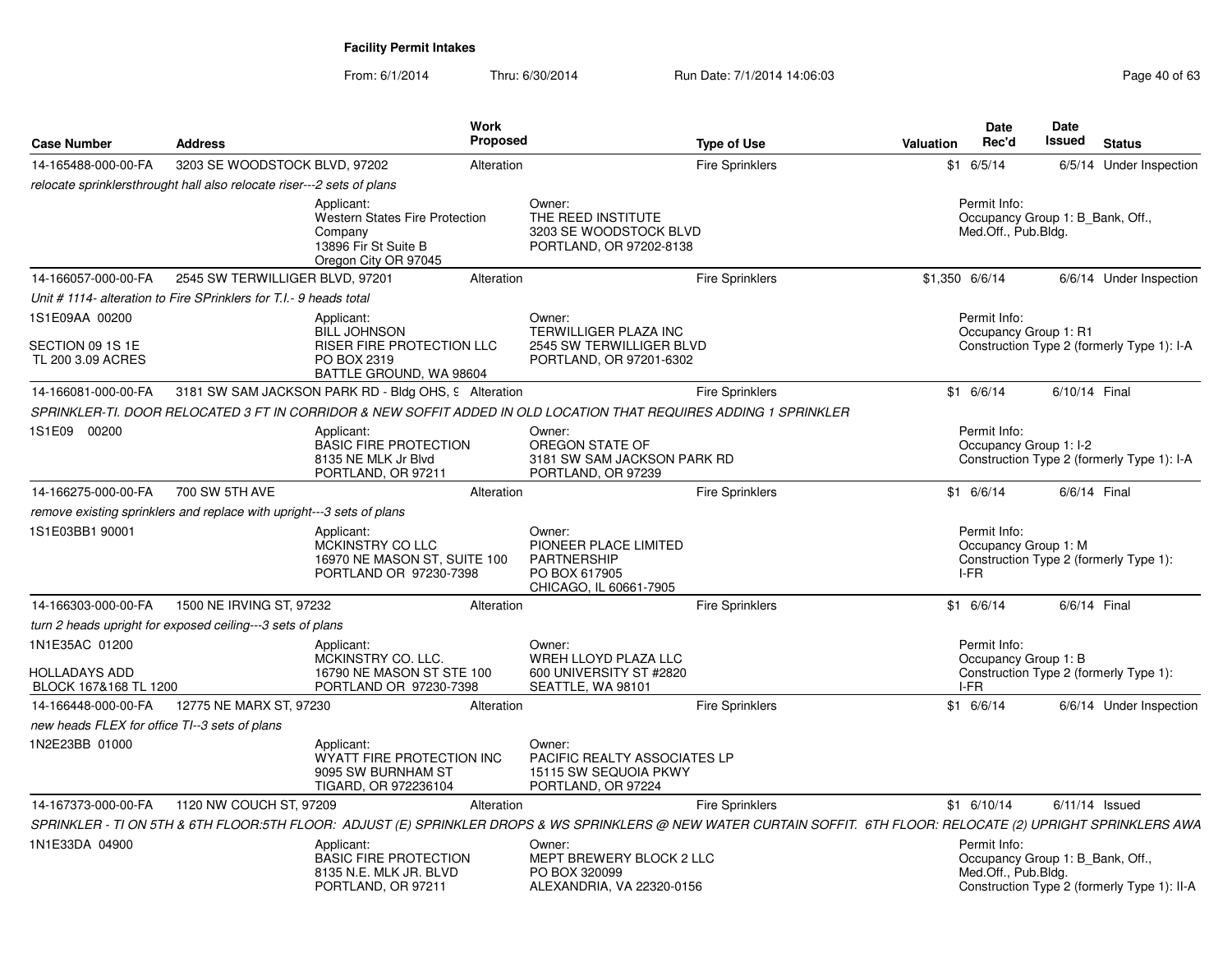**Facility Permit Intakes**

From: 6/1/2014 Thru: 6/30/2014 Run Date: 7/1/2014 14:06:03

| Case Number | Address | Work Proposed | Type of Use | Valuation | Date Rec'd | Date Issued | Status |
|---|---|---|---|---|---|---|---|
| 14-165488-000-00-FA | 3203 SE WOODSTOCK BLVD, 97202 | Alteration | Fire Sprinklers | $1 | 6/5/14 | 6/5/14 | Under Inspection |

*relocate sprinklersthrought hall also relocate riser---2 sets of plans*

Applicant: Western States Fire Protection Company, 13896 Fir St Suite B, Oregon City OR 97045
Owner: THE REED INSTITUTE, 3203 SE WOODSTOCK BLVD, PORTLAND, OR 97202-8138
Permit Info: Occupancy Group 1: B_Bank, Off., Med.Off., Pub.Bldg.

| Case Number | Address | Work Proposed | Type of Use | Valuation | Date Rec'd | Date Issued | Status |
|---|---|---|---|---|---|---|---|
| 14-166057-000-00-FA | 2545 SW TERWILLIGER BLVD, 97201 | Alteration | Fire Sprinklers | $1,350 | 6/6/14 | 6/6/14 | Under Inspection |

*Unit # 1114- alteration to Fire SPrinklers for T.I.- 9 heads total*

1S1E09AA 00200
SECTION 09 1S 1E
TL 200 3.09 ACRES

Applicant: BILL JOHNSON, RISER FIRE PROTECTION LLC, PO BOX 2319, BATTLE GROUND, WA 98604
Owner: TERWILLIGER PLAZA INC, 2545 SW TERWILLIGER BLVD, PORTLAND, OR 97201-6302
Permit Info: Occupancy Group 1: R1; Construction Type 2 (formerly Type 1): I-A

| Case Number | Address | Work Proposed | Type of Use | Valuation | Date Rec'd | Date Issued | Status |
|---|---|---|---|---|---|---|---|
| 14-166081-000-00-FA | 3181 SW SAM JACKSON PARK RD - Bldg OHS, 9 | Alteration | Fire Sprinklers | $1 | 6/6/14 | 6/10/14 | Final |

*SPRINKLER-TI. DOOR RELOCATED 3 FT IN CORRIDOR & NEW SOFFIT ADDED IN OLD LOCATION THAT REQUIRES ADDING 1 SPRINKLER*

1S1E09 00200

Applicant: BASIC FIRE PROTECTION, 8135 NE MLK Jr Blvd, PORTLAND, OR 97211
Owner: OREGON STATE OF, 3181 SW SAM JACKSON PARK RD, PORTLAND, OR 97239
Permit Info: Occupancy Group 1: I-2; Construction Type 2 (formerly Type 1): I-A

| Case Number | Address | Work Proposed | Type of Use | Valuation | Date Rec'd | Date Issued | Status |
|---|---|---|---|---|---|---|---|
| 14-166275-000-00-FA | 700 SW 5TH AVE | Alteration | Fire Sprinklers | $1 | 6/6/14 | 6/6/14 | Final |

*remove existing sprinklers and replace with upright---3 sets of plans*

1S1E03BB1 90001

Applicant: MCKINSTRY CO LLC, 16970 NE MASON ST, SUITE 100, PORTLAND OR 97230-7398
Owner: PIONEER PLACE LIMITED PARTNERSHIP, PO BOX 617905, CHICAGO, IL 60661-7905
Permit Info: Occupancy Group 1: M; Construction Type 2 (formerly Type 1): I-FR

| Case Number | Address | Work Proposed | Type of Use | Valuation | Date Rec'd | Date Issued | Status |
|---|---|---|---|---|---|---|---|
| 14-166303-000-00-FA | 1500 NE IRVING ST, 97232 | Alteration | Fire Sprinklers | $1 | 6/6/14 | 6/6/14 | Final |

*turn 2 heads upright for exposed ceiling---3 sets of plans*

1N1E35AC 01200
HOLLADAYS ADD
BLOCK 167&168 TL 1200

Applicant: MCKINSTRY CO. LLC., 16790 NE MASON ST STE 100, PORTLAND OR 97230-7398
Owner: WREH LLOYD PLAZA LLC, 600 UNIVERSITY ST #2820, SEATTLE, WA 98101
Permit Info: Occupancy Group 1: B; Construction Type 2 (formerly Type 1): I-FR

| Case Number | Address | Work Proposed | Type of Use | Valuation | Date Rec'd | Date Issued | Status |
|---|---|---|---|---|---|---|---|
| 14-166448-000-00-FA | 12775 NE MARX ST, 97230 | Alteration | Fire Sprinklers | $1 | 6/6/14 | 6/6/14 | Under Inspection |

*new heads FLEX for office TI--3 sets of plans*

1N2E23BB 01000

Applicant: WYATT FIRE PROTECTION INC, 9095 SW BURNHAM ST, TIGARD, OR 972236104
Owner: PACIFIC REALTY ASSOCIATES LP, 15115 SW SEQUOIA PKWY, PORTLAND, OR 97224

| Case Number | Address | Work Proposed | Type of Use | Valuation | Date Rec'd | Date Issued | Status |
|---|---|---|---|---|---|---|---|
| 14-167373-000-00-FA | 1120 NW COUCH ST, 97209 | Alteration | Fire Sprinklers | $1 | 6/10/14 | 6/11/14 | Issued |

*SPRINKLER - TI ON 5TH & 6TH FLOOR:5TH FLOOR: ADJUST (E) SPRINKLER DROPS & WS SPRINKLERS @ NEW WATER CURTAIN SOFFIT. 6TH FLOOR: RELOCATE (2) UPRIGHT SPRINKLERS AWA*

1N1E33DA 04900

Applicant: BASIC FIRE PROTECTION, 8135 N.E. MLK JR. BLVD, PORTLAND, OR 97211
Owner: MEPT BREWERY BLOCK 2 LLC, PO BOX 320099, ALEXANDRIA, VA 22320-0156
Permit Info: Occupancy Group 1: B_Bank, Off., Med.Off., Pub.Bldg.; Construction Type 2 (formerly Type 1): II-A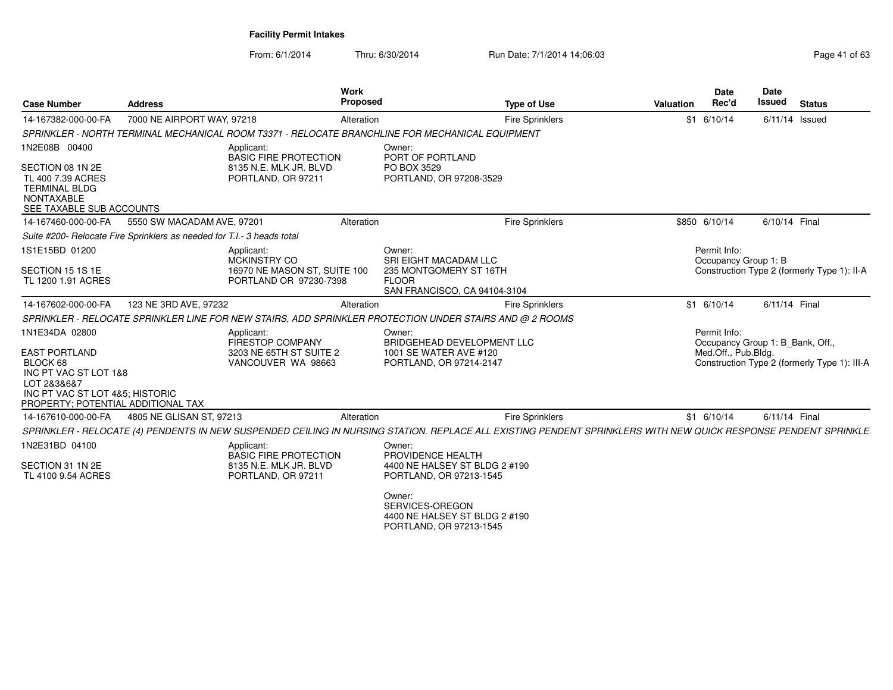**Facility Permit Intakes**

From: 6/1/2014 Thru: 6/30/2014 Run Date: 7/1/2014 14:06:03

| Case Number | Address | Work Proposed | Type of Use | Valuation | Date Rec'd | Date Issued | Status |
|---|---|---|---|---|---|---|---|
| 14-167382-000-00-FA | 7000 NE AIRPORT WAY, 97218 | Alteration | Fire Sprinklers | $1 | 6/10/14 | 6/11/14 | Issued |

*SPRINKLER - NORTH TERMINAL MECHANICAL ROOM T3371 - RELOCATE BRANCHLINE FOR MECHANICAL EQUIPMENT*

1N2E08B 00400

SECTION 08 1N 2E
TL 400 7.39 ACRES
TERMINAL BLDG
NONTAXABLE
SEE TAXABLE SUB ACCOUNTS

Applicant:
BASIC FIRE PROTECTION
8135 N.E. MLK JR. BLVD
PORTLAND, OR 97211

Owner:
PORT OF PORTLAND
PO BOX 3529
PORTLAND, OR 97208-3529

| Case Number | Address | Work Proposed | Type of Use | Valuation | Date Rec'd | Date Issued | Status |
|---|---|---|---|---|---|---|---|
| 14-167460-000-00-FA | 5550 SW MACADAM AVE, 97201 | Alteration | Fire Sprinklers | $850 | 6/10/14 | 6/10/14 | Final |

*Suite #200- Relocate Fire Sprinklers as needed for T.I.- 3 heads total*

1S1E15BD 01200

SECTION 15 1S 1E
TL 1200 1.91 ACRES

Applicant:
MCKINSTRY CO
16970 NE MASON ST, SUITE 100
PORTLAND OR 97230-7398

Owner:
SRI EIGHT MACADAM LLC
235 MONTGOMERY ST 16TH
FLOOR
SAN FRANCISCO, CA 94104-3104

Permit Info:
Occupancy Group 1: B
Construction Type 2 (formerly Type 1): II-A

| Case Number | Address | Work Proposed | Type of Use | Valuation | Date Rec'd | Date Issued | Status |
|---|---|---|---|---|---|---|---|
| 14-167602-000-00-FA | 123 NE 3RD AVE, 97232 | Alteration | Fire Sprinklers | $1 | 6/10/14 | 6/11/14 | Final |

*SPRINKLER - RELOCATE SPRINKLER LINE FOR NEW STAIRS, ADD SPRINKLER PROTECTION UNDER STAIRS AND @ 2 ROOMS*

1N1E34DA 02800

EAST PORTLAND
BLOCK 68
INC PT VAC ST LOT 1&8
LOT 2&3&6&7
INC PT VAC ST LOT 4&5; HISTORIC
PROPERTY; POTENTIAL ADDITIONAL TAX

Applicant:
FIRESTOP COMPANY
3203 NE 65TH ST SUITE 2
VANCOUVER WA 98663

Owner:
BRIDGEHEAD DEVELOPMENT LLC
1001 SE WATER AVE #120
PORTLAND, OR 97214-2147

Permit Info:
Occupancy Group 1: B_Bank, Off., Med.Off., Pub.Bldg.
Construction Type 2 (formerly Type 1): III-A

| Case Number | Address | Work Proposed | Type of Use | Valuation | Date Rec'd | Date Issued | Status |
|---|---|---|---|---|---|---|---|
| 14-167610-000-00-FA | 4805 NE GLISAN ST, 97213 | Alteration | Fire Sprinklers | $1 | 6/10/14 | 6/11/14 | Final |

*SPRINKLER - RELOCATE (4) PENDENTS IN NEW SUSPENDED CEILING IN NURSING STATION. REPLACE ALL EXISTING PENDENT SPRINKLERS WITH NEW QUICK RESPONSE PENDENT SPRINKLE*

1N2E31BD 04100

SECTION 31 1N 2E
TL 4100 9.54 ACRES

Applicant:
BASIC FIRE PROTECTION
8135 N.E. MLK JR. BLVD
PORTLAND, OR 97211

Owner:
PROVIDENCE HEALTH
4400 NE HALSEY ST BLDG 2 #190
PORTLAND, OR 97213-1545

Owner:
SERVICES-OREGON
4400 NE HALSEY ST BLDG 2 #190
PORTLAND, OR 97213-1545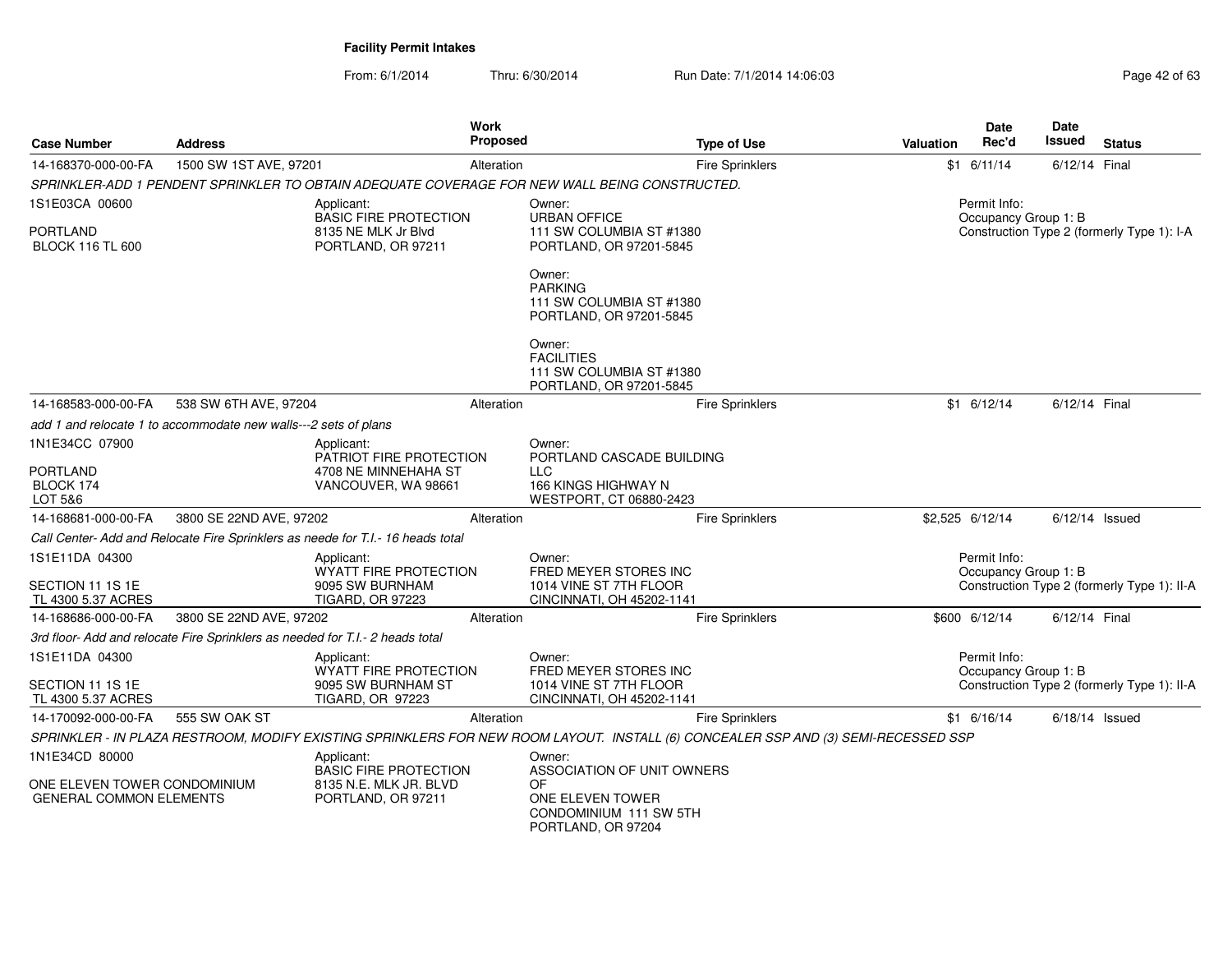## Facility Permit Intakes

From: 6/1/2014 Thru: 6/30/2014 Run Date: 7/1/2014 14:06:03

| Case Number | Address | Work Proposed | Type of Use | Valuation | Date Rec'd | Date Issued | Status |
|---|---|---|---|---|---|---|---|
| 14-168370-000-00-FA | 1500 SW 1ST AVE, 97201 | Alteration | Fire Sprinklers | $1 | 6/11/14 | 6/12/14 | Final |

*SPRINKLER-ADD 1 PENDENT SPRINKLER TO OBTAIN ADEQUATE COVERAGE FOR NEW WALL BEING CONSTRUCTED.*

1S1E03CA 00600
PORTLAND
BLOCK 116 TL 600

Applicant:
BASIC FIRE PROTECTION
8135 NE MLK Jr Blvd
PORTLAND, OR 97211

Owner:
URBAN OFFICE
111 SW COLUMBIA ST #1380
PORTLAND, OR 97201-5845

Owner:
PARKING
111 SW COLUMBIA ST #1380
PORTLAND, OR 97201-5845

Owner:
FACILITIES
111 SW COLUMBIA ST #1380
PORTLAND, OR 97201-5845

Permit Info:
Occupancy Group 1: B
Construction Type 2 (formerly Type 1): I-A

| Case Number | Address | Work Proposed | Type of Use | Valuation | Date Rec'd | Date Issued | Status |
|---|---|---|---|---|---|---|---|
| 14-168583-000-00-FA | 538 SW 6TH AVE, 97204 | Alteration | Fire Sprinklers | $1 | 6/12/14 | 6/12/14 | Final |

*add 1 and relocate 1 to accommodate new walls---2 sets of plans*

1N1E34CC 07900
PORTLAND
BLOCK 174
LOT 5&6

Applicant:
PATRIOT FIRE PROTECTION
4708 NE MINNEHAHA ST
VANCOUVER, WA 98661

Owner:
PORTLAND CASCADE BUILDING LLC
166 KINGS HIGHWAY N
WESTPORT, CT 06880-2423

| Case Number | Address | Work Proposed | Type of Use | Valuation | Date Rec'd | Date Issued | Status |
|---|---|---|---|---|---|---|---|
| 14-168681-000-00-FA | 3800 SE 22ND AVE, 97202 | Alteration | Fire Sprinklers | $2,525 | 6/12/14 | 6/12/14 | Issued |

*Call Center- Add and Relocate Fire Sprinklers as neede for T.I.- 16 heads total*

1S1E11DA 04300
SECTION 11 1S 1E
TL 4300 5.37 ACRES

Applicant:
WYATT FIRE PROTECTION
9095 SW BURNHAM
TIGARD, OR 97223

Owner:
FRED MEYER STORES INC
1014 VINE ST 7TH FLOOR
CINCINNATI, OH 45202-1141

Permit Info:
Occupancy Group 1: B
Construction Type 2 (formerly Type 1): II-A

| Case Number | Address | Work Proposed | Type of Use | Valuation | Date Rec'd | Date Issued | Status |
|---|---|---|---|---|---|---|---|
| 14-168686-000-00-FA | 3800 SE 22ND AVE, 97202 | Alteration | Fire Sprinklers | $600 | 6/12/14 | 6/12/14 | Final |

*3rd floor- Add and relocate Fire Sprinklers as needed for T.I.- 2 heads total*

1S1E11DA 04300
SECTION 11 1S 1E
TL 4300 5.37 ACRES

Applicant:
WYATT FIRE PROTECTION
9095 SW BURNHAM ST
TIGARD, OR 97223

Owner:
FRED MEYER STORES INC
1014 VINE ST 7TH FLOOR
CINCINNATI, OH 45202-1141

Permit Info:
Occupancy Group 1: B
Construction Type 2 (formerly Type 1): II-A

| Case Number | Address | Work Proposed | Type of Use | Valuation | Date Rec'd | Date Issued | Status |
|---|---|---|---|---|---|---|---|
| 14-170092-000-00-FA | 555 SW OAK ST | Alteration | Fire Sprinklers | $1 | 6/16/14 | 6/18/14 | Issued |

*SPRINKLER - IN PLAZA RESTROOM, MODIFY EXISTING SPRINKLERS FOR NEW ROOM LAYOUT. INSTALL (6) CONCEALER SSP AND (3) SEMI-RECESSED SSP*

1N1E34CD 80000
ONE ELEVEN TOWER CONDOMINIUM
GENERAL COMMON ELEMENTS

Applicant:
BASIC FIRE PROTECTION
8135 N.E. MLK JR. BLVD
PORTLAND, OR 97211

Owner:
ASSOCIATION OF UNIT OWNERS OF
ONE ELEVEN TOWER
CONDOMINIUM 111 SW 5TH
PORTLAND, OR 97204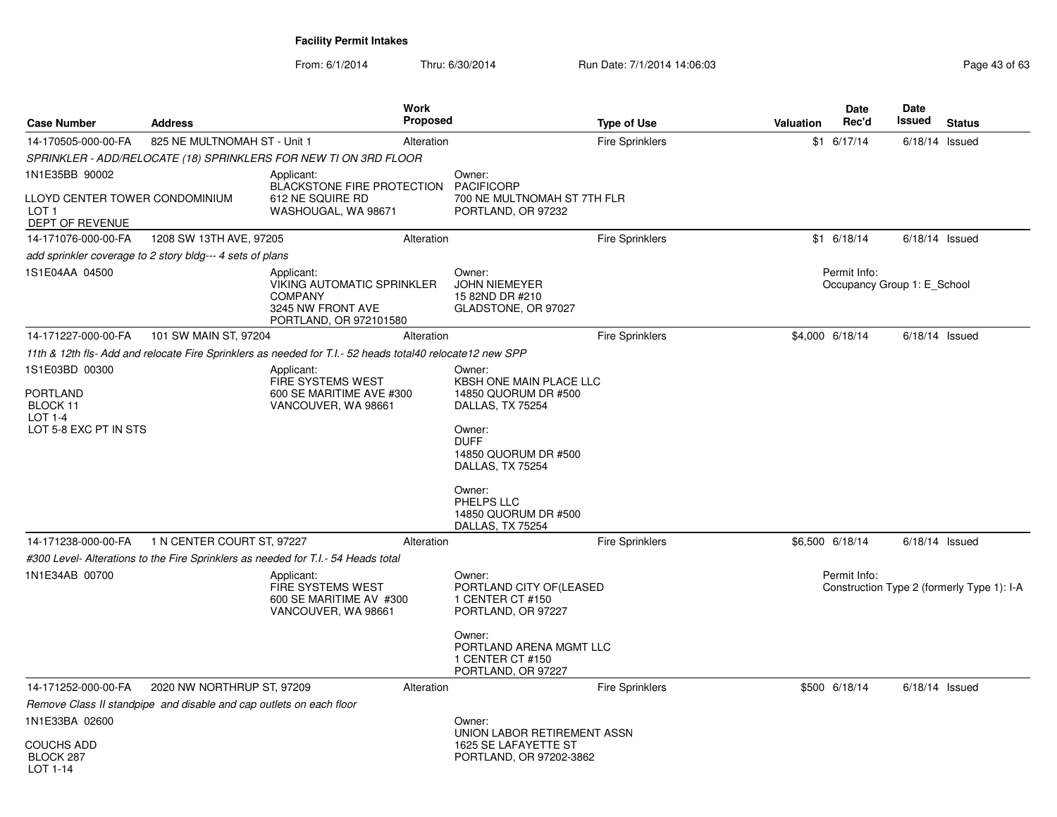# Facility Permit Intakes

From: 6/1/2014 Thru: 6/30/2014 Run Date: 7/1/2014 14:06:03

| Case Number | Address | Work Proposed | Type of Use | Valuation | Date Rec'd | Date Issued | Status |
|---|---|---|---|---|---|---|---|
| 14-170505-000-00-FA | 825 NE MULTNOMAH ST - Unit 1 | Alteration | Fire Sprinklers | $1 | 6/17/14 | 6/18/14 | Issued |
| 14-171076-000-00-FA | 1208 SW 13TH AVE, 97205 | Alteration | Fire Sprinklers | $1 | 6/18/14 | 6/18/14 | Issued |
| 14-171227-000-00-FA | 101 SW MAIN ST, 97204 | Alteration | Fire Sprinklers | $4,000 | 6/18/14 | 6/18/14 | Issued |
| 14-171238-000-00-FA | 1 N CENTER COURT ST, 97227 | Alteration | Fire Sprinklers | $6,500 | 6/18/14 | 6/18/14 | Issued |
| 14-171252-000-00-FA | 2020 NW NORTHRUP ST, 97209 | Alteration | Fire Sprinklers | $500 | 6/18/14 | 6/18/14 | Issued |

**14-170505-000-00-FA** — *SPRINKLER - ADD/RELOCATE (18) SPRINKLERS FOR NEW TI ON 3RD FLOOR*

1N1E35BB 90002
LLOYD CENTER TOWER CONDOMINIUM
LOT 1
DEPT OF REVENUE

Applicant: BLACKSTONE FIRE PROTECTION, 612 NE SQUIRE RD, WASHOUGAL, WA 98671

Owner: PACIFICORP, 700 NE MULTNOMAH ST 7TH FLR, PORTLAND, OR 97232

**14-171076-000-00-FA** — *add sprinkler coverage to 2 story bldg--- 4 sets of plans*

1S1E04AA 04500

Applicant: VIKING AUTOMATIC SPRINKLER COMPANY, 3245 NW FRONT AVE, PORTLAND, OR 972101580

Owner: JOHN NIEMEYER, 15 82ND DR #210, GLADSTONE, OR 97027

Permit Info: Occupancy Group 1: E_School

**14-171227-000-00-FA** — *11th & 12th fls- Add and relocate Fire Sprinklers as needed for T.I.- 52 heads total40 relocate12 new SPP*

1S1E03BD 00300
PORTLAND
BLOCK 11
LOT 1-4
LOT 5-8 EXC PT IN STS

Applicant: FIRE SYSTEMS WEST, 600 SE MARITIME AVE #300, VANCOUVER, WA 98661

Owner: KBSH ONE MAIN PLACE LLC, 14850 QUORUM DR #500, DALLAS, TX 75254

Owner: DUFF, 14850 QUORUM DR #500, DALLAS, TX 75254

Owner: PHELPS LLC, 14850 QUORUM DR #500, DALLAS, TX 75254

**14-171238-000-00-FA** — *#300 Level- Alterations to the Fire Sprinklers as needed for T.I.- 54 Heads total*

1N1E34AB 00700

Applicant: FIRE SYSTEMS WEST, 600 SE MARITIME AV #300, VANCOUVER, WA 98661

Owner: PORTLAND CITY OF(LEASED, 1 CENTER CT #150, PORTLAND, OR 97227

Owner: PORTLAND ARENA MGMT LLC, 1 CENTER CT #150, PORTLAND, OR 97227

Permit Info: Construction Type 2 (formerly Type 1): I-A

**14-171252-000-00-FA** — *Remove Class II standpipe and disable and cap outlets on each floor*

1N1E33BA 02600
COUCHS ADD
BLOCK 287
LOT 1-14

Owner: UNION LABOR RETIREMENT ASSN, 1625 SE LAFAYETTE ST, PORTLAND, OR 97202-3862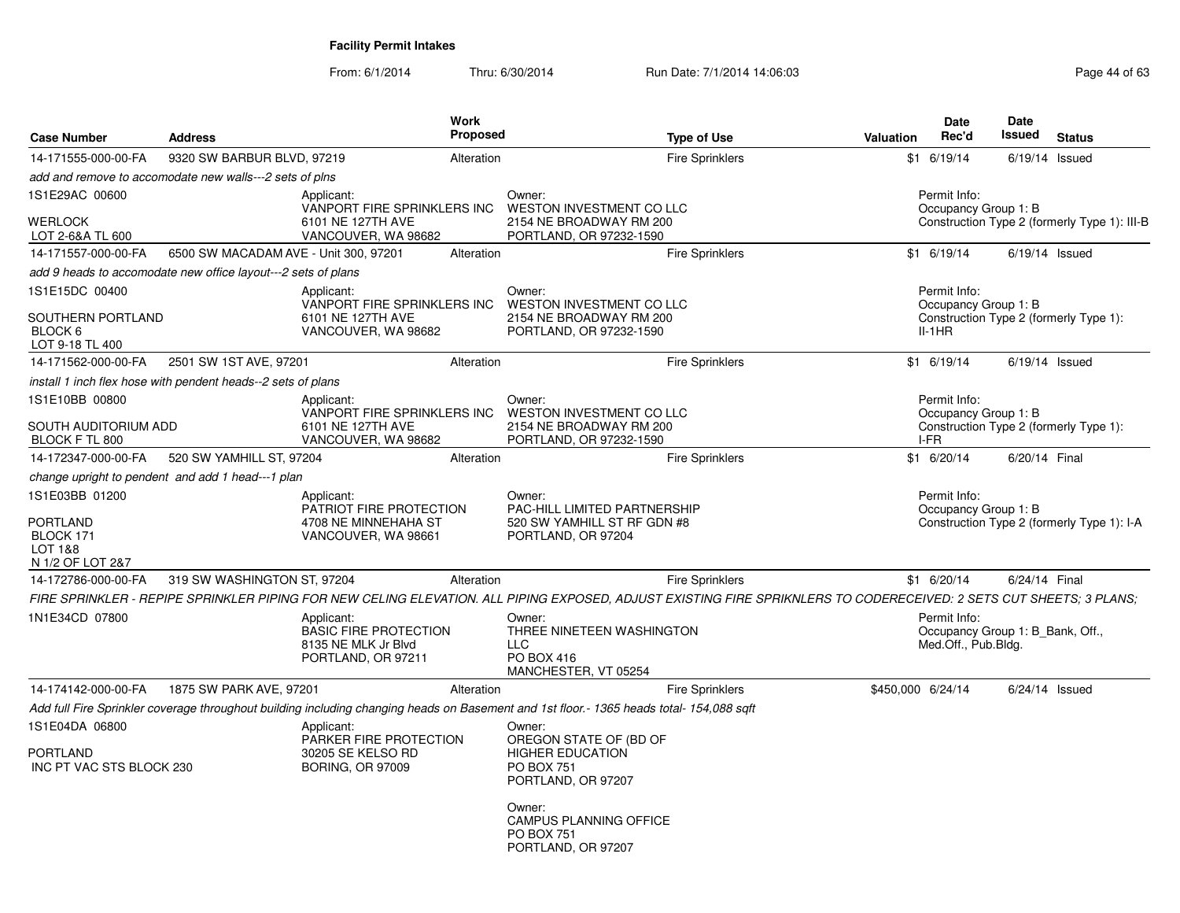**Facility Permit Intakes**

From: 6/1/2014 Thru: 6/30/2014 Run Date: 7/1/2014 14:06:03

| Case Number | Address | Work Proposed | Type of Use | Valuation | Date Rec'd | Date Issued | Status |
|---|---|---|---|---|---|---|---|
| 14-171555-000-00-FA | 9320 SW BARBUR BLVD, 97219 | Alteration | Fire Sprinklers | $1 | 6/19/14 | 6/19/14 | Issued |

*add and remove to accomodate new walls---2 sets of plns*

1S1E29AC 00600
WERLOCK
LOT 2-6&A TL 600

Applicant:
VANPORT FIRE SPRINKLERS INC
6101 NE 127TH AVE
VANCOUVER, WA 98682

Owner:
WESTON INVESTMENT CO LLC
2154 NE BROADWAY RM 200
PORTLAND, OR 97232-1590

Permit Info:
Occupancy Group 1: B
Construction Type 2 (formerly Type 1): III-B

| Case Number | Address | Work Proposed | Type of Use | Valuation | Date Rec'd | Date Issued | Status |
|---|---|---|---|---|---|---|---|
| 14-171557-000-00-FA | 6500 SW MACADAM AVE - Unit 300, 97201 | Alteration | Fire Sprinklers | $1 | 6/19/14 | 6/19/14 | Issued |

*add 9 heads to accomodate new office layout---2 sets of plans*

1S1E15DC 00400
SOUTHERN PORTLAND
BLOCK 6
LOT 9-18 TL 400

Applicant:
VANPORT FIRE SPRINKLERS INC
6101 NE 127TH AVE
VANCOUVER, WA 98682

Owner:
WESTON INVESTMENT CO LLC
2154 NE BROADWAY RM 200
PORTLAND, OR 97232-1590

Permit Info:
Occupancy Group 1: B
Construction Type 2 (formerly Type 1): II-1HR

| Case Number | Address | Work Proposed | Type of Use | Valuation | Date Rec'd | Date Issued | Status |
|---|---|---|---|---|---|---|---|
| 14-171562-000-00-FA | 2501 SW 1ST AVE, 97201 | Alteration | Fire Sprinklers | $1 | 6/19/14 | 6/19/14 | Issued |

*install 1 inch flex hose with pendent heads--2 sets of plans*

1S1E10BB 00800
SOUTH AUDITORIUM ADD
BLOCK F TL 800

Applicant:
VANPORT FIRE SPRINKLERS INC
6101 NE 127TH AVE
VANCOUVER, WA 98682

Owner:
WESTON INVESTMENT CO LLC
2154 NE BROADWAY RM 200
PORTLAND, OR 97232-1590

Permit Info:
Occupancy Group 1: B
Construction Type 2 (formerly Type 1): I-FR

| Case Number | Address | Work Proposed | Type of Use | Valuation | Date Rec'd | Date Issued | Status |
|---|---|---|---|---|---|---|---|
| 14-172347-000-00-FA | 520 SW YAMHILL ST, 97204 | Alteration | Fire Sprinklers | $1 | 6/20/14 | 6/20/14 | Final |

*change upright to pendent and add 1 head---1 plan*

1S1E03BB 01200
PORTLAND
BLOCK 171
LOT 1&8
N 1/2 OF LOT 2&7

Applicant:
PATRIOT FIRE PROTECTION
4708 NE MINNEHAHA ST
VANCOUVER, WA 98661

Owner:
PAC-HILL LIMITED PARTNERSHIP
520 SW YAMHILL ST RF GDN #8
PORTLAND, OR 97204

Permit Info:
Occupancy Group 1: B
Construction Type 2 (formerly Type 1): I-A

| Case Number | Address | Work Proposed | Type of Use | Valuation | Date Rec'd | Date Issued | Status |
|---|---|---|---|---|---|---|---|
| 14-172786-000-00-FA | 319 SW WASHINGTON ST, 97204 | Alteration | Fire Sprinklers | $1 | 6/20/14 | 6/24/14 | Final |

*FIRE SPRINKLER - REPIPE SPRINKLER PIPING FOR NEW CELING ELEVATION. ALL PIPING EXPOSED, ADJUST EXISTING FIRE SPRIKNLERS TO CODERECEIVED: 2 SETS CUT SHEETS; 3 PLANS;*

1N1E34CD 07800

Applicant:
BASIC FIRE PROTECTION
8135 NE MLK Jr Blvd
PORTLAND, OR 97211

Owner:
THREE NINETEEN WASHINGTON LLC
PO BOX 416
MANCHESTER, VT 05254

Permit Info:
Occupancy Group 1: B_Bank, Off., Med.Off., Pub.Bldg.

| Case Number | Address | Work Proposed | Type of Use | Valuation | Date Rec'd | Date Issued | Status |
|---|---|---|---|---|---|---|---|
| 14-174142-000-00-FA | 1875 SW PARK AVE, 97201 | Alteration | Fire Sprinklers | $450,000 | 6/24/14 | 6/24/14 | Issued |

*Add full Fire Sprinkler coverage throughout building including changing heads on Basement and 1st floor.- 1365 heads total- 154,088 sqft*

1S1E04DA 06800
PORTLAND
INC PT VAC STS BLOCK 230

Applicant:
PARKER FIRE PROTECTION
30205 SE KELSO RD
BORING, OR 97009

Owner:
OREGON STATE OF (BD OF HIGHER EDUCATION
PO BOX 751
PORTLAND, OR 97207

Owner:
CAMPUS PLANNING OFFICE
PO BOX 751
PORTLAND, OR 97207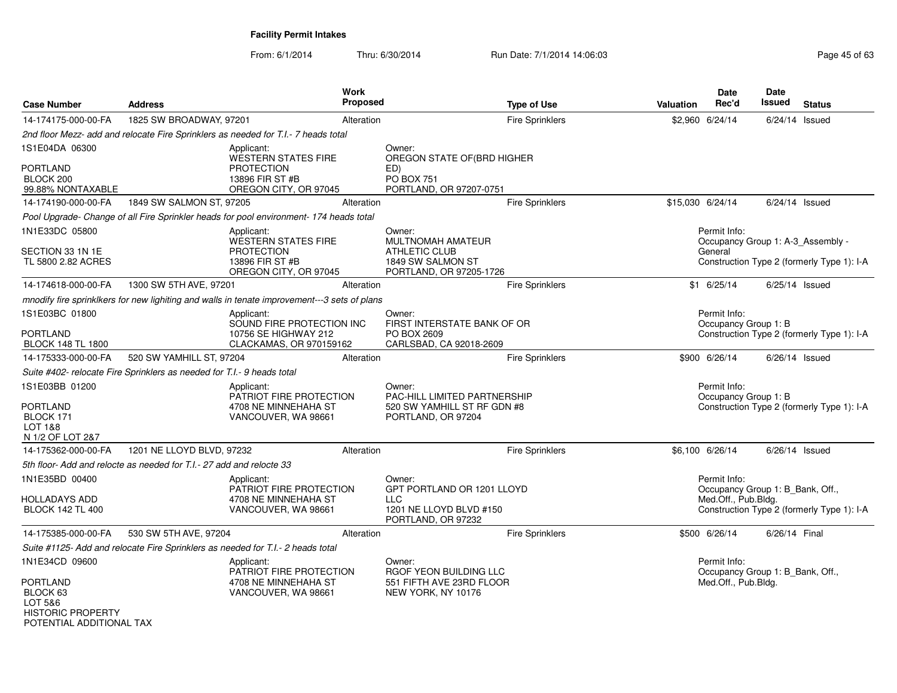**Facility Permit Intakes**

From: 6/1/2014 Thru: 6/30/2014 Run Date: 7/1/2014 14:06:03

| Case Number | Address | Work Proposed | Type of Use | Valuation | Date Rec'd | Date Issued | Status |
|---|---|---|---|---|---|---|---|
| 14-174175-000-00-FA | 1825 SW BROADWAY, 97201 | Alteration | Fire Sprinklers | $2,960 | 6/24/14 | 6/24/14 | Issued |

*2nd floor Mezz- add and relocate Fire Sprinklers as needed for T.I.- 7 heads total*

1S1E04DA 06300
PORTLAND
BLOCK 200
99.88% NONTAXABLE

Applicant:
WESTERN STATES FIRE PROTECTION
13896 FIR ST #B
OREGON CITY, OR 97045

Owner:
OREGON STATE OF(BRD HIGHER ED)
PO BOX 751
PORTLAND, OR 97207-0751

| Case Number | Address | Work Proposed | Type of Use | Valuation | Date Rec'd | Date Issued | Status |
|---|---|---|---|---|---|---|---|
| 14-174190-000-00-FA | 1849 SW SALMON ST, 97205 | Alteration | Fire Sprinklers | $15,030 | 6/24/14 | 6/24/14 | Issued |

*Pool Upgrade- Change of all Fire Sprinkler heads for pool environment- 174 heads total*

1N1E33DC 05800
SECTION 33 1N 1E
TL 5800 2.82 ACRES

Applicant:
WESTERN STATES FIRE PROTECTION
13896 FIR ST #B
OREGON CITY, OR 97045

Owner:
MULTNOMAH AMATEUR ATHLETIC CLUB
1849 SW SALMON ST
PORTLAND, OR 97205-1726

Permit Info:
Occupancy Group 1: A-3_Assembly - General
Construction Type 2 (formerly Type 1): I-A

| Case Number | Address | Work Proposed | Type of Use | Valuation | Date Rec'd | Date Issued | Status |
|---|---|---|---|---|---|---|---|
| 14-174618-000-00-FA | 1300 SW 5TH AVE, 97201 | Alteration | Fire Sprinklers | $1 | 6/25/14 | 6/25/14 | Issued |

*mnodify fire sprinklkers for new lighiting and walls in tenate improvement---3 sets of plans*

1S1E03BC 01800
PORTLAND
BLOCK 148 TL 1800

Applicant:
SOUND FIRE PROTECTION INC
10756 SE HIGHWAY 212
CLACKAMAS, OR 970159162

Owner:
FIRST INTERSTATE BANK OF OR
PO BOX 2609
CARLSBAD, CA 92018-2609

Permit Info:
Occupancy Group 1: B
Construction Type 2 (formerly Type 1): I-A

| Case Number | Address | Work Proposed | Type of Use | Valuation | Date Rec'd | Date Issued | Status |
|---|---|---|---|---|---|---|---|
| 14-175333-000-00-FA | 520 SW YAMHILL ST, 97204 | Alteration | Fire Sprinklers | $900 | 6/26/14 | 6/26/14 | Issued |

*Suite #402- relocate Fire Sprinklers as needed for T.I.- 9 heads total*

1S1E03BB 01200
PORTLAND
BLOCK 171
LOT 1&8
N 1/2 OF LOT 2&7

Applicant:
PATRIOT FIRE PROTECTION
4708 NE MINNEHAHA ST
VANCOUVER, WA 98661

Owner:
PAC-HILL LIMITED PARTNERSHIP
520 SW YAMHILL ST RF GDN #8
PORTLAND, OR 97204

Permit Info:
Occupancy Group 1: B
Construction Type 2 (formerly Type 1): I-A

| Case Number | Address | Work Proposed | Type of Use | Valuation | Date Rec'd | Date Issued | Status |
|---|---|---|---|---|---|---|---|
| 14-175362-000-00-FA | 1201 NE LLOYD BLVD, 97232 | Alteration | Fire Sprinklers | $6,100 | 6/26/14 | 6/26/14 | Issued |

*5th floor- Add and relocte as needed for T.I.- 27 add and relocte 33*

1N1E35BD 00400
HOLLADAYS ADD
BLOCK 142 TL 400

Applicant:
PATRIOT FIRE PROTECTION
4708 NE MINNEHAHA ST
VANCOUVER, WA 98661

Owner:
GPT PORTLAND OR 1201 LLOYD LLC
1201 NE LLOYD BLVD #150
PORTLAND, OR 97232

Permit Info:
Occupancy Group 1: B_Bank, Off., Med.Off., Pub.Bldg.
Construction Type 2 (formerly Type 1): I-A

| Case Number | Address | Work Proposed | Type of Use | Valuation | Date Rec'd | Date Issued | Status |
|---|---|---|---|---|---|---|---|
| 14-175385-000-00-FA | 530 SW 5TH AVE, 97204 | Alteration | Fire Sprinklers | $500 | 6/26/14 | 6/26/14 | Final |

*Suite #1125- Add and relocate Fire Sprinklers as needed for T.I.- 2 heads total*

1N1E34CD 09600
PORTLAND
BLOCK 63
LOT 5&6
HISTORIC PROPERTY
POTENTIAL ADDITIONAL TAX

Applicant:
PATRIOT FIRE PROTECTION
4708 NE MINNEHAHA ST
VANCOUVER, WA 98661

Owner:
RGOF YEON BUILDING LLC
551 FIFTH AVE 23RD FLOOR
NEW YORK, NY 10176

Permit Info:
Occupancy Group 1: B_Bank, Off., Med.Off., Pub.Bldg.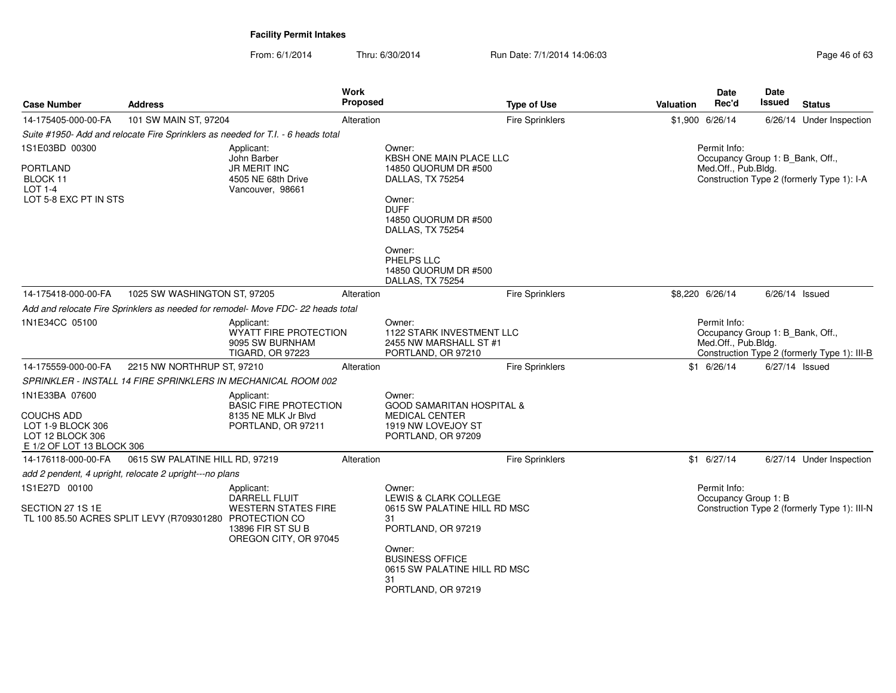**Facility Permit Intakes**

From: 6/1/2014 Thru: 6/30/2014 Run Date: 7/1/2014 14:06:03

| Case Number | Address | Work Proposed | Type of Use | Valuation | Date Rec'd | Date Issued | Status |
|---|---|---|---|---|---|---|---|
| 14-175405-000-00-FA | 101 SW MAIN ST, 97204 | Alteration | Fire Sprinklers | $1,900 | 6/26/14 | 6/26/14 | Under Inspection |

*Suite #1950- Add and relocate Fire Sprinklers as needed for T.I. - 6 heads total*

1S1E03BD 00300

PORTLAND
BLOCK 11
LOT 1-4
LOT 5-8 EXC PT IN STS

Applicant:
John Barber
JR MERIT INC
4505 NE 68th Drive
Vancouver, 98661

Owner:
KBSH ONE MAIN PLACE LLC
14850 QUORUM DR #500
DALLAS, TX 75254

Owner:
DUFF
14850 QUORUM DR #500
DALLAS, TX 75254

Owner:
PHELPS LLC
14850 QUORUM DR #500
DALLAS, TX 75254

Permit Info:
Occupancy Group 1: B_Bank, Off., Med.Off., Pub.Bldg.
Construction Type 2 (formerly Type 1): I-A

| Case Number | Address | Work Proposed | Type of Use | Valuation | Date Rec'd | Date Issued | Status |
|---|---|---|---|---|---|---|---|
| 14-175418-000-00-FA | 1025 SW WASHINGTON ST, 97205 | Alteration | Fire Sprinklers | $8,220 | 6/26/14 | 6/26/14 | Issued |

*Add and relocate Fire Sprinklers as needed for remodel- Move FDC- 22 heads total*

1N1E34CC 05100

Applicant:
WYATT FIRE PROTECTION
9095 SW BURNHAM
TIGARD, OR 97223

Owner:
1122 STARK INVESTMENT LLC
2455 NW MARSHALL ST #1
PORTLAND, OR 97210

Permit Info:
Occupancy Group 1: B_Bank, Off., Med.Off., Pub.Bldg.
Construction Type 2 (formerly Type 1): III-B

| Case Number | Address | Work Proposed | Type of Use | Valuation | Date Rec'd | Date Issued | Status |
|---|---|---|---|---|---|---|---|
| 14-175559-000-00-FA | 2215 NW NORTHRUP ST, 97210 | Alteration | Fire Sprinklers | $1 | 6/26/14 | 6/27/14 | Issued |

*SPRINKLER - INSTALL 14 FIRE SPRINKLERS IN MECHANICAL ROOM 002*

1N1E33BA 07600

COUCHS ADD
LOT 1-9 BLOCK 306
LOT 12 BLOCK 306
E 1/2 OF LOT 13 BLOCK 306

Applicant:
BASIC FIRE PROTECTION
8135 NE MLK Jr Blvd
PORTLAND, OR 97211

Owner:
GOOD SAMARITAN HOSPITAL & MEDICAL CENTER
1919 NW LOVEJOY ST
PORTLAND, OR 97209

| Case Number | Address | Work Proposed | Type of Use | Valuation | Date Rec'd | Date Issued | Status |
|---|---|---|---|---|---|---|---|
| 14-176118-000-00-FA | 0615 SW PALATINE HILL RD, 97219 | Alteration | Fire Sprinklers | $1 | 6/27/14 | 6/27/14 | Under Inspection |

*add 2 pendent, 4 upright, relocate 2 upright---no plans*

1S1E27D 00100

SECTION 27 1S 1E
TL 100 85.50 ACRES SPLIT LEVY (R709301280

Applicant:
DARRELL FLUIT
WESTERN STATES FIRE PROTECTION CO
13896 FIR ST SU B
OREGON CITY, OR 97045

Owner:
LEWIS & CLARK COLLEGE
0615 SW PALATINE HILL RD MSC 31
PORTLAND, OR 97219

Owner:
BUSINESS OFFICE
0615 SW PALATINE HILL RD MSC 31
PORTLAND, OR 97219

Permit Info:
Occupancy Group 1: B
Construction Type 2 (formerly Type 1): III-N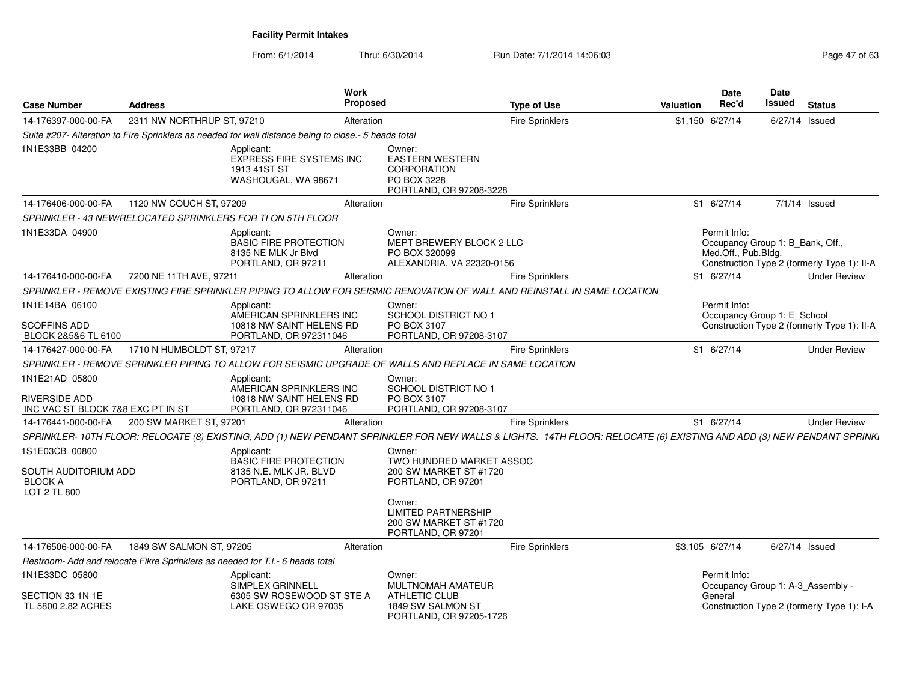**Facility Permit Intakes**

From: 6/1/2014 Thru: 6/30/2014 Run Date: 7/1/2014 14:06:03

| Case Number | Address | Work Proposed | Type of Use | Valuation | Date Rec'd | Date Issued | Status |
|---|---|---|---|---|---|---|---|
| 14-176397-000-00-FA | 2311 NW NORTHRUP ST, 97210 | Alteration | Fire Sprinklers | $1,150 | 6/27/14 | 6/27/14 | Issued |

*Suite #207- Alteration to Fire Sprinklers as needed for wall distance being to close.- 5 heads total*

1N1E33BB 04200

Applicant: EXPRESS FIRE SYSTEMS INC, 1913 41ST ST, WASHOUGAL, WA 98671

Owner: EASTERN WESTERN CORPORATION, PO BOX 3228, PORTLAND, OR 97208-3228

| Case Number | Address | Work Proposed | Type of Use | Valuation | Date Rec'd | Date Issued | Status |
|---|---|---|---|---|---|---|---|
| 14-176406-000-00-FA | 1120 NW COUCH ST, 97209 | Alteration | Fire Sprinklers | $1 | 6/27/14 | 7/1/14 | Issued |

*SPRINKLER - 43 NEW/RELOCATED SPRINKLERS FOR TI ON 5TH FLOOR*

1N1E33DA 04900

Applicant: BASIC FIRE PROTECTION, 8135 NE MLK Jr Blvd, PORTLAND, OR 97211

Owner: MEPT BREWERY BLOCK 2 LLC, PO BOX 320099, ALEXANDRIA, VA 22320-0156

Permit Info: Occupancy Group 1: B_Bank, Off., Med.Off., Pub.Bldg. Construction Type 2 (formerly Type 1): II-A

| Case Number | Address | Work Proposed | Type of Use | Valuation | Date Rec'd | Date Issued | Status |
|---|---|---|---|---|---|---|---|
| 14-176410-000-00-FA | 7200 NE 11TH AVE, 97211 | Alteration | Fire Sprinklers | $1 | 6/27/14 | | Under Review |

*SPRINKLER - REMOVE EXISTING FIRE SPRINKLER PIPING TO ALLOW FOR SEISMIC RENOVATION OF WALL AND REINSTALL IN SAME LOCATION*

1N1E14BA 06100

SCOFFINS ADD
BLOCK 2&5&6 TL 6100

Applicant: AMERICAN SPRINKLERS INC, 10818 NW SAINT HELENS RD, PORTLAND, OR 972311046

Owner: SCHOOL DISTRICT NO 1, PO BOX 3107, PORTLAND, OR 97208-3107

Permit Info: Occupancy Group 1: E_School. Construction Type 2 (formerly Type 1): II-A

| Case Number | Address | Work Proposed | Type of Use | Valuation | Date Rec'd | Date Issued | Status |
|---|---|---|---|---|---|---|---|
| 14-176427-000-00-FA | 1710 N HUMBOLDT ST, 97217 | Alteration | Fire Sprinklers | $1 | 6/27/14 | | Under Review |

*SPRINKLER - REMOVE SPRINKLER PIPING TO ALLOW FOR SEISMIC UPGRADE OF WALLS AND REPLACE IN SAME LOCATION*

1N1E21AD 05800

RIVERSIDE ADD
INC VAC ST BLOCK 7&8 EXC PT IN ST

Applicant: AMERICAN SPRINKLERS INC, 10818 NW SAINT HELENS RD, PORTLAND, OR 972311046

Owner: SCHOOL DISTRICT NO 1, PO BOX 3107, PORTLAND, OR 97208-3107

| Case Number | Address | Work Proposed | Type of Use | Valuation | Date Rec'd | Date Issued | Status |
|---|---|---|---|---|---|---|---|
| 14-176441-000-00-FA | 200 SW MARKET ST, 97201 | Alteration | Fire Sprinklers | $1 | 6/27/14 | | Under Review |

*SPRINKLER- 10TH FLOOR: RELOCATE (8) EXISTING, ADD (1) NEW PENDANT SPRINKLER FOR NEW WALLS & LIGHTS. 14TH FLOOR: RELOCATE (6) EXISTING AND ADD (3) NEW PENDANT SPRINKL*

1S1E03CB 00800

SOUTH AUDITORIUM ADD
BLOCK A
LOT 2 TL 800

Applicant: BASIC FIRE PROTECTION, 8135 N.E. MLK JR. BLVD, PORTLAND, OR 97211

Owner: TWO HUNDRED MARKET ASSOC, 200 SW MARKET ST #1720, PORTLAND, OR 97201

Owner: LIMITED PARTNERSHIP, 200 SW MARKET ST #1720, PORTLAND, OR 97201

| Case Number | Address | Work Proposed | Type of Use | Valuation | Date Rec'd | Date Issued | Status |
|---|---|---|---|---|---|---|---|
| 14-176506-000-00-FA | 1849 SW SALMON ST, 97205 | Alteration | Fire Sprinklers | $3,105 | 6/27/14 | 6/27/14 | Issued |

*Restroom- Add and relocate Fikre Sprinklers as needed for T.I.- 6 heads total*

1N1E33DC 05800

SECTION 33 1N 1E
TL 5800 2.82 ACRES

Applicant: SIMPLEX GRINNELL, 6305 SW ROSEWOOD ST STE A, LAKE OSWEGO OR 97035

Owner: MULTNOMAH AMATEUR ATHLETIC CLUB, 1849 SW SALMON ST, PORTLAND, OR 97205-1726

Permit Info: Occupancy Group 1: A-3_Assembly - General. Construction Type 2 (formerly Type 1): I-A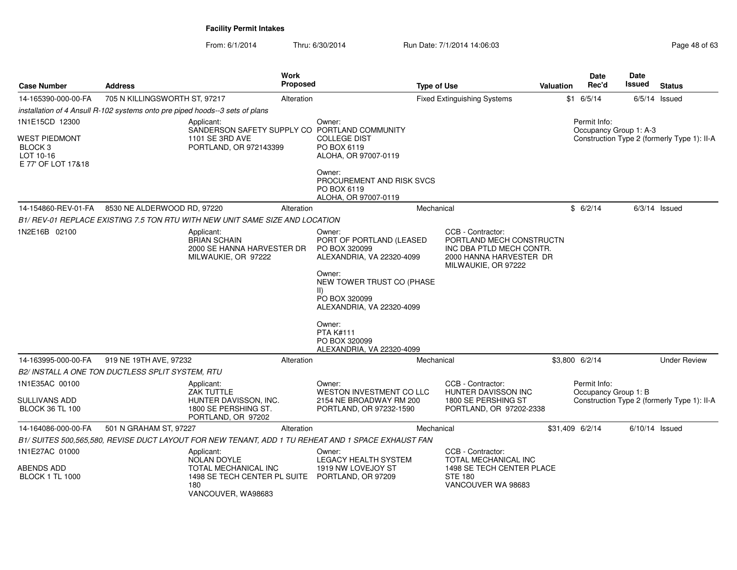**Facility Permit Intakes**

From: 6/1/2014 Thru: 6/30/2014 Run Date: 7/1/2014 14:06:03

| Case Number | Address | Work Proposed | Type of Use | Valuation | Date Rec'd | Date Issued | Status |
|---|---|---|---|---|---|---|---|
| 14-165390-000-00-FA | 705 N KILLINGSWORTH ST, 97217 | Alteration | Fixed Extinguishing Systems | $1 | 6/5/14 | 6/5/14 | Issued |

*installation of 4 Ansull R-102 systems onto pre piped hoods--3 sets of plans*

1N1E15CD 12300

WEST PIEDMONT
BLOCK 3
LOT 10-16
E 77' OF LOT 17&18

Applicant:
SANDERSON SAFETY SUPPLY CO
1101 SE 3RD AVE
PORTLAND, OR 972143399

Owner:
PORTLAND COMMUNITY COLLEGE DIST
PO BOX 6119
ALOHA, OR 97007-0119

Owner:
PROCUREMENT AND RISK SVCS
PO BOX 6119
ALOHA, OR 97007-0119

Permit Info:
Occupancy Group 1: A-3
Construction Type 2 (formerly Type 1): II-A

| Case Number | Address | Work Proposed | Type of Use | Valuation | Date Rec'd | Date Issued | Status |
|---|---|---|---|---|---|---|---|
| 14-154860-REV-01-FA | 8530 NE ALDERWOOD RD, 97220 | Alteration | Mechanical | $ | 6/2/14 | 6/3/14 | Issued |

*B1/ REV-01 REPLACE EXISTING 7.5 TON RTU WITH NEW UNIT SAME SIZE AND LOCATION*

1N2E16B 02100

Applicant:
BRIAN SCHAIN
2000 SE HANNA HARVESTER DR
MILWAUKIE, OR 97222

Owner:
PORT OF PORTLAND (LEASED
PO BOX 320099
ALEXANDRIA, VA 22320-4099

Owner:
NEW TOWER TRUST CO (PHASE II)
PO BOX 320099
ALEXANDRIA, VA 22320-4099

Owner:
PTA K#111
PO BOX 320099
ALEXANDRIA, VA 22320-4099

CCB - Contractor:
PORTLAND MECH CONSTRUCTN INC DBA PTLD MECH CONTR.
2000 HANNA HARVESTER DR
MILWAUKIE, OR 97222

| Case Number | Address | Work Proposed | Type of Use | Valuation | Date Rec'd | Date Issued | Status |
|---|---|---|---|---|---|---|---|
| 14-163995-000-00-FA | 919 NE 19TH AVE, 97232 | Alteration | Mechanical | $3,800 | 6/2/14 | | Under Review |

*B2/ INSTALL A ONE TON DUCTLESS SPLIT SYSTEM, RTU*

1N1E35AC 00100

SULLIVANS ADD
BLOCK 36 TL 100

Applicant:
ZAK TUTTLE
HUNTER DAVISSON, INC.
1800 SE PERSHING ST.
PORTLAND, OR 97202

Owner:
WESTON INVESTMENT CO LLC
2154 NE BROADWAY RM 200
PORTLAND, OR 97232-1590

CCB - Contractor:
HUNTER DAVISSON INC
1800 SE PERSHING ST
PORTLAND, OR 97202-2338

Permit Info:
Occupancy Group 1: B
Construction Type 2 (formerly Type 1): II-A

| Case Number | Address | Work Proposed | Type of Use | Valuation | Date Rec'd | Date Issued | Status |
|---|---|---|---|---|---|---|---|
| 14-164086-000-00-FA | 501 N GRAHAM ST, 97227 | Alteration | Mechanical | $31,409 | 6/2/14 | 6/10/14 | Issued |

*B1/ SUITES 500,565,580, REVISE DUCT LAYOUT FOR NEW TENANT, ADD 1 TU REHEAT AND 1 SPACE EXHAUST FAN*

1N1E27AC 01000

ABENDS ADD
BLOCK 1 TL 1000

Applicant:
NOLAN DOYLE
TOTAL MECHANICAL INC
1498 SE TECH CENTER PL SUITE 180
VANCOUVER, WA98683

Owner:
LEGACY HEALTH SYSTEM
1919 NW LOVEJOY ST
PORTLAND, OR 97209

CCB - Contractor:
TOTAL MECHANICAL INC
1498 SE TECH CENTER PLACE
STE 180
VANCOUVER WA 98683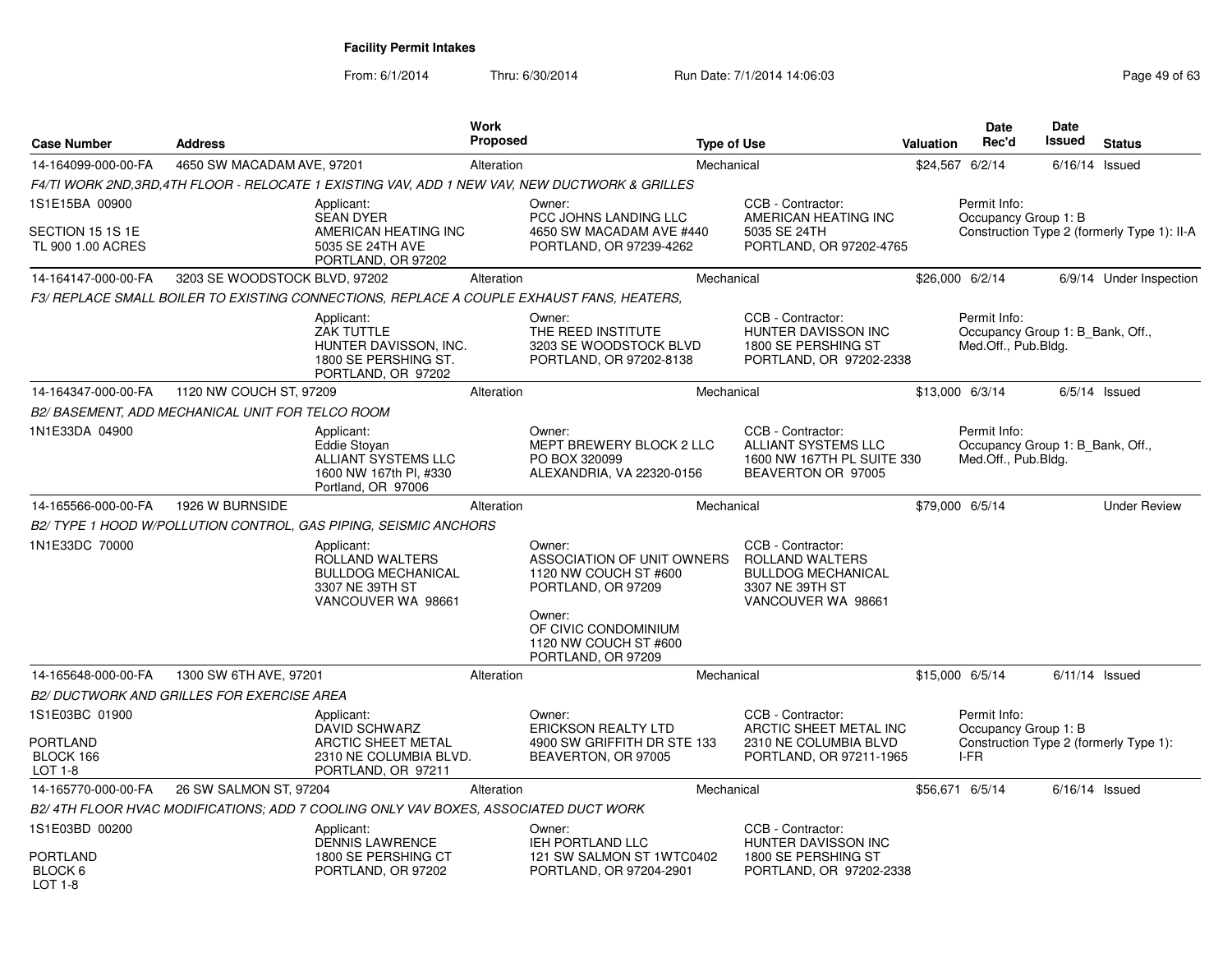**Facility Permit Intakes**

From: 6/1/2014 Thru: 6/30/2014 Run Date: 7/1/2014 14:06:03

| Case Number | Address | Work Proposed | Type of Use | Valuation | Date Rec'd | Date Issued | Status |
|---|---|---|---|---|---|---|---|
| 14-164099-000-00-FA | 4650 SW MACADAM AVE, 97201 | Alteration | Mechanical | $24,567 | 6/2/14 | 6/16/14 | Issued |

*F4/TI WORK 2ND,3RD,4TH FLOOR - RELOCATE 1 EXISTING VAV, ADD 1 NEW VAV, NEW DUCTWORK & GRILLES*

1S1E15BA 00900
SECTION 15 1S 1E
TL 900 1.00 ACRES

Applicant: SEAN DYER, AMERICAN HEATING INC, 5035 SE 24TH AVE, PORTLAND, OR 97202
Owner: PCC JOHNS LANDING LLC, 4650 SW MACADAM AVE #440, PORTLAND, OR 97239-4262
CCB - Contractor: AMERICAN HEATING INC, 5035 SE 24TH, PORTLAND, OR 97202-4765
Permit Info: Occupancy Group 1: B; Construction Type 2 (formerly Type 1): II-A

| Case Number | Address | Work Proposed | Type of Use | Valuation | Date Rec'd | Date Issued | Status |
|---|---|---|---|---|---|---|---|
| 14-164147-000-00-FA | 3203 SE WOODSTOCK BLVD, 97202 | Alteration | Mechanical | $26,000 | 6/2/14 | 6/9/14 | Under Inspection |

*F3/ REPLACE SMALL BOILER TO EXISTING CONNECTIONS, REPLACE A COUPLE EXHAUST FANS, HEATERS,*

Applicant: ZAK TUTTLE, HUNTER DAVISSON, INC., 1800 SE PERSHING ST., PORTLAND, OR 97202
Owner: THE REED INSTITUTE, 3203 SE WOODSTOCK BLVD, PORTLAND, OR 97202-8138
CCB - Contractor: HUNTER DAVISSON INC, 1800 SE PERSHING ST, PORTLAND, OR 97202-2338
Permit Info: Occupancy Group 1: B_Bank, Off., Med.Off., Pub.Bldg.

| Case Number | Address | Work Proposed | Type of Use | Valuation | Date Rec'd | Date Issued | Status |
|---|---|---|---|---|---|---|---|
| 14-164347-000-00-FA | 1120 NW COUCH ST, 97209 | Alteration | Mechanical | $13,000 | 6/3/14 | 6/5/14 | Issued |

*B2/ BASEMENT, ADD MECHANICAL UNIT FOR TELCO ROOM*

1N1E33DA 04900

Applicant: Eddie Stoyan, ALLIANT SYSTEMS LLC, 1600 NW 167th Pl, #330, Portland, OR 97006
Owner: MEPT BREWERY BLOCK 2 LLC, PO BOX 320099, ALEXANDRIA, VA 22320-0156
CCB - Contractor: ALLIANT SYSTEMS LLC, 1600 NW 167TH PL SUITE 330, BEAVERTON OR 97005
Permit Info: Occupancy Group 1: B_Bank, Off., Med.Off., Pub.Bldg.

| Case Number | Address | Work Proposed | Type of Use | Valuation | Date Rec'd | Date Issued | Status |
|---|---|---|---|---|---|---|---|
| 14-165566-000-00-FA | 1926 W BURNSIDE | Alteration | Mechanical | $79,000 | 6/5/14 | | Under Review |

*B2/ TYPE 1 HOOD W/POLLUTION CONTROL, GAS PIPING, SEISMIC ANCHORS*

1N1E33DC 70000

Applicant: ROLLAND WALTERS, BULLDOG MECHANICAL, 3307 NE 39TH ST, VANCOUVER WA 98661
Owner: ASSOCIATION OF UNIT OWNERS, 1120 NW COUCH ST #600, PORTLAND, OR 97209
Owner: OF CIVIC CONDOMINIUM, 1120 NW COUCH ST #600, PORTLAND, OR 97209
CCB - Contractor: ROLLAND WALTERS, BULLDOG MECHANICAL, 3307 NE 39TH ST, VANCOUVER WA 98661

| Case Number | Address | Work Proposed | Type of Use | Valuation | Date Rec'd | Date Issued | Status |
|---|---|---|---|---|---|---|---|
| 14-165648-000-00-FA | 1300 SW 6TH AVE, 97201 | Alteration | Mechanical | $15,000 | 6/5/14 | 6/11/14 | Issued |

*B2/ DUCTWORK AND GRILLES FOR EXERCISE AREA*

1S1E03BC 01900
PORTLAND
BLOCK 166
LOT 1-8

Applicant: DAVID SCHWARZ, ARCTIC SHEET METAL, 2310 NE COLUMBIA BLVD., PORTLAND, OR 97211
Owner: ERICKSON REALTY LTD, 4900 SW GRIFFITH DR STE 133, BEAVERTON, OR 97005
CCB - Contractor: ARCTIC SHEET METAL INC, 2310 NE COLUMBIA BLVD, PORTLAND, OR 97211-1965
Permit Info: Occupancy Group 1: B; Construction Type 2 (formerly Type 1): I-FR

| Case Number | Address | Work Proposed | Type of Use | Valuation | Date Rec'd | Date Issued | Status |
|---|---|---|---|---|---|---|---|
| 14-165770-000-00-FA | 26 SW SALMON ST, 97204 | Alteration | Mechanical | $56,671 | 6/5/14 | 6/16/14 | Issued |

*B2/ 4TH FLOOR HVAC MODIFICATIONS; ADD 7 COOLING ONLY VAV BOXES, ASSOCIATED DUCT WORK*

1S1E03BD 00200
PORTLAND
BLOCK 6
LOT 1-8

Applicant: DENNIS LAWRENCE, 1800 SE PERSHING CT, PORTLAND, OR 97202
Owner: IEH PORTLAND LLC, 121 SW SALMON ST 1WTC0402, PORTLAND, OR 97204-2901
CCB - Contractor: HUNTER DAVISSON INC, 1800 SE PERSHING ST, PORTLAND, OR 97202-2338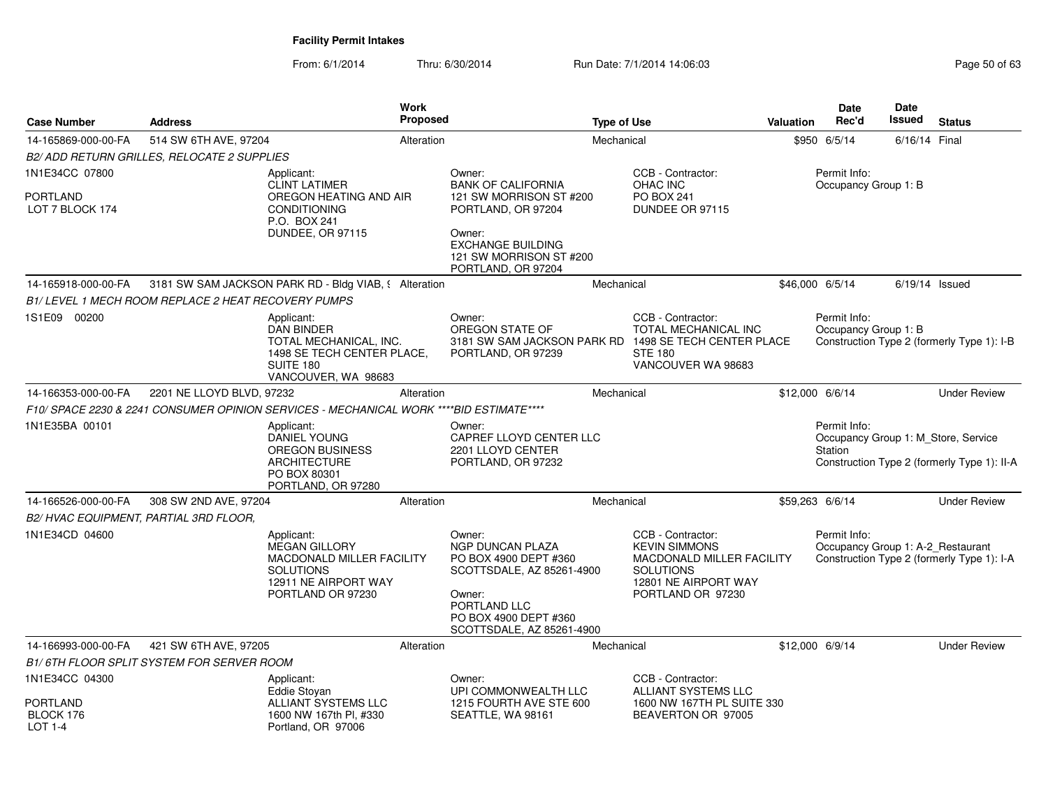**Facility Permit Intakes**

From: 6/1/2014 Thru: 6/30/2014 Run Date: 7/1/2014 14:06:03

| Case Number | Address | Work Proposed | Type of Use | Valuation | Date Rec'd | Date Issued | Status |
|---|---|---|---|---|---|---|---|
| 14-165869-000-00-FA | 514 SW 6TH AVE, 97204 | Alteration | Mechanical | $950 | 6/5/14 | 6/16/14 | Final |

*B2/ ADD RETURN GRILLES, RELOCATE 2 SUPPLIES*

1N1E34CC 07800

PORTLAND
LOT 7 BLOCK 174

Applicant:
CLINT LATIMER
OREGON HEATING AND AIR CONDITIONING
P.O. BOX 241
DUNDEE, OR 97115

Owner:
BANK OF CALIFORNIA
121 SW MORRISON ST #200
PORTLAND, OR 97204

Owner:
EXCHANGE BUILDING
121 SW MORRISON ST #200
PORTLAND, OR 97204

CCB - Contractor:
OHAC INC
PO BOX 241
DUNDEE OR 97115

Permit Info:
Occupancy Group 1: B

---

| Case Number | Address | Work Proposed | Type of Use | Valuation | Date Rec'd | Date Issued | Status |
|---|---|---|---|---|---|---|---|
| 14-165918-000-00-FA | 3181 SW SAM JACKSON PARK RD - Bldg VIAB, 9 | Alteration | Mechanical | $46,000 | 6/5/14 | 6/19/14 | Issued |

*B1/ LEVEL 1 MECH ROOM REPLACE 2 HEAT RECOVERY PUMPS*

1S1E09 00200

Applicant:
DAN BINDER
TOTAL MECHANICAL, INC.
1498 SE TECH CENTER PLACE, SUITE 180
VANCOUVER, WA 98683

Owner:
OREGON STATE OF
3181 SW SAM JACKSON PARK RD
PORTLAND, OR 97239

CCB - Contractor:
TOTAL MECHANICAL INC
1498 SE TECH CENTER PLACE
STE 180
VANCOUVER WA 98683

Permit Info:
Occupancy Group 1: B
Construction Type 2 (formerly Type 1): I-B

---

| Case Number | Address | Work Proposed | Type of Use | Valuation | Date Rec'd | Date Issued | Status |
|---|---|---|---|---|---|---|---|
| 14-166353-000-00-FA | 2201 NE LLOYD BLVD, 97232 | Alteration | Mechanical | $12,000 | 6/6/14 | | Under Review |

*F10/ SPACE 2230 & 2241 CONSUMER OPINION SERVICES - MECHANICAL WORK ****BID ESTIMATE*****

1N1E35BA 00101

Applicant:
DANIEL YOUNG
OREGON BUSINESS ARCHITECTURE
PO BOX 80301
PORTLAND, OR 97280

Owner:
CAPREF LLOYD CENTER LLC
2201 LLOYD CENTER
PORTLAND, OR 97232

Permit Info:
Occupancy Group 1: M_Store, Service Station
Construction Type 2 (formerly Type 1): II-A

---

| Case Number | Address | Work Proposed | Type of Use | Valuation | Date Rec'd | Date Issued | Status |
|---|---|---|---|---|---|---|---|
| 14-166526-000-00-FA | 308 SW 2ND AVE, 97204 | Alteration | Mechanical | $59,263 | 6/6/14 | | Under Review |

*B2/ HVAC EQUIPMENT, PARTIAL 3RD FLOOR,*

1N1E34CD 04600

Applicant:
MEGAN GILLORY
MACDONALD MILLER FACILITY SOLUTIONS
12911 NE AIRPORT WAY
PORTLAND OR 97230

Owner:
NGP DUNCAN PLAZA
PO BOX 4900 DEPT #360
SCOTTSDALE, AZ 85261-4900

Owner:
PORTLAND LLC
PO BOX 4900 DEPT #360
SCOTTSDALE, AZ 85261-4900

CCB - Contractor:
KEVIN SIMMONS
MACDONALD MILLER FACILITY SOLUTIONS
12801 NE AIRPORT WAY
PORTLAND OR 97230

Permit Info:
Occupancy Group 1: A-2_Restaurant
Construction Type 2 (formerly Type 1): I-A

---

| Case Number | Address | Work Proposed | Type of Use | Valuation | Date Rec'd | Date Issued | Status |
|---|---|---|---|---|---|---|---|
| 14-166993-000-00-FA | 421 SW 6TH AVE, 97205 | Alteration | Mechanical | $12,000 | 6/9/14 | | Under Review |

*B1/ 6TH FLOOR SPLIT SYSTEM FOR SERVER ROOM*

1N1E34CC 04300

PORTLAND
BLOCK 176
LOT 1-4

Applicant:
Eddie Stoyan
ALLIANT SYSTEMS LLC
1600 NW 167th Pl, #330
Portland, OR 97006

Owner:
UPI COMMONWEALTH LLC
1215 FOURTH AVE STE 600
SEATTLE, WA 98161

CCB - Contractor:
ALLIANT SYSTEMS LLC
1600 NW 167TH PL SUITE 330
BEAVERTON OR 97005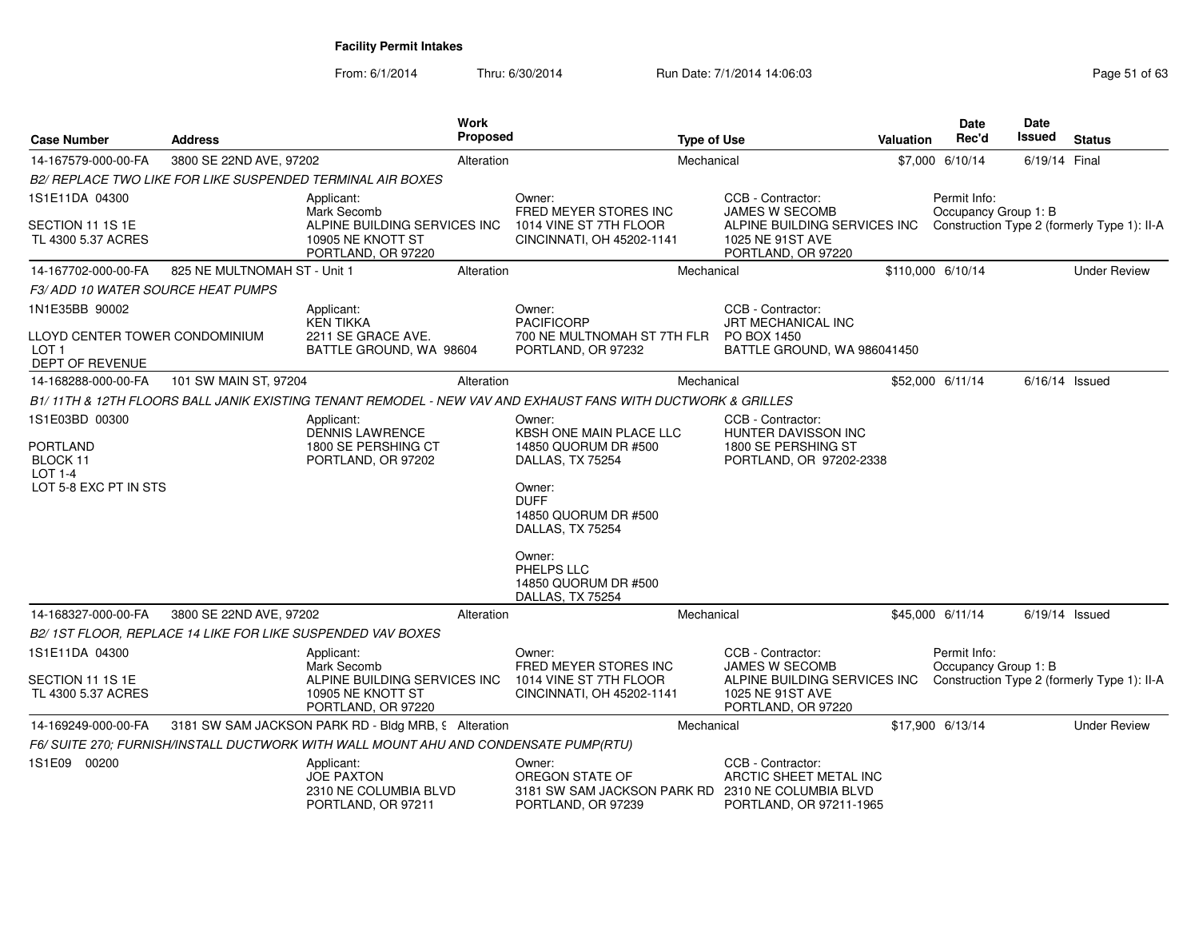**Facility Permit Intakes**

From: 6/1/2014 Thru: 6/30/2014 Run Date: 7/1/2014 14:06:03

| Case Number | Address | Work Proposed | Type of Use | Valuation | Date Rec'd | Date Issued | Status |
|---|---|---|---|---|---|---|---|
| 14-167579-000-00-FA | 3800 SE 22ND AVE, 97202 | Alteration | Mechanical | $7,000 | 6/10/14 | 6/19/14 | Final |

*B2/ REPLACE TWO LIKE FOR LIKE SUSPENDED TERMINAL AIR BOXES*

1S1E11DA 04300
SECTION 11 1S 1E
TL 4300 5.37 ACRES

Applicant:
Mark Secomb
ALPINE BUILDING SERVICES INC
10905 NE KNOTT ST
PORTLAND, OR 97220

Owner:
FRED MEYER STORES INC
1014 VINE ST 7TH FLOOR
CINCINNATI, OH 45202-1141

CCB - Contractor:
JAMES W SECOMB
ALPINE BUILDING SERVICES INC
1025 NE 91ST AVE
PORTLAND, OR 97220

Permit Info:
Occupancy Group 1: B
Construction Type 2 (formerly Type 1): II-A

| Case Number | Address | Work Proposed | Type of Use | Valuation | Date Rec'd | Date Issued | Status |
|---|---|---|---|---|---|---|---|
| 14-167702-000-00-FA | 825 NE MULTNOMAH ST - Unit 1 | Alteration | Mechanical | $110,000 | 6/10/14 | | Under Review |

*F3/ ADD 10 WATER SOURCE HEAT PUMPS*

1N1E35BB 90002
LLOYD CENTER TOWER CONDOMINIUM
LOT 1
DEPT OF REVENUE

Applicant:
KEN TIKKA
2211 SE GRACE AVE.
BATTLE GROUND, WA 98604

Owner:
PACIFICORP
700 NE MULTNOMAH ST 7TH FLR
PORTLAND, OR 97232

CCB - Contractor:
JRT MECHANICAL INC
PO BOX 1450
BATTLE GROUND, WA 986041450

| Case Number | Address | Work Proposed | Type of Use | Valuation | Date Rec'd | Date Issued | Status |
|---|---|---|---|---|---|---|---|
| 14-168288-000-00-FA | 101 SW MAIN ST, 97204 | Alteration | Mechanical | $52,000 | 6/11/14 | 6/16/14 | Issued |

*B1/ 11TH & 12TH FLOORS BALL JANIK EXISTING TENANT REMODEL - NEW VAV AND EXHAUST FANS WITH DUCTWORK & GRILLES*

1S1E03BD 00300
PORTLAND
BLOCK 11
LOT 1-4
LOT 5-8 EXC PT IN STS

Applicant:
DENNIS LAWRENCE
1800 SE PERSHING CT
PORTLAND, OR 97202

Owner:
KBSH ONE MAIN PLACE LLC
14850 QUORUM DR #500
DALLAS, TX 75254

Owner:
DUFF
14850 QUORUM DR #500
DALLAS, TX 75254

Owner:
PHELPS LLC
14850 QUORUM DR #500
DALLAS, TX 75254

CCB - Contractor:
HUNTER DAVISSON INC
1800 SE PERSHING ST
PORTLAND, OR 97202-2338

| Case Number | Address | Work Proposed | Type of Use | Valuation | Date Rec'd | Date Issued | Status |
|---|---|---|---|---|---|---|---|
| 14-168327-000-00-FA | 3800 SE 22ND AVE, 97202 | Alteration | Mechanical | $45,000 | 6/11/14 | 6/19/14 | Issued |

*B2/ 1ST FLOOR, REPLACE 14 LIKE FOR LIKE SUSPENDED VAV BOXES*

1S1E11DA 04300
SECTION 11 1S 1E
TL 4300 5.37 ACRES

Applicant:
Mark Secomb
ALPINE BUILDING SERVICES INC
10905 NE KNOTT ST
PORTLAND, OR 97220

Owner:
FRED MEYER STORES INC
1014 VINE ST 7TH FLOOR
CINCINNATI, OH 45202-1141

CCB - Contractor:
JAMES W SECOMB
ALPINE BUILDING SERVICES INC
1025 NE 91ST AVE
PORTLAND, OR 97220

Permit Info:
Occupancy Group 1: B
Construction Type 2 (formerly Type 1): II-A

| Case Number | Address | Work Proposed | Type of Use | Valuation | Date Rec'd | Date Issued | Status |
|---|---|---|---|---|---|---|---|
| 14-169249-000-00-FA | 3181 SW SAM JACKSON PARK RD - Bldg MRB, 9 | Alteration | Mechanical | $17,900 | 6/13/14 | | Under Review |

*F6/ SUITE 270; FURNISH/INSTALL DUCTWORK WITH WALL MOUNT AHU AND CONDENSATE PUMP(RTU)*

1S1E09 00200

Applicant:
JOE PAXTON
2310 NE COLUMBIA BLVD
PORTLAND, OR 97211

Owner:
OREGON STATE OF
3181 SW SAM JACKSON PARK RD
PORTLAND, OR 97239

CCB - Contractor:
ARCTIC SHEET METAL INC
2310 NE COLUMBIA BLVD
PORTLAND, OR 97211-1965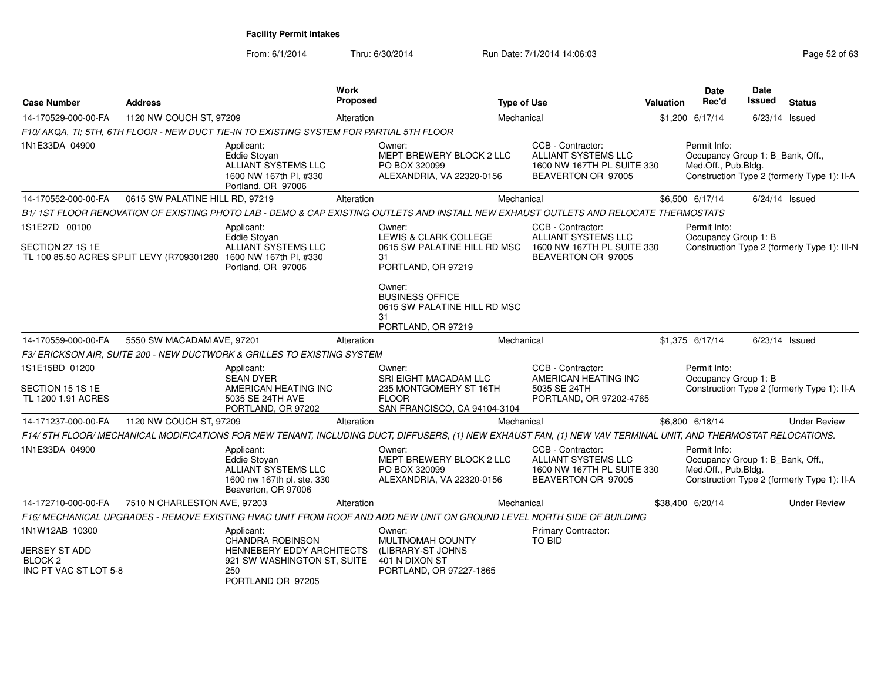**Facility Permit Intakes**

From: 6/1/2014 Thru: 6/30/2014 Run Date: 7/1/2014 14:06:03

| Case Number | Address | Work Proposed | Type of Use | Valuation | Date Rec'd | Date Issued | Status |
|---|---|---|---|---|---|---|---|
| 14-170529-000-00-FA | 1120 NW COUCH ST, 97209 | Alteration | Mechanical | $1,200 | 6/17/14 | 6/23/14 | Issued |

F10/ AKQA, TI; 5TH, 6TH FLOOR - NEW DUCT TIE-IN TO EXISTING SYSTEM FOR PARTIAL 5TH FLOOR

1N1E33DA 04900

Applicant: Eddie Stoyan, ALLIANT SYSTEMS LLC, 1600 NW 167th Pl, #330, Portland, OR 97006

Owner: MEPT BREWERY BLOCK 2 LLC, PO BOX 320099, ALEXANDRIA, VA 22320-0156

CCB - Contractor: ALLIANT SYSTEMS LLC, 1600 NW 167TH PL SUITE 330, BEAVERTON OR 97005

Permit Info: Occupancy Group 1: B_Bank, Off., Med.Off., Pub.Bldg. Construction Type 2 (formerly Type 1): II-A

| Case Number | Address | Work Proposed | Type of Use | Valuation | Date Rec'd | Date Issued | Status |
|---|---|---|---|---|---|---|---|
| 14-170552-000-00-FA | 0615 SW PALATINE HILL RD, 97219 | Alteration | Mechanical | $6,500 | 6/17/14 | 6/24/14 | Issued |

B1/ 1ST FLOOR RENOVATION OF EXISTING PHOTO LAB - DEMO & CAP EXISTING OUTLETS AND INSTALL NEW EXHAUST OUTLETS AND RELOCATE THERMOSTATS

1S1E27D 00100

SECTION 27 1S 1E
TL 100 85.50 ACRES SPLIT LEVY (R709301280

Applicant: Eddie Stoyan, ALLIANT SYSTEMS LLC, 1600 NW 167th Pl, #330, Portland, OR 97006

Owner: LEWIS & CLARK COLLEGE, 0615 SW PALATINE HILL RD MSC 31, PORTLAND, OR 97219

Owner: BUSINESS OFFICE, 0615 SW PALATINE HILL RD MSC 31, PORTLAND, OR 97219

CCB - Contractor: ALLIANT SYSTEMS LLC, 1600 NW 167TH PL SUITE 330, BEAVERTON OR 97005

Permit Info: Occupancy Group 1: B. Construction Type 2 (formerly Type 1): III-N

| Case Number | Address | Work Proposed | Type of Use | Valuation | Date Rec'd | Date Issued | Status |
|---|---|---|---|---|---|---|---|
| 14-170559-000-00-FA | 5550 SW MACADAM AVE, 97201 | Alteration | Mechanical | $1,375 | 6/17/14 | 6/23/14 | Issued |

F3/ ERICKSON AIR, SUITE 200 - NEW DUCTWORK & GRILLES TO EXISTING SYSTEM

1S1E15BD 01200

SECTION 15 1S 1E
TL 1200 1.91 ACRES

Applicant: SEAN DYER, AMERICAN HEATING INC, 5035 SE 24TH AVE, PORTLAND, OR 97202

Owner: SRI EIGHT MACADAM LLC, 235 MONTGOMERY ST 16TH FLOOR, SAN FRANCISCO, CA 94104-3104

CCB - Contractor: AMERICAN HEATING INC, 5035 SE 24TH, PORTLAND, OR 97202-4765

Permit Info: Occupancy Group 1: B. Construction Type 2 (formerly Type 1): II-A

| Case Number | Address | Work Proposed | Type of Use | Valuation | Date Rec'd | Date Issued | Status |
|---|---|---|---|---|---|---|---|
| 14-171237-000-00-FA | 1120 NW COUCH ST, 97209 | Alteration | Mechanical | $6,800 | 6/18/14 | | Under Review |

F14/ 5TH FLOOR/ MECHANICAL MODIFICATIONS FOR NEW TENANT, INCLUDING DUCT, DIFFUSERS, (1) NEW EXHAUST FAN, (1) NEW VAV TERMINAL UNIT, AND THERMOSTAT RELOCATIONS.

1N1E33DA 04900

Applicant: Eddie Stoyan, ALLIANT SYSTEMS LLC, 1600 nw 167th pl. ste. 330, Beaverton, OR 97006

Owner: MEPT BREWERY BLOCK 2 LLC, PO BOX 320099, ALEXANDRIA, VA 22320-0156

CCB - Contractor: ALLIANT SYSTEMS LLC, 1600 NW 167TH PL SUITE 330, BEAVERTON OR 97005

Permit Info: Occupancy Group 1: B_Bank, Off., Med.Off., Pub.Bldg. Construction Type 2 (formerly Type 1): II-A

| Case Number | Address | Work Proposed | Type of Use | Valuation | Date Rec'd | Date Issued | Status |
|---|---|---|---|---|---|---|---|
| 14-172710-000-00-FA | 7510 N CHARLESTON AVE, 97203 | Alteration | Mechanical | $38,400 | 6/20/14 | | Under Review |

F16/ MECHANICAL UPGRADES - REMOVE EXISTING HVAC UNIT FROM ROOF AND ADD NEW UNIT ON GROUND LEVEL NORTH SIDE OF BUILDING

1N1W12AB 10300

JERSEY ST ADD
BLOCK 2
INC PT VAC ST LOT 5-8

Applicant: CHANDRA ROBINSON, HENNEBERY EDDY ARCHITECTS, 921 SW WASHINGTON ST, SUITE 250, PORTLAND OR 97205

Owner: MULTNOMAH COUNTY (LIBRARY-ST JOHNS, 401 N DIXON ST, PORTLAND, OR 97227-1865

Primary Contractor: TO BID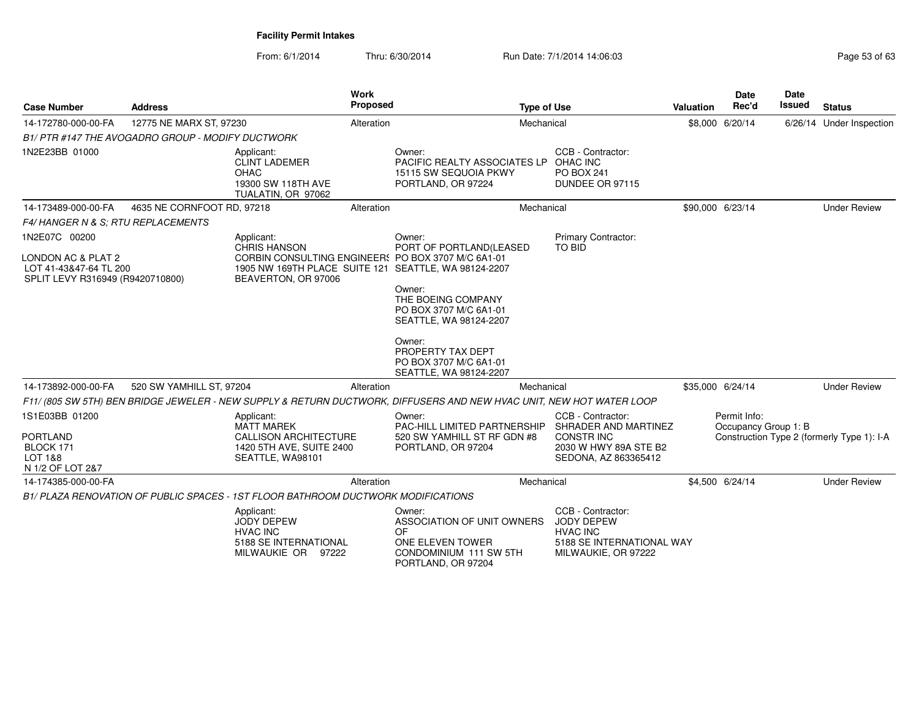**Facility Permit Intakes**

From: 6/1/2014 Thru: 6/30/2014 Run Date: 7/1/2014 14:06:03

| Case Number | Address | Work Proposed | Type of Use | Valuation | Date Rec'd | Date Issued | Status |
|---|---|---|---|---|---|---|---|
| 14-172780-000-00-FA | 12775 NE MARX ST, 97230 | Alteration | Mechanical | $8,000 | 6/20/14 | 6/26/14 | Under Inspection |

*B1/ PTR #147 THE AVOGADRO GROUP - MODIFY DUCTWORK*

1N2E23BB 01000

Applicant: CLINT LADEMER, OHAC, 19300 SW 118TH AVE, TUALATIN, OR 97062

Owner: PACIFIC REALTY ASSOCIATES LP, 15115 SW SEQUOIA PKWY, PORTLAND, OR 97224

CCB - Contractor: OHAC INC, PO BOX 241, DUNDEE OR 97115

| Case Number | Address | Work Proposed | Type of Use | Valuation | Date Rec'd | Date Issued | Status |
|---|---|---|---|---|---|---|---|
| 14-173489-000-00-FA | 4635 NE CORNFOOT RD, 97218 | Alteration | Mechanical | $90,000 | 6/23/14 | | Under Review |

*F4/ HANGER N & S; RTU REPLACEMENTS*

1N2E07C 00200

LONDON AC & PLAT 2
LOT 41-43&47-64 TL 200
SPLIT LEVY R316949 (R9420710800)

Applicant: CHRIS HANSON, CORBIN CONSULTING ENGINEERS, 1905 NW 169TH PLACE SUITE 121, BEAVERTON, OR 97006

Owner: PORT OF PORTLAND(LEASED, PO BOX 3707 M/C 6A1-01, SEATTLE, WA 98124-2207

Owner: THE BOEING COMPANY, PO BOX 3707 M/C 6A1-01, SEATTLE, WA 98124-2207

Owner: PROPERTY TAX DEPT, PO BOX 3707 M/C 6A1-01, SEATTLE, WA 98124-2207

Primary Contractor: TO BID

| Case Number | Address | Work Proposed | Type of Use | Valuation | Date Rec'd | Date Issued | Status |
|---|---|---|---|---|---|---|---|
| 14-173892-000-00-FA | 520 SW YAMHILL ST, 97204 | Alteration | Mechanical | $35,000 | 6/24/14 | | Under Review |

*F11/ (805 SW 5TH) BEN BRIDGE JEWELER - NEW SUPPLY & RETURN DUCTWORK, DIFFUSERS AND NEW HVAC UNIT, NEW HOT WATER LOOP*

1S1E03BB 01200

PORTLAND
BLOCK 171
LOT 1&8
N 1/2 OF LOT 2&7

Applicant: MATT MAREK, CALLISON ARCHITECTURE, 1420 5TH AVE, SUITE 2400, SEATTLE, WA98101

Owner: PAC-HILL LIMITED PARTNERSHIP, 520 SW YAMHILL ST RF GDN #8, PORTLAND, OR 97204

CCB - Contractor: SHRADER AND MARTINEZ CONSTR INC, 2030 W HWY 89A STE B2, SEDONA, AZ 863365412

Permit Info:
Occupancy Group 1: B
Construction Type 2 (formerly Type 1): I-A

| Case Number | Address | Work Proposed | Type of Use | Valuation | Date Rec'd | Date Issued | Status |
|---|---|---|---|---|---|---|---|
| 14-174385-000-00-FA | | Alteration | Mechanical | $4,500 | 6/24/14 | | Under Review |

*B1/ PLAZA RENOVATION OF PUBLIC SPACES - 1ST FLOOR BATHROOM DUCTWORK MODIFICATIONS*

Applicant: JODY DEPEW, HVAC INC, 5188 SE INTERNATIONAL, MILWAUKIE OR 97222

Owner: ASSOCIATION OF UNIT OWNERS OF, ONE ELEVEN TOWER CONDOMINIUM 111 SW 5TH, PORTLAND, OR 97204

CCB - Contractor: JODY DEPEW, HVAC INC, 5188 SE INTERNATIONAL WAY, MILWAUKIE, OR 97222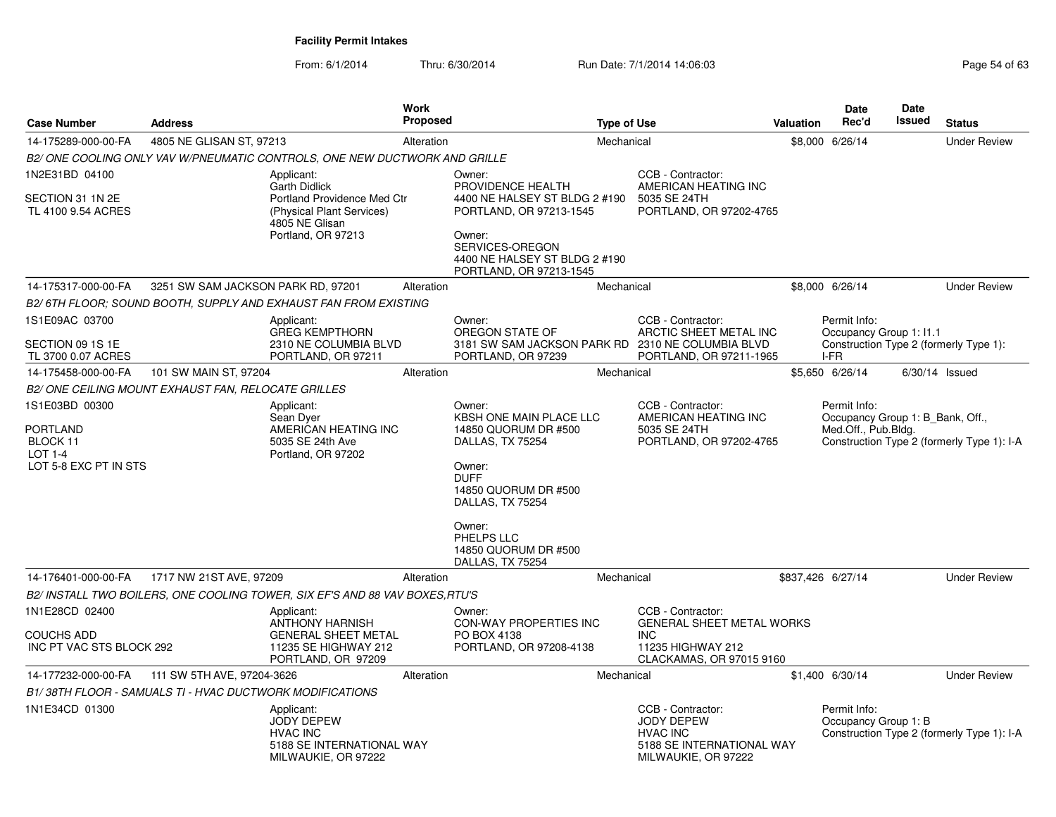**Facility Permit Intakes**

From: 6/1/2014 Thru: 6/30/2014 Run Date: 7/1/2014 14:06:03

| Case Number | Address | Work Proposed | Type of Use | Valuation | Date Rec'd | Date Issued | Status |
|---|---|---|---|---|---|---|---|
| 14-175289-000-00-FA | 4805 NE GLISAN ST, 97213 | Alteration | Mechanical | $8,000 | 6/26/14 | | Under Review |

*B2/ ONE COOLING ONLY VAV W/PNEUMATIC CONTROLS, ONE NEW DUCTWORK AND GRILLE*

1N2E31BD 04100

SECTION 31 1N 2E
TL 4100 9.54 ACRES

Applicant:
Garth Didlick
Portland Providence Med Ctr
(Physical Plant Services)
4805 NE Glisan
Portland, OR 97213

Owner:
PROVIDENCE HEALTH
4400 NE HALSEY ST BLDG 2 #190
PORTLAND, OR 97213-1545

Owner:
SERVICES-OREGON
4400 NE HALSEY ST BLDG 2 #190
PORTLAND, OR 97213-1545

CCB - Contractor:
AMERICAN HEATING INC
5035 SE 24TH
PORTLAND, OR 97202-4765

| Case Number | Address | Work Proposed | Type of Use | Valuation | Date Rec'd | Date Issued | Status |
|---|---|---|---|---|---|---|---|
| 14-175317-000-00-FA | 3251 SW SAM JACKSON PARK RD, 97201 | Alteration | Mechanical | $8,000 | 6/26/14 | | Under Review |

*B2/ 6TH FLOOR; SOUND BOOTH, SUPPLY AND EXHAUST FAN FROM EXISTING*

1S1E09AC 03700

SECTION 09 1S 1E
TL 3700 0.07 ACRES

Applicant:
GREG KEMPTHORN
2310 NE COLUMBIA BLVD
PORTLAND, OR 97211

Owner:
OREGON STATE OF
3181 SW SAM JACKSON PARK RD
PORTLAND, OR 97239

CCB - Contractor:
ARCTIC SHEET METAL INC
2310 NE COLUMBIA BLVD
PORTLAND, OR 97211-1965

Permit Info:
Occupancy Group 1: I1.1
Construction Type 2 (formerly Type 1): I-FR

| Case Number | Address | Work Proposed | Type of Use | Valuation | Date Rec'd | Date Issued | Status |
|---|---|---|---|---|---|---|---|
| 14-175458-000-00-FA | 101 SW MAIN ST, 97204 | Alteration | Mechanical | $5,650 | 6/26/14 | 6/30/14 | Issued |

*B2/ ONE CEILING MOUNT EXHAUST FAN, RELOCATE GRILLES*

1S1E03BD 00300

PORTLAND
BLOCK 11
LOT 1-4
LOT 5-8 EXC PT IN STS

Applicant:
Sean Dyer
AMERICAN HEATING INC
5035 SE 24th Ave
Portland, OR 97202

Owner:
KBSH ONE MAIN PLACE LLC
14850 QUORUM DR #500
DALLAS, TX 75254

Owner:
DUFF
14850 QUORUM DR #500
DALLAS, TX 75254

Owner:
PHELPS LLC
14850 QUORUM DR #500
DALLAS, TX 75254

CCB - Contractor:
AMERICAN HEATING INC
5035 SE 24TH
PORTLAND, OR 97202-4765

Permit Info:
Occupancy Group 1: B_Bank, Off., Med.Off., Pub.Bldg.
Construction Type 2 (formerly Type 1): I-A

| Case Number | Address | Work Proposed | Type of Use | Valuation | Date Rec'd | Date Issued | Status |
|---|---|---|---|---|---|---|---|
| 14-176401-000-00-FA | 1717 NW 21ST AVE, 97209 | Alteration | Mechanical | $837,426 | 6/27/14 | | Under Review |

*B2/ INSTALL TWO BOILERS, ONE COOLING TOWER, SIX EF'S AND 88 VAV BOXES,RTU'S*

1N1E28CD 02400

COUCHS ADD
INC PT VAC STS BLOCK 292

Applicant:
ANTHONY HARNISH
GENERAL SHEET METAL
11235 SE HIGHWAY 212
PORTLAND, OR 97209

Owner:
CON-WAY PROPERTIES INC
PO BOX 4138
PORTLAND, OR 97208-4138

CCB - Contractor:
GENERAL SHEET METAL WORKS INC
11235 HIGHWAY 212
CLACKAMAS, OR 97015 9160

| Case Number | Address | Work Proposed | Type of Use | Valuation | Date Rec'd | Date Issued | Status |
|---|---|---|---|---|---|---|---|
| 14-177232-000-00-FA | 111 SW 5TH AVE, 97204-3626 | Alteration | Mechanical | $1,400 | 6/30/14 | | Under Review |

*B1/ 38TH FLOOR - SAMUALS TI - HVAC DUCTWORK MODIFICATIONS*

1N1E34CD 01300

Applicant:
JODY DEPEW
HVAC INC
5188 SE INTERNATIONAL WAY
MILWAUKIE, OR 97222

CCB - Contractor:
JODY DEPEW
HVAC INC
5188 SE INTERNATIONAL WAY
MILWAUKIE, OR 97222

Permit Info:
Occupancy Group 1: B
Construction Type 2 (formerly Type 1): I-A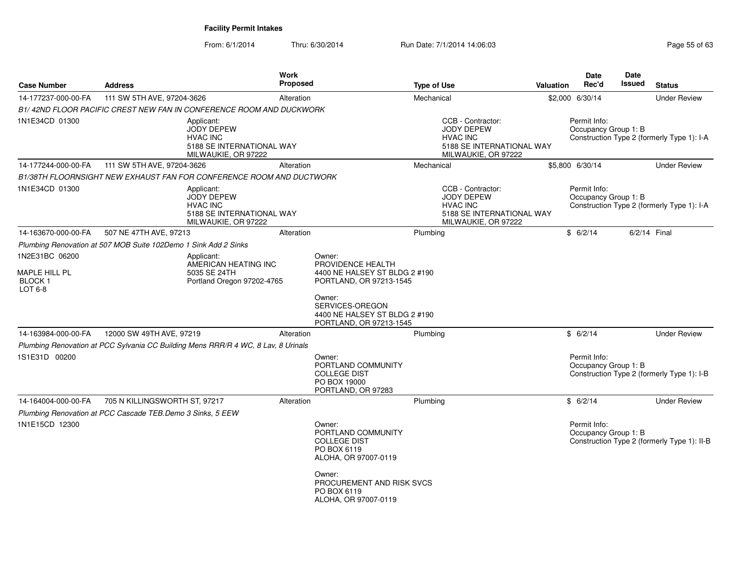**Facility Permit Intakes**

From: 6/1/2014 Thru: 6/30/2014 Run Date: 7/1/2014 14:06:03

| Case Number | Address | Work Proposed | Type of Use | Valuation | Date Rec'd | Date Issued | Status |
|---|---|---|---|---|---|---|---|
| 14-177237-000-00-FA | 111 SW 5TH AVE, 97204-3626 | Alteration | Mechanical | $2,000 | 6/30/14 | | Under Review |

*B1/ 42ND FLOOR PACIFIC CREST NEW FAN IN CONFERENCE ROOM AND DUCKWORK*

1N1E34CD 01300

Applicant:
JODY DEPEW
HVAC INC
5188 SE INTERNATIONAL WAY
MILWAUKIE, OR 97222

CCB - Contractor:
JODY DEPEW
HVAC INC
5188 SE INTERNATIONAL WAY
MILWAUKIE, OR 97222

Permit Info:
Occupancy Group 1: B
Construction Type 2 (formerly Type 1): I-A

| Case Number | Address | Work Proposed | Type of Use | Valuation | Date Rec'd | Date Issued | Status |
|---|---|---|---|---|---|---|---|
| 14-177244-000-00-FA | 111 SW 5TH AVE, 97204-3626 | Alteration | Mechanical | $5,800 | 6/30/14 | | Under Review |

*B1/38TH FLOORNSIGHT NEW EXHAUST FAN FOR CONFERENCE ROOM AND DUCTWORK*

1N1E34CD 01300

Applicant:
JODY DEPEW
HVAC INC
5188 SE INTERNATIONAL WAY
MILWAUKIE, OR 97222

CCB - Contractor:
JODY DEPEW
HVAC INC
5188 SE INTERNATIONAL WAY
MILWAUKIE, OR 97222

Permit Info:
Occupancy Group 1: B
Construction Type 2 (formerly Type 1): I-A

| Case Number | Address | Work Proposed | Type of Use | Valuation | Date Rec'd | Date Issued | Status |
|---|---|---|---|---|---|---|---|
| 14-163670-000-00-FA | 507 NE 47TH AVE, 97213 | Alteration | Plumbing | $ | 6/2/14 | 6/2/14 | Final |

*Plumbing Renovation at 507 MOB Suite 102Demo 1 Sink Add 2 Sinks*

1N2E31BC 06200

MAPLE HILL PL
BLOCK 1
LOT 6-8

Applicant:
AMERICAN HEATING INC
5035 SE 24TH
Portland Oregon 97202-4765

Owner:
PROVIDENCE HEALTH
4400 NE HALSEY ST BLDG 2 #190
PORTLAND, OR 97213-1545

Owner:
SERVICES-OREGON
4400 NE HALSEY ST BLDG 2 #190
PORTLAND, OR 97213-1545

| Case Number | Address | Work Proposed | Type of Use | Valuation | Date Rec'd | Date Issued | Status |
|---|---|---|---|---|---|---|---|
| 14-163984-000-00-FA | 12000 SW 49TH AVE, 97219 | Alteration | Plumbing | $ | 6/2/14 | | Under Review |

*Plumbing Renovation at PCC Sylvania CC Building Mens RRR/R 4 WC, 8 Lav, 8 Urinals*

1S1E31D 00200

Owner:
PORTLAND COMMUNITY
COLLEGE DIST
PO BOX 19000
PORTLAND, OR 97283

Permit Info:
Occupancy Group 1: B
Construction Type 2 (formerly Type 1): I-B

| Case Number | Address | Work Proposed | Type of Use | Valuation | Date Rec'd | Date Issued | Status |
|---|---|---|---|---|---|---|---|
| 14-164004-000-00-FA | 705 N KILLINGSWORTH ST, 97217 | Alteration | Plumbing | $ | 6/2/14 | | Under Review |

*Plumbing Renovation at PCC Cascade TEB.Demo 3 Sinks, 5 EEW*

1N1E15CD 12300

Owner:
PORTLAND COMMUNITY
COLLEGE DIST
PO BOX 6119
ALOHA, OR 97007-0119

Owner:
PROCUREMENT AND RISK SVCS
PO BOX 6119
ALOHA, OR 97007-0119

Permit Info:
Occupancy Group 1: B
Construction Type 2 (formerly Type 1): II-B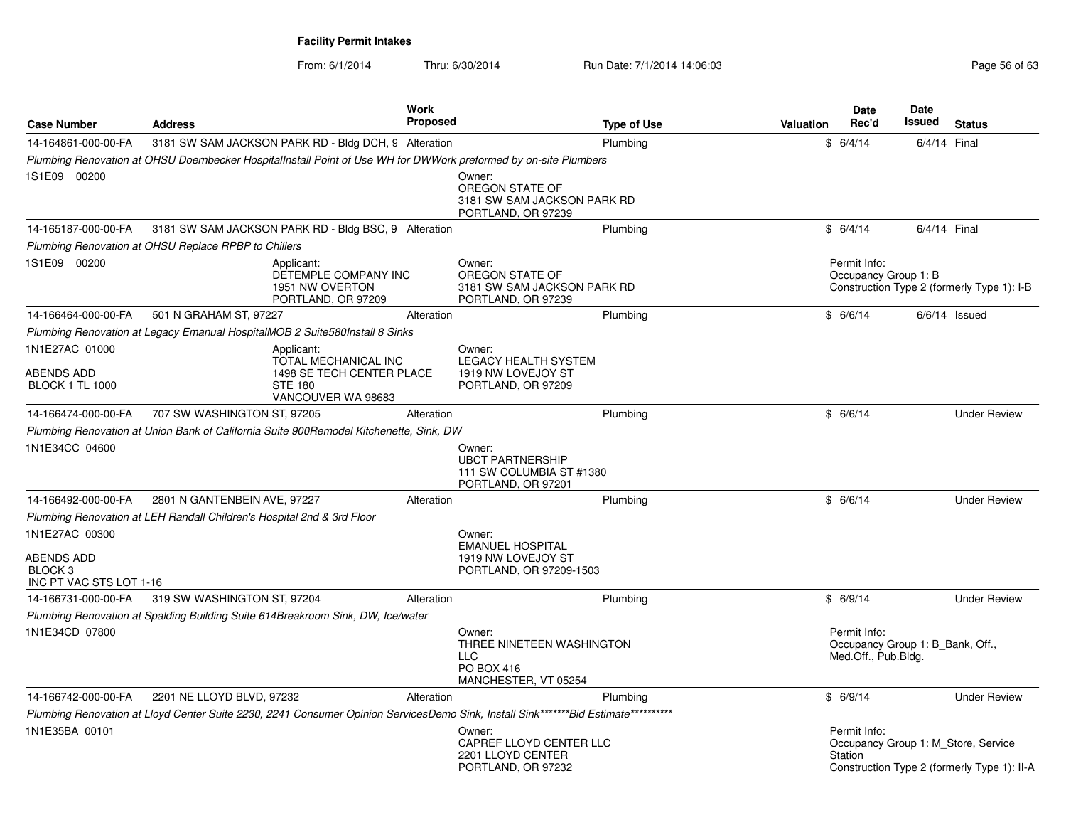**Facility Permit Intakes**

From: 6/1/2014 Thru: 6/30/2014 Run Date: 7/1/2014 14:06:03

| Case Number | Address | Work Proposed | Type of Use | Valuation | Date Rec'd | Date Issued | Status |
|---|---|---|---|---|---|---|---|
| 14-164861-000-00-FA | 3181 SW SAM JACKSON PARK RD - Bldg DCH, 9 | Alteration | Plumbing | $ | 6/4/14 | 6/4/14 | Final |

Plumbing Renovation at OHSU Doernbecker HospitalInstall Point of Use WH for DWWork preformed by on-site Plumbers

1S1E09 00200

Owner:
OREGON STATE OF
3181 SW SAM JACKSON PARK RD
PORTLAND, OR 97239

| Case Number | Address | Work Proposed | Type of Use | Valuation | Date Rec'd | Date Issued | Status |
|---|---|---|---|---|---|---|---|
| 14-165187-000-00-FA | 3181 SW SAM JACKSON PARK RD - Bldg BSC, 9 | Alteration | Plumbing | $ | 6/4/14 | 6/4/14 | Final |

Plumbing Renovation at OHSU Replace RPBP to Chillers

1S1E09 00200

Applicant:
DETEMPLE COMPANY INC
1951 NW OVERTON
PORTLAND, OR 97209

Owner:
OREGON STATE OF
3181 SW SAM JACKSON PARK RD
PORTLAND, OR 97239

Permit Info:
Occupancy Group 1: B
Construction Type 2 (formerly Type 1): I-B

| Case Number | Address | Work Proposed | Type of Use | Valuation | Date Rec'd | Date Issued | Status |
|---|---|---|---|---|---|---|---|
| 14-166464-000-00-FA | 501 N GRAHAM ST, 97227 | Alteration | Plumbing | $ | 6/6/14 | 6/6/14 | Issued |

Plumbing Renovation at Legacy Emanual HospitalMOB 2 Suite580Install 8 Sinks

1N1E27AC 01000

ABENDS ADD
BLOCK 1 TL 1000

Applicant:
TOTAL MECHANICAL INC
1498 SE TECH CENTER PLACE
STE 180
VANCOUVER WA 98683

Owner:
LEGACY HEALTH SYSTEM
1919 NW LOVEJOY ST
PORTLAND, OR 97209

| Case Number | Address | Work Proposed | Type of Use | Valuation | Date Rec'd | Date Issued | Status |
|---|---|---|---|---|---|---|---|
| 14-166474-000-00-FA | 707 SW WASHINGTON ST, 97205 | Alteration | Plumbing | $ | 6/6/14 | | Under Review |

Plumbing Renovation at Union Bank of California Suite 900Remodel Kitchenette, Sink, DW

1N1E34CC 04600

Owner:
UBCT PARTNERSHIP
111 SW COLUMBIA ST #1380
PORTLAND, OR 97201

| Case Number | Address | Work Proposed | Type of Use | Valuation | Date Rec'd | Date Issued | Status |
|---|---|---|---|---|---|---|---|
| 14-166492-000-00-FA | 2801 N GANTENBEIN AVE, 97227 | Alteration | Plumbing | $ | 6/6/14 | | Under Review |

Plumbing Renovation at LEH Randall Children's Hospital 2nd & 3rd Floor

1N1E27AC 00300

ABENDS ADD
BLOCK 3
INC PT VAC STS LOT 1-16

Owner:
EMANUEL HOSPITAL
1919 NW LOVEJOY ST
PORTLAND, OR 97209-1503

| Case Number | Address | Work Proposed | Type of Use | Valuation | Date Rec'd | Date Issued | Status |
|---|---|---|---|---|---|---|---|
| 14-166731-000-00-FA | 319 SW WASHINGTON ST, 97204 | Alteration | Plumbing | $ | 6/9/14 | | Under Review |

Plumbing Renovation at Spalding Building Suite 614Breakroom Sink, DW, Ice/water

1N1E34CD 07800

Owner:
THREE NINETEEN WASHINGTON
LLC
PO BOX 416
MANCHESTER, VT 05254

Permit Info:
Occupancy Group 1: B_Bank, Off., Med.Off., Pub.Bldg.

| Case Number | Address | Work Proposed | Type of Use | Valuation | Date Rec'd | Date Issued | Status |
|---|---|---|---|---|---|---|---|
| 14-166742-000-00-FA | 2201 NE LLOYD BLVD, 97232 | Alteration | Plumbing | $ | 6/9/14 | | Under Review |

Plumbing Renovation at Lloyd Center Suite 2230, 2241 Consumer Opinion ServicesDemo Sink, Install Sink*******Bid Estimate**********

1N1E35BA 00101

Owner:
CAPREF LLOYD CENTER LLC
2201 LLOYD CENTER
PORTLAND, OR 97232

Permit Info:
Occupancy Group 1: M_Store, Service Station
Construction Type 2 (formerly Type 1): II-A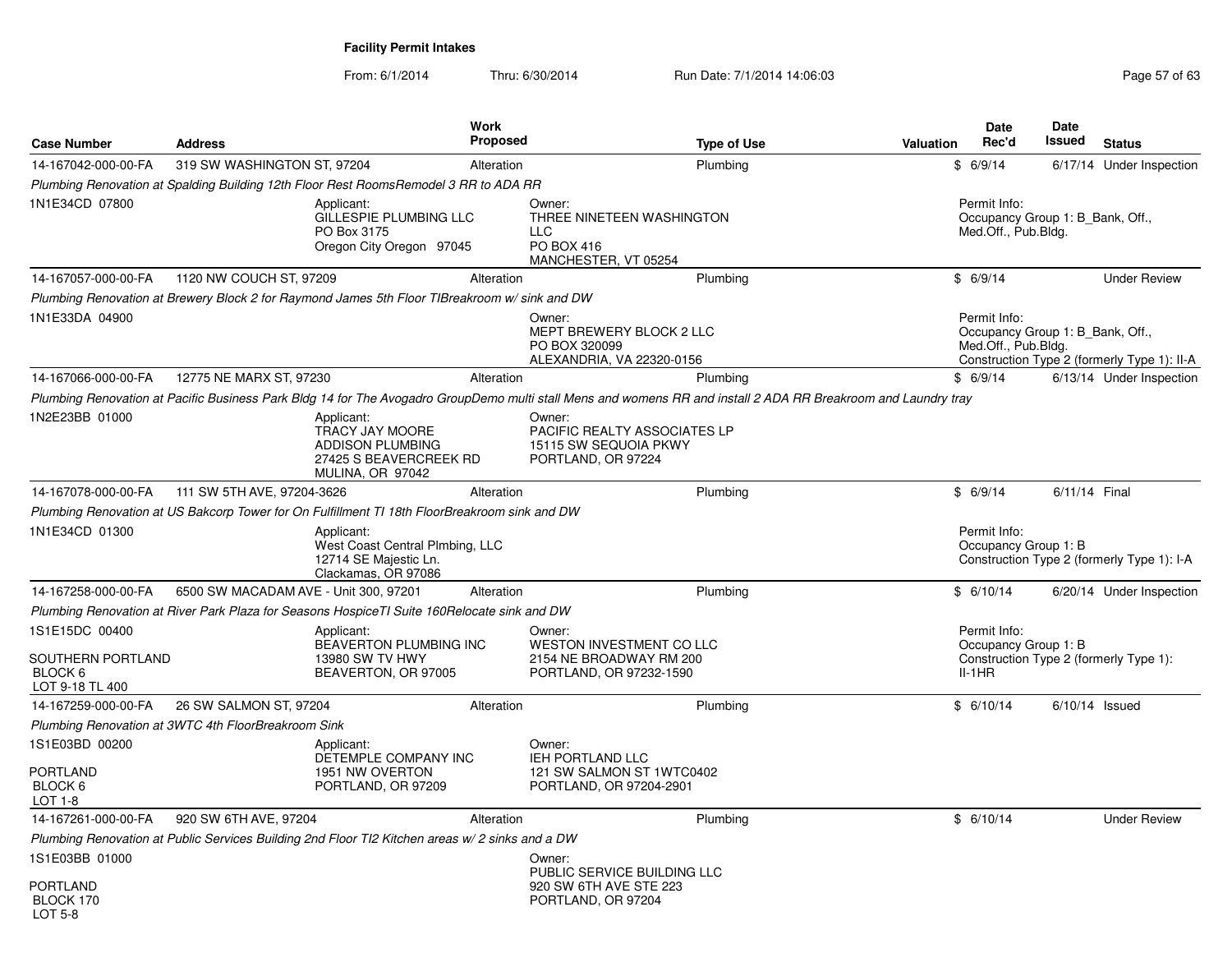**Facility Permit Intakes**

From: 6/1/2014 Thru: 6/30/2014 Run Date: 7/1/2014 14:06:03

| Case Number | Address | Work Proposed | Type of Use | Valuation | Date Rec'd | Date Issued | Status |
|---|---|---|---|---|---|---|---|
| 14-167042-000-00-FA | 319 SW WASHINGTON ST, 97204 | Alteration | Plumbing | $ | 6/9/14 | 6/17/14 | Under Inspection |

*Plumbing Renovation at Spalding Building 12th Floor Rest RoomsRemodel 3 RR to ADA RR*

1N1E34CD 07800

Applicant: GILLESPIE PLUMBING LLC, PO Box 3175, Oregon City Oregon 97045

Owner: THREE NINETEEN WASHINGTON LLC, PO BOX 416, MANCHESTER, VT 05254

Permit Info: Occupancy Group 1: B_Bank, Off., Med.Off., Pub.Bldg.

| Case Number | Address | Work Proposed | Type of Use | Valuation | Date Rec'd | Date Issued | Status |
|---|---|---|---|---|---|---|---|
| 14-167057-000-00-FA | 1120 NW COUCH ST, 97209 | Alteration | Plumbing | $ | 6/9/14 | | Under Review |

*Plumbing Renovation at Brewery Block 2 for Raymond James 5th Floor TIBreakroom w/ sink and DW*

1N1E33DA 04900

Owner: MEPT BREWERY BLOCK 2 LLC, PO BOX 320099, ALEXANDRIA, VA 22320-0156

Permit Info: Occupancy Group 1: B_Bank, Off., Med.Off., Pub.Bldg. Construction Type 2 (formerly Type 1): II-A

| Case Number | Address | Work Proposed | Type of Use | Valuation | Date Rec'd | Date Issued | Status |
|---|---|---|---|---|---|---|---|
| 14-167066-000-00-FA | 12775 NE MARX ST, 97230 | Alteration | Plumbing | $ | 6/9/14 | 6/13/14 | Under Inspection |

*Plumbing Renovation at Pacific Business Park Bldg 14 for The Avogadro GroupDemo multi stall Mens and womens RR and install 2 ADA RR Breakroom and Laundry tray*

1N2E23BB 01000

Applicant: TRACY JAY MOORE, ADDISON PLUMBING, 27425 S BEAVERCREEK RD, MULINA, OR 97042

Owner: PACIFIC REALTY ASSOCIATES LP, 15115 SW SEQUOIA PKWY, PORTLAND, OR 97224

| Case Number | Address | Work Proposed | Type of Use | Valuation | Date Rec'd | Date Issued | Status |
|---|---|---|---|---|---|---|---|
| 14-167078-000-00-FA | 111 SW 5TH AVE, 97204-3626 | Alteration | Plumbing | $ | 6/9/14 | 6/11/14 | Final |

*Plumbing Renovation at US Bakcorp Tower for On Fulfillment TI 18th FloorBreakroom sink and DW*

1N1E34CD 01300

Applicant: West Coast Central Plmbing, LLC, 12714 SE Majestic Ln., Clackamas, OR 97086

Permit Info: Occupancy Group 1: B. Construction Type 2 (formerly Type 1): I-A

| Case Number | Address | Work Proposed | Type of Use | Valuation | Date Rec'd | Date Issued | Status |
|---|---|---|---|---|---|---|---|
| 14-167258-000-00-FA | 6500 SW MACADAM AVE - Unit 300, 97201 | Alteration | Plumbing | $ | 6/10/14 | 6/20/14 | Under Inspection |

*Plumbing Renovation at River Park Plaza for Seasons HospiceTI Suite 160Relocate sink and DW*

1S1E15DC 00400

SOUTHERN PORTLAND BLOCK 6 LOT 9-18 TL 400

Applicant: BEAVERTON PLUMBING INC, 13980 SW TV HWY, BEAVERTON, OR 97005

Owner: WESTON INVESTMENT CO LLC, 2154 NE BROADWAY RM 200, PORTLAND, OR 97232-1590

Permit Info: Occupancy Group 1: B. Construction Type 2 (formerly Type 1): II-1HR

| Case Number | Address | Work Proposed | Type of Use | Valuation | Date Rec'd | Date Issued | Status |
|---|---|---|---|---|---|---|---|
| 14-167259-000-00-FA | 26 SW SALMON ST, 97204 | Alteration | Plumbing | $ | 6/10/14 | 6/10/14 | Issued |

*Plumbing Renovation at 3WTC 4th FloorBreakroom Sink*

1S1E03BD 00200

PORTLAND BLOCK 6 LOT 1-8

Applicant: DETEMPLE COMPANY INC, 1951 NW OVERTON, PORTLAND, OR 97209

Owner: IEH PORTLAND LLC, 121 SW SALMON ST 1WTC0402, PORTLAND, OR 97204-2901

| Case Number | Address | Work Proposed | Type of Use | Valuation | Date Rec'd | Date Issued | Status |
|---|---|---|---|---|---|---|---|
| 14-167261-000-00-FA | 920 SW 6TH AVE, 97204 | Alteration | Plumbing | $ | 6/10/14 | | Under Review |

*Plumbing Renovation at Public Services Building 2nd Floor TI2 Kitchen areas w/ 2 sinks and a DW*

1S1E03BB 01000

PORTLAND BLOCK 170 LOT 5-8

Owner: PUBLIC SERVICE BUILDING LLC, 920 SW 6TH AVE STE 223, PORTLAND, OR 97204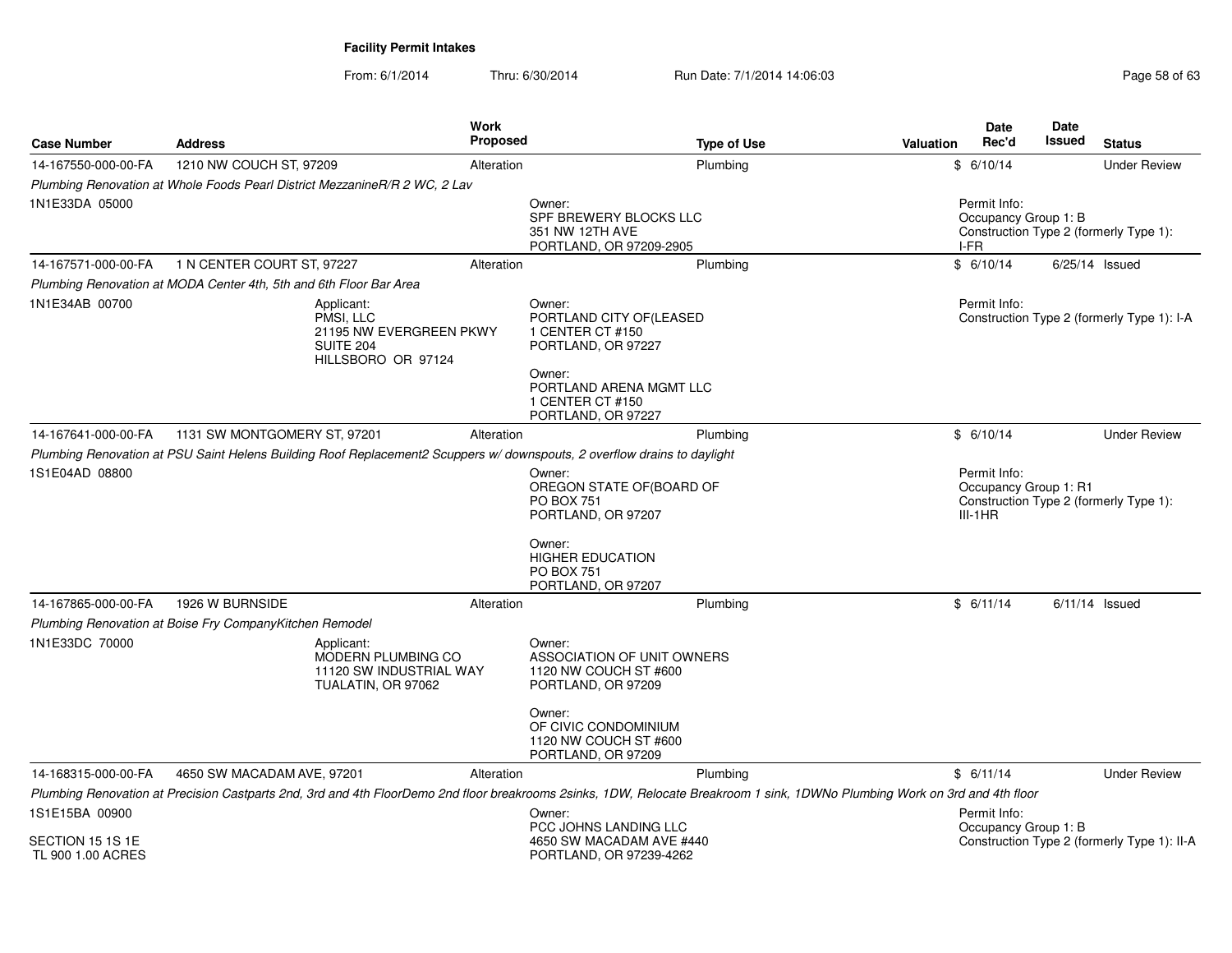**Facility Permit Intakes**

From: 6/1/2014 Thru: 6/30/2014 Run Date: 7/1/2014 14:06:03

| Case Number | Address | Work Proposed | Type of Use | Valuation | Date Rec'd | Date Issued | Status |
|---|---|---|---|---|---|---|---|
| 14-167550-000-00-FA | 1210 NW COUCH ST, 97209 | Alteration | Plumbing | $ | 6/10/14 | | Under Review |
| *Plumbing Renovation at Whole Foods Pearl District MezzanineR/R 2 WC, 2 Lav* | | | | | | | |
| 1N1E33DA 05000 | | Owner: SPF BREWERY BLOCKS LLC 351 NW 12TH AVE PORTLAND, OR 97209-2905 | | | Permit Info: Occupancy Group 1: B Construction Type 2 (formerly Type 1): I-FR | | |
| 14-167571-000-00-FA | 1 N CENTER COURT ST, 97227 | Alteration | Plumbing | $ | 6/10/14 | 6/25/14 | Issued |
| *Plumbing Renovation at MODA Center 4th, 5th and 6th Floor Bar Area* | | | | | | | |
| 1N1E34AB 00700 | Applicant: PMSI, LLC 21195 NW EVERGREEN PKWY SUITE 204 HILLSBORO OR 97124 | Owner: PORTLAND CITY OF(LEASED 1 CENTER CT #150 PORTLAND, OR 97227; Owner: PORTLAND ARENA MGMT LLC 1 CENTER CT #150 PORTLAND, OR 97227 | | | Permit Info: Construction Type 2 (formerly Type 1): I-A | | |
| 14-167641-000-00-FA | 1131 SW MONTGOMERY ST, 97201 | Alteration | Plumbing | $ | 6/10/14 | | Under Review |
| *Plumbing Renovation at PSU Saint Helens Building Roof Replacement2 Scuppers w/ downspouts, 2 overflow drains to daylight* | | | | | | | |
| 1S1E04AD 08800 | | Owner: OREGON STATE OF(BOARD OF PO BOX 751 PORTLAND, OR 97207; Owner: HIGHER EDUCATION PO BOX 751 PORTLAND, OR 97207 | | | Permit Info: Occupancy Group 1: R1 Construction Type 2 (formerly Type 1): III-1HR | | |
| 14-167865-000-00-FA | 1926 W BURNSIDE | Alteration | Plumbing | $ | 6/11/14 | 6/11/14 | Issued |
| *Plumbing Renovation at Boise Fry CompanyKitchen Remodel* | | | | | | | |
| 1N1E33DC 70000 | Applicant: MODERN PLUMBING CO 11120 SW INDUSTRIAL WAY TUALATIN, OR 97062 | Owner: ASSOCIATION OF UNIT OWNERS 1120 NW COUCH ST #600 PORTLAND, OR 97209; Owner: OF CIVIC CONDOMINIUM 1120 NW COUCH ST #600 PORTLAND, OR 97209 | | | | | |
| 14-168315-000-00-FA | 4650 SW MACADAM AVE, 97201 | Alteration | Plumbing | $ | 6/11/14 | | Under Review |
| *Plumbing Renovation at Precision Castparts 2nd, 3rd and 4th FloorDemo 2nd floor breakrooms 2sinks, 1DW, Relocate Breakroom 1 sink, 1DWNo Plumbing Work on 3rd and 4th floor* | | | | | | | |
| 1S1E15BA 00900 SECTION 15 1S 1E TL 900 1.00 ACRES | | Owner: PCC JOHNS LANDING LLC 4650 SW MACADAM AVE #440 PORTLAND, OR 97239-4262 | | | Permit Info: Occupancy Group 1: B Construction Type 2 (formerly Type 1): II-A | | |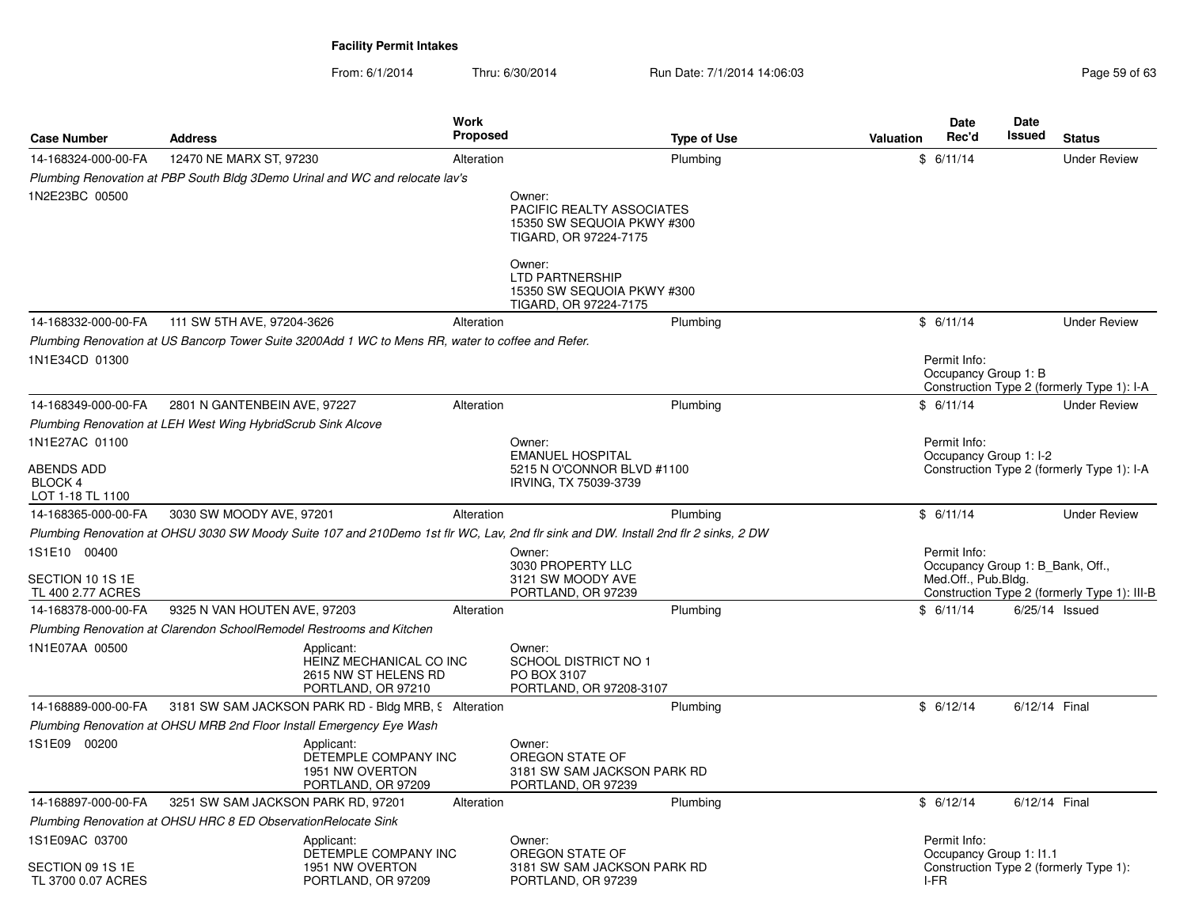# Facility Permit Intakes

From: 6/1/2014 Thru: 6/30/2014 Run Date: 7/1/2014 14:06:03

| Case Number | Address | Work Proposed | Type of Use | Valuation | Date Rec'd | Date Issued | Status |
|---|---|---|---|---|---|---|---|
| 14-168324-000-00-FA | 12470 NE MARX ST, 97230 | Alteration | Plumbing | $ | 6/11/14 | | Under Review |

*Plumbing Renovation at PBP South Bldg 3Demo Urinal and WC and relocate lav's*

1N2E23BC 00500

Owner:
PACIFIC REALTY ASSOCIATES
15350 SW SEQUOIA PKWY #300
TIGARD, OR 97224-7175

Owner:
LTD PARTNERSHIP
15350 SW SEQUOIA PKWY #300
TIGARD, OR 97224-7175

| Case Number | Address | Work Proposed | Type of Use | Valuation | Date Rec'd | Date Issued | Status |
|---|---|---|---|---|---|---|---|
| 14-168332-000-00-FA | 111 SW 5TH AVE, 97204-3626 | Alteration | Plumbing | $ | 6/11/14 | | Under Review |

*Plumbing Renovation at US Bancorp Tower Suite 3200Add 1 WC to Mens RR, water to coffee and Refer.*

1N1E34CD 01300

Permit Info:
Occupancy Group 1: B
Construction Type 2 (formerly Type 1): I-A

| Case Number | Address | Work Proposed | Type of Use | Valuation | Date Rec'd | Date Issued | Status |
|---|---|---|---|---|---|---|---|
| 14-168349-000-00-FA | 2801 N GANTENBEIN AVE, 97227 | Alteration | Plumbing | $ | 6/11/14 | | Under Review |

*Plumbing Renovation at LEH West Wing HybridScrub Sink Alcove*

1N1E27AC 01100

ABENDS ADD
BLOCK 4
LOT 1-18 TL 1100

Owner:
EMANUEL HOSPITAL
5215 N O'CONNOR BLVD #1100
IRVING, TX 75039-3739

Permit Info:
Occupancy Group 1: I-2
Construction Type 2 (formerly Type 1): I-A

| Case Number | Address | Work Proposed | Type of Use | Valuation | Date Rec'd | Date Issued | Status |
|---|---|---|---|---|---|---|---|
| 14-168365-000-00-FA | 3030 SW MOODY AVE, 97201 | Alteration | Plumbing | $ | 6/11/14 | | Under Review |

*Plumbing Renovation at OHSU 3030 SW Moody Suite 107 and 210Demo 1st flr WC, Lav, 2nd flr sink and DW. Install 2nd flr 2 sinks, 2 DW*

1S1E10 00400

SECTION 10 1S 1E
TL 400 2.77 ACRES

Owner:
3030 PROPERTY LLC
3121 SW MOODY AVE
PORTLAND, OR 97239

Permit Info:
Occupancy Group 1: B_Bank, Off., Med.Off., Pub.Bldg.
Construction Type 2 (formerly Type 1): III-B

| Case Number | Address | Work Proposed | Type of Use | Valuation | Date Rec'd | Date Issued | Status |
|---|---|---|---|---|---|---|---|
| 14-168378-000-00-FA | 9325 N VAN HOUTEN AVE, 97203 | Alteration | Plumbing | $ | 6/11/14 | 6/25/14 | Issued |

*Plumbing Renovation at Clarendon SchoolRemodel Restrooms and Kitchen*

1N1E07AA 00500

Applicant:
HEINZ MECHANICAL CO INC
2615 NW ST HELENS RD
PORTLAND, OR 97210

Owner:
SCHOOL DISTRICT NO 1
PO BOX 3107
PORTLAND, OR 97208-3107

| Case Number | Address | Work Proposed | Type of Use | Valuation | Date Rec'd | Date Issued | Status |
|---|---|---|---|---|---|---|---|
| 14-168889-000-00-FA | 3181 SW SAM JACKSON PARK RD - Bldg MRB, 9 | Alteration | Plumbing | $ | 6/12/14 | 6/12/14 | Final |

*Plumbing Renovation at OHSU MRB 2nd Floor Install Emergency Eye Wash*

1S1E09 00200

Applicant:
DETEMPLE COMPANY INC
1951 NW OVERTON
PORTLAND, OR 97209

Owner:
OREGON STATE OF
3181 SW SAM JACKSON PARK RD
PORTLAND, OR 97239

| Case Number | Address | Work Proposed | Type of Use | Valuation | Date Rec'd | Date Issued | Status |
|---|---|---|---|---|---|---|---|
| 14-168897-000-00-FA | 3251 SW SAM JACKSON PARK RD, 97201 | Alteration | Plumbing | $ | 6/12/14 | 6/12/14 | Final |

*Plumbing Renovation at OHSU HRC 8 ED ObservationRelocate Sink*

1S1E09AC 03700

SECTION 09 1S 1E
TL 3700 0.07 ACRES

Applicant:
DETEMPLE COMPANY INC
1951 NW OVERTON
PORTLAND, OR 97209

Owner:
OREGON STATE OF
3181 SW SAM JACKSON PARK RD
PORTLAND, OR 97239

Permit Info:
Occupancy Group 1: I1.1
Construction Type 2 (formerly Type 1): I-FR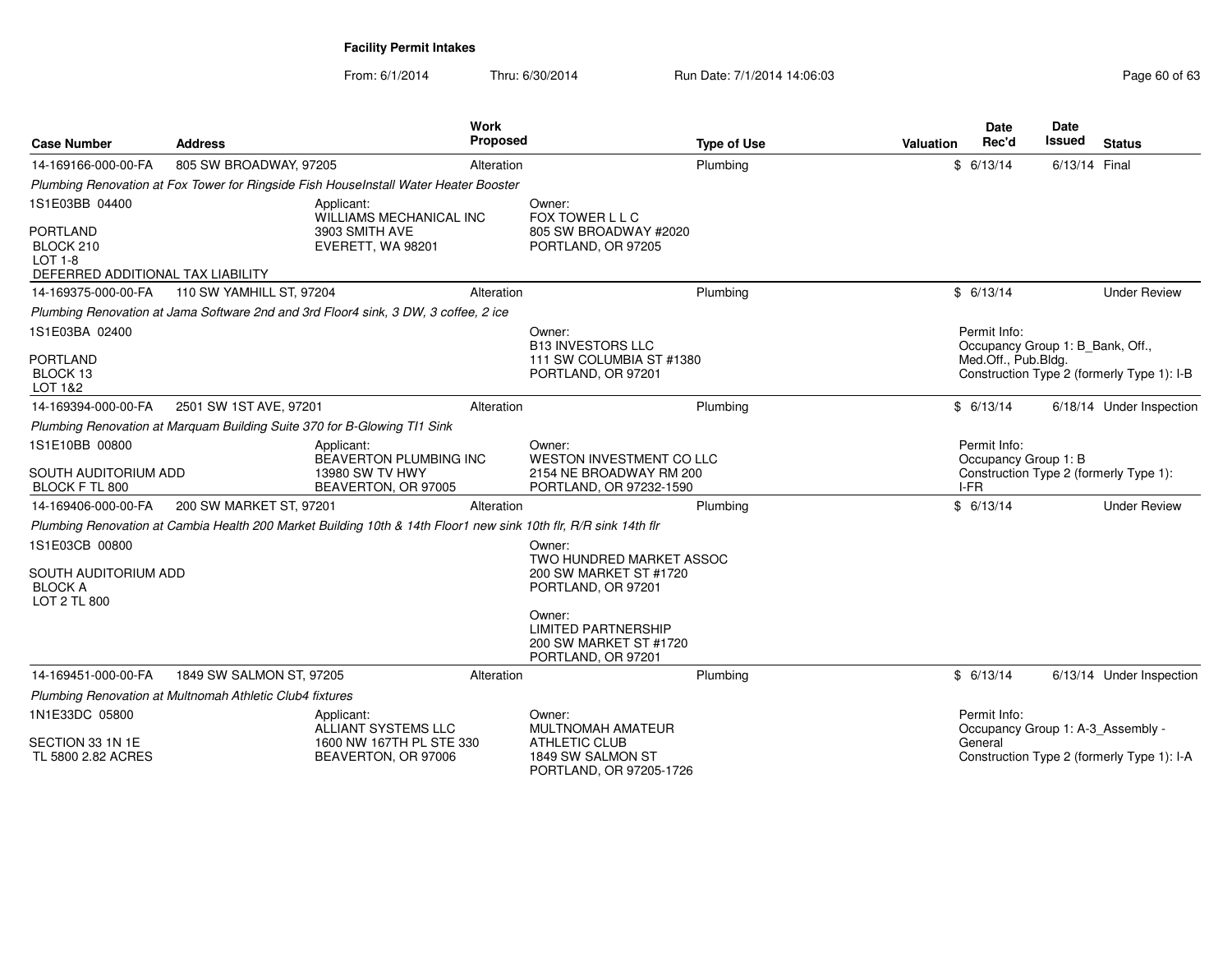**Facility Permit Intakes**

From: 6/1/2014 Thru: 6/30/2014 Run Date: 7/1/2014 14:06:03

| Case Number | Address | Work Proposed | Type of Use | Valuation | Date Rec'd | Date Issued | Status |
|---|---|---|---|---|---|---|---|
| 14-169166-000-00-FA | 805 SW BROADWAY, 97205 | Alteration | Plumbing | $ | 6/13/14 | 6/13/14 | Final |
| 14-169375-000-00-FA | 110 SW YAMHILL ST, 97204 | Alteration | Plumbing | $ | 6/13/14 | | Under Review |
| 14-169394-000-00-FA | 2501 SW 1ST AVE, 97201 | Alteration | Plumbing | $ | 6/13/14 | 6/18/14 | Under Inspection |
| 14-169406-000-00-FA | 200 SW MARKET ST, 97201 | Alteration | Plumbing | $ | 6/13/14 | | Under Review |
| 14-169451-000-00-FA | 1849 SW SALMON ST, 97205 | Alteration | Plumbing | $ | 6/13/14 | 6/13/14 | Under Inspection |

**14-169166-000-00-FA**

*Plumbing Renovation at Fox Tower for Ringside Fish HouseInstall Water Heater Booster*

1S1E03BB 04400
PORTLAND
BLOCK 210
LOT 1-8
DEFERRED ADDITIONAL TAX LIABILITY

Applicant:
WILLIAMS MECHANICAL INC
3903 SMITH AVE
EVERETT, WA 98201

Owner:
FOX TOWER L L C
805 SW BROADWAY #2020
PORTLAND, OR 97205

**14-169375-000-00-FA**

*Plumbing Renovation at Jama Software 2nd and 3rd Floor4 sink, 3 DW, 3 coffee, 2 ice*

1S1E03BA 02400
PORTLAND
BLOCK 13
LOT 1&2

Owner:
B13 INVESTORS LLC
111 SW COLUMBIA ST #1380
PORTLAND, OR 97201

Permit Info:
Occupancy Group 1: B_Bank, Off., Med.Off., Pub.Bldg.
Construction Type 2 (formerly Type 1): I-B

**14-169394-000-00-FA**

*Plumbing Renovation at Marquam Building Suite 370 for B-Glowing TI1 Sink*

1S1E10BB 00800
SOUTH AUDITORIUM ADD
BLOCK F TL 800

Applicant:
BEAVERTON PLUMBING INC
13980 SW TV HWY
BEAVERTON, OR 97005

Owner:
WESTON INVESTMENT CO LLC
2154 NE BROADWAY RM 200
PORTLAND, OR 97232-1590

Permit Info:
Occupancy Group 1: B
Construction Type 2 (formerly Type 1): I-FR

**14-169406-000-00-FA**

*Plumbing Renovation at Cambia Health 200 Market Building 10th & 14th Floor1 new sink 10th flr, R/R sink 14th flr*

1S1E03CB 00800
SOUTH AUDITORIUM ADD
BLOCK A
LOT 2 TL 800

Owner:
TWO HUNDRED MARKET ASSOC
200 SW MARKET ST #1720
PORTLAND, OR 97201

Owner:
LIMITED PARTNERSHIP
200 SW MARKET ST #1720
PORTLAND, OR 97201

**14-169451-000-00-FA**

*Plumbing Renovation at Multnomah Athletic Club4 fixtures*

1N1E33DC 05800
SECTION 33 1N 1E
TL 5800 2.82 ACRES

Applicant:
ALLIANT SYSTEMS LLC
1600 NW 167TH PL STE 330
BEAVERTON, OR 97006

Owner:
MULTNOMAH AMATEUR ATHLETIC CLUB
1849 SW SALMON ST
PORTLAND, OR 97205-1726

Permit Info:
Occupancy Group 1: A-3_Assembly - General
Construction Type 2 (formerly Type 1): I-A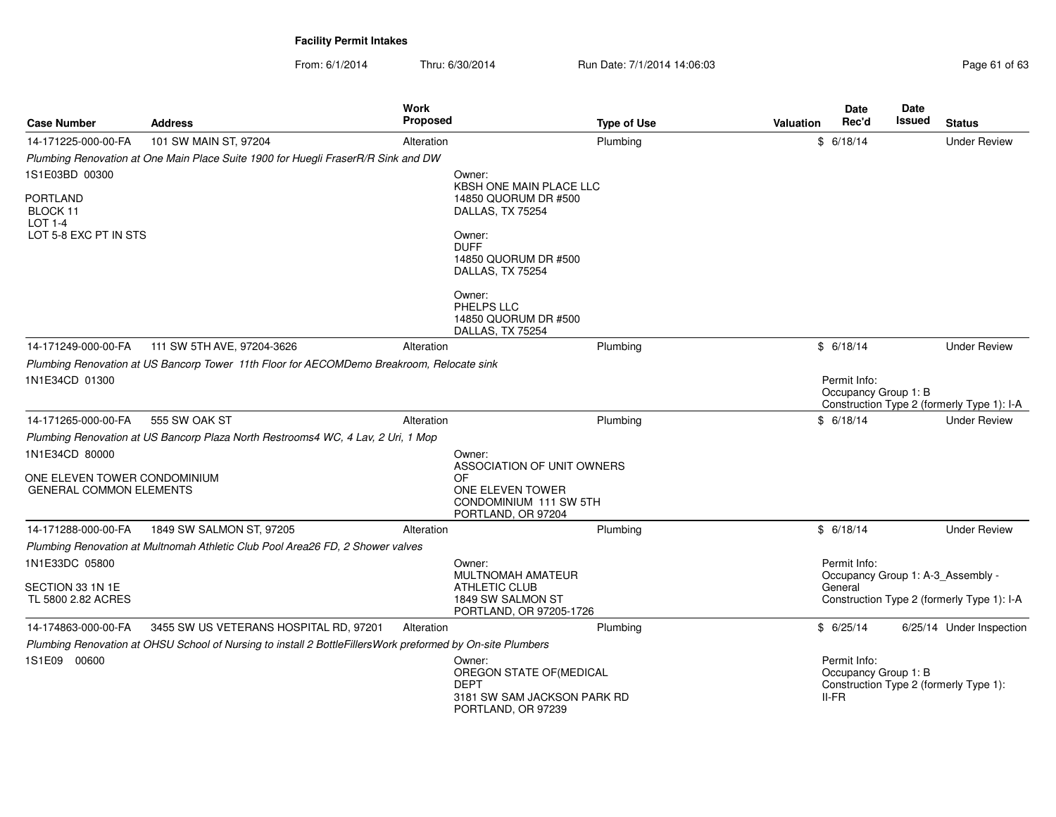**Facility Permit Intakes**

From: 6/1/2014 Thru: 6/30/2014 Run Date: 7/1/2014 14:06:03

| Case Number | Address | Work Proposed | Type of Use | Valuation | Date Rec'd | Date Issued | Status |
|---|---|---|---|---|---|---|---|
| 14-171225-000-00-FA | 101 SW MAIN ST, 97204 | Alteration | Plumbing | $ | 6/18/14 | | Under Review |

*Plumbing Renovation at One Main Place Suite 1900 for Huegli FraserR/R Sink and DW*

1S1E03BD 00300

PORTLAND
BLOCK 11
LOT 1-4
LOT 5-8 EXC PT IN STS

Owner:
KBSH ONE MAIN PLACE LLC
14850 QUORUM DR #500
DALLAS, TX 75254

Owner:
DUFF
14850 QUORUM DR #500
DALLAS, TX 75254

Owner:
PHELPS LLC
14850 QUORUM DR #500
DALLAS, TX 75254

| Case Number | Address | Work Proposed | Type of Use | Valuation | Date Rec'd | Date Issued | Status |
|---|---|---|---|---|---|---|---|
| 14-171249-000-00-FA | 111 SW 5TH AVE, 97204-3626 | Alteration | Plumbing | $ | 6/18/14 | | Under Review |

*Plumbing Renovation at US Bancorp Tower 11th Floor for AECOMDemo Breakroom, Relocate sink*

1N1E34CD 01300

Permit Info:
Occupancy Group 1: B
Construction Type 2 (formerly Type 1): I-A

| Case Number | Address | Work Proposed | Type of Use | Valuation | Date Rec'd | Date Issued | Status |
|---|---|---|---|---|---|---|---|
| 14-171265-000-00-FA | 555 SW OAK ST | Alteration | Plumbing | $ | 6/18/14 | | Under Review |

*Plumbing Renovation at US Bancorp Plaza North Restrooms4 WC, 4 Lav, 2 Uri, 1 Mop*

1N1E34CD 80000

ONE ELEVEN TOWER CONDOMINIUM
GENERAL COMMON ELEMENTS

Owner:
ASSOCIATION OF UNIT OWNERS OF
ONE ELEVEN TOWER CONDOMINIUM 111 SW 5TH
PORTLAND, OR 97204

| Case Number | Address | Work Proposed | Type of Use | Valuation | Date Rec'd | Date Issued | Status |
|---|---|---|---|---|---|---|---|
| 14-171288-000-00-FA | 1849 SW SALMON ST, 97205 | Alteration | Plumbing | $ | 6/18/14 | | Under Review |

*Plumbing Renovation at Multnomah Athletic Club Pool Area26 FD, 2 Shower valves*

1N1E33DC 05800

SECTION 33 1N 1E
TL 5800 2.82 ACRES

Owner:
MULTNOMAH AMATEUR ATHLETIC CLUB
1849 SW SALMON ST
PORTLAND, OR 97205-1726

Permit Info:
Occupancy Group 1: A-3_Assembly - General
Construction Type 2 (formerly Type 1): I-A

| Case Number | Address | Work Proposed | Type of Use | Valuation | Date Rec'd | Date Issued | Status |
|---|---|---|---|---|---|---|---|
| 14-174863-000-00-FA | 3455 SW US VETERANS HOSPITAL RD, 97201 | Alteration | Plumbing | $ | 6/25/14 | 6/25/14 | Under Inspection |

*Plumbing Renovation at OHSU School of Nursing to install 2 BottleFillersWork preformed by On-site Plumbers*

1S1E09 00600

Owner:
OREGON STATE OF(MEDICAL DEPT
3181 SW SAM JACKSON PARK RD
PORTLAND, OR 97239

Permit Info:
Occupancy Group 1: B
Construction Type 2 (formerly Type 1): II-FR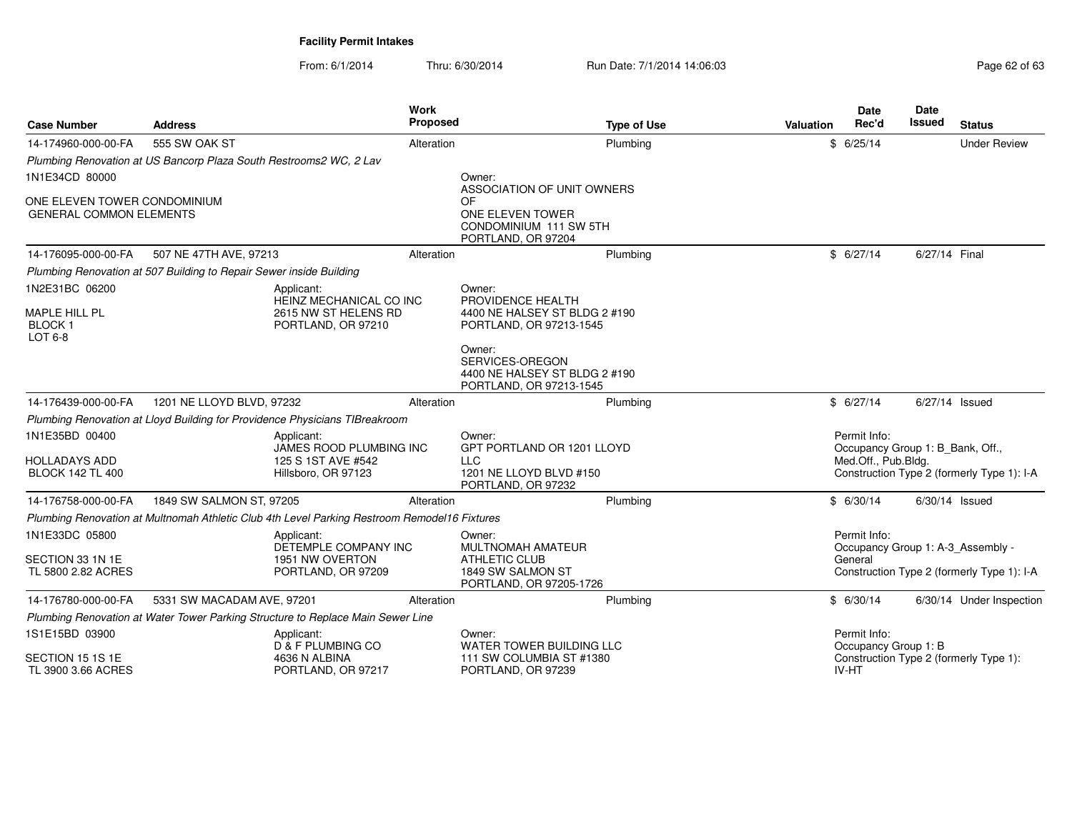**Facility Permit Intakes**

From: 6/1/2014 Thru: 6/30/2014 Run Date: 7/1/2014 14:06:03

| Case Number | Address | Work Proposed | Type of Use | Valuation | Date Rec'd | Date Issued | Status |
|---|---|---|---|---|---|---|---|
| 14-174960-000-00-FA | 555 SW OAK ST | Alteration | Plumbing | $ | 6/25/14 | | Under Review |
| 14-176095-000-00-FA | 507 NE 47TH AVE, 97213 | Alteration | Plumbing | $ | 6/27/14 | 6/27/14 | Final |
| 14-176439-000-00-FA | 1201 NE LLOYD BLVD, 97232 | Alteration | Plumbing | $ | 6/27/14 | 6/27/14 | Issued |
| 14-176758-000-00-FA | 1849 SW SALMON ST, 97205 | Alteration | Plumbing | $ | 6/30/14 | 6/30/14 | Issued |
| 14-176780-000-00-FA | 5331 SW MACADAM AVE, 97201 | Alteration | Plumbing | $ | 6/30/14 | 6/30/14 | Under Inspection |

**14-174960-000-00-FA**

*Plumbing Renovation at US Bancorp Plaza South Restrooms2 WC, 2 Lav*

1N1E34CD 80000

ONE ELEVEN TOWER CONDOMINIUM
GENERAL COMMON ELEMENTS

Owner:
ASSOCIATION OF UNIT OWNERS OF
ONE ELEVEN TOWER
CONDOMINIUM 111 SW 5TH
PORTLAND, OR 97204

**14-176095-000-00-FA**

*Plumbing Renovation at 507 Building to Repair Sewer inside Building*

1N2E31BC 06200

MAPLE HILL PL
BLOCK 1
LOT 6-8

Applicant:
HEINZ MECHANICAL CO INC
2615 NW ST HELENS RD
PORTLAND, OR 97210

Owner:
PROVIDENCE HEALTH
4400 NE HALSEY ST BLDG 2 #190
PORTLAND, OR 97213-1545

Owner:
SERVICES-OREGON
4400 NE HALSEY ST BLDG 2 #190
PORTLAND, OR 97213-1545

**14-176439-000-00-FA**

*Plumbing Renovation at Lloyd Building for Providence Physicians TIBreakroom*

1N1E35BD 00400

HOLLADAYS ADD
BLOCK 142 TL 400

Applicant:
JAMES ROOD PLUMBING INC
125 S 1ST AVE #542
Hillsboro, OR 97123

Owner:
GPT PORTLAND OR 1201 LLOYD LLC
1201 NE LLOYD BLVD #150
PORTLAND, OR 97232

Permit Info:
Occupancy Group 1: B_Bank, Off., Med.Off., Pub.Bldg.
Construction Type 2 (formerly Type 1): I-A

**14-176758-000-00-FA**

*Plumbing Renovation at Multnomah Athletic Club 4th Level Parking Restroom Remodel16 Fixtures*

1N1E33DC 05800

SECTION 33 1N 1E
TL 5800 2.82 ACRES

Applicant:
DETEMPLE COMPANY INC
1951 NW OVERTON
PORTLAND, OR 97209

Owner:
MULTNOMAH AMATEUR ATHLETIC CLUB
1849 SW SALMON ST
PORTLAND, OR 97205-1726

Permit Info:
Occupancy Group 1: A-3_Assembly - General
Construction Type 2 (formerly Type 1): I-A

**14-176780-000-00-FA**

*Plumbing Renovation at Water Tower Parking Structure to Replace Main Sewer Line*

1S1E15BD 03900

SECTION 15 1S 1E
TL 3900 3.66 ACRES

Applicant:
D & F PLUMBING CO
4636 N ALBINA
PORTLAND, OR 97217

Owner:
WATER TOWER BUILDING LLC
111 SW COLUMBIA ST #1380
PORTLAND, OR 97239

Permit Info:
Occupancy Group 1: B
Construction Type 2 (formerly Type 1): IV-HT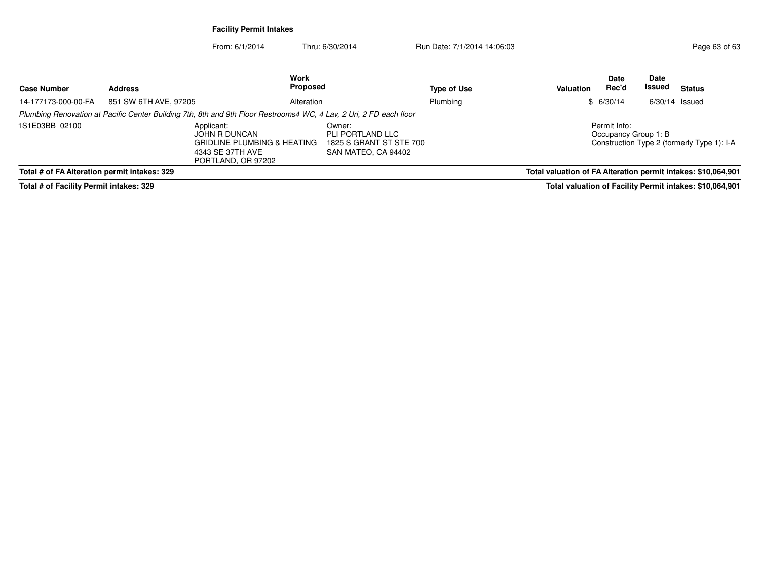**Facility Permit Intakes**

From: 6/1/2014 Thru: 6/30/2014 Run Date: 7/1/2014 14:06:03

| Case Number | Address | Work Proposed | Type of Use | Valuation | Date Rec'd | Date Issued | Status |
|---|---|---|---|---|---|---|---|
| 14-177173-000-00-FA | 851 SW 6TH AVE, 97205 | Alteration | Plumbing | $ | 6/30/14 | 6/30/14 | Issued |

*Plumbing Renovation at Pacific Center Building 7th, 8th and 9th Floor Restrooms4 WC, 4 Lav, 2 Uri, 2 FD each floor*

1S1E03BB 02100

Applicant:
JOHN R DUNCAN
GRIDLINE PLUMBING & HEATING
4343 SE 37TH AVE
PORTLAND, OR 97202

Owner:
PLI PORTLAND LLC
1825 S GRANT ST STE 700
SAN MATEO, CA 94402

Permit Info:
Occupancy Group 1: B
Construction Type 2 (formerly Type 1): I-A

**Total # of FA Alteration permit intakes: 329** **Total valuation of FA Alteration permit intakes: $10,064,901**

**Total # of Facility Permit intakes: 329** **Total valuation of Facility Permit intakes: $10,064,901**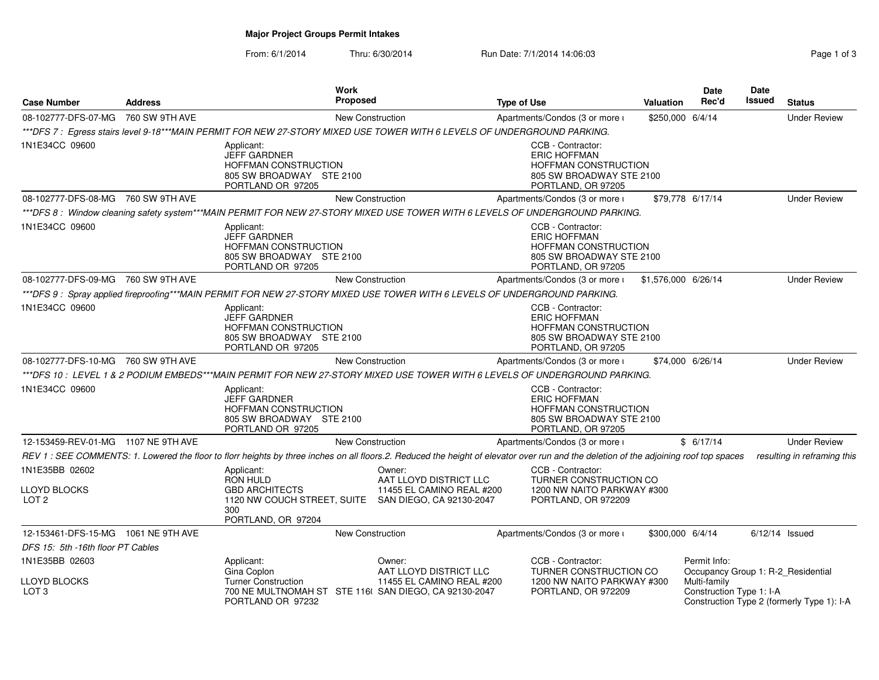# Major Project Groups Permit Intakes

From: 6/1/2014 Thru: 6/30/2014 Run Date: 7/1/2014 14:06:03

| Case Number | Address | Work Proposed | Type of Use | Valuation | Date Rec'd | Date Issued | Status |
|---|---|---|---|---|---|---|---|
| 08-102777-DFS-07-MG | 760 SW 9TH AVE | New Construction | Apartments/Condos (3 or more ı | $250,000 | 6/4/14 | | Under Review |

****DFS 7 : Egress stairs level 9-18***MAIN PERMIT FOR NEW 27-STORY MIXED USE TOWER WITH 6 LEVELS OF UNDERGROUND PARKING.*

1N1E34CC 09600

Applicant:
JEFF GARDNER
HOFFMAN CONSTRUCTION
805 SW BROADWAY STE 2100
PORTLAND OR 97205

CCB - Contractor:
ERIC HOFFMAN
HOFFMAN CONSTRUCTION
805 SW BROADWAY STE 2100
PORTLAND, OR 97205

| Case Number | Address | Work Proposed | Type of Use | Valuation | Date Rec'd | Date Issued | Status |
|---|---|---|---|---|---|---|---|
| 08-102777-DFS-08-MG | 760 SW 9TH AVE | New Construction | Apartments/Condos (3 or more ı | $79,778 | 6/17/14 | | Under Review |

****DFS 8 : Window cleaning safety system***MAIN PERMIT FOR NEW 27-STORY MIXED USE TOWER WITH 6 LEVELS OF UNDERGROUND PARKING.*

1N1E34CC 09600

Applicant:
JEFF GARDNER
HOFFMAN CONSTRUCTION
805 SW BROADWAY STE 2100
PORTLAND OR 97205

CCB - Contractor:
ERIC HOFFMAN
HOFFMAN CONSTRUCTION
805 SW BROADWAY STE 2100
PORTLAND, OR 97205

| Case Number | Address | Work Proposed | Type of Use | Valuation | Date Rec'd | Date Issued | Status |
|---|---|---|---|---|---|---|---|
| 08-102777-DFS-09-MG | 760 SW 9TH AVE | New Construction | Apartments/Condos (3 or more ı | $1,576,000 | 6/26/14 | | Under Review |

****DFS 9 : Spray applied fireproofing***MAIN PERMIT FOR NEW 27-STORY MIXED USE TOWER WITH 6 LEVELS OF UNDERGROUND PARKING.*

1N1E34CC 09600

Applicant:
JEFF GARDNER
HOFFMAN CONSTRUCTION
805 SW BROADWAY STE 2100
PORTLAND OR 97205

CCB - Contractor:
ERIC HOFFMAN
HOFFMAN CONSTRUCTION
805 SW BROADWAY STE 2100
PORTLAND, OR 97205

| Case Number | Address | Work Proposed | Type of Use | Valuation | Date Rec'd | Date Issued | Status |
|---|---|---|---|---|---|---|---|
| 08-102777-DFS-10-MG | 760 SW 9TH AVE | New Construction | Apartments/Condos (3 or more ı | $74,000 | 6/26/14 | | Under Review |

****DFS 10 : LEVEL 1 & 2 PODIUM EMBEDS***MAIN PERMIT FOR NEW 27-STORY MIXED USE TOWER WITH 6 LEVELS OF UNDERGROUND PARKING.*

1N1E34CC 09600

Applicant:
JEFF GARDNER
HOFFMAN CONSTRUCTION
805 SW BROADWAY STE 2100
PORTLAND OR 97205

CCB - Contractor:
ERIC HOFFMAN
HOFFMAN CONSTRUCTION
805 SW BROADWAY STE 2100
PORTLAND, OR 97205

| Case Number | Address | Work Proposed | Type of Use | Valuation | Date Rec'd | Date Issued | Status |
|---|---|---|---|---|---|---|---|
| 12-153459-REV-01-MG | 1107 NE 9TH AVE | New Construction | Apartments/Condos (3 or more ı | $ | 6/17/14 | | Under Review |

*REV 1 : SEE COMMENTS: 1. Lowered the floor to florr heights by three inches on all floors.2. Reduced the height of elevator over run and the deletion of the adjoining roof top spaces resulting in reframing this*

1N1E35BB 02602

LLOYD BLOCKS
LOT 2

Applicant:
RON HULD
GBD ARCHITECTS
1120 NW COUCH STREET, SUITE 300
PORTLAND, OR 97204

Owner:
AAT LLOYD DISTRICT LLC
11455 EL CAMINO REAL #200
SAN DIEGO, CA 92130-2047

CCB - Contractor:
TURNER CONSTRUCTION CO
1200 NW NAITO PARKWAY #300
PORTLAND, OR 972209

| Case Number | Address | Work Proposed | Type of Use | Valuation | Date Rec'd | Date Issued | Status |
|---|---|---|---|---|---|---|---|
| 12-153461-DFS-15-MG | 1061 NE 9TH AVE | New Construction | Apartments/Condos (3 or more ı | $300,000 | 6/4/14 | 6/12/14 | Issued |

*DFS 15: 5th -16th floor PT Cables*

1N1E35BB 02603

LLOYD BLOCKS
LOT 3

Applicant:
Gina Coplon
Turner Construction
700 NE MULTNOMAH ST STE 116(
PORTLAND OR 97232

Owner:
AAT LLOYD DISTRICT LLC
11455 EL CAMINO REAL #200
SAN DIEGO, CA 92130-2047

CCB - Contractor:
TURNER CONSTRUCTION CO
1200 NW NAITO PARKWAY #300
PORTLAND, OR 972209

Permit Info:
Occupancy Group 1: R-2_Residential Multi-family
Construction Type 1: I-A
Construction Type 2 (formerly Type 1): I-A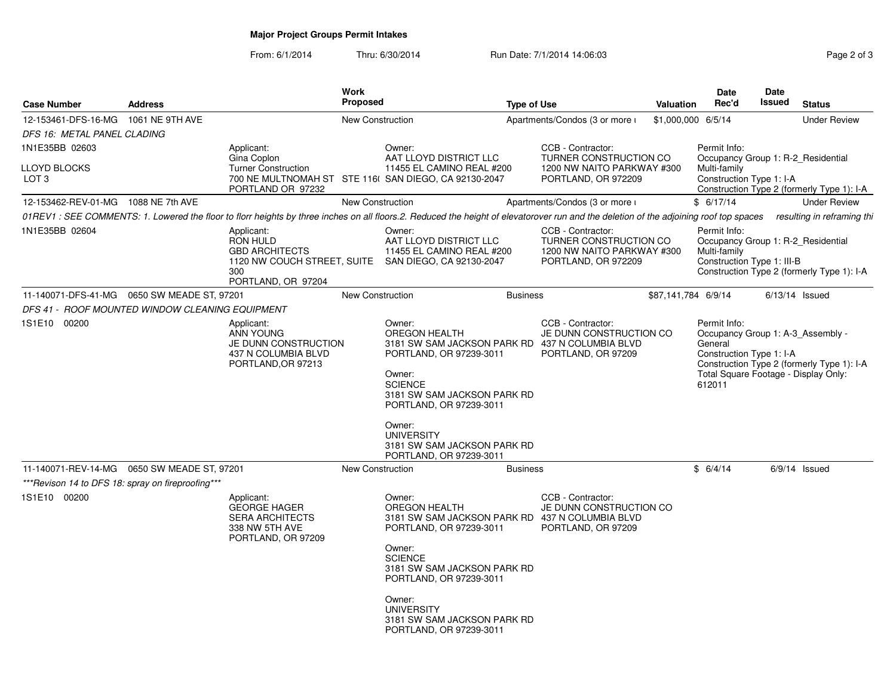**Major Project Groups Permit Intakes**

From: 6/1/2014 Thru: 6/30/2014 Run Date: 7/1/2014 14:06:03

| Case Number | Address | Work Proposed | Type of Use | Valuation | Date Rec'd | Date Issued | Status |
|---|---|---|---|---|---|---|---|
| 12-153461-DFS-16-MG | 1061 NE 9TH AVE | New Construction | Apartments/Condos (3 or more ι | $1,000,000 | 6/5/14 | | Under Review |

*DFS 16: METAL PANEL CLADING*

1N1E35BB 02603

LLOYD BLOCKS
LOT 3

Applicant:
Gina Coplon
Turner Construction
700 NE MULTNOMAH ST STE 116( PORTLAND OR 97232

Owner:
AAT LLOYD DISTRICT LLC
11455 EL CAMINO REAL #200
SAN DIEGO, CA 92130-2047

CCB - Contractor:
TURNER CONSTRUCTION CO
1200 NW NAITO PARKWAY #300
PORTLAND, OR 972209

Permit Info:
Occupancy Group 1: R-2_Residential Multi-family
Construction Type 1: I-A
Construction Type 2 (formerly Type 1): I-A

| Case Number | Address | Work Proposed | Type of Use | Valuation | Date Rec'd | Date Issued | Status |
|---|---|---|---|---|---|---|---|
| 12-153462-REV-01-MG | 1088 NE 7th AVE | New Construction | Apartments/Condos (3 or more ι | $ | 6/17/14 | | Under Review |

*01REV1 : SEE COMMENTS: 1. Lowered the floor to florr heights by three inches on all floors.2. Reduced the height of elevatorover run and the deletion of the adjoining roof top spaces resulting in reframing thi*

1N1E35BB 02604

Applicant:
RON HULD
GBD ARCHITECTS
1120 NW COUCH STREET, SUITE 300
PORTLAND, OR 97204

Owner:
AAT LLOYD DISTRICT LLC
11455 EL CAMINO REAL #200
SAN DIEGO, CA 92130-2047

CCB - Contractor:
TURNER CONSTRUCTION CO
1200 NW NAITO PARKWAY #300
PORTLAND, OR 972209

Permit Info:
Occupancy Group 1: R-2_Residential Multi-family
Construction Type 1: III-B
Construction Type 2 (formerly Type 1): I-A

| Case Number | Address | Work Proposed | Type of Use | Valuation | Date Rec'd | Date Issued | Status |
|---|---|---|---|---|---|---|---|
| 11-140071-DFS-41-MG | 0650 SW MEADE ST, 97201 | New Construction | Business | $87,141,784 | 6/9/14 | 6/13/14 | Issued |

*DFS 41 - ROOF MOUNTED WINDOW CLEANING EQUIPMENT*

1S1E10 00200

Applicant:
ANN YOUNG
JE DUNN CONSTRUCTION
437 N COLUMBIA BLVD
PORTLAND,OR 97213

Owner:
OREGON HEALTH
3181 SW SAM JACKSON PARK RD
PORTLAND, OR 97239-3011

Owner:
SCIENCE
3181 SW SAM JACKSON PARK RD
PORTLAND, OR 97239-3011

Owner:
UNIVERSITY
3181 SW SAM JACKSON PARK RD
PORTLAND, OR 97239-3011

CCB - Contractor:
JE DUNN CONSTRUCTION CO
437 N COLUMBIA BLVD
PORTLAND, OR 97209

Permit Info:
Occupancy Group 1: A-3_Assembly - General
Construction Type 1: I-A
Construction Type 2 (formerly Type 1): I-A
Total Square Footage - Display Only: 612011

| Case Number | Address | Work Proposed | Type of Use | Valuation | Date Rec'd | Date Issued | Status |
|---|---|---|---|---|---|---|---|
| 11-140071-REV-14-MG | 0650 SW MEADE ST, 97201 | New Construction | Business | $ | 6/4/14 | 6/9/14 | Issued |

****Revison 14 to DFS 18: spray on fireproofing****

1S1E10 00200

Applicant:
GEORGE HAGER
SERA ARCHITECTS
338 NW 5TH AVE
PORTLAND, OR 97209

Owner:
OREGON HEALTH
3181 SW SAM JACKSON PARK RD
PORTLAND, OR 97239-3011

Owner:
SCIENCE
3181 SW SAM JACKSON PARK RD
PORTLAND, OR 97239-3011

Owner:
UNIVERSITY
3181 SW SAM JACKSON PARK RD
PORTLAND, OR 97239-3011

CCB - Contractor:
JE DUNN CONSTRUCTION CO
437 N COLUMBIA BLVD
PORTLAND, OR 97209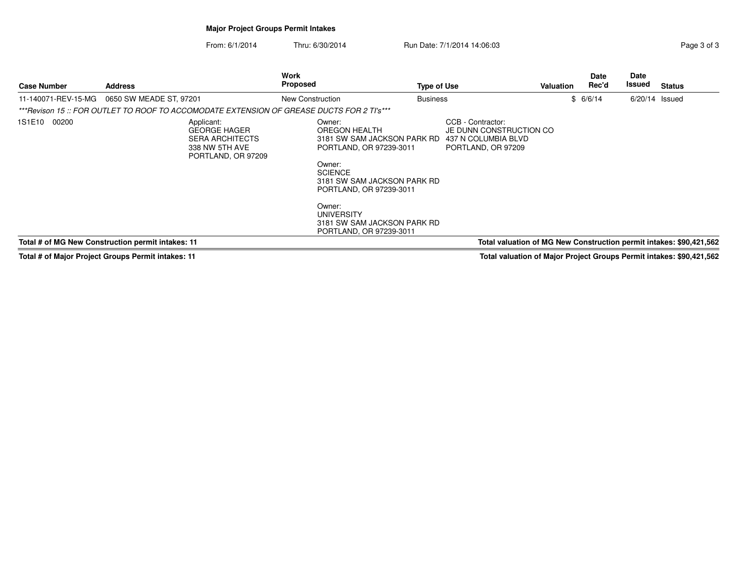**Major Project Groups Permit Intakes**

From: 6/1/2014 Thru: 6/30/2014 Run Date: 7/1/2014 14:06:03

| Case Number | Address | Work Proposed | Type of Use | Valuation | Date Rec'd | Date Issued | Status |
|---|---|---|---|---|---|---|---|
| 11-140071-REV-15-MG | 0650 SW MEADE ST, 97201 | New Construction | Business | $ | 6/6/14 | 6/20/14 | Issued |

*\*\*\*Revison 15 :: FOR OUTLET TO ROOF TO ACCOMODATE EXTENSION OF GREASE DUCTS FOR 2 TI's\*\*\**

1S1E10 00200

Applicant:
GEORGE HAGER
SERA ARCHITECTS
338 NW 5TH AVE
PORTLAND, OR 97209

Owner:
OREGON HEALTH
3181 SW SAM JACKSON PARK RD
PORTLAND, OR 97239-3011

Owner:
SCIENCE
3181 SW SAM JACKSON PARK RD
PORTLAND, OR 97239-3011

Owner:
UNIVERSITY
3181 SW SAM JACKSON PARK RD
PORTLAND, OR 97239-3011

CCB - Contractor:
JE DUNN CONSTRUCTION CO
437 N COLUMBIA BLVD
PORTLAND, OR 97209

**Total # of MG New Construction permit intakes: 11**

**Total valuation of MG New Construction permit intakes: $90,421,562**

**Total # of Major Project Groups Permit intakes: 11**

**Total valuation of Major Project Groups Permit intakes: $90,421,562**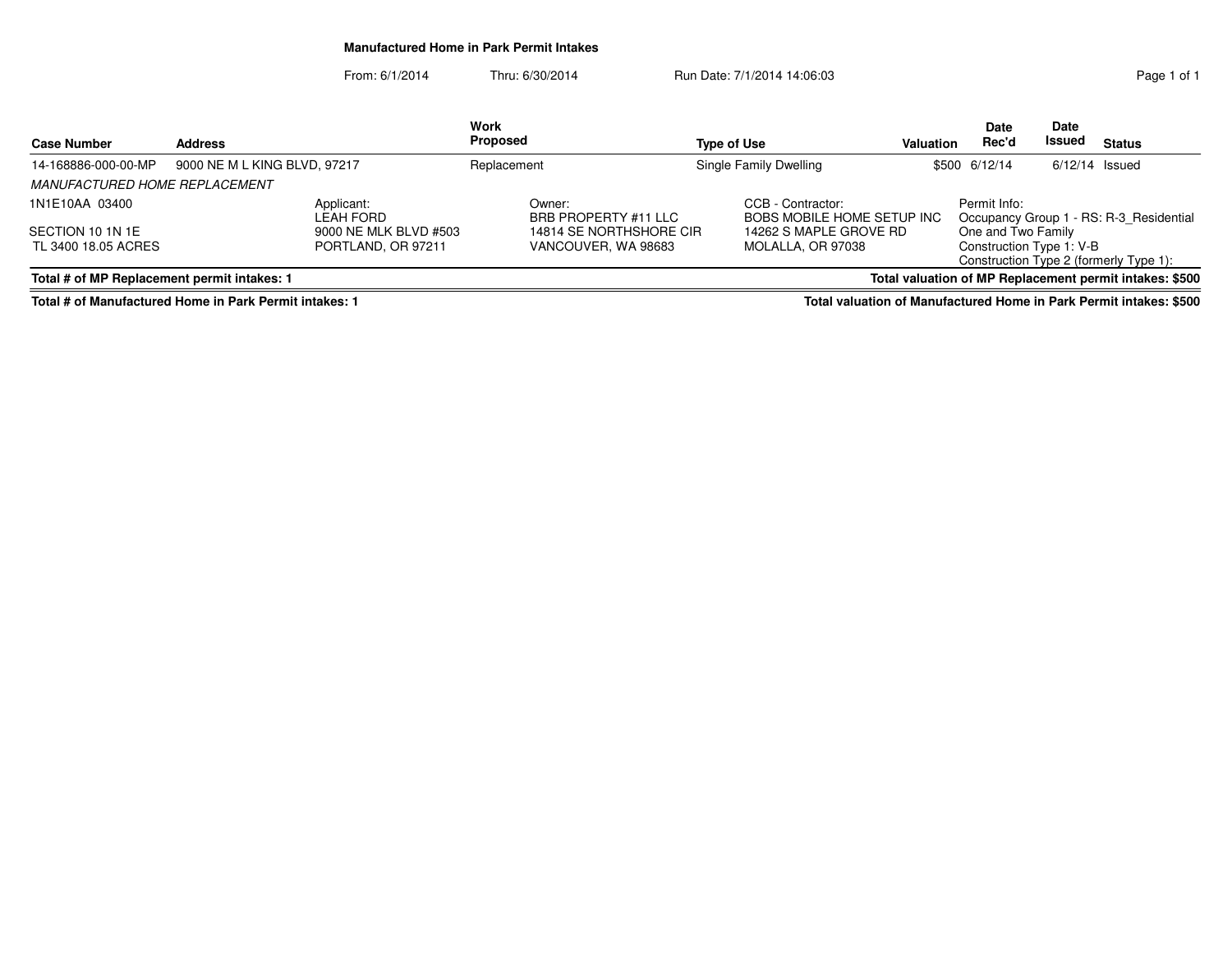# Manufactured Home in Park Permit Intakes

From: 6/1/2014 Thru: 6/30/2014 Run Date: 7/1/2014 14:06:03

| Case Number | Address | Work Proposed | Type of Use | Valuation | Date Rec'd | Date Issued | Status |
|---|---|---|---|---|---|---|---|
| 14-168886-000-00-MP | 9000 NE M L KING BLVD, 97217 | Replacement | Single Family Dwelling | $500 | 6/12/14 | 6/12/14 | Issued |

*MANUFACTURED HOME REPLACEMENT*

1N1E10AA 03400

SECTION 10 1N 1E
TL 3400 18.05 ACRES

Applicant:
LEAH FORD
9000 NE MLK BLVD #503
PORTLAND, OR 97211

Owner:
BRB PROPERTY #11 LLC
14814 SE NORTHSHORE CIR
VANCOUVER, WA 98683

CCB - Contractor:
BOBS MOBILE HOME SETUP INC
14262 S MAPLE GROVE RD
MOLALLA, OR 97038

Permit Info:
Occupancy Group 1 - RS: R-3_Residential One and Two Family
Construction Type 1: V-B
Construction Type 2 (formerly Type 1):

**Total # of MP Replacement permit intakes: 1** | **Total valuation of MP Replacement permit intakes: $500**

**Total # of Manufactured Home in Park Permit intakes: 1** | **Total valuation of Manufactured Home in Park Permit intakes: $500**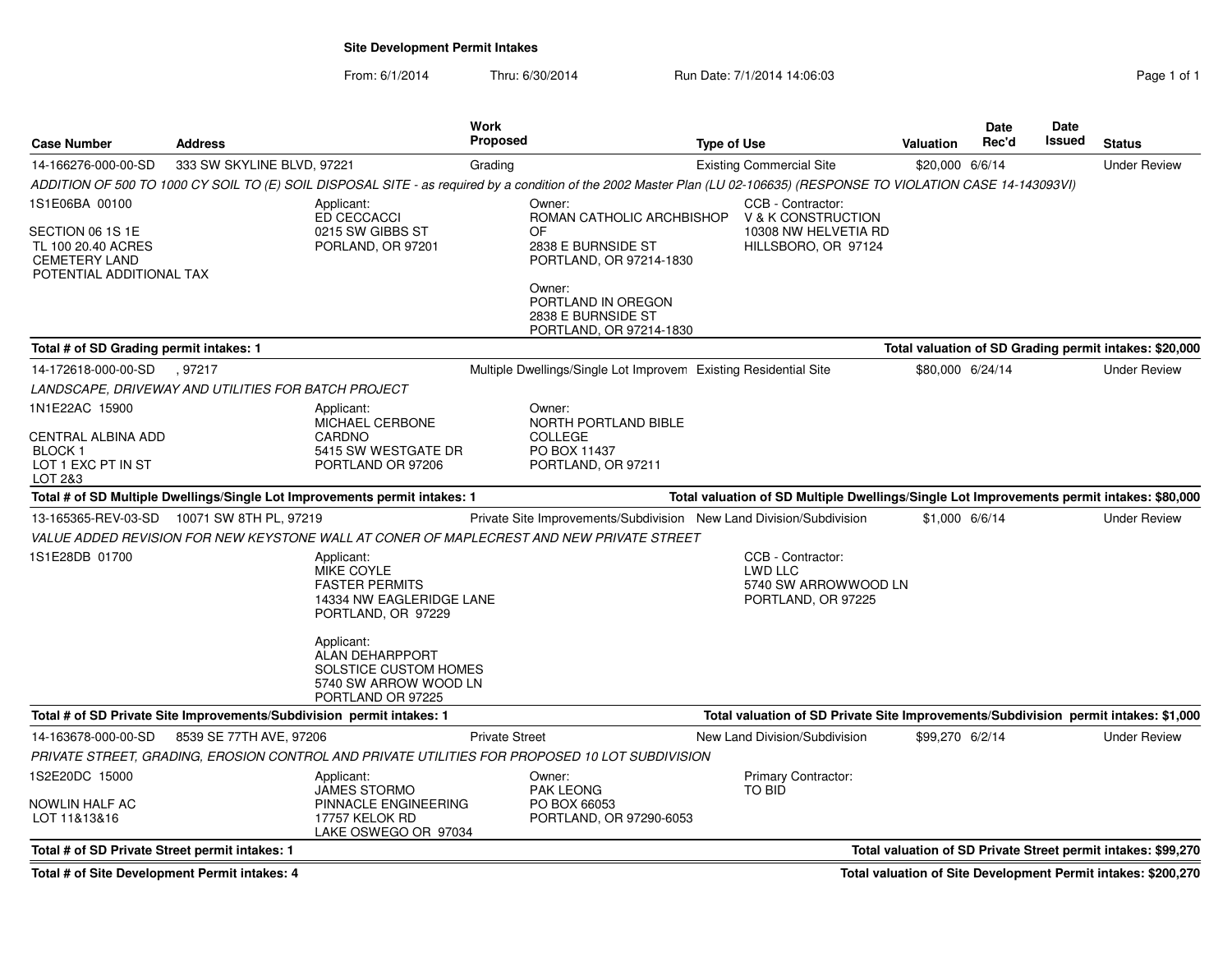# Site Development Permit Intakes

From: 6/1/2014 Thru: 6/30/2014 Run Date: 7/1/2014 14:06:03

| Case Number | Address | Work Proposed | Type of Use | Valuation | Date Rec'd | Date Issued | Status |
|---|---|---|---|---|---|---|---|
| 14-166276-000-00-SD | 333 SW SKYLINE BLVD, 97221 | Grading | Existing Commercial Site | $20,000 | 6/6/14 | | Under Review |

*ADDITION OF 500 TO 1000 CY SOIL TO (E) SOIL DISPOSAL SITE - as required by a condition of the 2002 Master Plan (LU 02-106635) (RESPONSE TO VIOLATION CASE 14-143093VI)*

1S1E06BA 00100

SECTION 06 1S 1E
TL 100 20.40 ACRES
CEMETERY LAND
POTENTIAL ADDITIONAL TAX

Applicant:
ED CECCACCI
0215 SW GIBBS ST
PORLAND, OR 97201

Owner:
ROMAN CATHOLIC ARCHBISHOP OF
2838 E BURNSIDE ST
PORTLAND, OR 97214-1830

Owner:
PORTLAND IN OREGON
2838 E BURNSIDE ST
PORTLAND, OR 97214-1830

CCB - Contractor:
V & K CONSTRUCTION
10308 NW HELVETIA RD
HILLSBORO, OR 97124

**Total # of SD Grading permit intakes: 1** — **Total valuation of SD Grading permit intakes: $20,000**

| Case Number | Address | Work Proposed | Type of Use | Valuation | Date Rec'd | Date Issued | Status |
|---|---|---|---|---|---|---|---|
| 14-172618-000-00-SD | , 97217 | Multiple Dwellings/Single Lot Improvem | Existing Residential Site | $80,000 | 6/24/14 | | Under Review |

*LANDSCAPE, DRIVEWAY AND UTILITIES FOR BATCH PROJECT*

1N1E22AC 15900

CENTRAL ALBINA ADD
BLOCK 1
LOT 1 EXC PT IN ST
LOT 2&3

Applicant:
MICHAEL CERBONE
CARDNO
5415 SW WESTGATE DR
PORTLAND OR 97206

Owner:
NORTH PORTLAND BIBLE COLLEGE
PO BOX 11437
PORTLAND, OR 97211

**Total # of SD Multiple Dwellings/Single Lot Improvements permit intakes: 1** — **Total valuation of SD Multiple Dwellings/Single Lot Improvements permit intakes: $80,000**

| Case Number | Address | Work Proposed | Type of Use | Valuation | Date Rec'd | Date Issued | Status |
|---|---|---|---|---|---|---|---|
| 13-165365-REV-03-SD | 10071 SW 8TH PL, 97219 | Private Site Improvements/Subdivision | New Land Division/Subdivision | $1,000 | 6/6/14 | | Under Review |

*VALUE ADDED REVISION FOR NEW KEYSTONE WALL AT CONER OF MAPLECREST AND NEW PRIVATE STREET*

1S1E28DB 01700

Applicant:
MIKE COYLE
FASTER PERMITS
14334 NW EAGLERIDGE LANE
PORTLAND, OR 97229

Applicant:
ALAN DEHARPPORT
SOLSTICE CUSTOM HOMES
5740 SW ARROW WOOD LN
PORTLAND OR 97225

CCB - Contractor:
LWD LLC
5740 SW ARROWWOOD LN
PORTLAND, OR 97225

**Total # of SD Private Site Improvements/Subdivision permit intakes: 1** — **Total valuation of SD Private Site Improvements/Subdivision permit intakes: $1,000**

| Case Number | Address | Work Proposed | Type of Use | Valuation | Date Rec'd | Date Issued | Status |
|---|---|---|---|---|---|---|---|
| 14-163678-000-00-SD | 8539 SE 77TH AVE, 97206 | Private Street | New Land Division/Subdivision | $99,270 | 6/2/14 | | Under Review |

*PRIVATE STREET, GRADING, EROSION CONTROL AND PRIVATE UTILITIES FOR PROPOSED 10 LOT SUBDIVISION*

1S2E20DC 15000

NOWLIN HALF AC
LOT 11&13&16

Applicant:
JAMES STORMO
PINNACLE ENGINEERING
17757 KELOK RD
LAKE OSWEGO OR 97034

Owner:
PAK LEONG
PO BOX 66053
PORTLAND, OR 97290-6053

Primary Contractor:
TO BID

**Total # of SD Private Street permit intakes: 1** — **Total valuation of SD Private Street permit intakes: $99,270**

**Total # of Site Development Permit intakes: 4** — **Total valuation of Site Development Permit intakes: $200,270**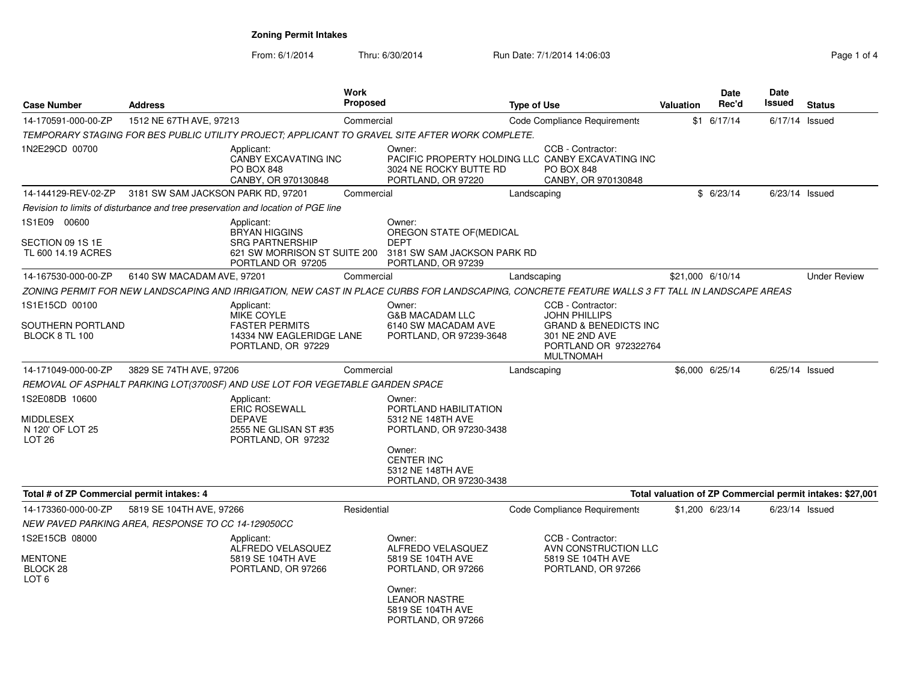# Zoning Permit Intakes

From: 6/1/2014 Thru: 6/30/2014 Run Date: 7/1/2014 14:06:03

| Case Number | Address | Work Proposed | Type of Use | Valuation | Date Rec'd | Date Issued | Status |
|---|---|---|---|---|---|---|---|
| 14-170591-000-00-ZP | 1512 NE 67TH AVE, 97213 | Commercial | Code Compliance Requirements | $1 | 6/17/14 | 6/17/14 | Issued |
| *TEMPORARY STAGING FOR BES PUBLIC UTILITY PROJECT; APPLICANT TO GRAVEL SITE AFTER WORK COMPLETE.* | | | | | | | |
| 1N2E29CD 00700 | Applicant: CANBY EXCAVATING INC, PO BOX 848, CANBY, OR 970130848 | Owner: PACIFIC PROPERTY HOLDING LLC, 3024 NE ROCKY BUTTE RD, PORTLAND, OR 97220 | CCB - Contractor: CANBY EXCAVATING INC, PO BOX 848, CANBY, OR 970130848 | | | | |
| 14-144129-REV-02-ZP | 3181 SW SAM JACKSON PARK RD, 97201 | Commercial | Landscaping | $ | 6/23/14 | 6/23/14 | Issued |
| *Revision to limits of disturbance and tree preservation and location of PGE line* | | | | | | | |
| 1S1E09 00600<br>SECTION 09 1S 1E<br>TL 600 14.19 ACRES | Applicant: BRYAN HIGGINS, SRG PARTNERSHIP, 621 SW MORRISON ST SUITE 200, PORTLAND OR 97205 | Owner: OREGON STATE OF(MEDICAL DEPT, 3181 SW SAM JACKSON PARK RD, PORTLAND, OR 97239 | | | | | |
| 14-167530-000-00-ZP | 6140 SW MACADAM AVE, 97201 | Commercial | Landscaping | $21,000 | 6/10/14 | | Under Review |
| *ZONING PERMIT FOR NEW LANDSCAPING AND IRRIGATION, NEW CAST IN PLACE CURBS FOR LANDSCAPING, CONCRETE FEATURE WALLS 3 FT TALL IN LANDSCAPE AREAS* | | | | | | | |
| 1S1E15CD 00100<br>SOUTHERN PORTLAND<br>BLOCK 8 TL 100 | Applicant: MIKE COYLE, FASTER PERMITS, 14334 NW EAGLERIDGE LANE, PORTLAND, OR 97229 | Owner: G&B MACADAM LLC, 6140 SW MACADAM AVE, PORTLAND, OR 97239-3648 | CCB - Contractor: JOHN PHILLIPS, GRAND & BENEDICTS INC, 301 NE 2ND AVE, PORTLAND OR 972322764, MULTNOMAH | | | | |
| 14-171049-000-00-ZP | 3829 SE 74TH AVE, 97206 | Commercial | Landscaping | $6,000 | 6/25/14 | 6/25/14 | Issued |
| *REMOVAL OF ASPHALT PARKING LOT(3700SF) AND USE LOT FOR VEGETABLE GARDEN SPACE* | | | | | | | |
| 1S2E08DB 10600<br>MIDDLESEX<br>N 120' OF LOT 25<br>LOT 26 | Applicant: ERIC ROSEWALL, DEPAVE, 2555 NE GLISAN ST #35, PORTLAND, OR 97232 | Owner: PORTLAND HABILITATION, 5312 NE 148TH AVE, PORTLAND, OR 97230-3438<br>Owner: CENTER INC, 5312 NE 148TH AVE, PORTLAND, OR 97230-3438 | | | | | |
| **Total # of ZP Commercial permit intakes: 4** | | | | **Total valuation of ZP Commercial permit intakes: $27,001** | | | |
| 14-173360-000-00-ZP | 5819 SE 104TH AVE, 97266 | Residential | Code Compliance Requirements | $1,200 | 6/23/14 | 6/23/14 | Issued |
| *NEW PAVED PARKING AREA, RESPONSE TO CC 14-129050CC* | | | | | | | |
| 1S2E15CB 08000<br>MENTONE<br>BLOCK 28<br>LOT 6 | Applicant: ALFREDO VELASQUEZ, 5819 SE 104TH AVE, PORTLAND, OR 97266 | Owner: ALFREDO VELASQUEZ, 5819 SE 104TH AVE, PORTLAND, OR 97266<br>Owner: LEANOR NASTRE, 5819 SE 104TH AVE, PORTLAND, OR 97266 | CCB - Contractor: AVN CONSTRUCTION LLC, 5819 SE 104TH AVE, PORTLAND, OR 97266 | | | | |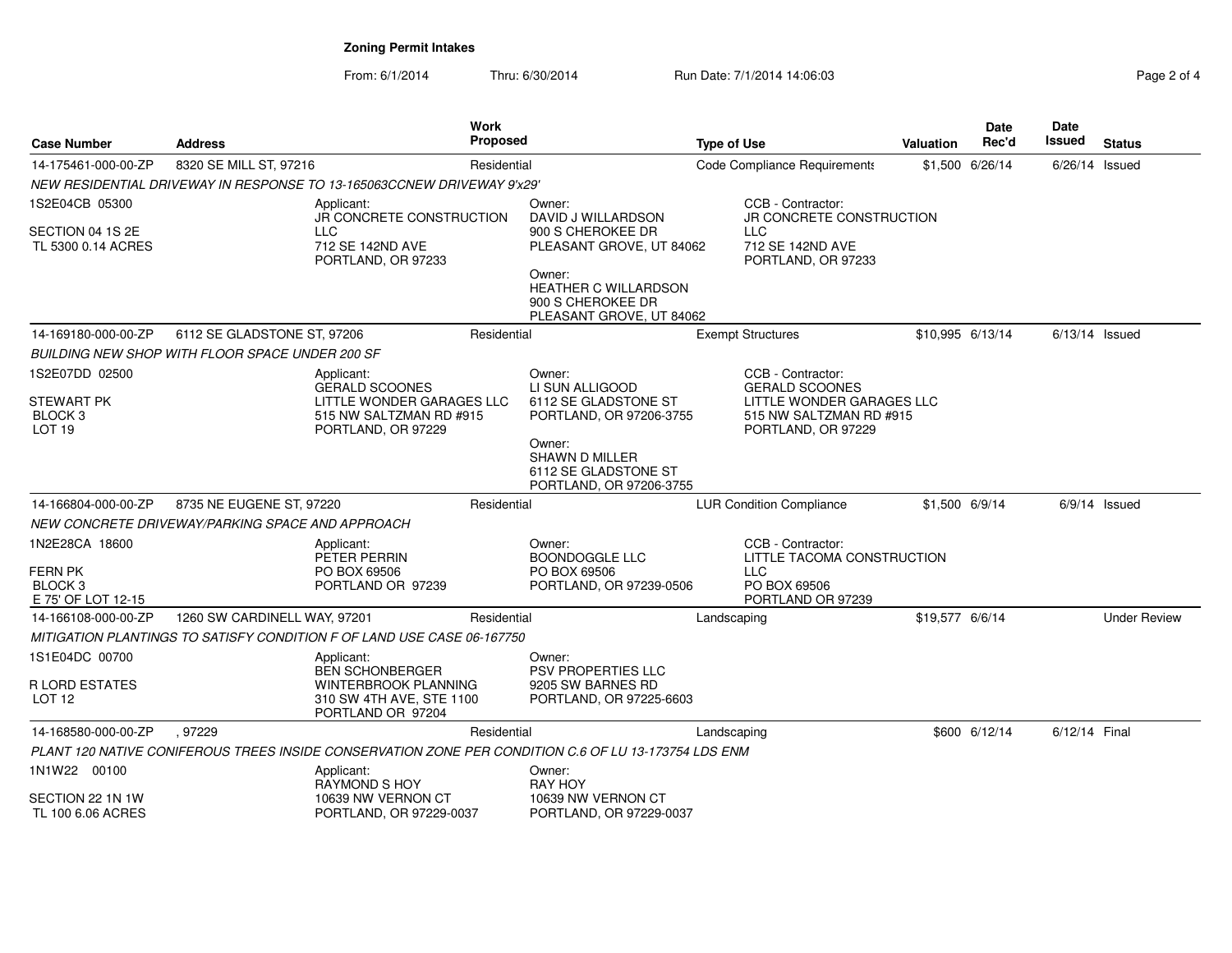**Zoning Permit Intakes**

From: 6/1/2014 Thru: 6/30/2014 Run Date: 7/1/2014 14:06:03

| Case Number | Address | Work Proposed | Type of Use | Valuation | Date Rec'd | Date Issued | Status |
|---|---|---|---|---|---|---|---|
| 14-175461-000-00-ZP | 8320 SE MILL ST, 97216 | Residential | Code Compliance Requirements | $1,500 | 6/26/14 | 6/26/14 | Issued |
| *NEW RESIDENTIAL DRIVEWAY IN RESPONSE TO 13-165063CCNEW DRIVEWAY 9'x29'* | | | | | | | |
| 1S2E04CB 05300<br>SECTION 04 1S 2E<br>TL 5300 0.14 ACRES | Applicant:<br>JR CONCRETE CONSTRUCTION LLC<br>712 SE 142ND AVE<br>PORTLAND, OR 97233 | Owner:<br>DAVID J WILLARDSON<br>900 S CHEROKEE DR<br>PLEASANT GROVE, UT 84062<br>Owner:<br>HEATHER C WILLARDSON<br>900 S CHEROKEE DR<br>PLEASANT GROVE, UT 84062 | CCB - Contractor:<br>JR CONCRETE CONSTRUCTION LLC<br>712 SE 142ND AVE<br>PORTLAND, OR 97233 | | | | |
| 14-169180-000-00-ZP | 6112 SE GLADSTONE ST, 97206 | Residential | Exempt Structures | $10,995 | 6/13/14 | 6/13/14 | Issued |
| *BUILDING NEW SHOP WITH FLOOR SPACE UNDER 200 SF* | | | | | | | |
| 1S2E07DD 02500<br>STEWART PK<br>BLOCK 3<br>LOT 19 | Applicant:<br>GERALD SCOONES<br>LITTLE WONDER GARAGES LLC<br>515 NW SALTZMAN RD #915<br>PORTLAND, OR 97229 | Owner:<br>LI SUN ALLIGOOD<br>6112 SE GLADSTONE ST<br>PORTLAND, OR 97206-3755<br>Owner:<br>SHAWN D MILLER<br>6112 SE GLADSTONE ST<br>PORTLAND, OR 97206-3755 | CCB - Contractor:<br>GERALD SCOONES<br>LITTLE WONDER GARAGES LLC<br>515 NW SALTZMAN RD #915<br>PORTLAND, OR 97229 | | | | |
| 14-166804-000-00-ZP | 8735 NE EUGENE ST, 97220 | Residential | LUR Condition Compliance | $1,500 | 6/9/14 | 6/9/14 | Issued |
| *NEW CONCRETE DRIVEWAY/PARKING SPACE AND APPROACH* | | | | | | | |
| 1N2E28CA 18600<br>FERN PK<br>BLOCK 3<br>E 75' OF LOT 12-15 | Applicant:<br>PETER PERRIN<br>PO BOX 69506<br>PORTLAND OR 97239 | Owner:<br>BOONDOGGLE LLC<br>PO BOX 69506<br>PORTLAND, OR 97239-0506 | CCB - Contractor:<br>LITTLE TACOMA CONSTRUCTION LLC<br>PO BOX 69506<br>PORTLAND OR 97239 | | | | |
| 14-166108-000-00-ZP | 1260 SW CARDINELL WAY, 97201 | Residential | Landscaping | $19,577 | 6/6/14 | | Under Review |
| *MITIGATION PLANTINGS TO SATISFY CONDITION F OF LAND USE CASE 06-167750* | | | | | | | |
| 1S1E04DC 00700<br>R LORD ESTATES<br>LOT 12 | Applicant:<br>BEN SCHONBERGER<br>WINTERBROOK PLANNING<br>310 SW 4TH AVE, STE 1100<br>PORTLAND OR 97204 | Owner:<br>PSV PROPERTIES LLC<br>9205 SW BARNES RD<br>PORTLAND, OR 97225-6603 | | | | | |
| 14-168580-000-00-ZP | , 97229 | Residential | Landscaping | $600 | 6/12/14 | 6/12/14 | Final |
| *PLANT 120 NATIVE CONIFEROUS TREES INSIDE CONSERVATION ZONE PER CONDITION C.6 OF LU 13-173754 LDS ENM* | | | | | | | |
| 1N1W22 00100<br>SECTION 22 1N 1W<br>TL 100 6.06 ACRES | Applicant:<br>RAYMOND S HOY<br>10639 NW VERNON CT<br>PORTLAND, OR 97229-0037 | Owner:<br>RAY HOY<br>10639 NW VERNON CT<br>PORTLAND, OR 97229-0037 | | | | | |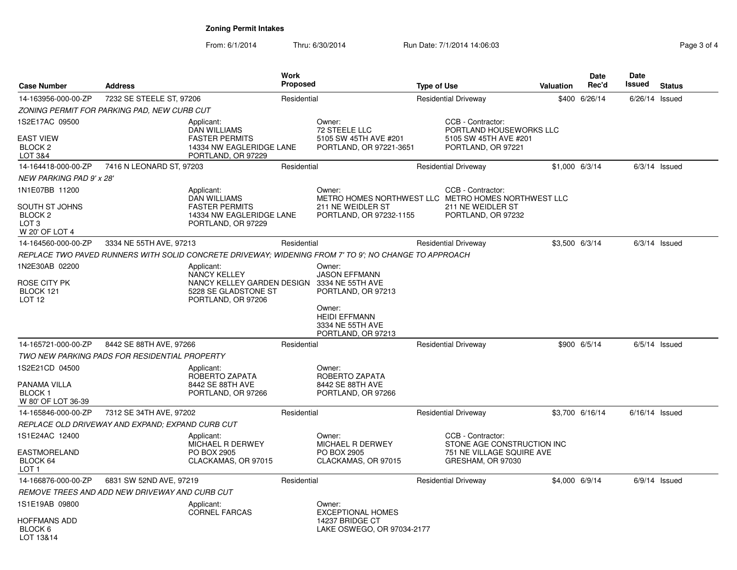# Zoning Permit Intakes

From: 6/1/2014 Thru: 6/30/2014 Run Date: 7/1/2014 14:06:03

| Case Number | Address | Work Proposed | Type of Use | Valuation | Date Rec'd | Date Issued | Status |
|---|---|---|---|---|---|---|---|
| 14-163956-000-00-ZP | 7232 SE STEELE ST, 97206 | Residential | Residential Driveway | $400 | 6/26/14 | 6/26/14 | Issued |

*ZONING PERMIT FOR PARKING PAD, NEW CURB CUT*

1S2E17AC 09500
EAST VIEW
BLOCK 2
LOT 3&4

Applicant:
DAN WILLIAMS
FASTER PERMITS
14334 NW EAGLERIDGE LANE
PORTLAND, OR 97229

Owner:
72 STEELE LLC
5105 SW 45TH AVE #201
PORTLAND, OR 97221-3651

CCB - Contractor:
PORTLAND HOUSEWORKS LLC
5105 SW 45TH AVE #201
PORTLAND, OR 97221

| Case Number | Address | Work Proposed | Type of Use | Valuation | Date Rec'd | Date Issued | Status |
|---|---|---|---|---|---|---|---|
| 14-164418-000-00-ZP | 7416 N LEONARD ST, 97203 | Residential | Residential Driveway | $1,000 | 6/3/14 | 6/3/14 | Issued |

*NEW PARKING PAD 9' x 28'*

1N1E07BB 11200
SOUTH ST JOHNS
BLOCK 2
LOT 3
W 20' OF LOT 4

Applicant:
DAN WILLIAMS
FASTER PERMITS
14334 NW EAGLERIDGE LANE
PORTLAND, OR 97229

Owner:
METRO HOMES NORTHWEST LLC
211 NE WEIDLER ST
PORTLAND, OR 97232-1155

CCB - Contractor:
METRO HOMES NORTHWEST LLC
211 NE WEIDLER ST
PORTLAND, OR 97232

| Case Number | Address | Work Proposed | Type of Use | Valuation | Date Rec'd | Date Issued | Status |
|---|---|---|---|---|---|---|---|
| 14-164560-000-00-ZP | 3334 NE 55TH AVE, 97213 | Residential | Residential Driveway | $3,500 | 6/3/14 | 6/3/14 | Issued |

*REPLACE TWO PAVED RUNNERS WITH SOLID CONCRETE DRIVEWAY; WIDENING FROM 7' TO 9'; NO CHANGE TO APPROACH*

1N2E30AB 02200
ROSE CITY PK
BLOCK 121
LOT 12

Applicant:
NANCY KELLEY
NANCY KELLEY GARDEN DESIGN
5228 SE GLADSTONE ST
PORTLAND, OR 97206

Owner:
JASON EFFMANN
3334 NE 55TH AVE
PORTLAND, OR 97213

Owner:
HEIDI EFFMANN
3334 NE 55TH AVE
PORTLAND, OR 97213

| Case Number | Address | Work Proposed | Type of Use | Valuation | Date Rec'd | Date Issued | Status |
|---|---|---|---|---|---|---|---|
| 14-165721-000-00-ZP | 8442 SE 88TH AVE, 97266 | Residential | Residential Driveway | $900 | 6/5/14 | 6/5/14 | Issued |

*TWO NEW PARKING PADS FOR RESIDENTIAL PROPERTY*

1S2E21CD 04500
PANAMA VILLA
BLOCK 1
W 80' OF LOT 36-39

Applicant:
ROBERTO ZAPATA
8442 SE 88TH AVE
PORTLAND, OR 97266

Owner:
ROBERTO ZAPATA
8442 SE 88TH AVE
PORTLAND, OR 97266

| Case Number | Address | Work Proposed | Type of Use | Valuation | Date Rec'd | Date Issued | Status |
|---|---|---|---|---|---|---|---|
| 14-165846-000-00-ZP | 7312 SE 34TH AVE, 97202 | Residential | Residential Driveway | $3,700 | 6/16/14 | 6/16/14 | Issued |

*REPLACE OLD DRIVEWAY AND EXPAND; EXPAND CURB CUT*

1S1E24AC 12400
EASTMORELAND
BLOCK 64
LOT 1

Applicant:
MICHAEL R DERWEY
PO BOX 2905
CLACKAMAS, OR 97015

Owner:
MICHAEL R DERWEY
PO BOX 2905
CLACKAMAS, OR 97015

CCB - Contractor:
STONE AGE CONSTRUCTION INC
751 NE VILLAGE SQUIRE AVE
GRESHAM, OR 97030

| Case Number | Address | Work Proposed | Type of Use | Valuation | Date Rec'd | Date Issued | Status |
|---|---|---|---|---|---|---|---|
| 14-166876-000-00-ZP | 6831 SW 52ND AVE, 97219 | Residential | Residential Driveway | $4,000 | 6/9/14 | 6/9/14 | Issued |

*REMOVE TREES AND ADD NEW DRIVEWAY AND CURB CUT*

1S1E19AB 09800
HOFFMANS ADD
BLOCK 6
LOT 13&14

Applicant:
CORNEL FARCAS

Owner:
EXCEPTIONAL HOMES
14237 BRIDGE CT
LAKE OSWEGO, OR 97034-2177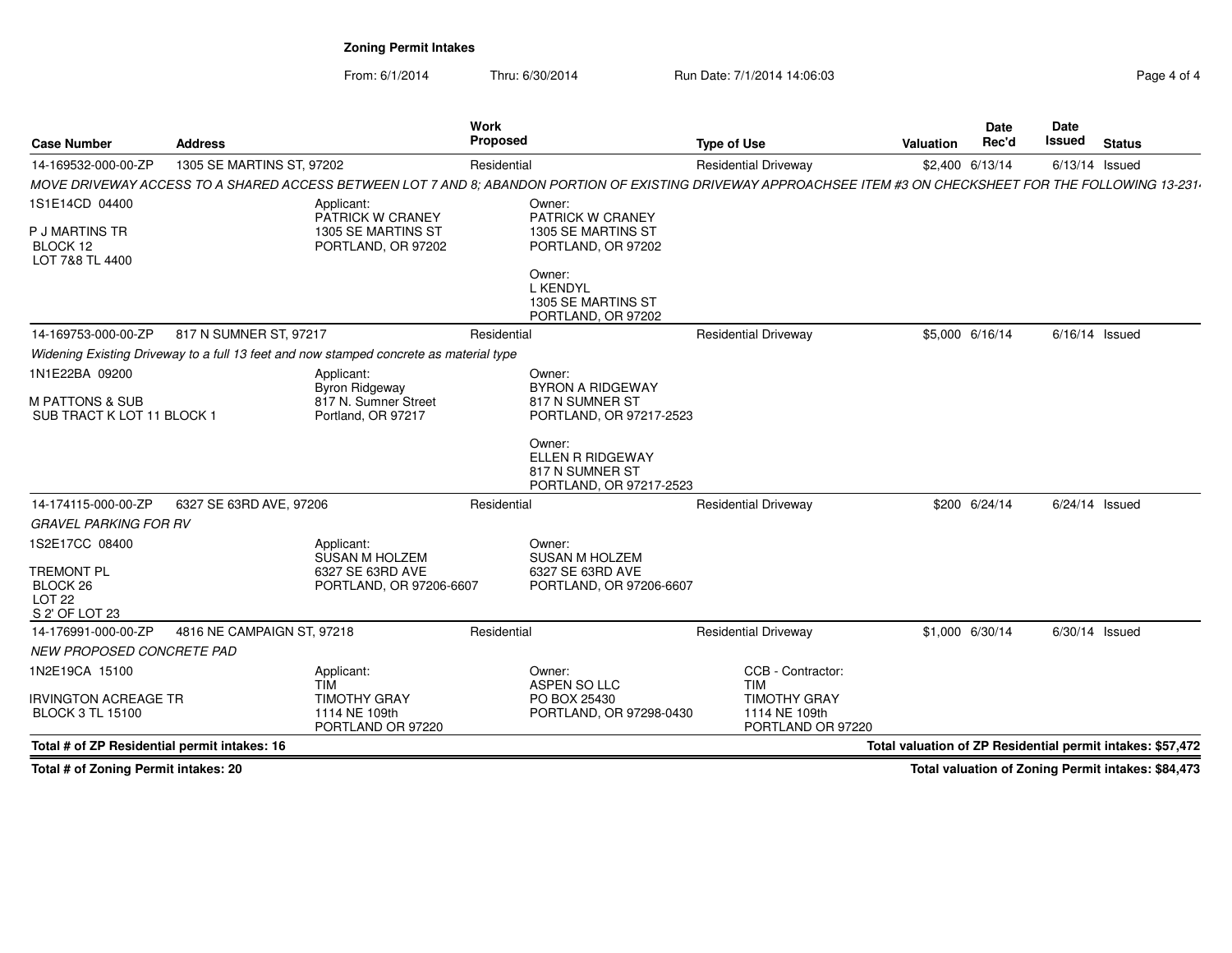## Zoning Permit Intakes

From: 6/1/2014 Thru: 6/30/2014 Run Date: 7/1/2014 14:06:03

| Case Number | Address | Work Proposed | Type of Use | Valuation | Date Rec'd | Date Issued | Status |
|---|---|---|---|---|---|---|---|
| 14-169532-000-00-ZP | 1305 SE MARTINS ST, 97202 | Residential | Residential Driveway | $2,400 | 6/13/14 | 6/13/14 | Issued |

*MOVE DRIVEWAY ACCESS TO A SHARED ACCESS BETWEEN LOT 7 AND 8; ABANDON PORTION OF EXISTING DRIVEWAY APPROACHSEE ITEM #3 ON CHECKSHEET FOR THE FOLLOWING 13-231*

1S1E14CD 04400

P J MARTINS TR
BLOCK 12
LOT 7&8 TL 4400

Applicant:
PATRICK W CRANEY
1305 SE MARTINS ST
PORTLAND, OR 97202

Owner:
PATRICK W CRANEY
1305 SE MARTINS ST
PORTLAND, OR 97202

Owner:
L KENDYL
1305 SE MARTINS ST
PORTLAND, OR 97202

| Case Number | Address | Work Proposed | Type of Use | Valuation | Date Rec'd | Date Issued | Status |
|---|---|---|---|---|---|---|---|
| 14-169753-000-00-ZP | 817 N SUMNER ST, 97217 | Residential | Residential Driveway | $5,000 | 6/16/14 | 6/16/14 | Issued |

*Widening Existing Driveway to a full 13 feet and now stamped concrete as material type*

1N1E22BA 09200

M PATTONS & SUB
SUB TRACT K LOT 11 BLOCK 1

Applicant:
Byron Ridgeway
817 N. Sumner Street
Portland, OR 97217

Owner:
BYRON A RIDGEWAY
817 N SUMNER ST
PORTLAND, OR 97217-2523

Owner:
ELLEN R RIDGEWAY
817 N SUMNER ST
PORTLAND, OR 97217-2523

| Case Number | Address | Work Proposed | Type of Use | Valuation | Date Rec'd | Date Issued | Status |
|---|---|---|---|---|---|---|---|
| 14-174115-000-00-ZP | 6327 SE 63RD AVE, 97206 | Residential | Residential Driveway | $200 | 6/24/14 | 6/24/14 | Issued |

*GRAVEL PARKING FOR RV*

1S2E17CC 08400

TREMONT PL
BLOCK 26
LOT 22
S 2' OF LOT 23

Applicant:
SUSAN M HOLZEM
6327 SE 63RD AVE
PORTLAND, OR 97206-6607

Owner:
SUSAN M HOLZEM
6327 SE 63RD AVE
PORTLAND, OR 97206-6607

| Case Number | Address | Work Proposed | Type of Use | Valuation | Date Rec'd | Date Issued | Status |
|---|---|---|---|---|---|---|---|
| 14-176991-000-00-ZP | 4816 NE CAMPAIGN ST, 97218 | Residential | Residential Driveway | $1,000 | 6/30/14 | 6/30/14 | Issued |

*NEW PROPOSED CONCRETE PAD*

1N2E19CA 15100

IRVINGTON ACREAGE TR
BLOCK 3 TL 15100

Applicant:
TIM
TIMOTHY GRAY
1114 NE 109th
PORTLAND OR 97220

Owner:
ASPEN SO LLC
PO BOX 25430
PORTLAND, OR 97298-0430

CCB - Contractor:
TIM
TIMOTHY GRAY
1114 NE 109th
PORTLAND OR 97220

**Total # of ZP Residential permit intakes: 16**

**Total valuation of ZP Residential permit intakes: $57,472**

**Total # of Zoning Permit intakes: 20**

**Total valuation of Zoning Permit intakes: $84,473**